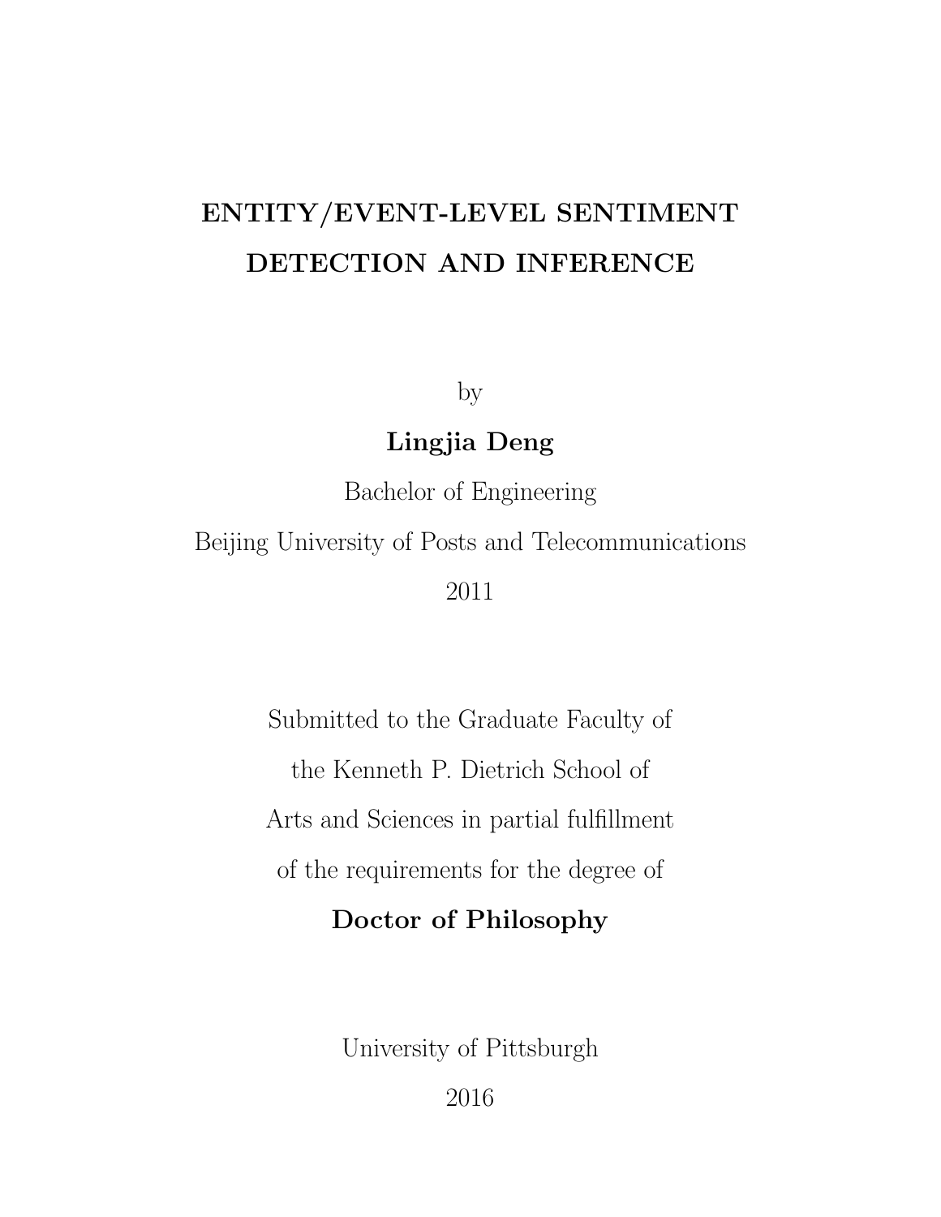# ENTITY/EVENT-LEVEL SENTIMENT DETECTION AND INFERENCE

by

**Lingjia Deng**

Bachelor of Engineering

Beijing University of Posts and Telecommunications

2011

Submitted to the Graduate Faculty of

the Kenneth P. Dietrich School of

Arts and Sciences in partial fulfillment

of the requirements for the degree of

**Doctor of Philosophy**

University of Pittsburgh

2016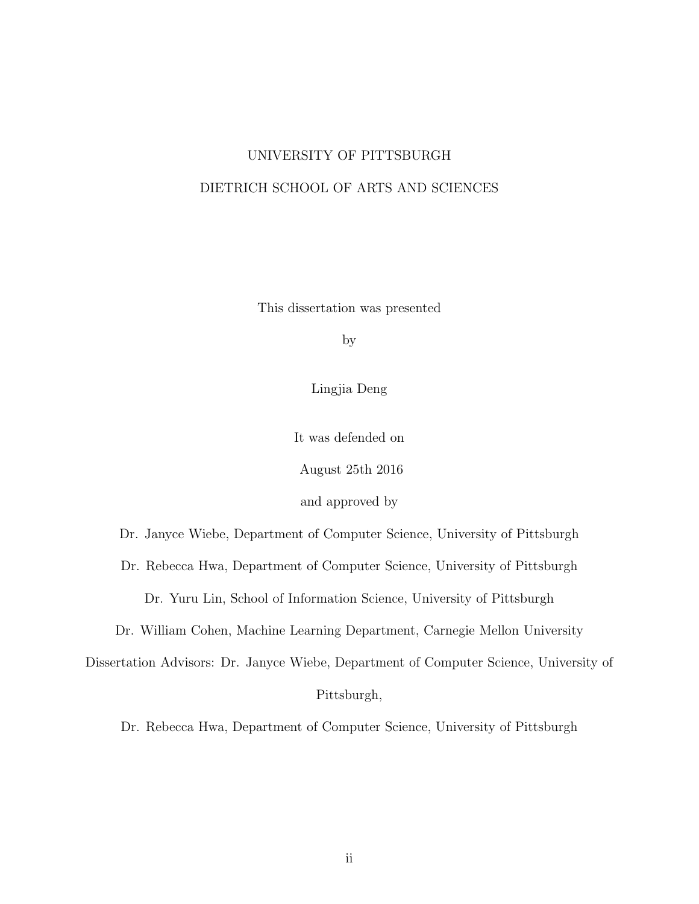UNIVERSITY OF PITTSBURGH

DIETRICH SCHOOL OF ARTS AND SCIENCES

This dissertation was presented

by

Lingjia Deng

It was defended on

August 25th 2016

and approved by

Dr. Janyce Wiebe, Department of Computer Science, University of Pittsburgh

Dr. Rebecca Hwa, Department of Computer Science, University of Pittsburgh

Dr. Yuru Lin, School of Information Science, University of Pittsburgh

Dr. William Cohen, Machine Learning Department, Carnegie Mellon University

Dissertation Advisors: Dr. Janyce Wiebe, Department of Computer Science, University of Pittsburgh,

Dr. Rebecca Hwa, Department of Computer Science, University of Pittsburgh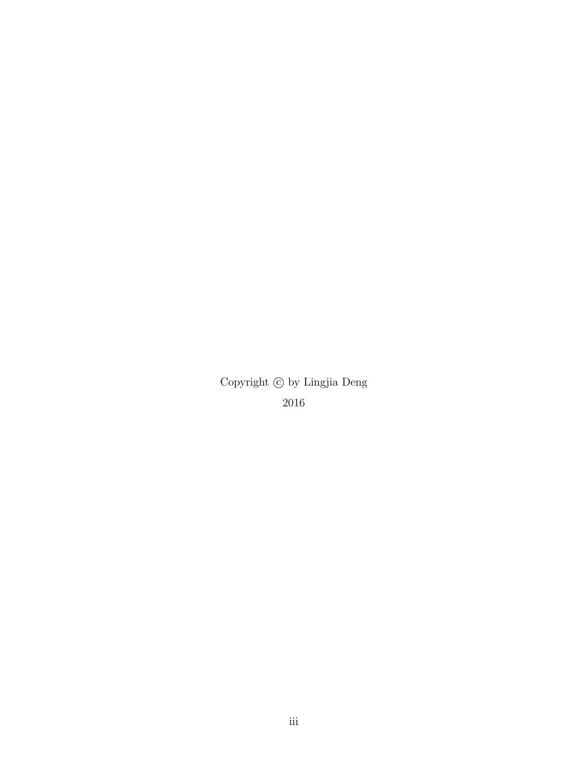Copyright © by Lingjia Deng

2016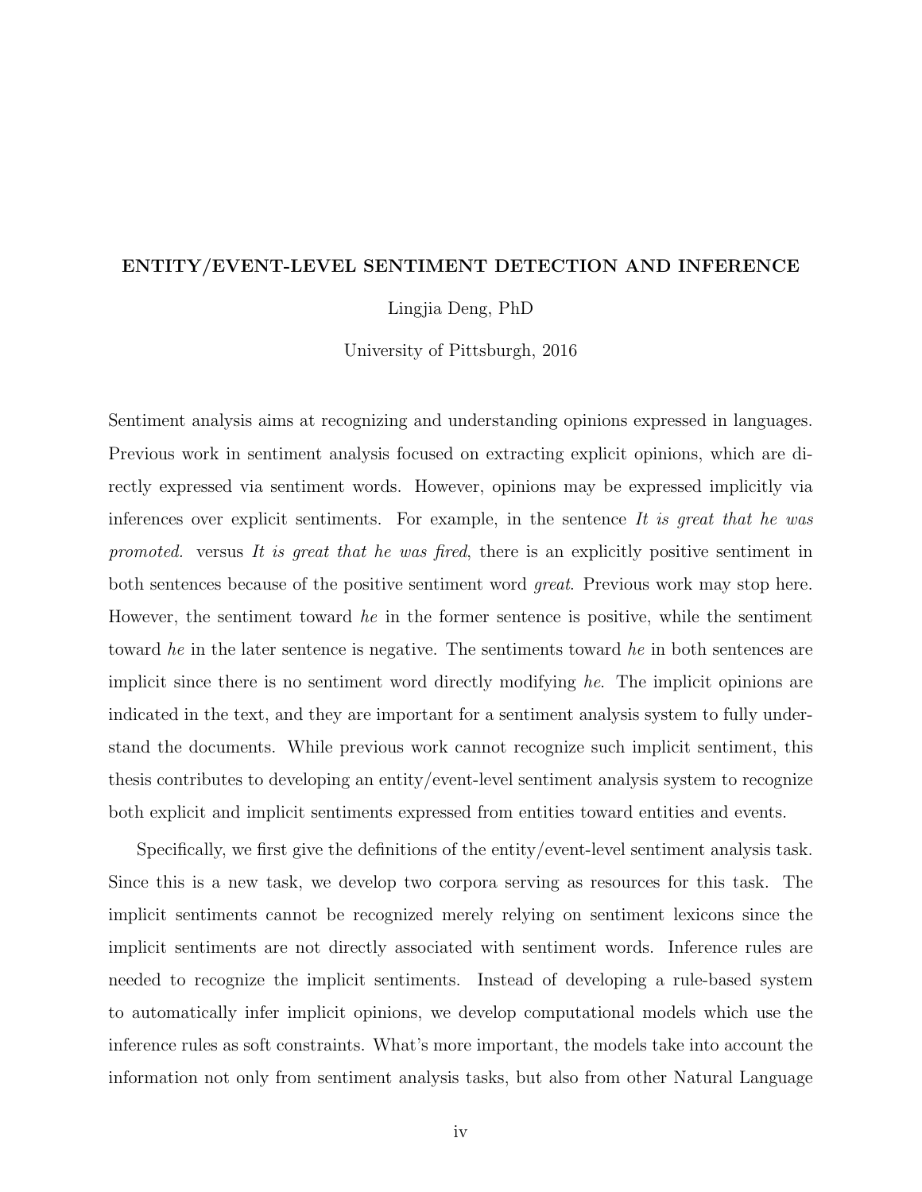**ENTITY/EVENT-LEVEL SENTIMENT DETECTION AND INFERENCE**

Lingjia Deng, PhD

University of Pittsburgh, 2016

Sentiment analysis aims at recognizing and understanding opinions expressed in languages. Previous work in sentiment analysis focused on extracting explicit opinions, which are directly expressed via sentiment words. However, opinions may be expressed implicitly via inferences over explicit sentiments. For example, in the sentence *It is great that he was promoted.* versus *It is great that he was fired*, there is an explicitly positive sentiment in both sentences because of the positive sentiment word *great*. Previous work may stop here. However, the sentiment toward *he* in the former sentence is positive, while the sentiment toward *he* in the later sentence is negative. The sentiments toward *he* in both sentences are implicit since there is no sentiment word directly modifying *he*. The implicit opinions are indicated in the text, and they are important for a sentiment analysis system to fully understand the documents. While previous work cannot recognize such implicit sentiment, this thesis contributes to developing an entity/event-level sentiment analysis system to recognize both explicit and implicit sentiments expressed from entities toward entities and events.

Specifically, we first give the definitions of the entity/event-level sentiment analysis task. Since this is a new task, we develop two corpora serving as resources for this task. The implicit sentiments cannot be recognized merely relying on sentiment lexicons since the implicit sentiments are not directly associated with sentiment words. Inference rules are needed to recognize the implicit sentiments. Instead of developing a rule-based system to automatically infer implicit opinions, we develop computational models which use the inference rules as soft constraints. What's more important, the models take into account the information not only from sentiment analysis tasks, but also from other Natural Language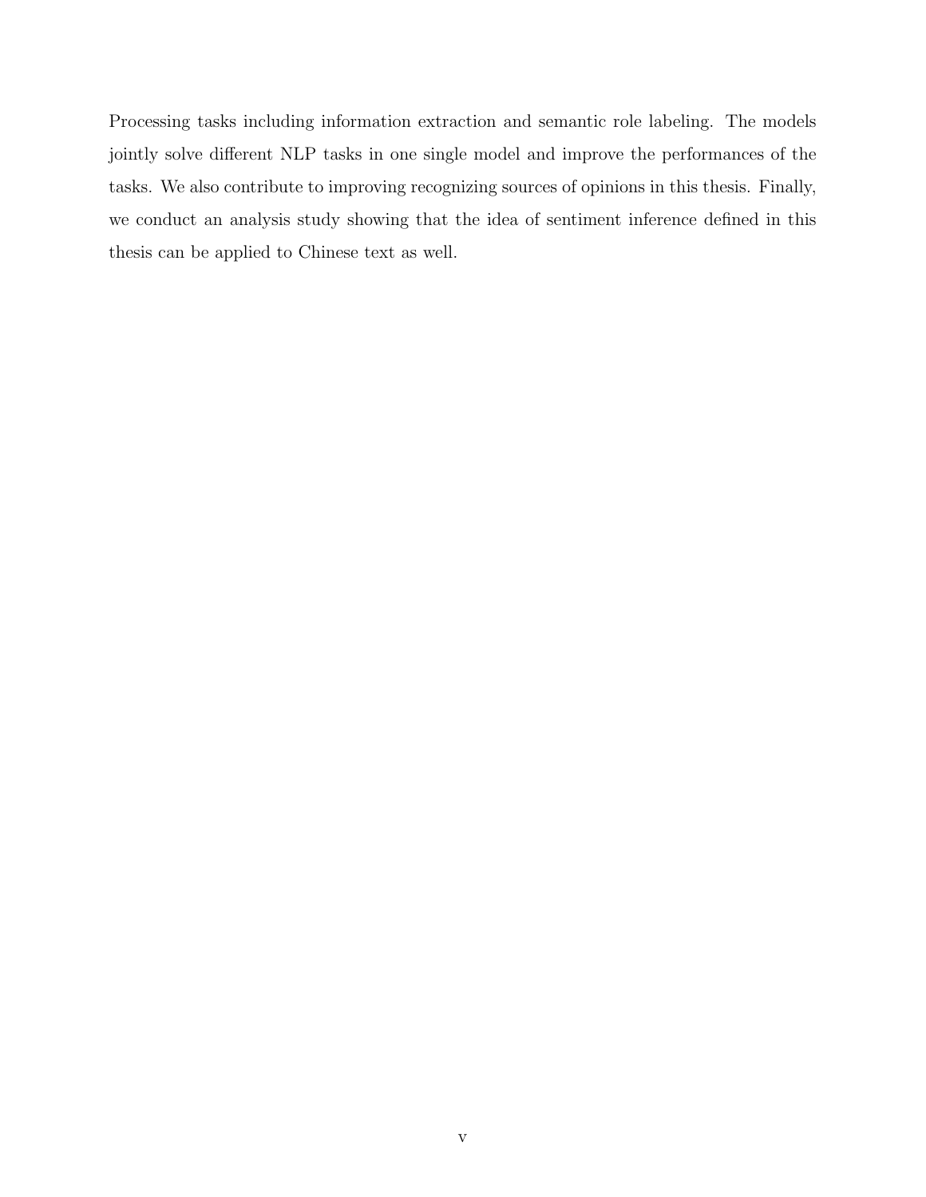Processing tasks including information extraction and semantic role labeling. The models jointly solve different NLP tasks in one single model and improve the performances of the tasks. We also contribute to improving recognizing sources of opinions in this thesis. Finally, we conduct an analysis study showing that the idea of sentiment inference defined in this thesis can be applied to Chinese text as well.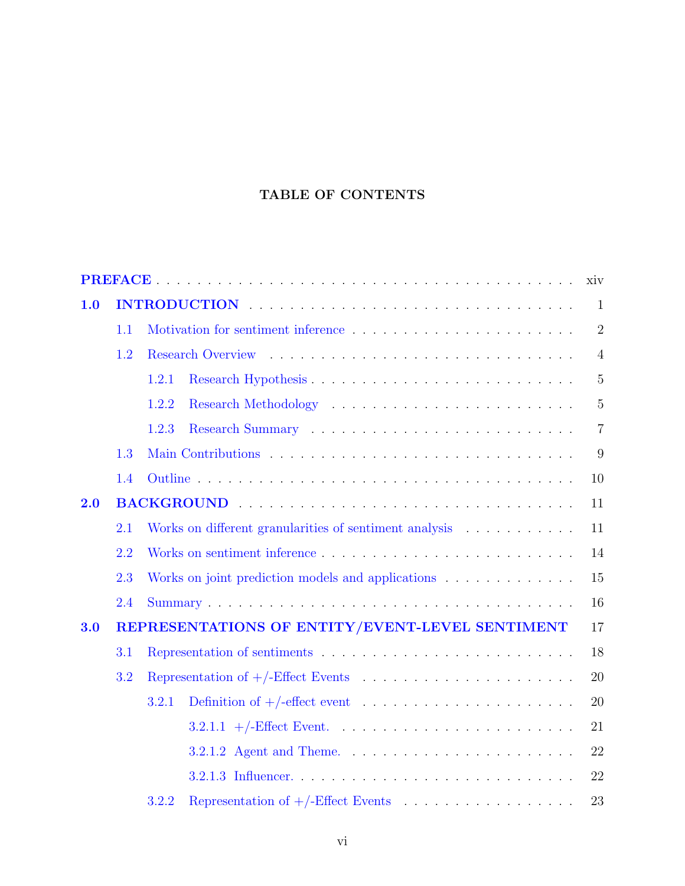# TABLE OF CONTENTS

- **PREFACE** . . . . . . . . . . xiv
- **1.0 INTRODUCTION** . . . . . . . . . . 1
  - 1.1 Motivation for sentiment inference . . . . . . . . . . 2
  - 1.2 Research Overview . . . . . . . . . . 4
    - 1.2.1 Research Hypothesis . . . . . . . . . . 5
    - 1.2.2 Research Methodology . . . . . . . . . . 5
    - 1.2.3 Research Summary . . . . . . . . . . 7
  - 1.3 Main Contributions . . . . . . . . . . 9
  - 1.4 Outline . . . . . . . . . . 10
- **2.0 BACKGROUND** . . . . . . . . . . 11
  - 2.1 Works on different granularities of sentiment analysis . . . . . . . . . . 11
  - 2.2 Works on sentiment inference . . . . . . . . . . 14
  - 2.3 Works on joint prediction models and applications . . . . . . . . . . 15
  - 2.4 Summary . . . . . . . . . . 16
- **3.0 REPRESENTATIONS OF ENTITY/EVENT-LEVEL SENTIMENT** 17
  - 3.1 Representation of sentiments . . . . . . . . . . 18
  - 3.2 Representation of +/-Effect Events . . . . . . . . . . 20
    - 3.2.1 Definition of +/-effect event . . . . . . . . . . 20
      - 3.2.1.1 +/-Effect Event. . . . . . . . . . . 21
      - 3.2.1.2 Agent and Theme. . . . . . . . . . . 22
      - 3.2.1.3 Influencer. . . . . . . . . . . 22
    - 3.2.2 Representation of +/-Effect Events . . . . . . . . . . 23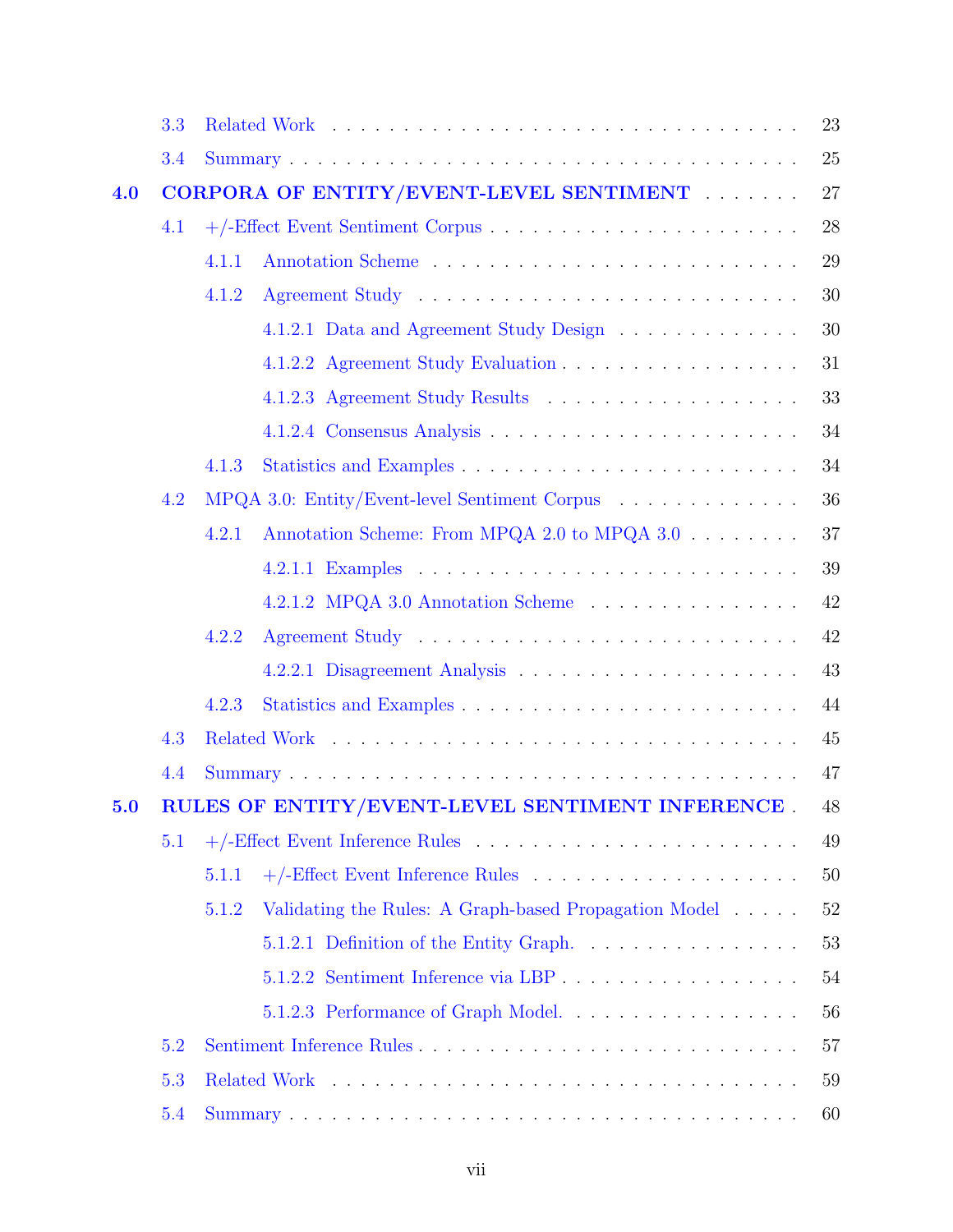- 3.3 Related Work . . . . . 23
- 3.4 Summary . . . . . 25

**4.0 CORPORA OF ENTITY/EVENT-LEVEL SENTIMENT** . . . . . 27

- 4.1 +/-Effect Event Sentiment Corpus . . . . . 28
  - 4.1.1 Annotation Scheme . . . . . 29
  - 4.1.2 Agreement Study . . . . . 30
    - 4.1.2.1 Data and Agreement Study Design . . . . . 30
    - 4.1.2.2 Agreement Study Evaluation . . . . . 31
    - 4.1.2.3 Agreement Study Results . . . . . 33
    - 4.1.2.4 Consensus Analysis . . . . . 34
  - 4.1.3 Statistics and Examples . . . . . 34
- 4.2 MPQA 3.0: Entity/Event-level Sentiment Corpus . . . . . 36
  - 4.2.1 Annotation Scheme: From MPQA 2.0 to MPQA 3.0 . . . . . 37
    - 4.2.1.1 Examples . . . . . 39
    - 4.2.1.2 MPQA 3.0 Annotation Scheme . . . . . 42
  - 4.2.2 Agreement Study . . . . . 42
    - 4.2.2.1 Disagreement Analysis . . . . . 43
  - 4.2.3 Statistics and Examples . . . . . 44
- 4.3 Related Work . . . . . 45
- 4.4 Summary . . . . . 47

**5.0 RULES OF ENTITY/EVENT-LEVEL SENTIMENT INFERENCE** . 48

- 5.1 +/-Effect Event Inference Rules . . . . . 49
  - 5.1.1 +/-Effect Event Inference Rules . . . . . 50
  - 5.1.2 Validating the Rules: A Graph-based Propagation Model . . . . . 52
    - 5.1.2.1 Definition of the Entity Graph. . . . . . 53
    - 5.1.2.2 Sentiment Inference via LBP . . . . . 54
    - 5.1.2.3 Performance of Graph Model. . . . . . 56
- 5.2 Sentiment Inference Rules . . . . . 57
- 5.3 Related Work . . . . . 59
- 5.4 Summary . . . . . 60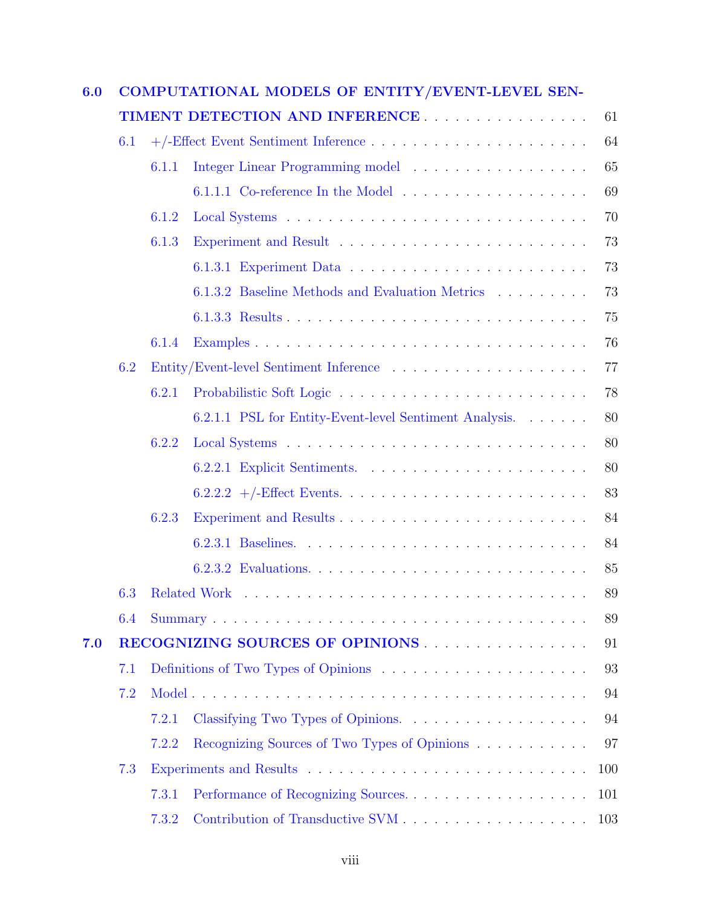6.0 COMPUTATIONAL MODELS OF ENTITY/EVENT-LEVEL SENTIMENT DETECTION AND INFERENCE . . . . . . . . . . . . . . . . . 61

- 6.1 +/-Effect Event Sentiment Inference . . . . . . . . . . . . . . . . . . . . 64
  - 6.1.1 Integer Linear Programming model . . . . . . . . . . . . . . . . . . 65
    - 6.1.1.1 Co-reference In the Model . . . . . . . . . . . . . . . . . . 69
  - 6.1.2 Local Systems . . . . . . . . . . . . . . . . . . . . . . . . . . . . 70
  - 6.1.3 Experiment and Result . . . . . . . . . . . . . . . . . . . . . . . . 73
    - 6.1.3.1 Experiment Data . . . . . . . . . . . . . . . . . . . . . . . 73
    - 6.1.3.2 Baseline Methods and Evaluation Metrics . . . . . . . . . . 73
    - 6.1.3.3 Results . . . . . . . . . . . . . . . . . . . . . . . . . . . . 75
  - 6.1.4 Examples . . . . . . . . . . . . . . . . . . . . . . . . . . . . . . 76
- 6.2 Entity/Event-level Sentiment Inference . . . . . . . . . . . . . . . . . . 77
  - 6.2.1 Probabilistic Soft Logic . . . . . . . . . . . . . . . . . . . . . . . 78
    - 6.2.1.1 PSL for Entity-Event-level Sentiment Analysis. . . . . . . 80
  - 6.2.2 Local Systems . . . . . . . . . . . . . . . . . . . . . . . . . . . . 80
    - 6.2.2.1 Explicit Sentiments. . . . . . . . . . . . . . . . . . . . . . 80
    - 6.2.2.2 +/-Effect Events. . . . . . . . . . . . . . . . . . . . . . . . 83
  - 6.2.3 Experiment and Results . . . . . . . . . . . . . . . . . . . . . . . 84
    - 6.2.3.1 Baselines. . . . . . . . . . . . . . . . . . . . . . . . . . . 84
    - 6.2.3.2 Evaluations. . . . . . . . . . . . . . . . . . . . . . . . . . 85
- 6.3 Related Work . . . . . . . . . . . . . . . . . . . . . . . . . . . . . . . 89
- 6.4 Summary . . . . . . . . . . . . . . . . . . . . . . . . . . . . . . . . . 89

7.0 RECOGNIZING SOURCES OF OPINIONS . . . . . . . . . . . . . . . . . 91

- 7.1 Definitions of Two Types of Opinions . . . . . . . . . . . . . . . . . . . 93
- 7.2 Model . . . . . . . . . . . . . . . . . . . . . . . . . . . . . . . . . . . 94
  - 7.2.1 Classifying Two Types of Opinions. . . . . . . . . . . . . . . . . . 94
  - 7.2.2 Recognizing Sources of Two Types of Opinions . . . . . . . . . . . 97
- 7.3 Experiments and Results . . . . . . . . . . . . . . . . . . . . . . . . . 100
  - 7.3.1 Performance of Recognizing Sources. . . . . . . . . . . . . . . . . . 101
  - 7.3.2 Contribution of Transductive SVM . . . . . . . . . . . . . . . . . . 103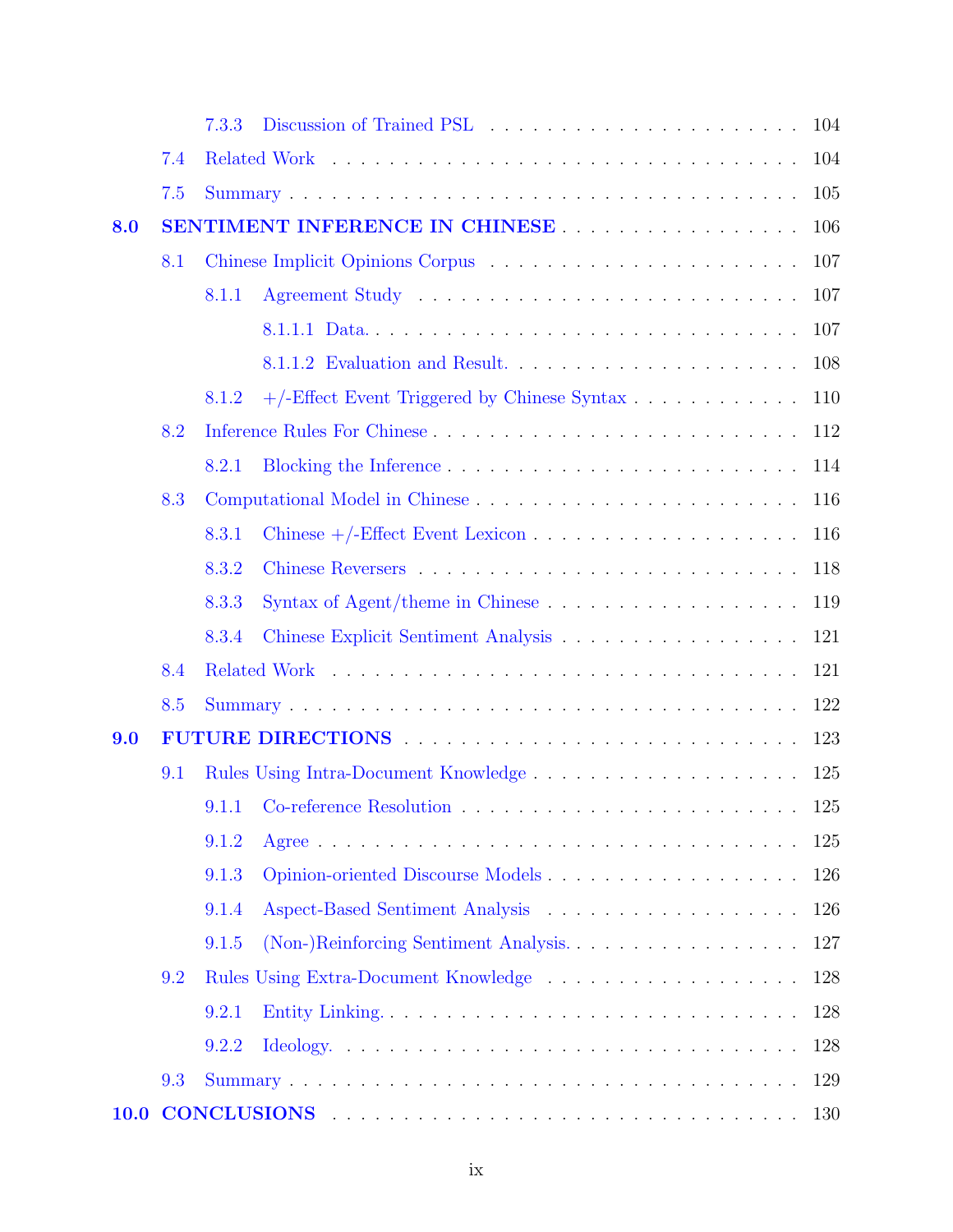- 7.3.3 Discussion of Trained PSL . . . . . . . . . . . . . . . . . . . . . . 104
- 7.4 Related Work . . . . . . . . . . . . . . . . . . . . . . . . . . . . . . 104
- 7.5 Summary . . . . . . . . . . . . . . . . . . . . . . . . . . . . . . . . 105

**8.0 SENTIMENT INFERENCE IN CHINESE** . . . . . . . . . . . . . . . . . 106

- 8.1 Chinese Implicit Opinions Corpus . . . . . . . . . . . . . . . . . . . . . 107
  - 8.1.1 Agreement Study . . . . . . . . . . . . . . . . . . . . . . . . . . . 107
    - 8.1.1.1 Data. . . . . . . . . . . . . . . . . . . . . . . . . . . . . . 107
    - 8.1.1.2 Evaluation and Result. . . . . . . . . . . . . . . . . . . . . 108
  - 8.1.2 +/-Effect Event Triggered by Chinese Syntax . . . . . . . . . . . . 110
- 8.2 Inference Rules For Chinese . . . . . . . . . . . . . . . . . . . . . . . . 112
  - 8.2.1 Blocking the Inference . . . . . . . . . . . . . . . . . . . . . . . . 114
- 8.3 Computational Model in Chinese . . . . . . . . . . . . . . . . . . . . . . 116
  - 8.3.1 Chinese +/-Effect Event Lexicon . . . . . . . . . . . . . . . . . . . 116
  - 8.3.2 Chinese Reversers . . . . . . . . . . . . . . . . . . . . . . . . . . 118
  - 8.3.3 Syntax of Agent/theme in Chinese . . . . . . . . . . . . . . . . . . 119
  - 8.3.4 Chinese Explicit Sentiment Analysis . . . . . . . . . . . . . . . . . 121
- 8.4 Related Work . . . . . . . . . . . . . . . . . . . . . . . . . . . . . . . 121
- 8.5 Summary . . . . . . . . . . . . . . . . . . . . . . . . . . . . . . . . . 122

**9.0 FUTURE DIRECTIONS** . . . . . . . . . . . . . . . . . . . . . . . . . . 123

- 9.1 Rules Using Intra-Document Knowledge . . . . . . . . . . . . . . . . . . 125
  - 9.1.1 Co-reference Resolution . . . . . . . . . . . . . . . . . . . . . . . 125
  - 9.1.2 Agree . . . . . . . . . . . . . . . . . . . . . . . . . . . . . . . . . 125
  - 9.1.3 Opinion-oriented Discourse Models . . . . . . . . . . . . . . . . . . 126
  - 9.1.4 Aspect-Based Sentiment Analysis . . . . . . . . . . . . . . . . . . 126
  - 9.1.5 (Non-)Reinforcing Sentiment Analysis. . . . . . . . . . . . . . . . . 127
- 9.2 Rules Using Extra-Document Knowledge . . . . . . . . . . . . . . . . . 128
  - 9.2.1 Entity Linking. . . . . . . . . . . . . . . . . . . . . . . . . . . . . 128
  - 9.2.2 Ideology. . . . . . . . . . . . . . . . . . . . . . . . . . . . . . . . 128
- 9.3 Summary . . . . . . . . . . . . . . . . . . . . . . . . . . . . . . . . . 129

**10.0 CONCLUSIONS** . . . . . . . . . . . . . . . . . . . . . . . . . . . . . 130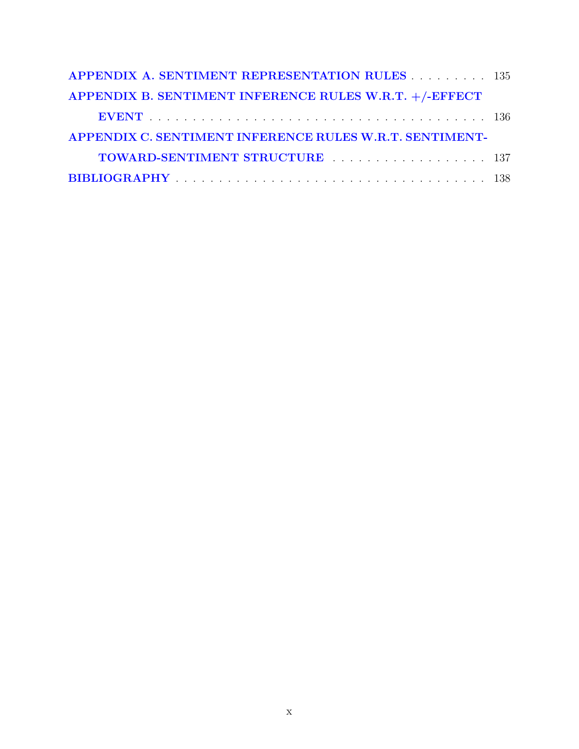APPENDIX A. SENTIMENT REPRESENTATION RULES . . . . . . . . . . 135

APPENDIX B. SENTIMENT INFERENCE RULES W.R.T. +/-EFFECT EVENT . . . . . . . . . . . . . . . . . . . . . . . . . . . . . . . . . . . . . . . 136

APPENDIX C. SENTIMENT INFERENCE RULES W.R.T. SENTIMENT-TOWARD-SENTIMENT STRUCTURE . . . . . . . . . . . . . . . . . . . 137

BIBLIOGRAPHY . . . . . . . . . . . . . . . . . . . . . . . . . . . . . . . . . . . . 138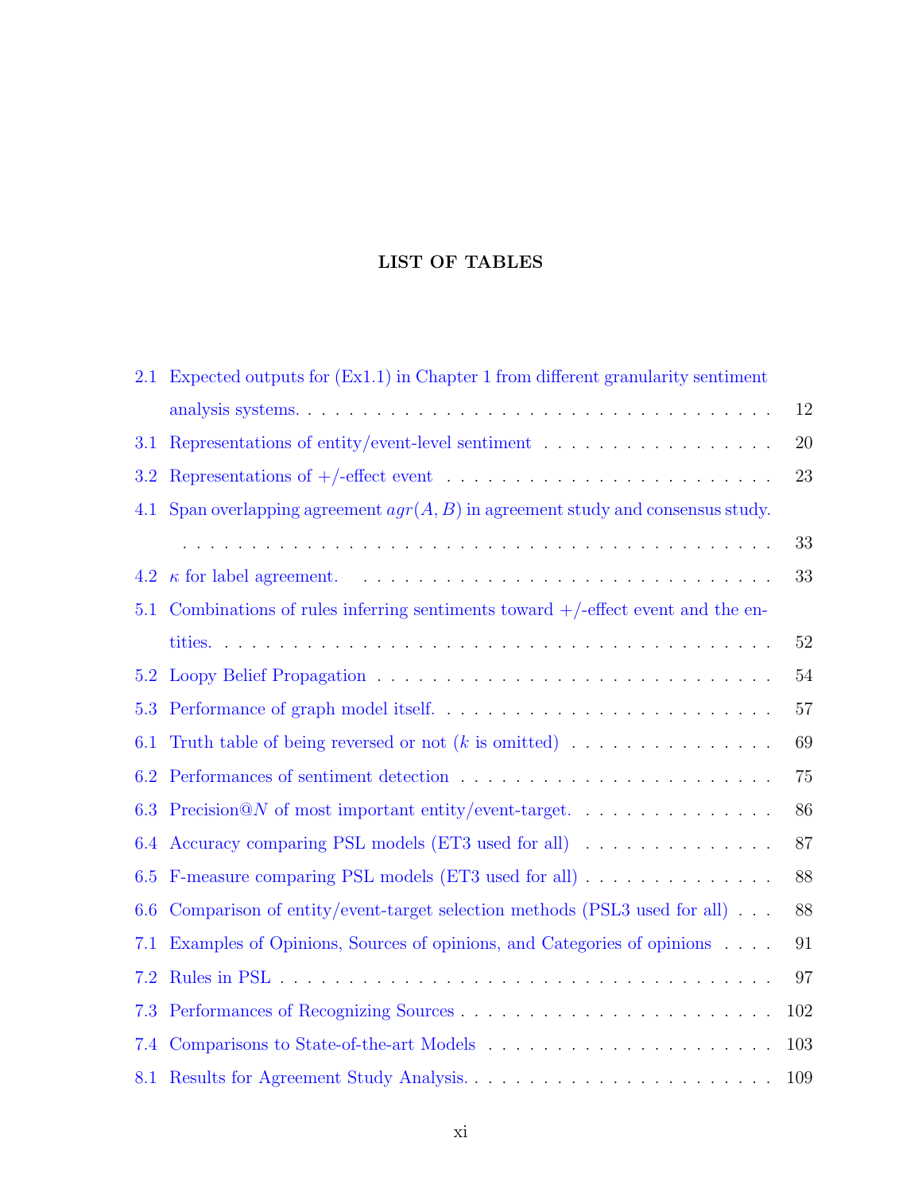## LIST OF TABLES

2.1 Expected outputs for (Ex1.1) in Chapter 1 from different granularity sentiment analysis systems. . . . . . . . . . . . . . . . . . . . . . . . . . . . . . . . . . 12

3.1 Representations of entity/event-level sentiment . . . . . . . . . . . . . . . . . 20

3.2 Representations of +/-effect event . . . . . . . . . . . . . . . . . . . . . . . 23

4.1 Span overlapping agreement $agr(A, B)$ in agreement study and consensus study. . . . . . . . . . . . . . . . . . . . . . . . . . . . . . . . . . . . . . . . 33

4.2 $\kappa$ for label agreement. . . . . . . . . . . . . . . . . . . . . . . . . . . . . . 33

5.1 Combinations of rules inferring sentiments toward +/-effect event and the entities. . . . . . . . . . . . . . . . . . . . . . . . . . . . . . . . . . . . . . . . 52

5.2 Loopy Belief Propagation . . . . . . . . . . . . . . . . . . . . . . . . . . . . 54

5.3 Performance of graph model itself. . . . . . . . . . . . . . . . . . . . . . . . 57

6.1 Truth table of being reversed or not ($k$ is omitted) . . . . . . . . . . . . . . . 69

6.2 Performances of sentiment detection . . . . . . . . . . . . . . . . . . . . . . 75

6.3 Precision@$N$ of most important entity/event-target. . . . . . . . . . . . . . . 86

6.4 Accuracy comparing PSL models (ET3 used for all) . . . . . . . . . . . . . . 87

6.5 F-measure comparing PSL models (ET3 used for all) . . . . . . . . . . . . . . 88

6.6 Comparison of entity/event-target selection methods (PSL3 used for all) . . . 88

7.1 Examples of Opinions, Sources of opinions, and Categories of opinions . . . . 91

7.2 Rules in PSL . . . . . . . . . . . . . . . . . . . . . . . . . . . . . . . . . . . 97

7.3 Performances of Recognizing Sources . . . . . . . . . . . . . . . . . . . . . . 102

7.4 Comparisons to State-of-the-art Models . . . . . . . . . . . . . . . . . . . . . 103

8.1 Results for Agreement Study Analysis. . . . . . . . . . . . . . . . . . . . . . 109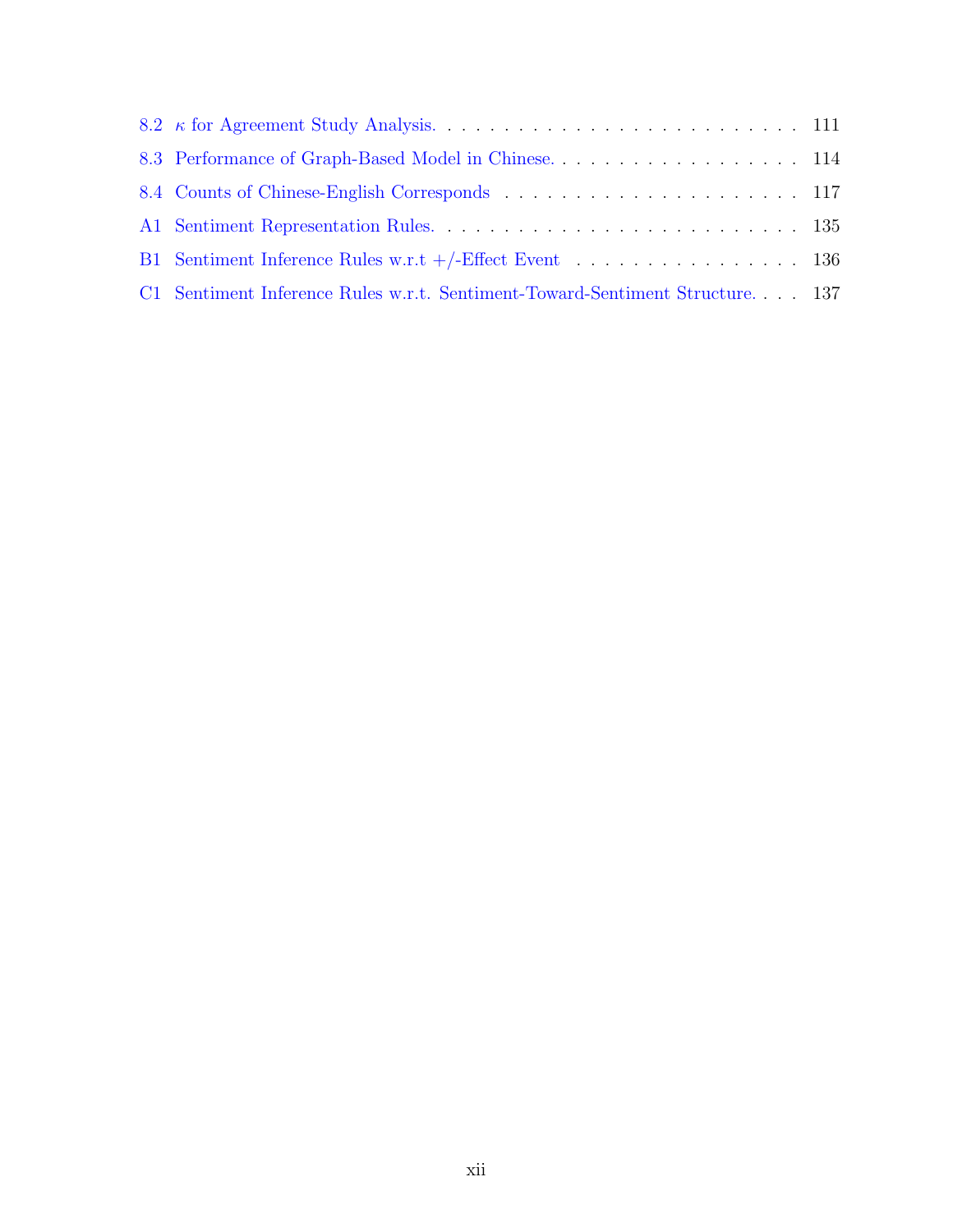8.2 $\kappa$ for Agreement Study Analysis. . . . . . . . . . . . . . . . . . . . . . . . . . . 111

8.3 Performance of Graph-Based Model in Chinese. . . . . . . . . . . . . . . . . . 114

8.4 Counts of Chinese-English Corresponds . . . . . . . . . . . . . . . . . . . . . . 117

A1 Sentiment Representation Rules. . . . . . . . . . . . . . . . . . . . . . . . . . . 135

B1 Sentiment Inference Rules w.r.t +/-Effect Event . . . . . . . . . . . . . . . . . 136

C1 Sentiment Inference Rules w.r.t. Sentiment-Toward-Sentiment Structure. . . . 137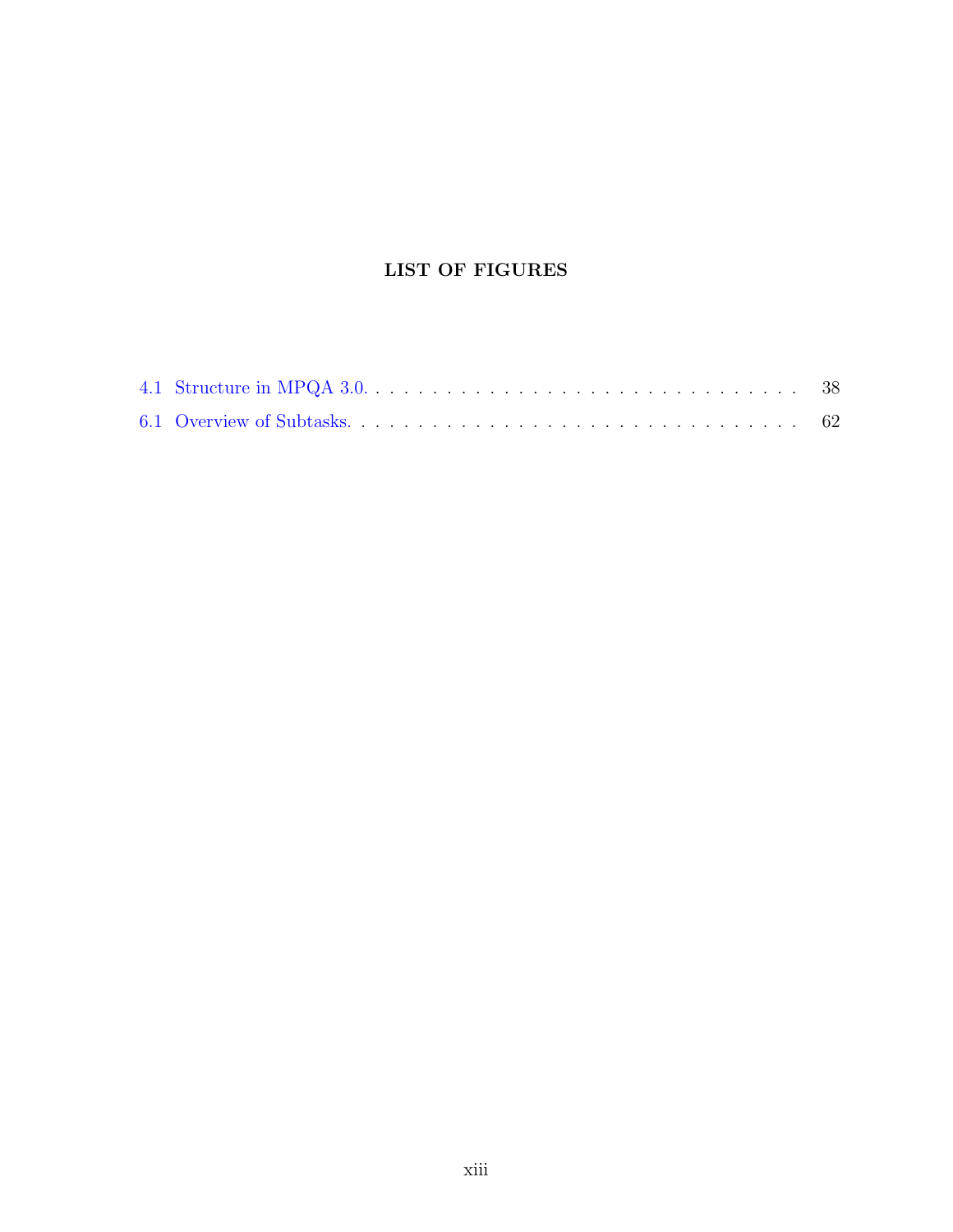# LIST OF FIGURES

4.1 Structure in MPQA 3.0. . . . . . . . . . . . . . . . . . . . . . . . . . . . . . . . 38

6.1 Overview of Subtasks. . . . . . . . . . . . . . . . . . . . . . . . . . . . . . . . . 62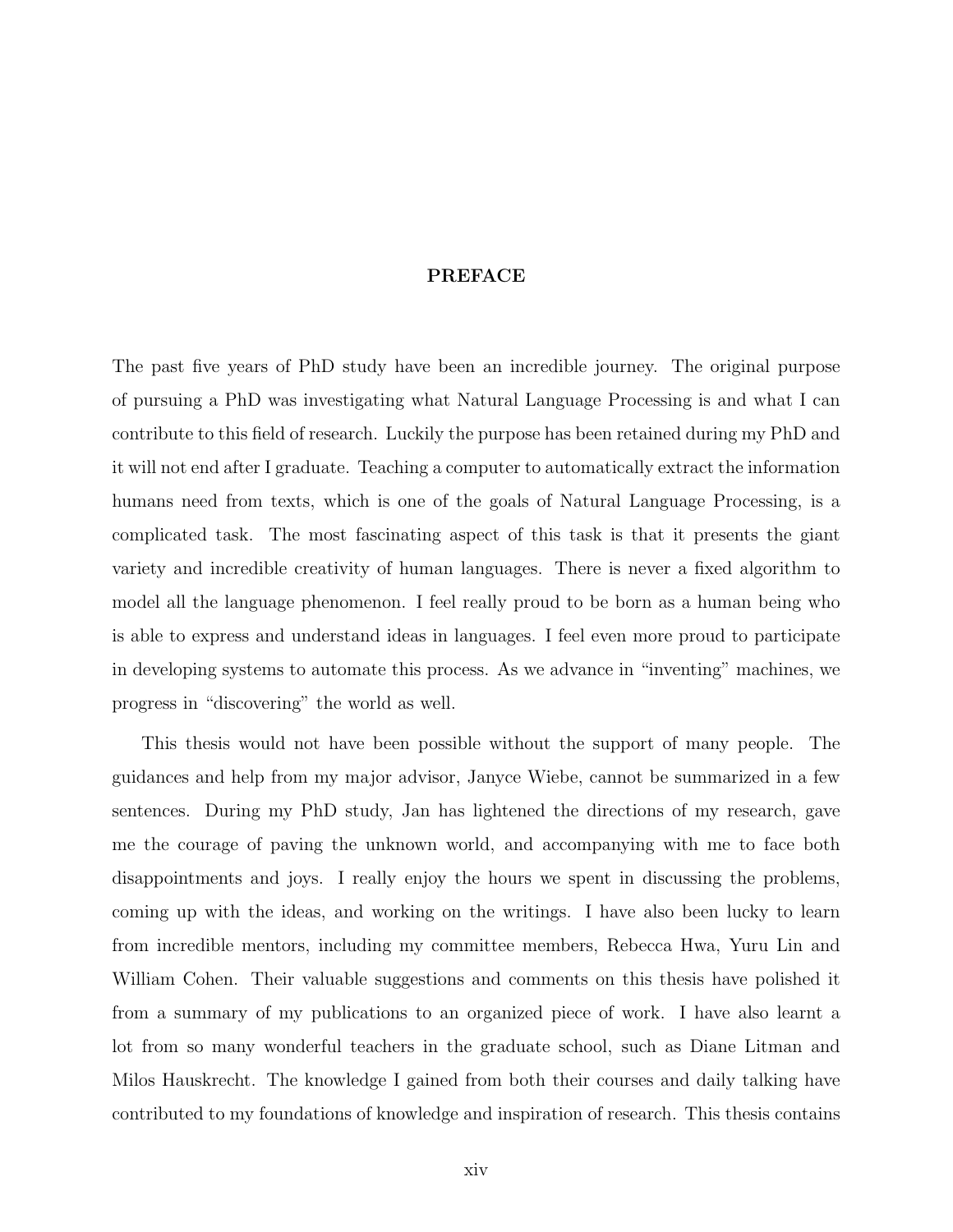# PREFACE

The past five years of PhD study have been an incredible journey. The original purpose of pursuing a PhD was investigating what Natural Language Processing is and what I can contribute to this field of research. Luckily the purpose has been retained during my PhD and it will not end after I graduate. Teaching a computer to automatically extract the information humans need from texts, which is one of the goals of Natural Language Processing, is a complicated task. The most fascinating aspect of this task is that it presents the giant variety and incredible creativity of human languages. There is never a fixed algorithm to model all the language phenomenon. I feel really proud to be born as a human being who is able to express and understand ideas in languages. I feel even more proud to participate in developing systems to automate this process. As we advance in "inventing" machines, we progress in "discovering" the world as well.

This thesis would not have been possible without the support of many people. The guidances and help from my major advisor, Janyce Wiebe, cannot be summarized in a few sentences. During my PhD study, Jan has lightened the directions of my research, gave me the courage of paving the unknown world, and accompanying with me to face both disappointments and joys. I really enjoy the hours we spent in discussing the problems, coming up with the ideas, and working on the writings. I have also been lucky to learn from incredible mentors, including my committee members, Rebecca Hwa, Yuru Lin and William Cohen. Their valuable suggestions and comments on this thesis have polished it from a summary of my publications to an organized piece of work. I have also learnt a lot from so many wonderful teachers in the graduate school, such as Diane Litman and Milos Hauskrecht. The knowledge I gained from both their courses and daily talking have contributed to my foundations of knowledge and inspiration of research. This thesis contains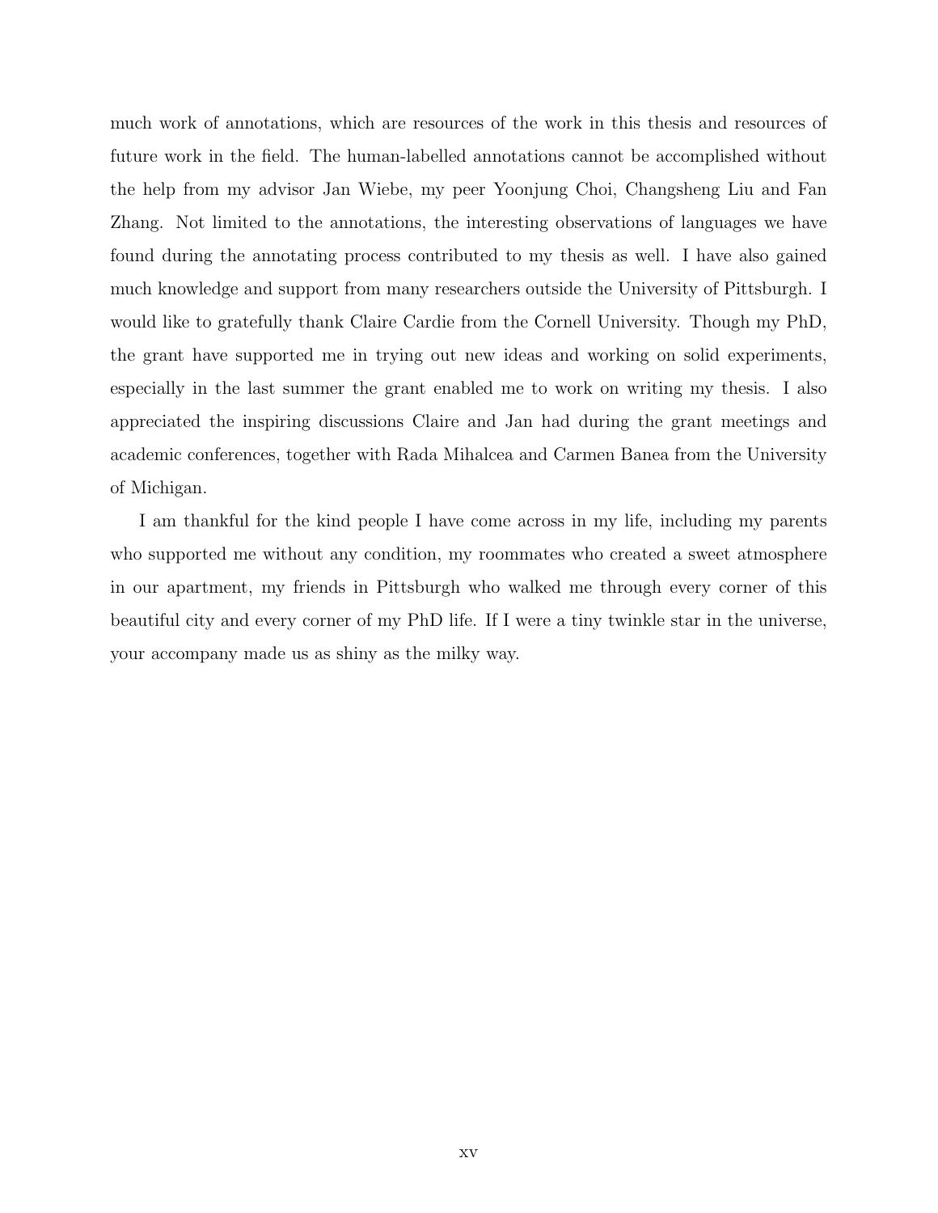much work of annotations, which are resources of the work in this thesis and resources of future work in the field. The human-labelled annotations cannot be accomplished without the help from my advisor Jan Wiebe, my peer Yoonjung Choi, Changsheng Liu and Fan Zhang. Not limited to the annotations, the interesting observations of languages we have found during the annotating process contributed to my thesis as well. I have also gained much knowledge and support from many researchers outside the University of Pittsburgh. I would like to gratefully thank Claire Cardie from the Cornell University. Though my PhD, the grant have supported me in trying out new ideas and working on solid experiments, especially in the last summer the grant enabled me to work on writing my thesis. I also appreciated the inspiring discussions Claire and Jan had during the grant meetings and academic conferences, together with Rada Mihalcea and Carmen Banea from the University of Michigan.

I am thankful for the kind people I have come across in my life, including my parents who supported me without any condition, my roommates who created a sweet atmosphere in our apartment, my friends in Pittsburgh who walked me through every corner of this beautiful city and every corner of my PhD life. If I were a tiny twinkle star in the universe, your accompany made us as shiny as the milky way.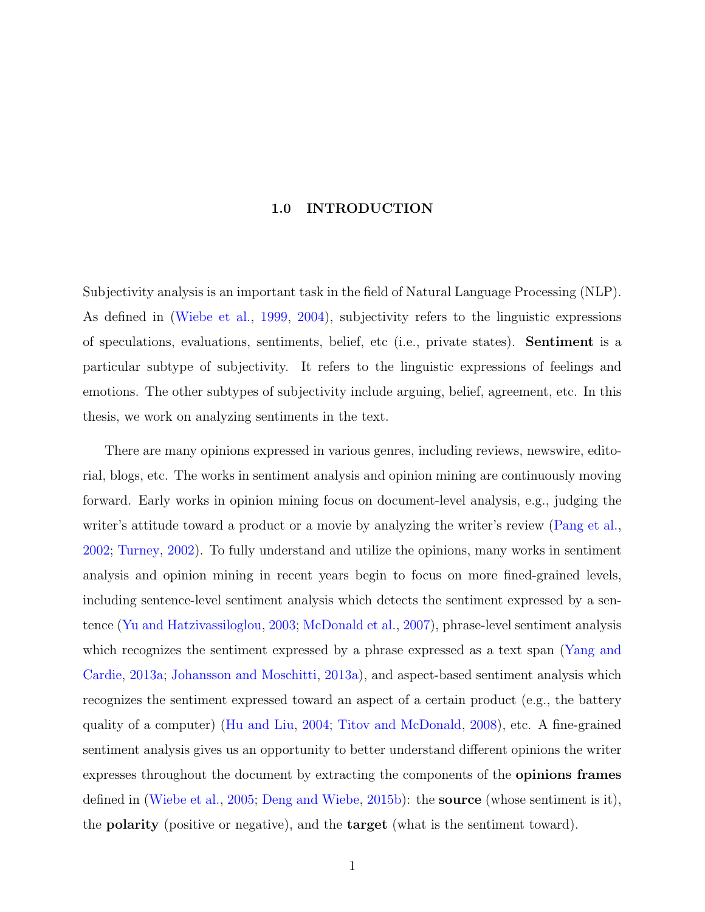# 1.0 INTRODUCTION

Subjectivity analysis is an important task in the field of Natural Language Processing (NLP). As defined in (Wiebe et al., 1999, 2004), subjectivity refers to the linguistic expressions of speculations, evaluations, sentiments, belief, etc (i.e., private states). **Sentiment** is a particular subtype of subjectivity. It refers to the linguistic expressions of feelings and emotions. The other subtypes of subjectivity include arguing, belief, agreement, etc. In this thesis, we work on analyzing sentiments in the text.

There are many opinions expressed in various genres, including reviews, newswire, editorial, blogs, etc. The works in sentiment analysis and opinion mining are continuously moving forward. Early works in opinion mining focus on document-level analysis, e.g., judging the writer's attitude toward a product or a movie by analyzing the writer's review (Pang et al., 2002; Turney, 2002). To fully understand and utilize the opinions, many works in sentiment analysis and opinion mining in recent years begin to focus on more fined-grained levels, including sentence-level sentiment analysis which detects the sentiment expressed by a sentence (Yu and Hatzivassiloglou, 2003; McDonald et al., 2007), phrase-level sentiment analysis which recognizes the sentiment expressed by a phrase expressed as a text span (Yang and Cardie, 2013a; Johansson and Moschitti, 2013a), and aspect-based sentiment analysis which recognizes the sentiment expressed toward an aspect of a certain product (e.g., the battery quality of a computer) (Hu and Liu, 2004; Titov and McDonald, 2008), etc. A fine-grained sentiment analysis gives us an opportunity to better understand different opinions the writer expresses throughout the document by extracting the components of the **opinions frames** defined in (Wiebe et al., 2005; Deng and Wiebe, 2015b): the **source** (whose sentiment is it), the **polarity** (positive or negative), and the **target** (what is the sentiment toward).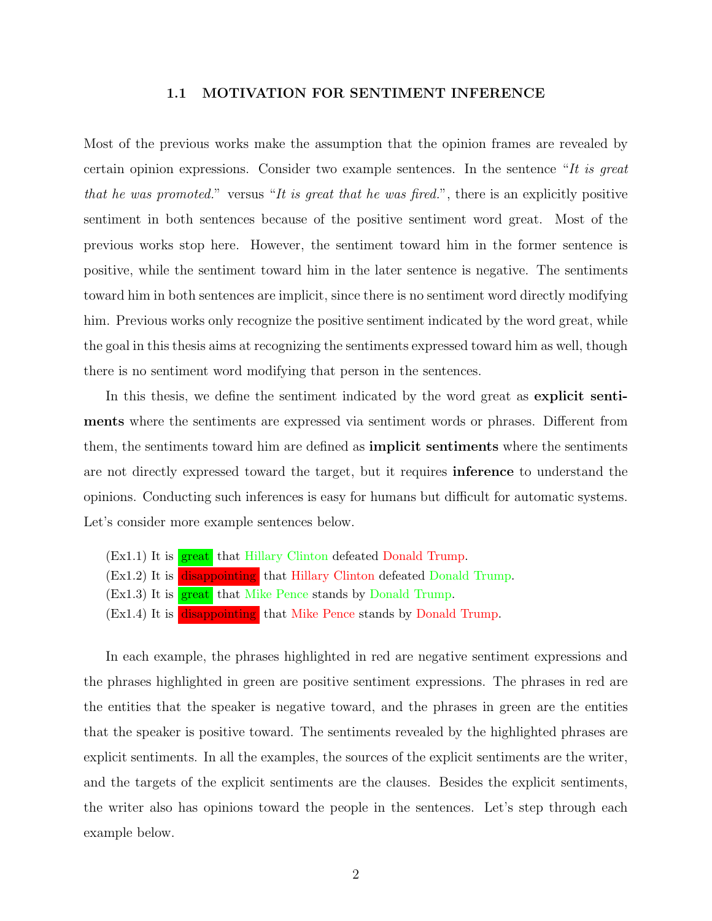### 1.1 MOTIVATION FOR SENTIMENT INFERENCE

Most of the previous works make the assumption that the opinion frames are revealed by certain opinion expressions. Consider two example sentences. In the sentence "*It is great that he was promoted.*" versus "*It is great that he was fired.*", there is an explicitly positive sentiment in both sentences because of the positive sentiment word great. Most of the previous works stop here. However, the sentiment toward him in the former sentence is positive, while the sentiment toward him in the later sentence is negative. The sentiments toward him in both sentences are implicit, since there is no sentiment word directly modifying him. Previous works only recognize the positive sentiment indicated by the word great, while the goal in this thesis aims at recognizing the sentiments expressed toward him as well, though there is no sentiment word modifying that person in the sentences.

In this thesis, we define the sentiment indicated by the word great as **explicit sentiments** where the sentiments are expressed via sentiment words or phrases. Different from them, the sentiments toward him are defined as **implicit sentiments** where the sentiments are not directly expressed toward the target, but it requires **inference** to understand the opinions. Conducting such inferences is easy for humans but difficult for automatic systems. Let's consider more example sentences below.

(Ex1.1) It is great that Hillary Clinton defeated Donald Trump.
(Ex1.2) It is disappointing that Hillary Clinton defeated Donald Trump.
(Ex1.3) It is great that Mike Pence stands by Donald Trump.
(Ex1.4) It is disappointing that Mike Pence stands by Donald Trump.

In each example, the phrases highlighted in red are negative sentiment expressions and the phrases highlighted in green are positive sentiment expressions. The phrases in red are the entities that the speaker is negative toward, and the phrases in green are the entities that the speaker is positive toward. The sentiments revealed by the highlighted phrases are explicit sentiments. In all the examples, the sources of the explicit sentiments are the writer, and the targets of the explicit sentiments are the clauses. Besides the explicit sentiments, the writer also has opinions toward the people in the sentences. Let's step through each example below.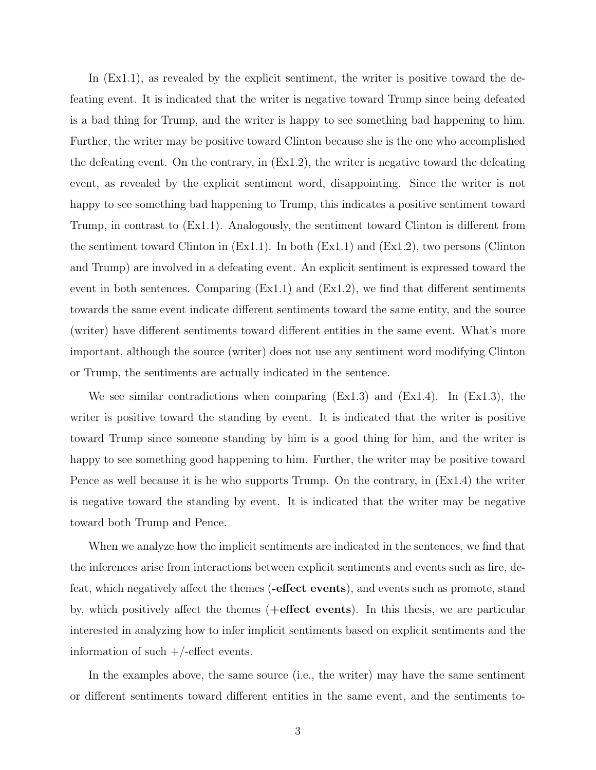In (Ex1.1), as revealed by the explicit sentiment, the writer is positive toward the defeating event. It is indicated that the writer is negative toward Trump since being defeated is a bad thing for Trump, and the writer is happy to see something bad happening to him. Further, the writer may be positive toward Clinton because she is the one who accomplished the defeating event. On the contrary, in (Ex1.2), the writer is negative toward the defeating event, as revealed by the explicit sentiment word, disappointing. Since the writer is not happy to see something bad happening to Trump, this indicates a positive sentiment toward Trump, in contrast to (Ex1.1). Analogously, the sentiment toward Clinton is different from the sentiment toward Clinton in (Ex1.1). In both (Ex1.1) and (Ex1.2), two persons (Clinton and Trump) are involved in a defeating event. An explicit sentiment is expressed toward the event in both sentences. Comparing (Ex1.1) and (Ex1.2), we find that different sentiments towards the same event indicate different sentiments toward the same entity, and the source (writer) have different sentiments toward different entities in the same event. What's more important, although the source (writer) does not use any sentiment word modifying Clinton or Trump, the sentiments are actually indicated in the sentence.

We see similar contradictions when comparing (Ex1.3) and (Ex1.4). In (Ex1.3), the writer is positive toward the standing by event. It is indicated that the writer is positive toward Trump since someone standing by him is a good thing for him, and the writer is happy to see something good happening to him. Further, the writer may be positive toward Pence as well because it is he who supports Trump. On the contrary, in (Ex1.4) the writer is negative toward the standing by event. It is indicated that the writer may be negative toward both Trump and Pence.

When we analyze how the implicit sentiments are indicated in the sentences, we find that the inferences arise from interactions between explicit sentiments and events such as fire, defeat, which negatively affect the themes (**-effect events**), and events such as promote, stand by, which positively affect the themes (**+effect events**). In this thesis, we are particular interested in analyzing how to infer implicit sentiments based on explicit sentiments and the information of such +/-effect events.

In the examples above, the same source (i.e., the writer) may have the same sentiment or different sentiments toward different entities in the same event, and the sentiments to-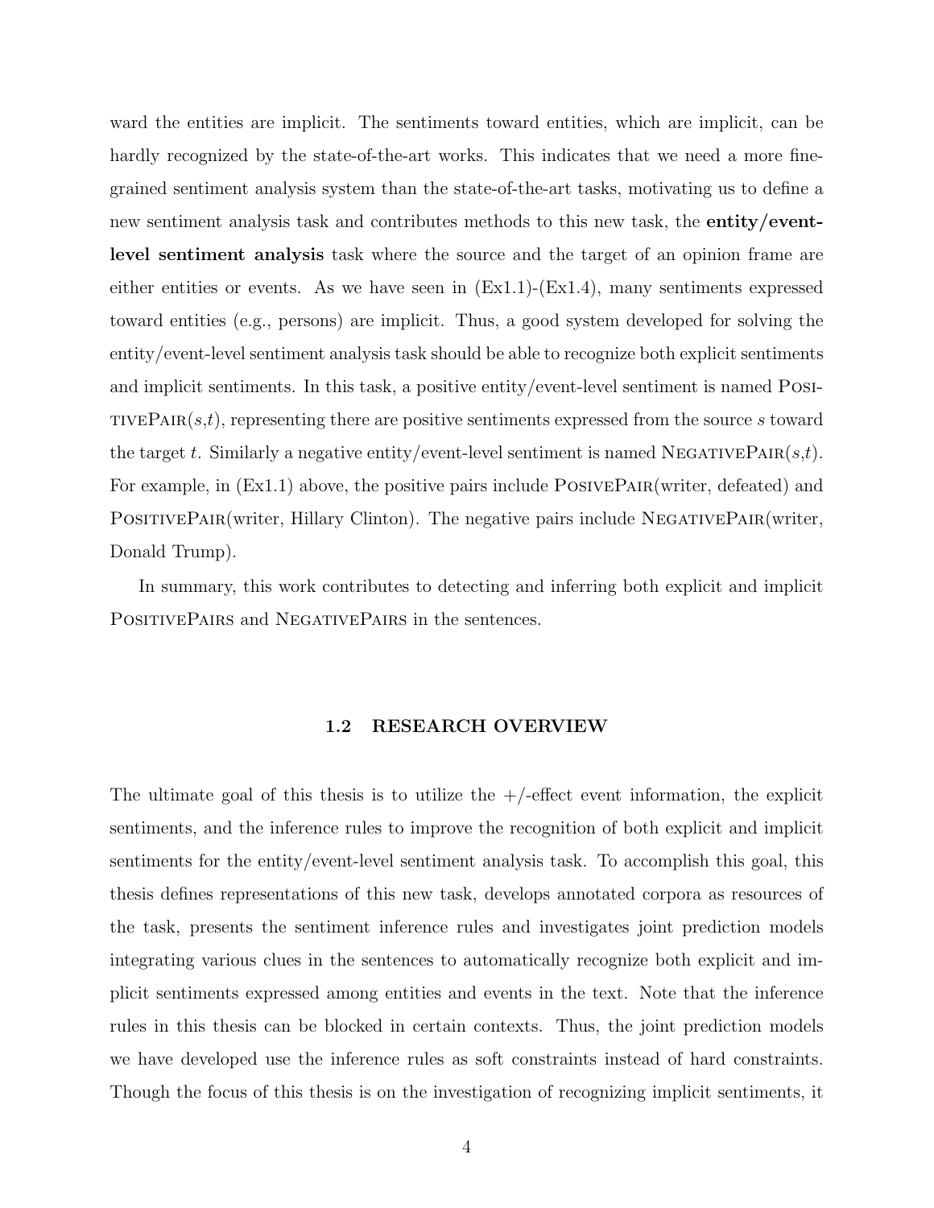ward the entities are implicit. The sentiments toward entities, which are implicit, can be hardly recognized by the state-of-the-art works. This indicates that we need a more fine-grained sentiment analysis system than the state-of-the-art tasks, motivating us to define a new sentiment analysis task and contributes methods to this new task, the **entity/event-level sentiment analysis** task where the source and the target of an opinion frame are either entities or events. As we have seen in (Ex1.1)-(Ex1.4), many sentiments expressed toward entities (e.g., persons) are implicit. Thus, a good system developed for solving the entity/event-level sentiment analysis task should be able to recognize both explicit sentiments and implicit sentiments. In this task, a positive entity/event-level sentiment is named PositivePair($s$,$t$), representing there are positive sentiments expressed from the source $s$ toward the target $t$. Similarly a negative entity/event-level sentiment is named NegativePair($s$,$t$). For example, in (Ex1.1) above, the positive pairs include PosivePair(writer, defeated) and PositivePair(writer, Hillary Clinton). The negative pairs include NegativePair(writer, Donald Trump).

In summary, this work contributes to detecting and inferring both explicit and implicit PositivePairs and NegativePairs in the sentences.

## 1.2 RESEARCH OVERVIEW

The ultimate goal of this thesis is to utilize the +/-effect event information, the explicit sentiments, and the inference rules to improve the recognition of both explicit and implicit sentiments for the entity/event-level sentiment analysis task. To accomplish this goal, this thesis defines representations of this new task, develops annotated corpora as resources of the task, presents the sentiment inference rules and investigates joint prediction models integrating various clues in the sentences to automatically recognize both explicit and implicit sentiments expressed among entities and events in the text. Note that the inference rules in this thesis can be blocked in certain contexts. Thus, the joint prediction models we have developed use the inference rules as soft constraints instead of hard constraints. Though the focus of this thesis is on the investigation of recognizing implicit sentiments, it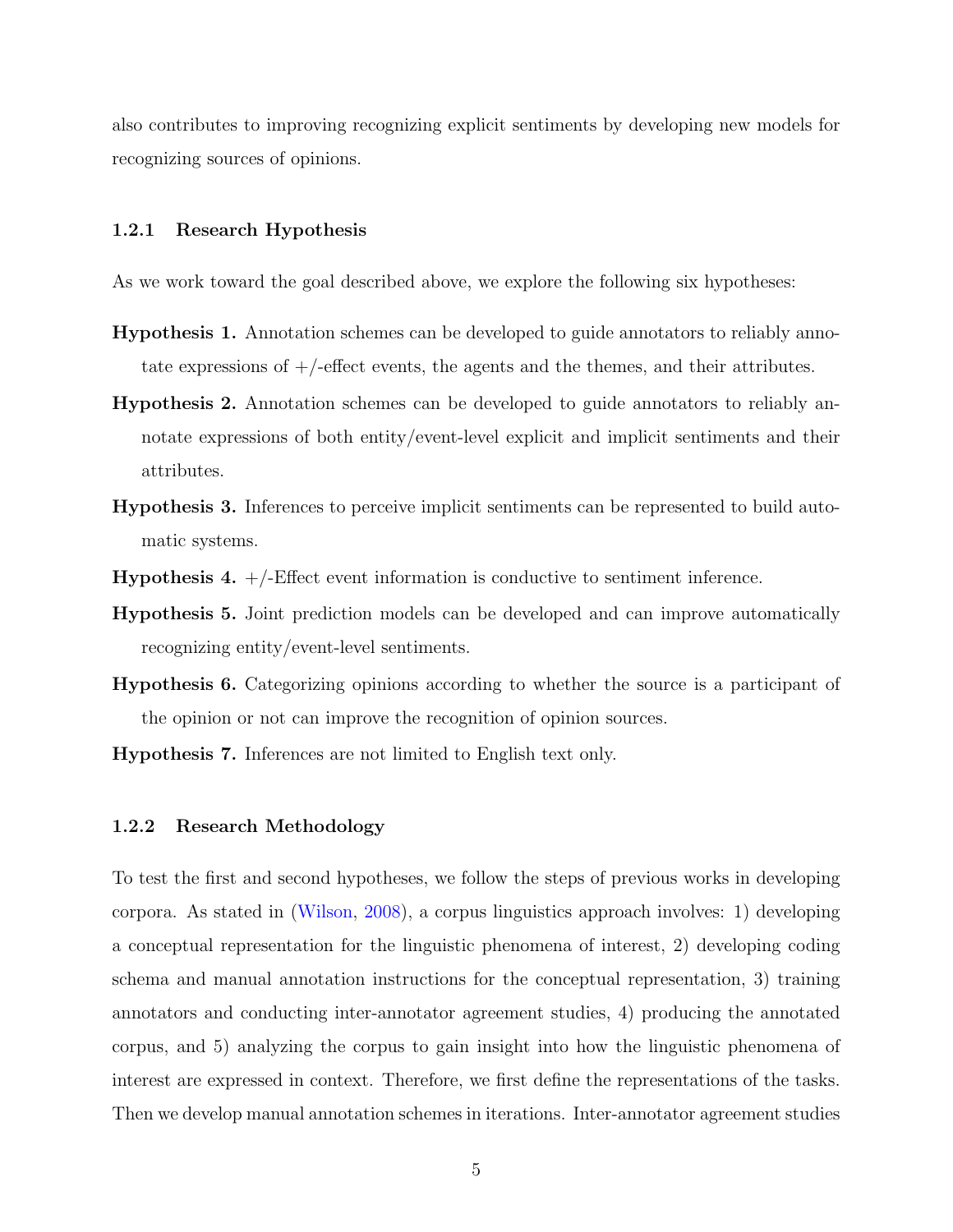also contributes to improving recognizing explicit sentiments by developing new models for recognizing sources of opinions.

### 1.2.1 Research Hypothesis

As we work toward the goal described above, we explore the following six hypotheses:

**Hypothesis 1.** Annotation schemes can be developed to guide annotators to reliably annotate expressions of +/-effect events, the agents and the themes, and their attributes.

**Hypothesis 2.** Annotation schemes can be developed to guide annotators to reliably annotate expressions of both entity/event-level explicit and implicit sentiments and their attributes.

**Hypothesis 3.** Inferences to perceive implicit sentiments can be represented to build automatic systems.

**Hypothesis 4.** +/-Effect event information is conductive to sentiment inference.

**Hypothesis 5.** Joint prediction models can be developed and can improve automatically recognizing entity/event-level sentiments.

**Hypothesis 6.** Categorizing opinions according to whether the source is a participant of the opinion or not can improve the recognition of opinion sources.

**Hypothesis 7.** Inferences are not limited to English text only.

### 1.2.2 Research Methodology

To test the first and second hypotheses, we follow the steps of previous works in developing corpora. As stated in (Wilson, 2008), a corpus linguistics approach involves: 1) developing a conceptual representation for the linguistic phenomena of interest, 2) developing coding schema and manual annotation instructions for the conceptual representation, 3) training annotators and conducting inter-annotator agreement studies, 4) producing the annotated corpus, and 5) analyzing the corpus to gain insight into how the linguistic phenomena of interest are expressed in context. Therefore, we first define the representations of the tasks. Then we develop manual annotation schemes in iterations. Inter-annotator agreement studies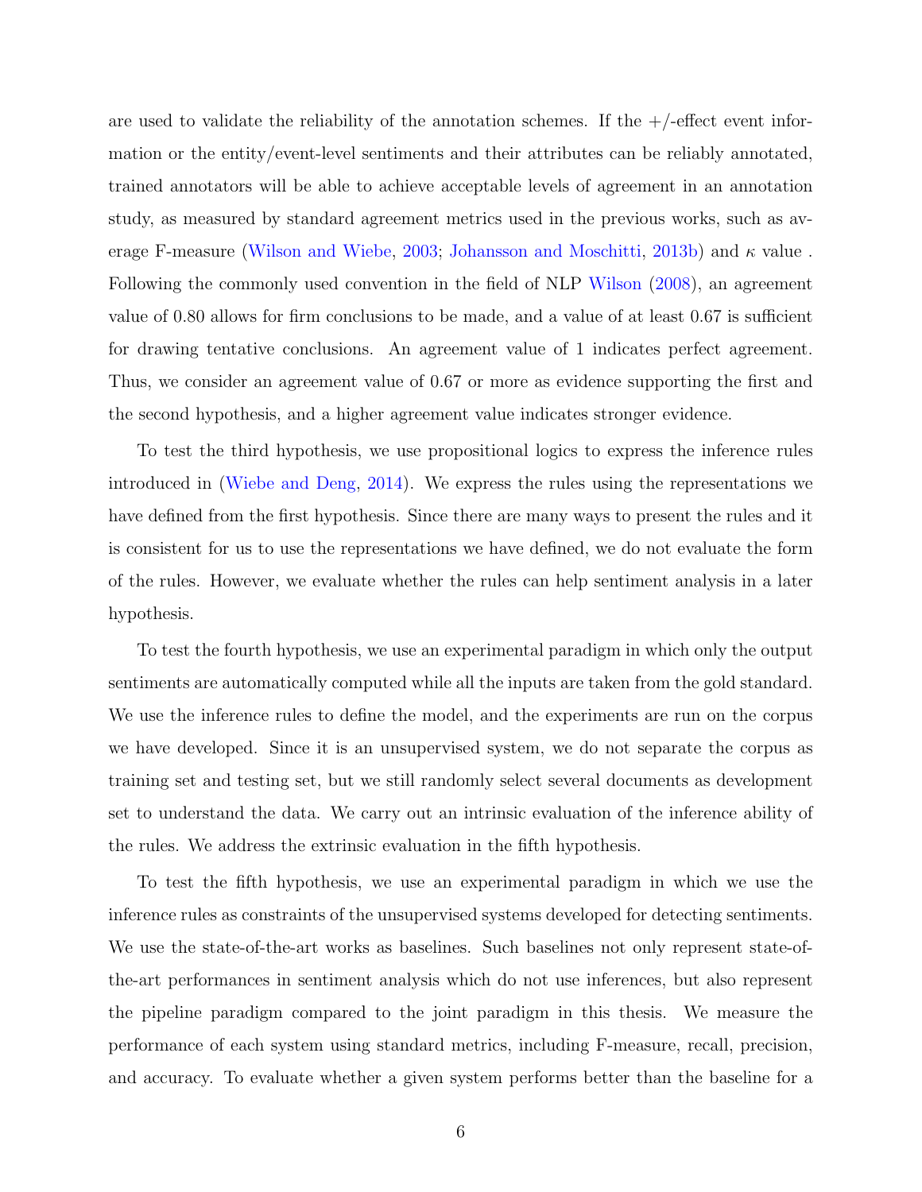are used to validate the reliability of the annotation schemes. If the +/-effect event information or the entity/event-level sentiments and their attributes can be reliably annotated, trained annotators will be able to achieve acceptable levels of agreement in an annotation study, as measured by standard agreement metrics used in the previous works, such as average F-measure (Wilson and Wiebe, 2003; Johansson and Moschitti, 2013b) and $\kappa$ value . Following the commonly used convention in the field of NLP Wilson (2008), an agreement value of 0.80 allows for firm conclusions to be made, and a value of at least 0.67 is sufficient for drawing tentative conclusions. An agreement value of 1 indicates perfect agreement. Thus, we consider an agreement value of 0.67 or more as evidence supporting the first and the second hypothesis, and a higher agreement value indicates stronger evidence.

To test the third hypothesis, we use propositional logics to express the inference rules introduced in (Wiebe and Deng, 2014). We express the rules using the representations we have defined from the first hypothesis. Since there are many ways to present the rules and it is consistent for us to use the representations we have defined, we do not evaluate the form of the rules. However, we evaluate whether the rules can help sentiment analysis in a later hypothesis.

To test the fourth hypothesis, we use an experimental paradigm in which only the output sentiments are automatically computed while all the inputs are taken from the gold standard. We use the inference rules to define the model, and the experiments are run on the corpus we have developed. Since it is an unsupervised system, we do not separate the corpus as training set and testing set, but we still randomly select several documents as development set to understand the data. We carry out an intrinsic evaluation of the inference ability of the rules. We address the extrinsic evaluation in the fifth hypothesis.

To test the fifth hypothesis, we use an experimental paradigm in which we use the inference rules as constraints of the unsupervised systems developed for detecting sentiments. We use the state-of-the-art works as baselines. Such baselines not only represent state-of-the-art performances in sentiment analysis which do not use inferences, but also represent the pipeline paradigm compared to the joint paradigm in this thesis. We measure the performance of each system using standard metrics, including F-measure, recall, precision, and accuracy. To evaluate whether a given system performs better than the baseline for a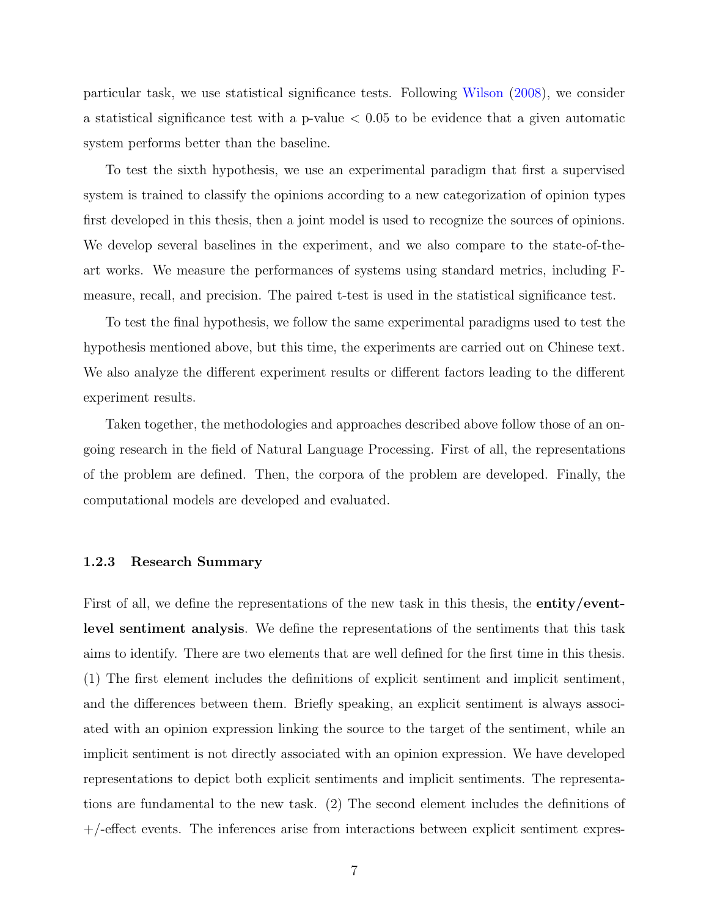particular task, we use statistical significance tests. Following Wilson (2008), we consider a statistical significance test with a p-value $< 0.05$ to be evidence that a given automatic system performs better than the baseline.

To test the sixth hypothesis, we use an experimental paradigm that first a supervised system is trained to classify the opinions according to a new categorization of opinion types first developed in this thesis, then a joint model is used to recognize the sources of opinions. We develop several baselines in the experiment, and we also compare to the state-of-the-art works. We measure the performances of systems using standard metrics, including F-measure, recall, and precision. The paired t-test is used in the statistical significance test.

To test the final hypothesis, we follow the same experimental paradigms used to test the hypothesis mentioned above, but this time, the experiments are carried out on Chinese text. We also analyze the different experiment results or different factors leading to the different experiment results.

Taken together, the methodologies and approaches described above follow those of an ongoing research in the field of Natural Language Processing. First of all, the representations of the problem are defined. Then, the corpora of the problem are developed. Finally, the computational models are developed and evaluated.

### 1.2.3 Research Summary

First of all, we define the representations of the new task in this thesis, the **entity/event-level sentiment analysis**. We define the representations of the sentiments that this task aims to identify. There are two elements that are well defined for the first time in this thesis. (1) The first element includes the definitions of explicit sentiment and implicit sentiment, and the differences between them. Briefly speaking, an explicit sentiment is always associated with an opinion expression linking the source to the target of the sentiment, while an implicit sentiment is not directly associated with an opinion expression. We have developed representations to depict both explicit sentiments and implicit sentiments. The representations are fundamental to the new task. (2) The second element includes the definitions of +/-effect events. The inferences arise from interactions between explicit sentiment expres-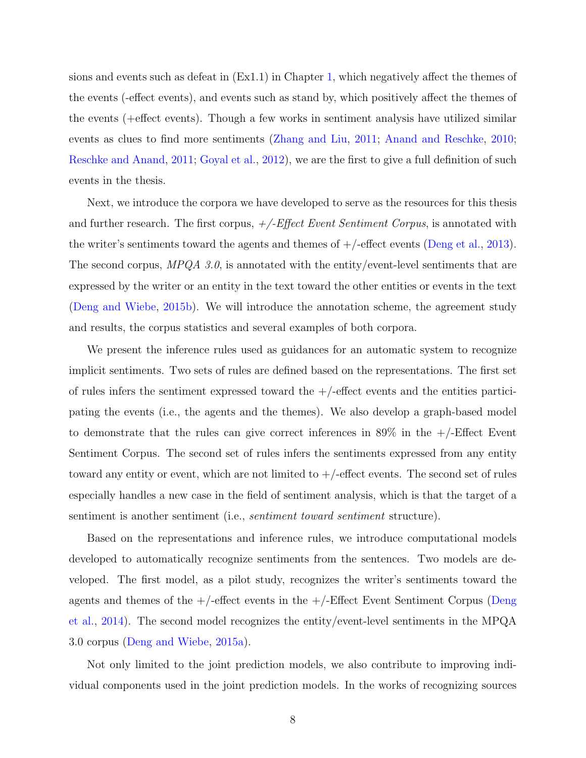sions and events such as defeat in (Ex1.1) in Chapter 1, which negatively affect the themes of the events (-effect events), and events such as stand by, which positively affect the themes of the events (+effect events). Though a few works in sentiment analysis have utilized similar events as clues to find more sentiments (Zhang and Liu, 2011; Anand and Reschke, 2010; Reschke and Anand, 2011; Goyal et al., 2012), we are the first to give a full definition of such events in the thesis.

Next, we introduce the corpora we have developed to serve as the resources for this thesis and further research. The first corpus, *+/-Effect Event Sentiment Corpus*, is annotated with the writer's sentiments toward the agents and themes of +/-effect events (Deng et al., 2013). The second corpus, *MPQA 3.0*, is annotated with the entity/event-level sentiments that are expressed by the writer or an entity in the text toward the other entities or events in the text (Deng and Wiebe, 2015b). We will introduce the annotation scheme, the agreement study and results, the corpus statistics and several examples of both corpora.

We present the inference rules used as guidances for an automatic system to recognize implicit sentiments. Two sets of rules are defined based on the representations. The first set of rules infers the sentiment expressed toward the +/-effect events and the entities participating the events (i.e., the agents and the themes). We also develop a graph-based model to demonstrate that the rules can give correct inferences in 89% in the +/-Effect Event Sentiment Corpus. The second set of rules infers the sentiments expressed from any entity toward any entity or event, which are not limited to +/-effect events. The second set of rules especially handles a new case in the field of sentiment analysis, which is that the target of a sentiment is another sentiment (i.e., *sentiment toward sentiment* structure).

Based on the representations and inference rules, we introduce computational models developed to automatically recognize sentiments from the sentences. Two models are developed. The first model, as a pilot study, recognizes the writer's sentiments toward the agents and themes of the +/-effect events in the +/-Effect Event Sentiment Corpus (Deng et al., 2014). The second model recognizes the entity/event-level sentiments in the MPQA 3.0 corpus (Deng and Wiebe, 2015a).

Not only limited to the joint prediction models, we also contribute to improving individual components used in the joint prediction models. In the works of recognizing sources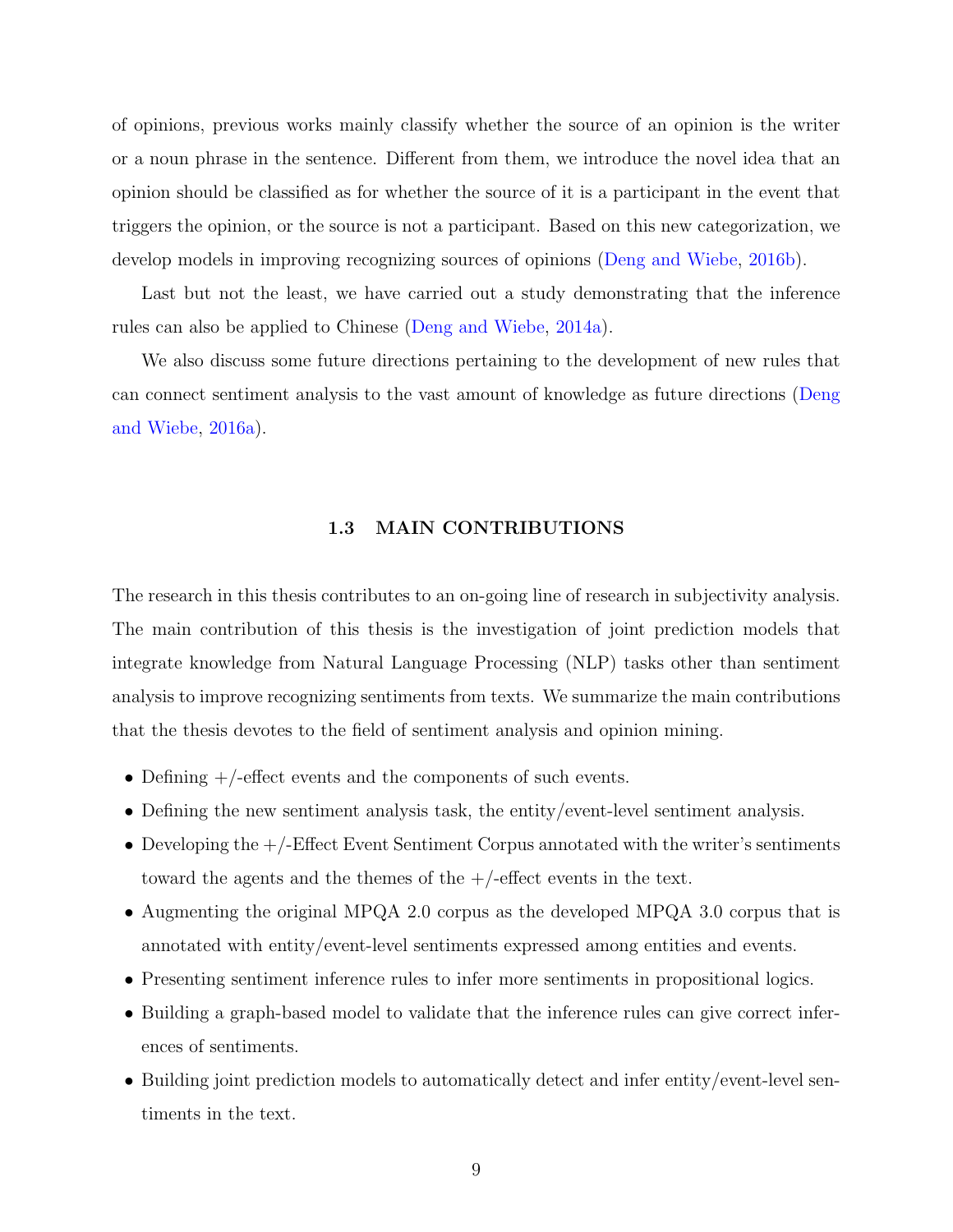of opinions, previous works mainly classify whether the source of an opinion is the writer or a noun phrase in the sentence. Different from them, we introduce the novel idea that an opinion should be classified as for whether the source of it is a participant in the event that triggers the opinion, or the source is not a participant. Based on this new categorization, we develop models in improving recognizing sources of opinions (Deng and Wiebe, 2016b).

Last but not the least, we have carried out a study demonstrating that the inference rules can also be applied to Chinese (Deng and Wiebe, 2014a).

We also discuss some future directions pertaining to the development of new rules that can connect sentiment analysis to the vast amount of knowledge as future directions (Deng and Wiebe, 2016a).

### 1.3 MAIN CONTRIBUTIONS

The research in this thesis contributes to an on-going line of research in subjectivity analysis. The main contribution of this thesis is the investigation of joint prediction models that integrate knowledge from Natural Language Processing (NLP) tasks other than sentiment analysis to improve recognizing sentiments from texts. We summarize the main contributions that the thesis devotes to the field of sentiment analysis and opinion mining.

- Defining +/-effect events and the components of such events.
- Defining the new sentiment analysis task, the entity/event-level sentiment analysis.
- Developing the +/-Effect Event Sentiment Corpus annotated with the writer's sentiments toward the agents and the themes of the +/-effect events in the text.
- Augmenting the original MPQA 2.0 corpus as the developed MPQA 3.0 corpus that is annotated with entity/event-level sentiments expressed among entities and events.
- Presenting sentiment inference rules to infer more sentiments in propositional logics.
- Building a graph-based model to validate that the inference rules can give correct inferences of sentiments.
- Building joint prediction models to automatically detect and infer entity/event-level sentiments in the text.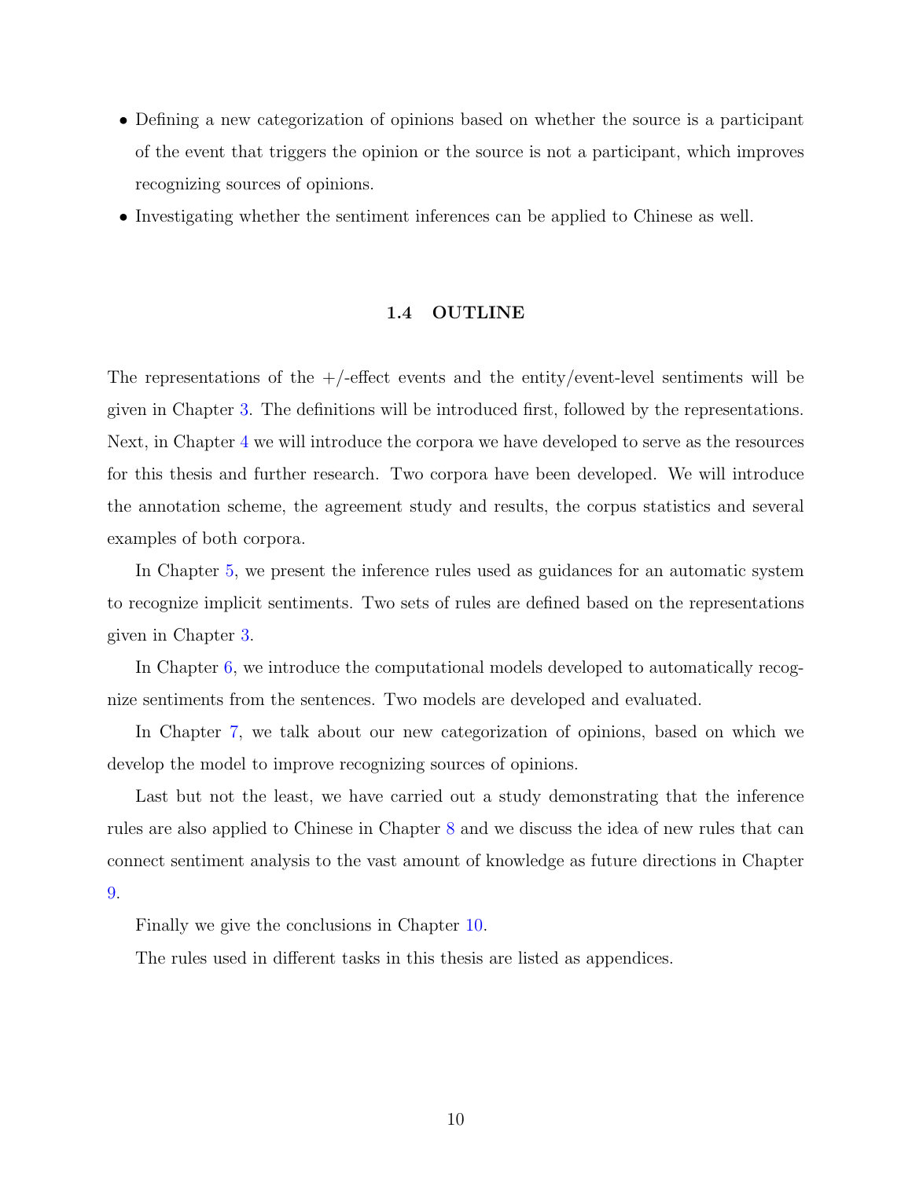- Defining a new categorization of opinions based on whether the source is a participant of the event that triggers the opinion or the source is not a participant, which improves recognizing sources of opinions.
- Investigating whether the sentiment inferences can be applied to Chinese as well.

## 1.4 OUTLINE

The representations of the +/-effect events and the entity/event-level sentiments will be given in Chapter 3. The definitions will be introduced first, followed by the representations. Next, in Chapter 4 we will introduce the corpora we have developed to serve as the resources for this thesis and further research. Two corpora have been developed. We will introduce the annotation scheme, the agreement study and results, the corpus statistics and several examples of both corpora.

In Chapter 5, we present the inference rules used as guidances for an automatic system to recognize implicit sentiments. Two sets of rules are defined based on the representations given in Chapter 3.

In Chapter 6, we introduce the computational models developed to automatically recognize sentiments from the sentences. Two models are developed and evaluated.

In Chapter 7, we talk about our new categorization of opinions, based on which we develop the model to improve recognizing sources of opinions.

Last but not the least, we have carried out a study demonstrating that the inference rules are also applied to Chinese in Chapter 8 and we discuss the idea of new rules that can connect sentiment analysis to the vast amount of knowledge as future directions in Chapter 9.

Finally we give the conclusions in Chapter 10.

The rules used in different tasks in this thesis are listed as appendices.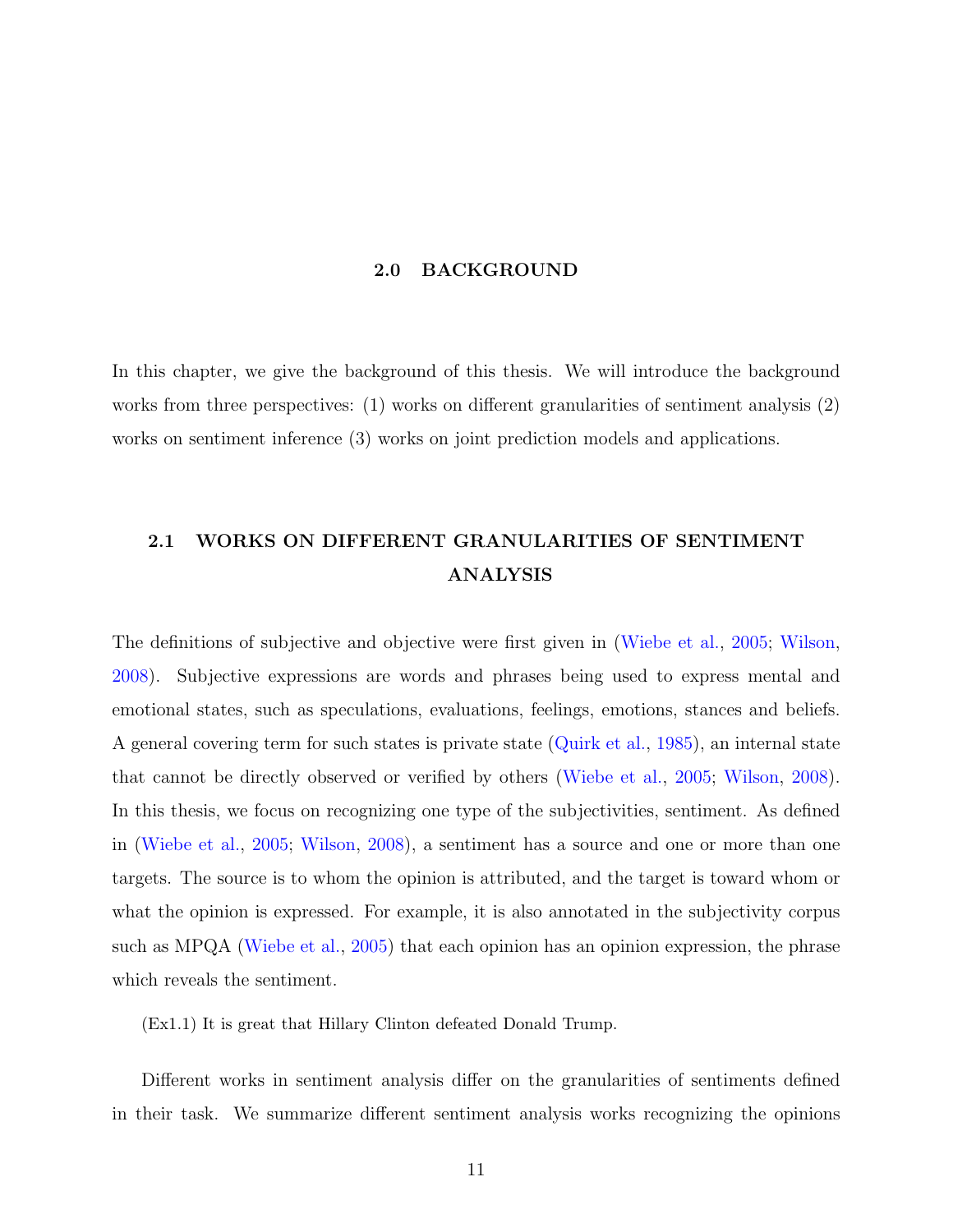# 2.0 BACKGROUND

In this chapter, we give the background of this thesis. We will introduce the background works from three perspectives: (1) works on different granularities of sentiment analysis (2) works on sentiment inference (3) works on joint prediction models and applications.

## 2.1 WORKS ON DIFFERENT GRANULARITIES OF SENTIMENT ANALYSIS

The definitions of subjective and objective were first given in (Wiebe et al., 2005; Wilson, 2008). Subjective expressions are words and phrases being used to express mental and emotional states, such as speculations, evaluations, feelings, emotions, stances and beliefs. A general covering term for such states is private state (Quirk et al., 1985), an internal state that cannot be directly observed or verified by others (Wiebe et al., 2005; Wilson, 2008). In this thesis, we focus on recognizing one type of the subjectivities, sentiment. As defined in (Wiebe et al., 2005; Wilson, 2008), a sentiment has a source and one or more than one targets. The source is to whom the opinion is attributed, and the target is toward whom or what the opinion is expressed. For example, it is also annotated in the subjectivity corpus such as MPQA (Wiebe et al., 2005) that each opinion has an opinion expression, the phrase which reveals the sentiment.

(Ex1.1) It is great that Hillary Clinton defeated Donald Trump.

Different works in sentiment analysis differ on the granularities of sentiments defined in their task. We summarize different sentiment analysis works recognizing the opinions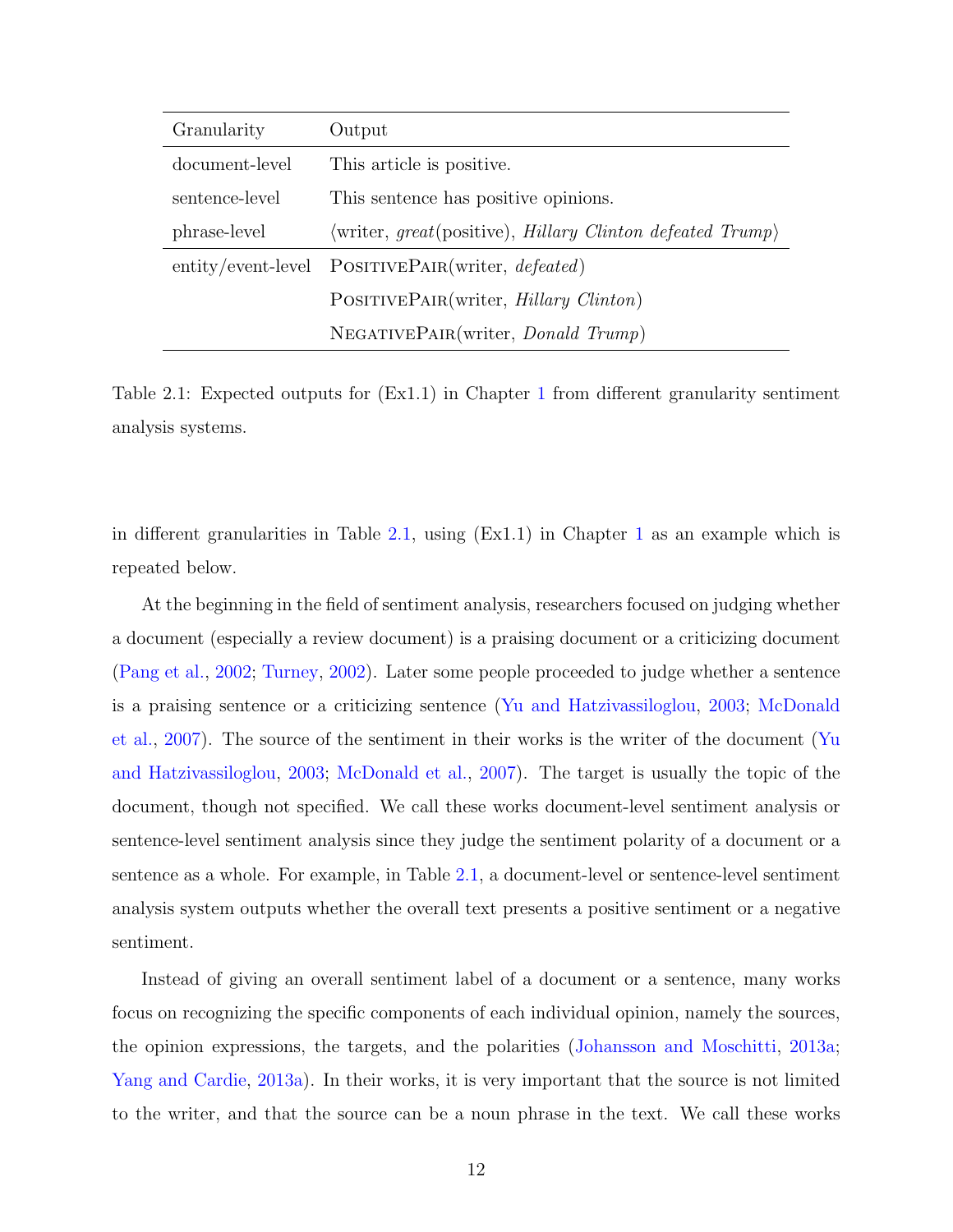| Granularity | Output |
|---|---|
| document-level | This article is positive. |
| sentence-level | This sentence has positive opinions. |
| phrase-level | ⟨writer, *great*(positive), *Hillary Clinton defeated Trump*⟩ |
| entity/event-level | PositivePair(writer, *defeated*) |
| | PositivePair(writer, *Hillary Clinton*) |
| | NegativePair(writer, *Donald Trump*) |

Table 2.1: Expected outputs for (Ex1.1) in Chapter 1 from different granularity sentiment analysis systems.

in different granularities in Table 2.1, using (Ex1.1) in Chapter 1 as an example which is repeated below.

At the beginning in the field of sentiment analysis, researchers focused on judging whether a document (especially a review document) is a praising document or a criticizing document (Pang et al., 2002; Turney, 2002). Later some people proceeded to judge whether a sentence is a praising sentence or a criticizing sentence (Yu and Hatzivassiloglou, 2003; McDonald et al., 2007). The source of the sentiment in their works is the writer of the document (Yu and Hatzivassiloglou, 2003; McDonald et al., 2007). The target is usually the topic of the document, though not specified. We call these works document-level sentiment analysis or sentence-level sentiment analysis since they judge the sentiment polarity of a document or a sentence as a whole. For example, in Table 2.1, a document-level or sentence-level sentiment analysis system outputs whether the overall text presents a positive sentiment or a negative sentiment.

Instead of giving an overall sentiment label of a document or a sentence, many works focus on recognizing the specific components of each individual opinion, namely the sources, the opinion expressions, the targets, and the polarities (Johansson and Moschitti, 2013a; Yang and Cardie, 2013a). In their works, it is very important that the source is not limited to the writer, and that the source can be a noun phrase in the text. We call these works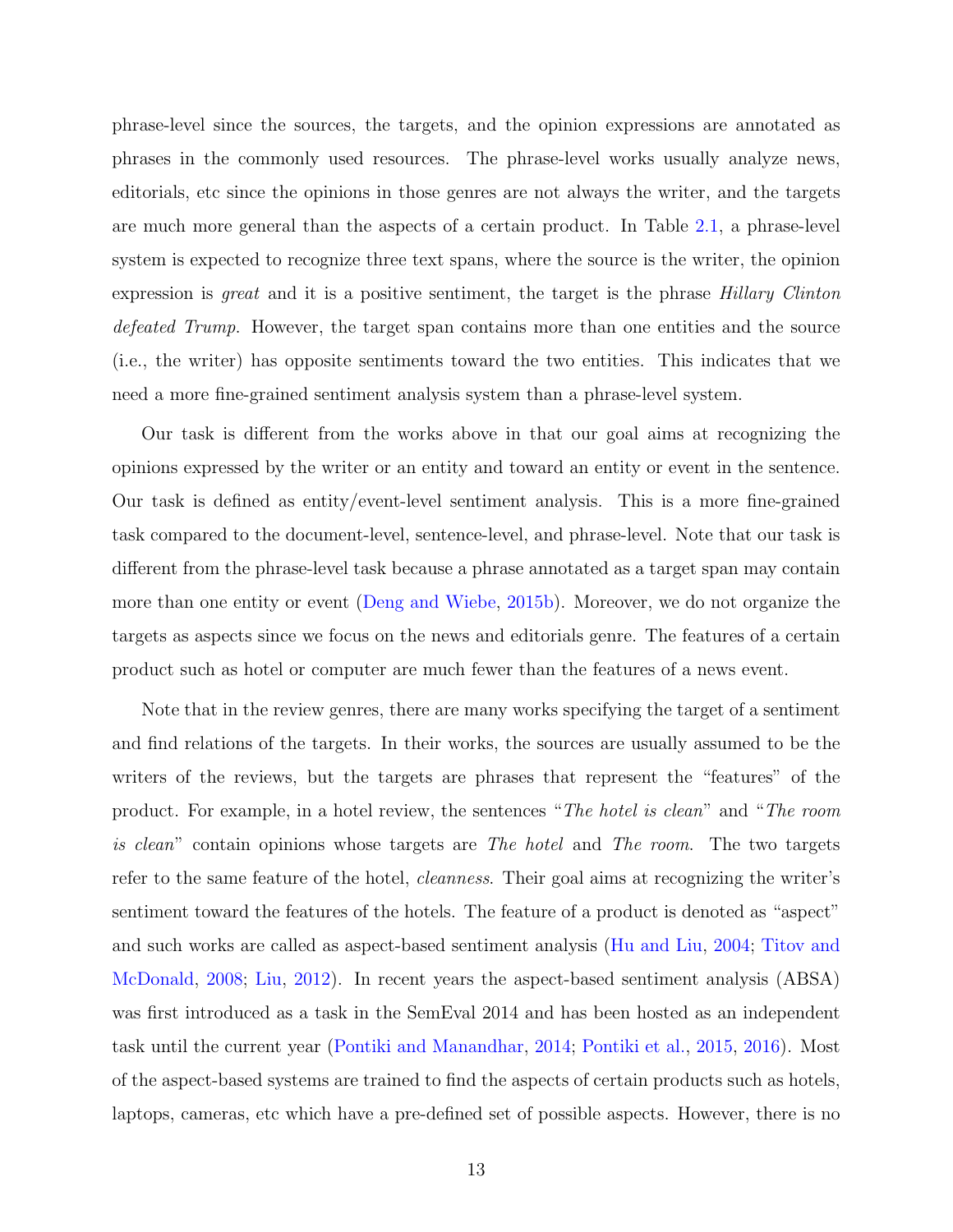phrase-level since the sources, the targets, and the opinion expressions are annotated as phrases in the commonly used resources. The phrase-level works usually analyze news, editorials, etc since the opinions in those genres are not always the writer, and the targets are much more general than the aspects of a certain product. In Table 2.1, a phrase-level system is expected to recognize three text spans, where the source is the writer, the opinion expression is *great* and it is a positive sentiment, the target is the phrase *Hillary Clinton defeated Trump*. However, the target span contains more than one entities and the source (i.e., the writer) has opposite sentiments toward the two entities. This indicates that we need a more fine-grained sentiment analysis system than a phrase-level system.

Our task is different from the works above in that our goal aims at recognizing the opinions expressed by the writer or an entity and toward an entity or event in the sentence. Our task is defined as entity/event-level sentiment analysis. This is a more fine-grained task compared to the document-level, sentence-level, and phrase-level. Note that our task is different from the phrase-level task because a phrase annotated as a target span may contain more than one entity or event (Deng and Wiebe, 2015b). Moreover, we do not organize the targets as aspects since we focus on the news and editorials genre. The features of a certain product such as hotel or computer are much fewer than the features of a news event.

Note that in the review genres, there are many works specifying the target of a sentiment and find relations of the targets. In their works, the sources are usually assumed to be the writers of the reviews, but the targets are phrases that represent the "features" of the product. For example, in a hotel review, the sentences "*The hotel is clean*" and "*The room is clean*" contain opinions whose targets are *The hotel* and *The room*. The two targets refer to the same feature of the hotel, *cleanness*. Their goal aims at recognizing the writer's sentiment toward the features of the hotels. The feature of a product is denoted as "aspect" and such works are called as aspect-based sentiment analysis (Hu and Liu, 2004; Titov and McDonald, 2008; Liu, 2012). In recent years the aspect-based sentiment analysis (ABSA) was first introduced as a task in the SemEval 2014 and has been hosted as an independent task until the current year (Pontiki and Manandhar, 2014; Pontiki et al., 2015, 2016). Most of the aspect-based systems are trained to find the aspects of certain products such as hotels, laptops, cameras, etc which have a pre-defined set of possible aspects. However, there is no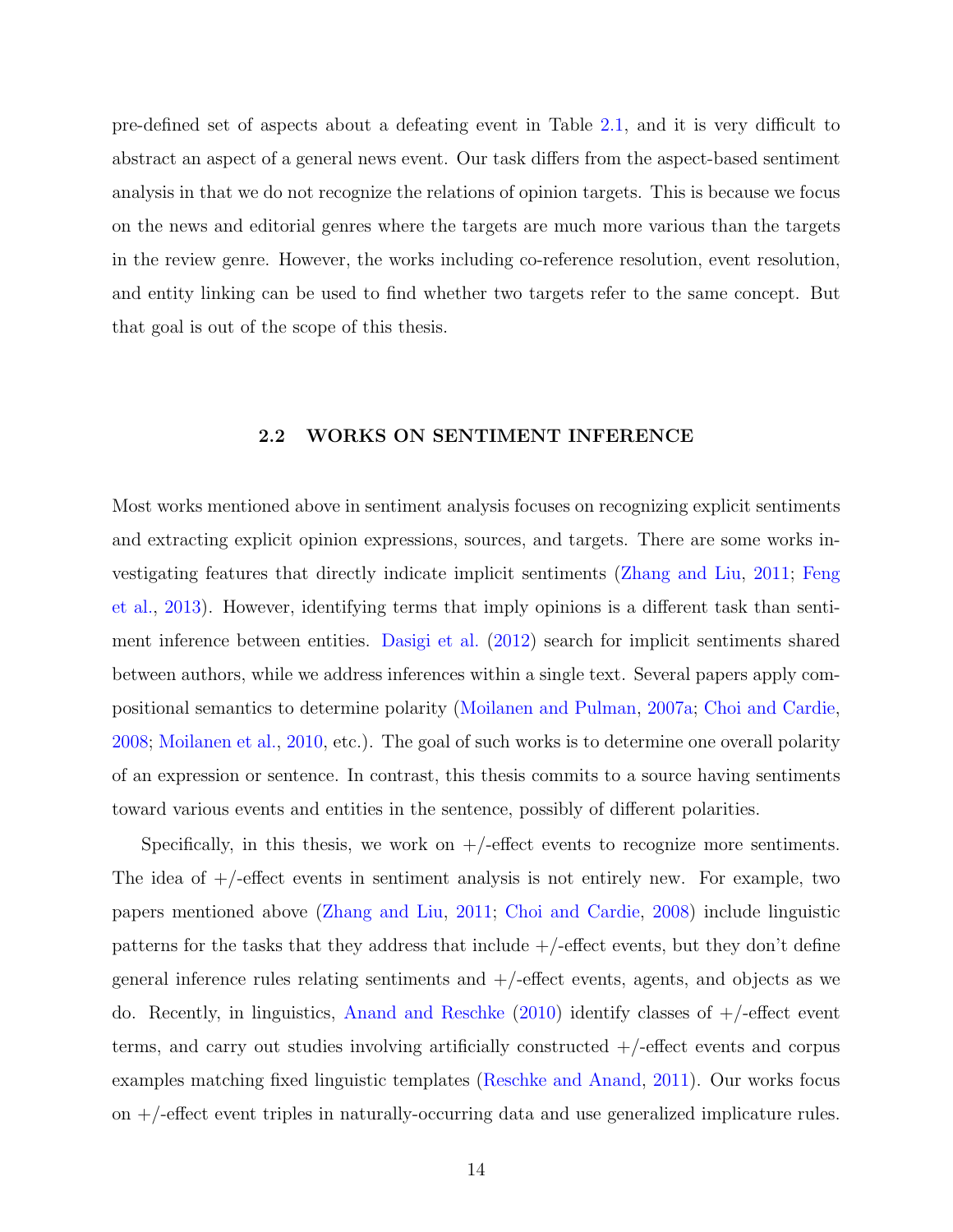pre-defined set of aspects about a defeating event in Table 2.1, and it is very difficult to abstract an aspect of a general news event. Our task differs from the aspect-based sentiment analysis in that we do not recognize the relations of opinion targets. This is because we focus on the news and editorial genres where the targets are much more various than the targets in the review genre. However, the works including co-reference resolution, event resolution, and entity linking can be used to find whether two targets refer to the same concept. But that goal is out of the scope of this thesis.

## 2.2 WORKS ON SENTIMENT INFERENCE

Most works mentioned above in sentiment analysis focuses on recognizing explicit sentiments and extracting explicit opinion expressions, sources, and targets. There are some works investigating features that directly indicate implicit sentiments (Zhang and Liu, 2011; Feng et al., 2013). However, identifying terms that imply opinions is a different task than sentiment inference between entities. Dasigi et al. (2012) search for implicit sentiments shared between authors, while we address inferences within a single text. Several papers apply compositional semantics to determine polarity (Moilanen and Pulman, 2007a; Choi and Cardie, 2008; Moilanen et al., 2010, etc.). The goal of such works is to determine one overall polarity of an expression or sentence. In contrast, this thesis commits to a source having sentiments toward various events and entities in the sentence, possibly of different polarities.

Specifically, in this thesis, we work on +/-effect events to recognize more sentiments. The idea of +/-effect events in sentiment analysis is not entirely new. For example, two papers mentioned above (Zhang and Liu, 2011; Choi and Cardie, 2008) include linguistic patterns for the tasks that they address that include +/-effect events, but they don't define general inference rules relating sentiments and +/-effect events, agents, and objects as we do. Recently, in linguistics, Anand and Reschke (2010) identify classes of +/-effect event terms, and carry out studies involving artificially constructed +/-effect events and corpus examples matching fixed linguistic templates (Reschke and Anand, 2011). Our works focus on +/-effect event triples in naturally-occurring data and use generalized implicature rules.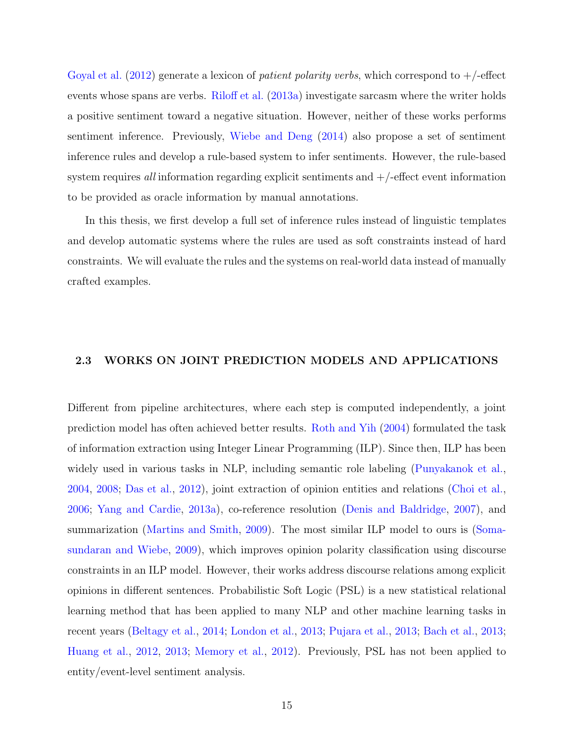Goyal et al. (2012) generate a lexicon of *patient polarity verbs*, which correspond to +/-effect events whose spans are verbs. Riloff et al. (2013a) investigate sarcasm where the writer holds a positive sentiment toward a negative situation. However, neither of these works performs sentiment inference. Previously, Wiebe and Deng (2014) also propose a set of sentiment inference rules and develop a rule-based system to infer sentiments. However, the rule-based system requires *all* information regarding explicit sentiments and +/-effect event information to be provided as oracle information by manual annotations.

In this thesis, we first develop a full set of inference rules instead of linguistic templates and develop automatic systems where the rules are used as soft constraints instead of hard constraints. We will evaluate the rules and the systems on real-world data instead of manually crafted examples.

### 2.3 WORKS ON JOINT PREDICTION MODELS AND APPLICATIONS

Different from pipeline architectures, where each step is computed independently, a joint prediction model has often achieved better results. Roth and Yih (2004) formulated the task of information extraction using Integer Linear Programming (ILP). Since then, ILP has been widely used in various tasks in NLP, including semantic role labeling (Punyakanok et al., 2004, 2008; Das et al., 2012), joint extraction of opinion entities and relations (Choi et al., 2006; Yang and Cardie, 2013a), co-reference resolution (Denis and Baldridge, 2007), and summarization (Martins and Smith, 2009). The most similar ILP model to ours is (Somasundaran and Wiebe, 2009), which improves opinion polarity classification using discourse constraints in an ILP model. However, their works address discourse relations among explicit opinions in different sentences. Probabilistic Soft Logic (PSL) is a new statistical relational learning method that has been applied to many NLP and other machine learning tasks in recent years (Beltagy et al., 2014; London et al., 2013; Pujara et al., 2013; Bach et al., 2013; Huang et al., 2012, 2013; Memory et al., 2012). Previously, PSL has not been applied to entity/event-level sentiment analysis.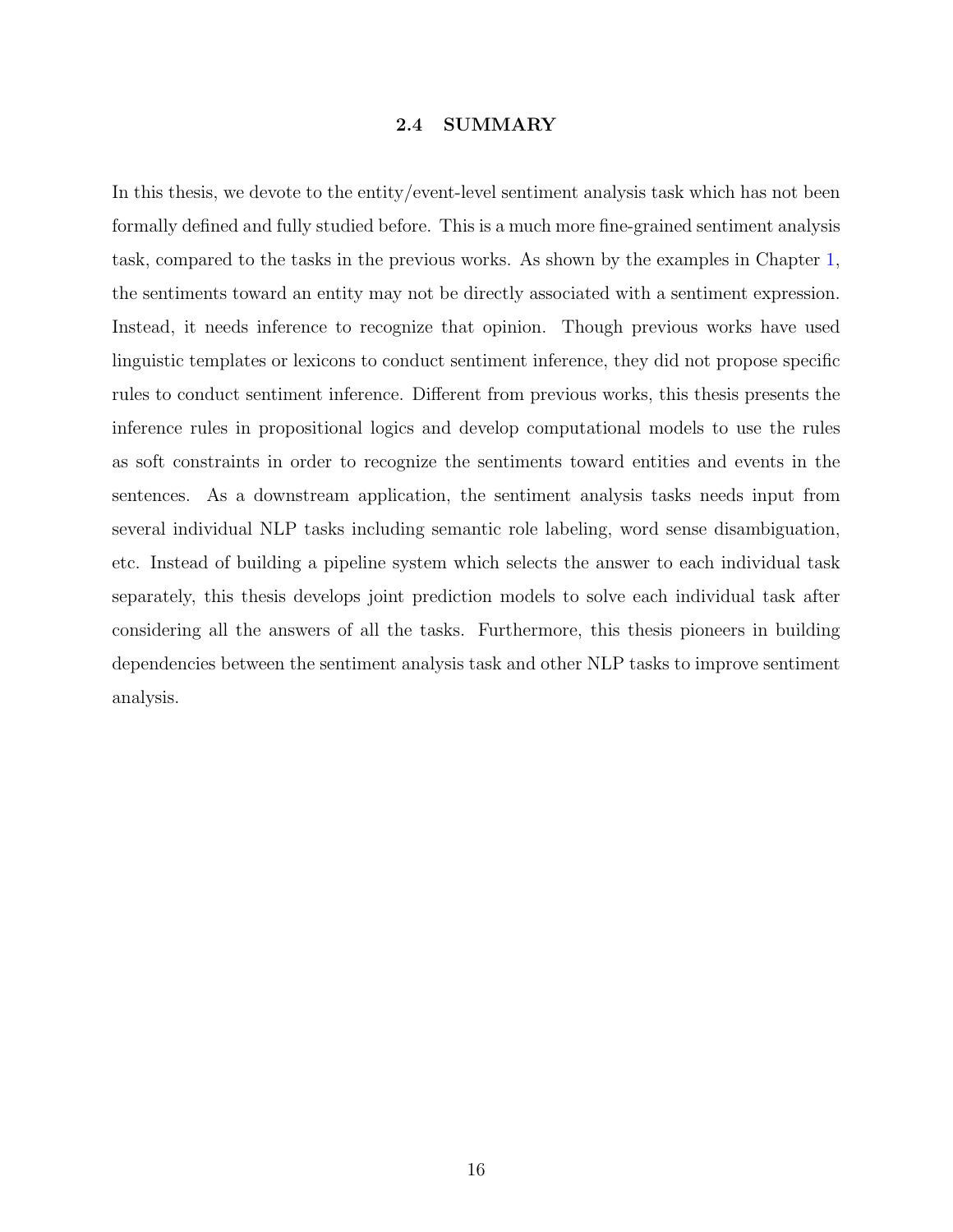## 2.4 SUMMARY

In this thesis, we devote to the entity/event-level sentiment analysis task which has not been formally defined and fully studied before. This is a much more fine-grained sentiment analysis task, compared to the tasks in the previous works. As shown by the examples in Chapter 1, the sentiments toward an entity may not be directly associated with a sentiment expression. Instead, it needs inference to recognize that opinion. Though previous works have used linguistic templates or lexicons to conduct sentiment inference, they did not propose specific rules to conduct sentiment inference. Different from previous works, this thesis presents the inference rules in propositional logics and develop computational models to use the rules as soft constraints in order to recognize the sentiments toward entities and events in the sentences. As a downstream application, the sentiment analysis tasks needs input from several individual NLP tasks including semantic role labeling, word sense disambiguation, etc. Instead of building a pipeline system which selects the answer to each individual task separately, this thesis develops joint prediction models to solve each individual task after considering all the answers of all the tasks. Furthermore, this thesis pioneers in building dependencies between the sentiment analysis task and other NLP tasks to improve sentiment analysis.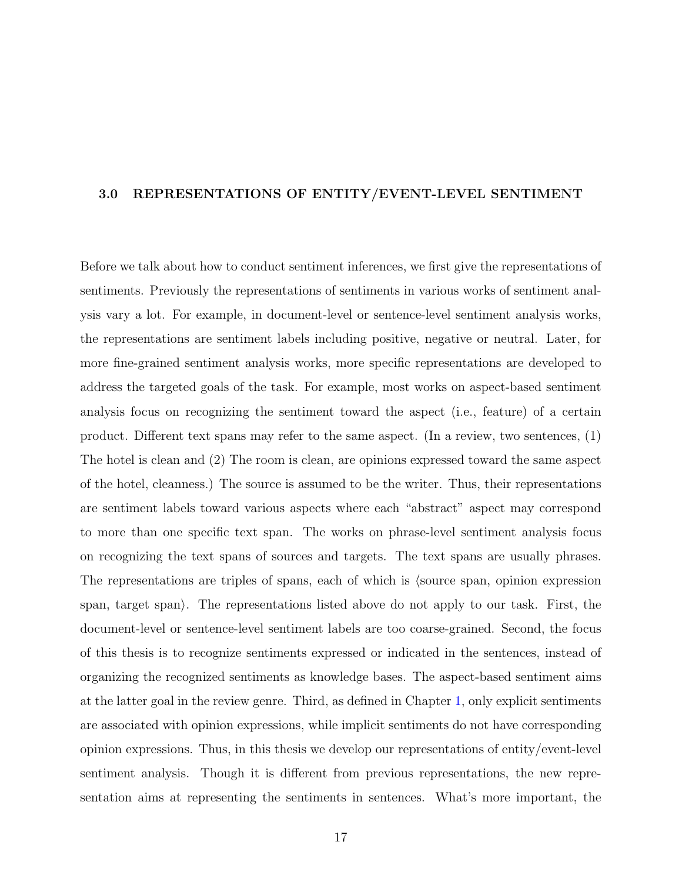# 3.0 REPRESENTATIONS OF ENTITY/EVENT-LEVEL SENTIMENT

Before we talk about how to conduct sentiment inferences, we first give the representations of sentiments. Previously the representations of sentiments in various works of sentiment analysis vary a lot. For example, in document-level or sentence-level sentiment analysis works, the representations are sentiment labels including positive, negative or neutral. Later, for more fine-grained sentiment analysis works, more specific representations are developed to address the targeted goals of the task. For example, most works on aspect-based sentiment analysis focus on recognizing the sentiment toward the aspect (i.e., feature) of a certain product. Different text spans may refer to the same aspect. (In a review, two sentences, (1) The hotel is clean and (2) The room is clean, are opinions expressed toward the same aspect of the hotel, cleanness.) The source is assumed to be the writer. Thus, their representations are sentiment labels toward various aspects where each "abstract" aspect may correspond to more than one specific text span. The works on phrase-level sentiment analysis focus on recognizing the text spans of sources and targets. The text spans are usually phrases. The representations are triples of spans, each of which is ⟨source span, opinion expression span, target span⟩. The representations listed above do not apply to our task. First, the document-level or sentence-level sentiment labels are too coarse-grained. Second, the focus of this thesis is to recognize sentiments expressed or indicated in the sentences, instead of organizing the recognized sentiments as knowledge bases. The aspect-based sentiment aims at the latter goal in the review genre. Third, as defined in Chapter 1, only explicit sentiments are associated with opinion expressions, while implicit sentiments do not have corresponding opinion expressions. Thus, in this thesis we develop our representations of entity/event-level sentiment analysis. Though it is different from previous representations, the new representation aims at representing the sentiments in sentences. What's more important, the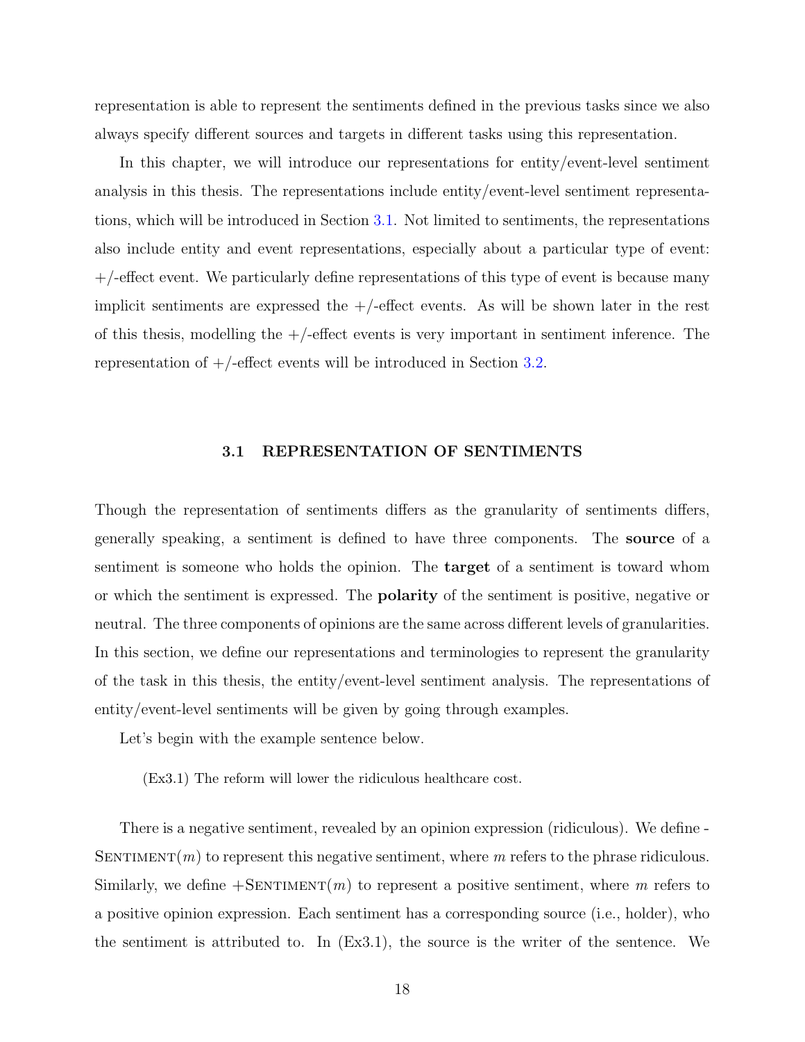representation is able to represent the sentiments defined in the previous tasks since we also always specify different sources and targets in different tasks using this representation.

In this chapter, we will introduce our representations for entity/event-level sentiment analysis in this thesis. The representations include entity/event-level sentiment representations, which will be introduced in Section 3.1. Not limited to sentiments, the representations also include entity and event representations, especially about a particular type of event: +/-effect event. We particularly define representations of this type of event is because many implicit sentiments are expressed the +/-effect events. As will be shown later in the rest of this thesis, modelling the +/-effect events is very important in sentiment inference. The representation of +/-effect events will be introduced in Section 3.2.

## 3.1 REPRESENTATION OF SENTIMENTS

Though the representation of sentiments differs as the granularity of sentiments differs, generally speaking, a sentiment is defined to have three components. The **source** of a sentiment is someone who holds the opinion. The **target** of a sentiment is toward whom or which the sentiment is expressed. The **polarity** of the sentiment is positive, negative or neutral. The three components of opinions are the same across different levels of granularities. In this section, we define our representations and terminologies to represent the granularity of the task in this thesis, the entity/event-level sentiment analysis. The representations of entity/event-level sentiments will be given by going through examples.

Let's begin with the example sentence below.

(Ex3.1) The reform will lower the ridiculous healthcare cost.

There is a negative sentiment, revealed by an opinion expression (ridiculous). We define -Sentiment($m$) to represent this negative sentiment, where $m$ refers to the phrase ridiculous. Similarly, we define +Sentiment($m$) to represent a positive sentiment, where $m$ refers to a positive opinion expression. Each sentiment has a corresponding source (i.e., holder), who the sentiment is attributed to. In (Ex3.1), the source is the writer of the sentence. We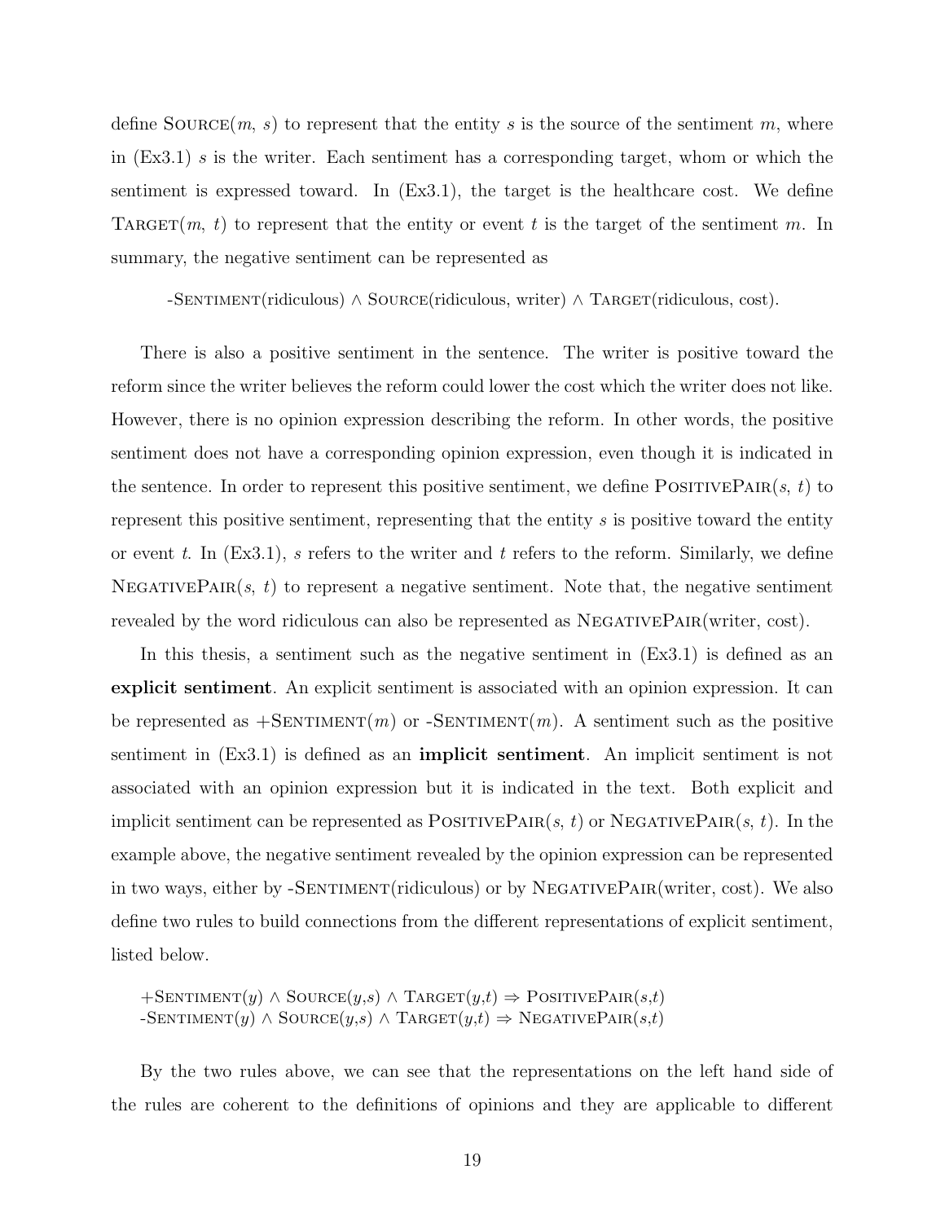define SOURCE($m$, $s$) to represent that the entity $s$ is the source of the sentiment $m$, where in (Ex3.1) $s$ is the writer. Each sentiment has a corresponding target, whom or which the sentiment is expressed toward. In (Ex3.1), the target is the healthcare cost. We define TARGET($m$, $t$) to represent that the entity or event $t$ is the target of the sentiment $m$. In summary, the negative sentiment can be represented as

-SENTIMENT(ridiculous) $\wedge$ SOURCE(ridiculous, writer) $\wedge$ TARGET(ridiculous, cost).

There is also a positive sentiment in the sentence. The writer is positive toward the reform since the writer believes the reform could lower the cost which the writer does not like. However, there is no opinion expression describing the reform. In other words, the positive sentiment does not have a corresponding opinion expression, even though it is indicated in the sentence. In order to represent this positive sentiment, we define POSITIVEPAIR($s$, $t$) to represent this positive sentiment, representing that the entity $s$ is positive toward the entity or event $t$. In (Ex3.1), $s$ refers to the writer and $t$ refers to the reform. Similarly, we define NEGATIVEPAIR($s$, $t$) to represent a negative sentiment. Note that, the negative sentiment revealed by the word ridiculous can also be represented as NEGATIVEPAIR(writer, cost).

In this thesis, a sentiment such as the negative sentiment in (Ex3.1) is defined as an **explicit sentiment**. An explicit sentiment is associated with an opinion expression. It can be represented as +SENTIMENT($m$) or -SENTIMENT($m$). A sentiment such as the positive sentiment in (Ex3.1) is defined as an **implicit sentiment**. An implicit sentiment is not associated with an opinion expression but it is indicated in the text. Both explicit and implicit sentiment can be represented as POSITIVEPAIR($s$, $t$) or NEGATIVEPAIR($s$, $t$). In the example above, the negative sentiment revealed by the opinion expression can be represented in two ways, either by -SENTIMENT(ridiculous) or by NEGATIVEPAIR(writer, cost). We also define two rules to build connections from the different representations of explicit sentiment, listed below.

+SENTIMENT($y$) $\wedge$ SOURCE($y$,$s$) $\wedge$ TARGET($y$,$t$) $\Rightarrow$ POSITIVEPAIR($s$,$t$)
-SENTIMENT($y$) $\wedge$ SOURCE($y$,$s$) $\wedge$ TARGET($y$,$t$) $\Rightarrow$ NEGATIVEPAIR($s$,$t$)

By the two rules above, we can see that the representations on the left hand side of the rules are coherent to the definitions of opinions and they are applicable to different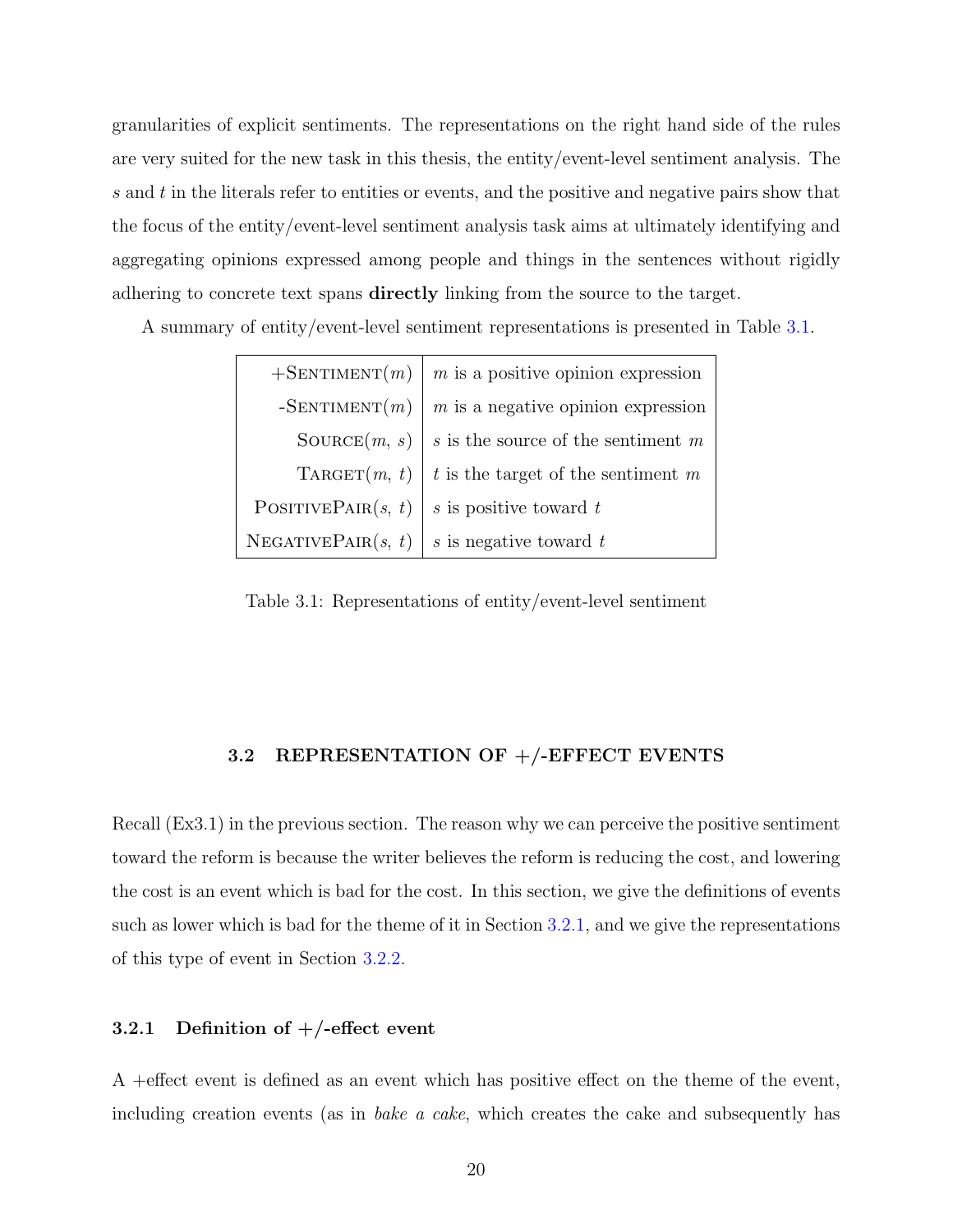granularities of explicit sentiments. The representations on the right hand side of the rules are very suited for the new task in this thesis, the entity/event-level sentiment analysis. The $s$ and $t$ in the literals refer to entities or events, and the positive and negative pairs show that the focus of the entity/event-level sentiment analysis task aims at ultimately identifying and aggregating opinions expressed among people and things in the sentences without rigidly adhering to concrete text spans **directly** linking from the source to the target.

A summary of entity/event-level sentiment representations is presented in Table 3.1.

| | |
|---:|---|
| +SENTIMENT($m$) | $m$ is a positive opinion expression |
| -SENTIMENT($m$) | $m$ is a negative opinion expression |
| SOURCE($m$, $s$) | $s$ is the source of the sentiment $m$ |
| TARGET($m$, $t$) | $t$ is the target of the sentiment $m$ |
| POSITIVEPAIR($s$, $t$) | $s$ is positive toward $t$ |
| NEGATIVEPAIR($s$, $t$) | $s$ is negative toward $t$ |

Table 3.1: Representations of entity/event-level sentiment

## 3.2 REPRESENTATION OF +/-EFFECT EVENTS

Recall (Ex3.1) in the previous section. The reason why we can perceive the positive sentiment toward the reform is because the writer believes the reform is reducing the cost, and lowering the cost is an event which is bad for the cost. In this section, we give the definitions of events such as lower which is bad for the theme of it in Section 3.2.1, and we give the representations of this type of event in Section 3.2.2.

### 3.2.1 Definition of +/-effect event

A +effect event is defined as an event which has positive effect on the theme of the event, including creation events (as in *bake a cake*, which creates the cake and subsequently has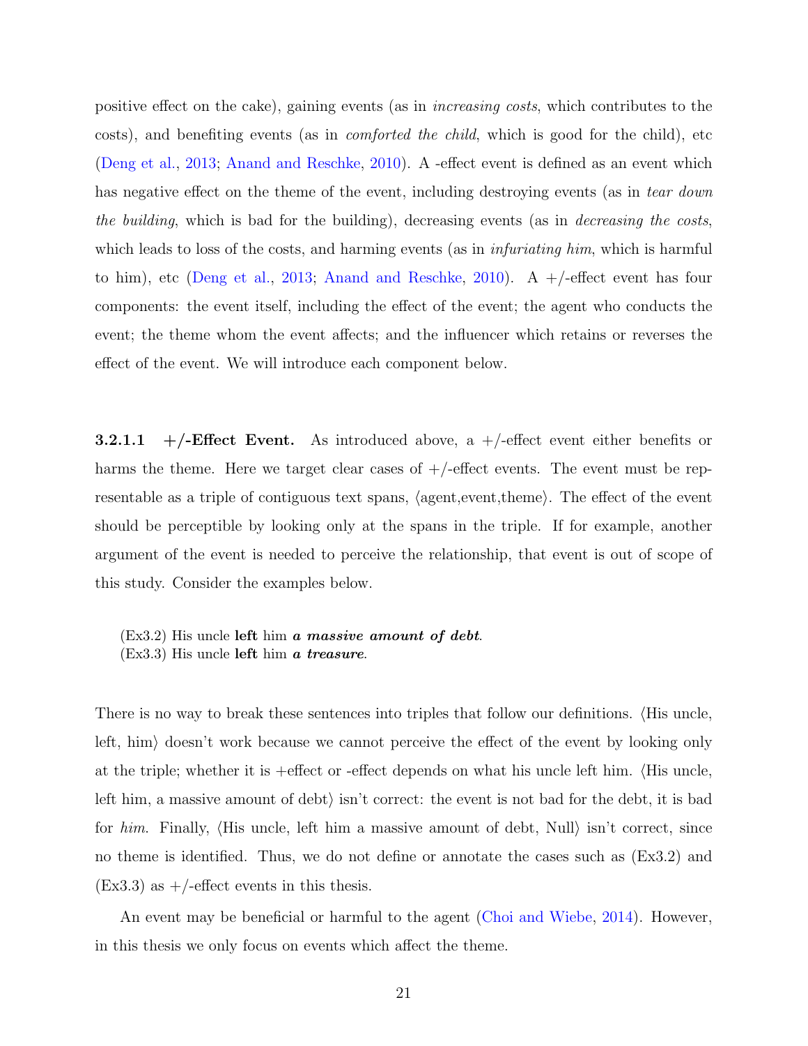positive effect on the cake), gaining events (as in *increasing costs*, which contributes to the costs), and benefiting events (as in *comforted the child*, which is good for the child), etc (Deng et al., 2013; Anand and Reschke, 2010). A -effect event is defined as an event which has negative effect on the theme of the event, including destroying events (as in *tear down the building*, which is bad for the building), decreasing events (as in *decreasing the costs*, which leads to loss of the costs, and harming events (as in *infuriating him*, which is harmful to him), etc (Deng et al., 2013; Anand and Reschke, 2010). A +/-effect event has four components: the event itself, including the effect of the event; the agent who conducts the event; the theme whom the event affects; and the influencer which retains or reverses the effect of the event. We will introduce each component below.

#### 3.2.1.1 +/-Effect Event.

As introduced above, a +/-effect event either benefits or harms the theme. Here we target clear cases of +/-effect events. The event must be representable as a triple of contiguous text spans, ⟨agent,event,theme⟩. The effect of the event should be perceptible by looking only at the spans in the triple. If for example, another argument of the event is needed to perceive the relationship, that event is out of scope of this study. Consider the examples below.

(Ex3.2) His uncle **left** him ***a massive amount of debt***.
(Ex3.3) His uncle **left** him ***a treasure***.

There is no way to break these sentences into triples that follow our definitions. ⟨His uncle, left, him⟩ doesn't work because we cannot perceive the effect of the event by looking only at the triple; whether it is +effect or -effect depends on what his uncle left him. ⟨His uncle, left him, a massive amount of debt⟩ isn't correct: the event is not bad for the debt, it is bad for *him*. Finally, ⟨His uncle, left him a massive amount of debt, Null⟩ isn't correct, since no theme is identified. Thus, we do not define or annotate the cases such as (Ex3.2) and (Ex3.3) as +/-effect events in this thesis.

An event may be beneficial or harmful to the agent (Choi and Wiebe, 2014). However, in this thesis we only focus on events which affect the theme.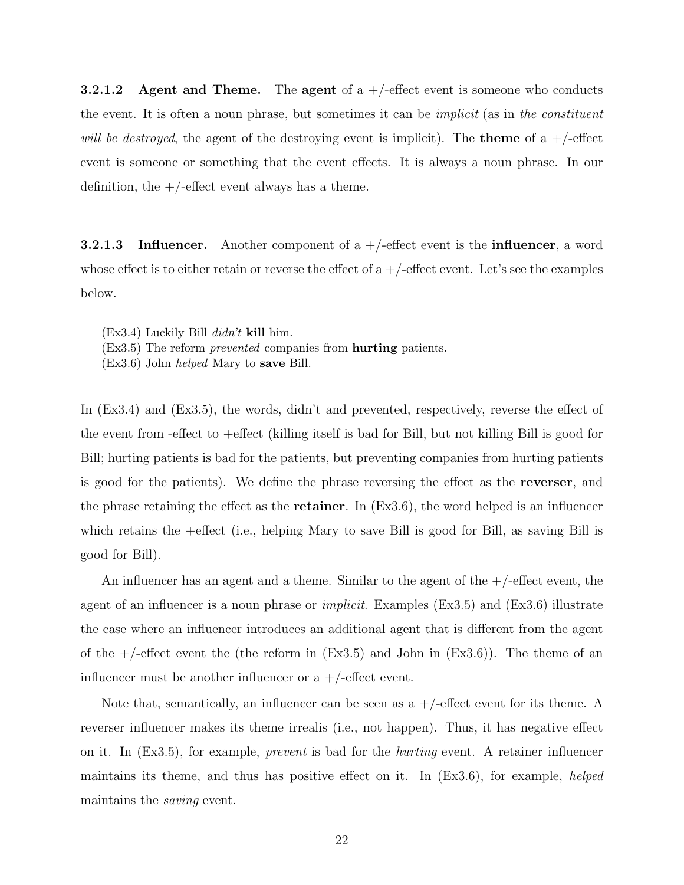#### 3.2.1.2 Agent and Theme.

The **agent** of a +/-effect event is someone who conducts the event. It is often a noun phrase, but sometimes it can be *implicit* (as in *the constituent will be destroyed*, the agent of the destroying event is implicit). The **theme** of a +/-effect event is someone or something that the event effects. It is always a noun phrase. In our definition, the +/-effect event always has a theme.

#### 3.2.1.3 Influencer.

Another component of a +/-effect event is the **influencer**, a word whose effect is to either retain or reverse the effect of a +/-effect event. Let's see the examples below.

(Ex3.4) Luckily Bill *didn't* **kill** him.
(Ex3.5) The reform *prevented* companies from **hurting** patients.
(Ex3.6) John *helped* Mary to **save** Bill.

In (Ex3.4) and (Ex3.5), the words, didn't and prevented, respectively, reverse the effect of the event from -effect to +effect (killing itself is bad for Bill, but not killing Bill is good for Bill; hurting patients is bad for the patients, but preventing companies from hurting patients is good for the patients). We define the phrase reversing the effect as the **reverser**, and the phrase retaining the effect as the **retainer**. In (Ex3.6), the word helped is an influencer which retains the +effect (i.e., helping Mary to save Bill is good for Bill, as saving Bill is good for Bill).

An influencer has an agent and a theme. Similar to the agent of the +/-effect event, the agent of an influencer is a noun phrase or *implicit*. Examples (Ex3.5) and (Ex3.6) illustrate the case where an influencer introduces an additional agent that is different from the agent of the +/-effect event the (the reform in (Ex3.5) and John in (Ex3.6)). The theme of an influencer must be another influencer or a +/-effect event.

Note that, semantically, an influencer can be seen as a +/-effect event for its theme. A reverser influencer makes its theme irrealis (i.e., not happen). Thus, it has negative effect on it. In (Ex3.5), for example, *prevent* is bad for the *hurting* event. A retainer influencer maintains its theme, and thus has positive effect on it. In (Ex3.6), for example, *helped* maintains the *saving* event.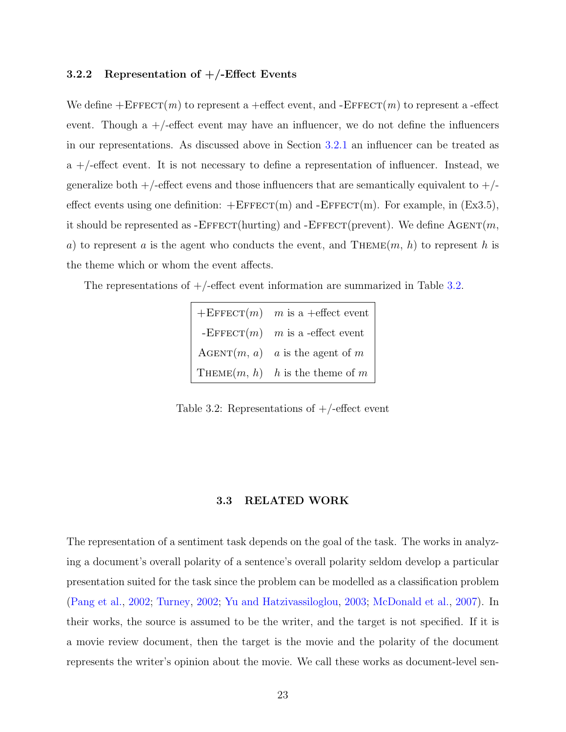### 3.2.2 Representation of +/-Effect Events

We define +EFFECT($m$) to represent a +effect event, and -EFFECT($m$) to represent a -effect event. Though a +/-effect event may have an influencer, we do not define the influencers in our representations. As discussed above in Section 3.2.1 an influencer can be treated as a +/-effect event. It is not necessary to define a representation of influencer. Instead, we generalize both +/-effect evens and those influencers that are semantically equivalent to +/-effect events using one definition: +EFFECT(m) and -EFFECT(m). For example, in (Ex3.5), it should be represented as -EFFECT(hurting) and -EFFECT(prevent). We define AGENT($m$, $a$) to represent $a$ is the agent who conducts the event, and THEME($m$, $h$) to represent $h$ is the theme which or whom the event affects.

The representations of +/-effect event information are summarized in Table 3.2.

| | |
|---|---|
| +EFFECT($m$) | $m$ is a +effect event |
| -EFFECT($m$) | $m$ is a -effect event |
| AGENT($m$, $a$) | $a$ is the agent of $m$ |
| THEME($m$, $h$) | $h$ is the theme of $m$ |

Table 3.2: Representations of +/-effect event

## 3.3 RELATED WORK

The representation of a sentiment task depends on the goal of the task. The works in analyzing a document's overall polarity of a sentence's overall polarity seldom develop a particular presentation suited for the task since the problem can be modelled as a classification problem (Pang et al., 2002; Turney, 2002; Yu and Hatzivassiloglou, 2003; McDonald et al., 2007). In their works, the source is assumed to be the writer, and the target is not specified. If it is a movie review document, then the target is the movie and the polarity of the document represents the writer's opinion about the movie. We call these works as document-level sen-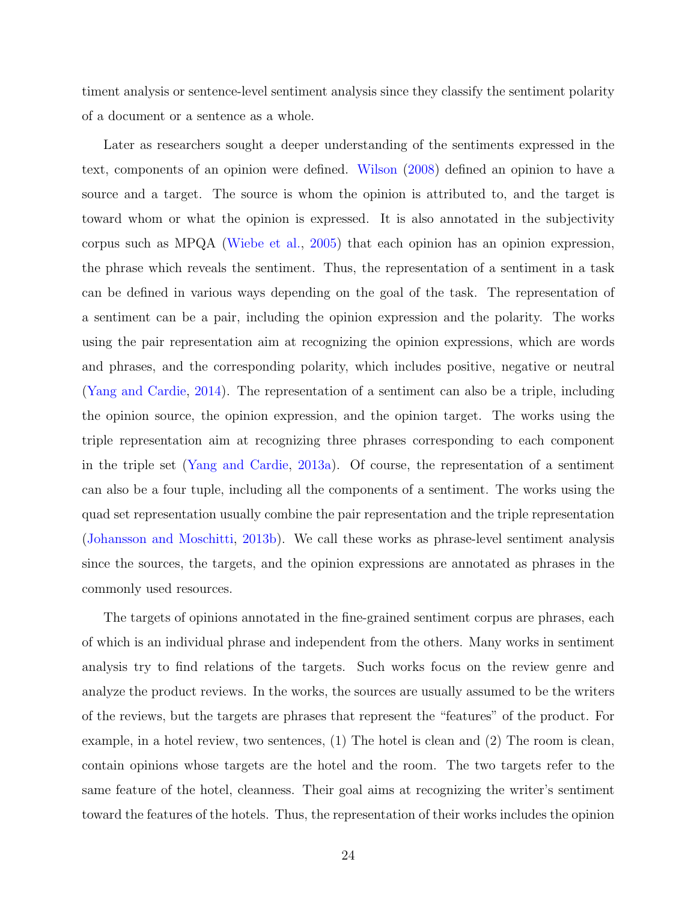timent analysis or sentence-level sentiment analysis since they classify the sentiment polarity of a document or a sentence as a whole.

Later as researchers sought a deeper understanding of the sentiments expressed in the text, components of an opinion were defined. Wilson (2008) defined an opinion to have a source and a target. The source is whom the opinion is attributed to, and the target is toward whom or what the opinion is expressed. It is also annotated in the subjectivity corpus such as MPQA (Wiebe et al., 2005) that each opinion has an opinion expression, the phrase which reveals the sentiment. Thus, the representation of a sentiment in a task can be defined in various ways depending on the goal of the task. The representation of a sentiment can be a pair, including the opinion expression and the polarity. The works using the pair representation aim at recognizing the opinion expressions, which are words and phrases, and the corresponding polarity, which includes positive, negative or neutral (Yang and Cardie, 2014). The representation of a sentiment can also be a triple, including the opinion source, the opinion expression, and the opinion target. The works using the triple representation aim at recognizing three phrases corresponding to each component in the triple set (Yang and Cardie, 2013a). Of course, the representation of a sentiment can also be a four tuple, including all the components of a sentiment. The works using the quad set representation usually combine the pair representation and the triple representation (Johansson and Moschitti, 2013b). We call these works as phrase-level sentiment analysis since the sources, the targets, and the opinion expressions are annotated as phrases in the commonly used resources.

The targets of opinions annotated in the fine-grained sentiment corpus are phrases, each of which is an individual phrase and independent from the others. Many works in sentiment analysis try to find relations of the targets. Such works focus on the review genre and analyze the product reviews. In the works, the sources are usually assumed to be the writers of the reviews, but the targets are phrases that represent the "features" of the product. For example, in a hotel review, two sentences, (1) The hotel is clean and (2) The room is clean, contain opinions whose targets are the hotel and the room. The two targets refer to the same feature of the hotel, cleanness. Their goal aims at recognizing the writer's sentiment toward the features of the hotels. Thus, the representation of their works includes the opinion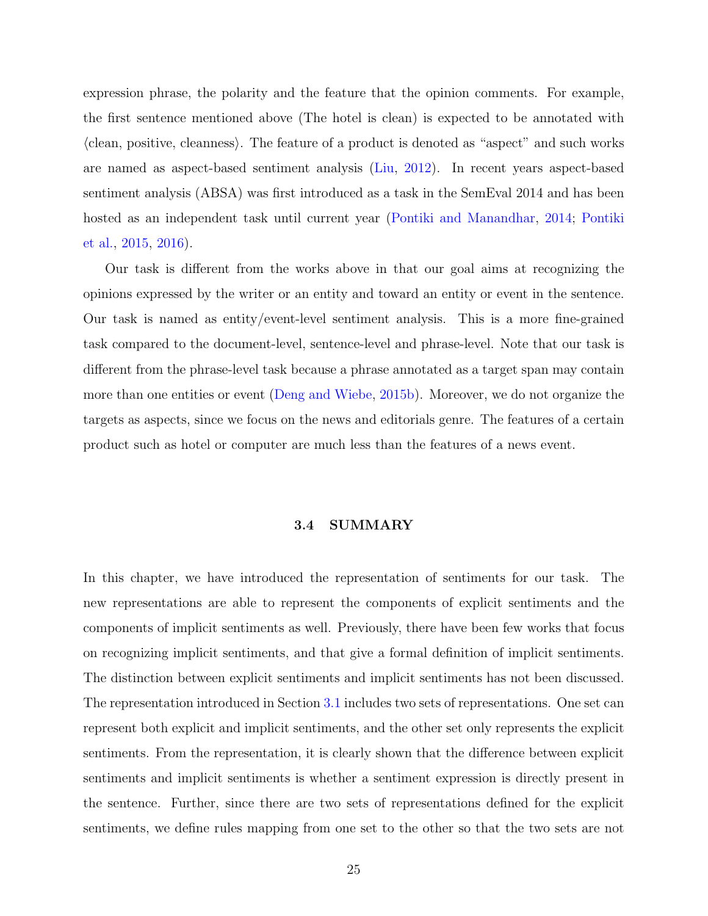expression phrase, the polarity and the feature that the opinion comments. For example, the first sentence mentioned above (The hotel is clean) is expected to be annotated with ⟨clean, positive, cleanness⟩. The feature of a product is denoted as "aspect" and such works are named as aspect-based sentiment analysis (Liu, 2012). In recent years aspect-based sentiment analysis (ABSA) was first introduced as a task in the SemEval 2014 and has been hosted as an independent task until current year (Pontiki and Manandhar, 2014; Pontiki et al., 2015, 2016).

Our task is different from the works above in that our goal aims at recognizing the opinions expressed by the writer or an entity and toward an entity or event in the sentence. Our task is named as entity/event-level sentiment analysis. This is a more fine-grained task compared to the document-level, sentence-level and phrase-level. Note that our task is different from the phrase-level task because a phrase annotated as a target span may contain more than one entities or event (Deng and Wiebe, 2015b). Moreover, we do not organize the targets as aspects, since we focus on the news and editorials genre. The features of a certain product such as hotel or computer are much less than the features of a news event.

### 3.4 SUMMARY

In this chapter, we have introduced the representation of sentiments for our task. The new representations are able to represent the components of explicit sentiments and the components of implicit sentiments as well. Previously, there have been few works that focus on recognizing implicit sentiments, and that give a formal definition of implicit sentiments. The distinction between explicit sentiments and implicit sentiments has not been discussed. The representation introduced in Section 3.1 includes two sets of representations. One set can represent both explicit and implicit sentiments, and the other set only represents the explicit sentiments. From the representation, it is clearly shown that the difference between explicit sentiments and implicit sentiments is whether a sentiment expression is directly present in the sentence. Further, since there are two sets of representations defined for the explicit sentiments, we define rules mapping from one set to the other so that the two sets are not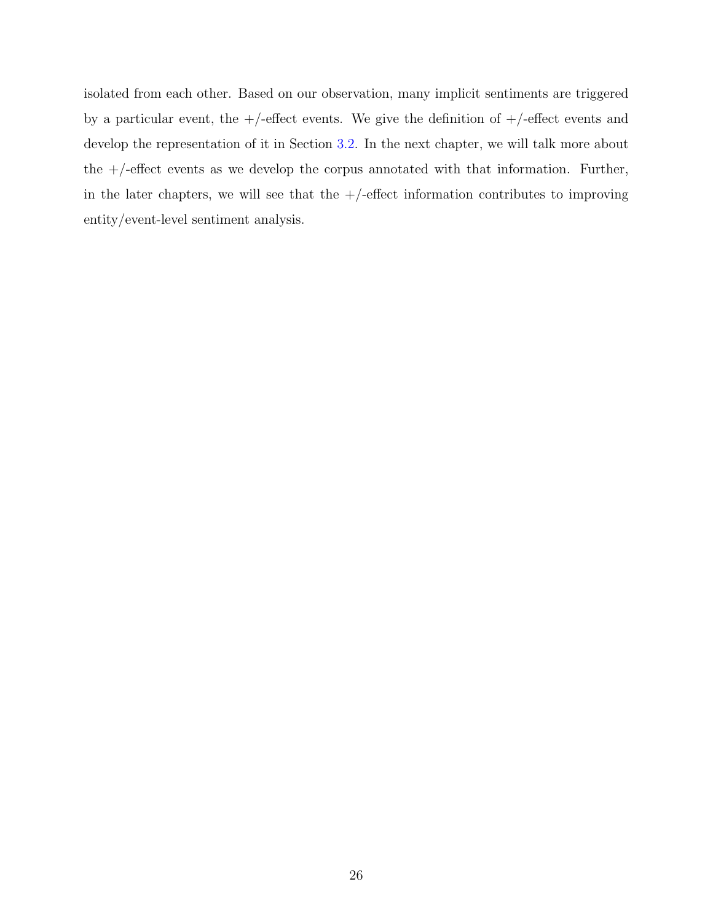isolated from each other. Based on our observation, many implicit sentiments are triggered by a particular event, the +/-effect events. We give the definition of +/-effect events and develop the representation of it in Section 3.2. In the next chapter, we will talk more about the +/-effect events as we develop the corpus annotated with that information. Further, in the later chapters, we will see that the +/-effect information contributes to improving entity/event-level sentiment analysis.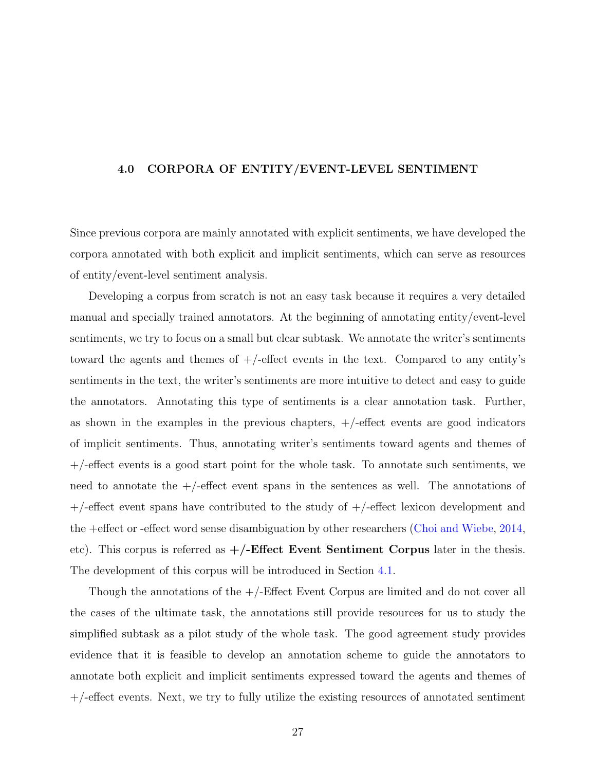# 4.0 CORPORA OF ENTITY/EVENT-LEVEL SENTIMENT

Since previous corpora are mainly annotated with explicit sentiments, we have developed the corpora annotated with both explicit and implicit sentiments, which can serve as resources of entity/event-level sentiment analysis.

Developing a corpus from scratch is not an easy task because it requires a very detailed manual and specially trained annotators. At the beginning of annotating entity/event-level sentiments, we try to focus on a small but clear subtask. We annotate the writer's sentiments toward the agents and themes of +/-effect events in the text. Compared to any entity's sentiments in the text, the writer's sentiments are more intuitive to detect and easy to guide the annotators. Annotating this type of sentiments is a clear annotation task. Further, as shown in the examples in the previous chapters, +/-effect events are good indicators of implicit sentiments. Thus, annotating writer's sentiments toward agents and themes of +/-effect events is a good start point for the whole task. To annotate such sentiments, we need to annotate the +/-effect event spans in the sentences as well. The annotations of +/-effect event spans have contributed to the study of +/-effect lexicon development and the +effect or -effect word sense disambiguation by other researchers (Choi and Wiebe, 2014, etc). This corpus is referred as **+/-Effect Event Sentiment Corpus** later in the thesis. The development of this corpus will be introduced in Section 4.1.

Though the annotations of the +/-Effect Event Corpus are limited and do not cover all the cases of the ultimate task, the annotations still provide resources for us to study the simplified subtask as a pilot study of the whole task. The good agreement study provides evidence that it is feasible to develop an annotation scheme to guide the annotators to annotate both explicit and implicit sentiments expressed toward the agents and themes of +/-effect events. Next, we try to fully utilize the existing resources of annotated sentiment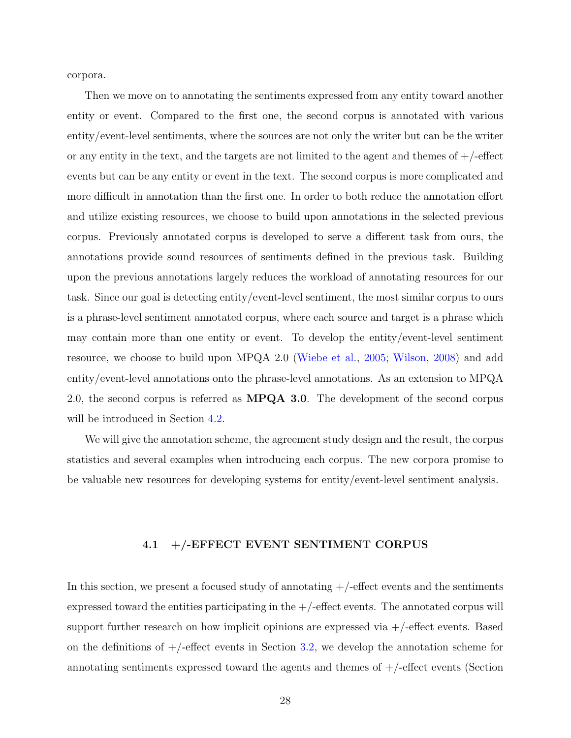corpora.

Then we move on to annotating the sentiments expressed from any entity toward another entity or event. Compared to the first one, the second corpus is annotated with various entity/event-level sentiments, where the sources are not only the writer but can be the writer or any entity in the text, and the targets are not limited to the agent and themes of +/-effect events but can be any entity or event in the text. The second corpus is more complicated and more difficult in annotation than the first one. In order to both reduce the annotation effort and utilize existing resources, we choose to build upon annotations in the selected previous corpus. Previously annotated corpus is developed to serve a different task from ours, the annotations provide sound resources of sentiments defined in the previous task. Building upon the previous annotations largely reduces the workload of annotating resources for our task. Since our goal is detecting entity/event-level sentiment, the most similar corpus to ours is a phrase-level sentiment annotated corpus, where each source and target is a phrase which may contain more than one entity or event. To develop the entity/event-level sentiment resource, we choose to build upon MPQA 2.0 (Wiebe et al., 2005; Wilson, 2008) and add entity/event-level annotations onto the phrase-level annotations. As an extension to MPQA 2.0, the second corpus is referred as **MPQA 3.0**. The development of the second corpus will be introduced in Section 4.2.

We will give the annotation scheme, the agreement study design and the result, the corpus statistics and several examples when introducing each corpus. The new corpora promise to be valuable new resources for developing systems for entity/event-level sentiment analysis.

### 4.1 +/-EFFECT EVENT SENTIMENT CORPUS

In this section, we present a focused study of annotating +/-effect events and the sentiments expressed toward the entities participating in the +/-effect events. The annotated corpus will support further research on how implicit opinions are expressed via +/-effect events. Based on the definitions of +/-effect events in Section 3.2, we develop the annotation scheme for annotating sentiments expressed toward the agents and themes of +/-effect events (Section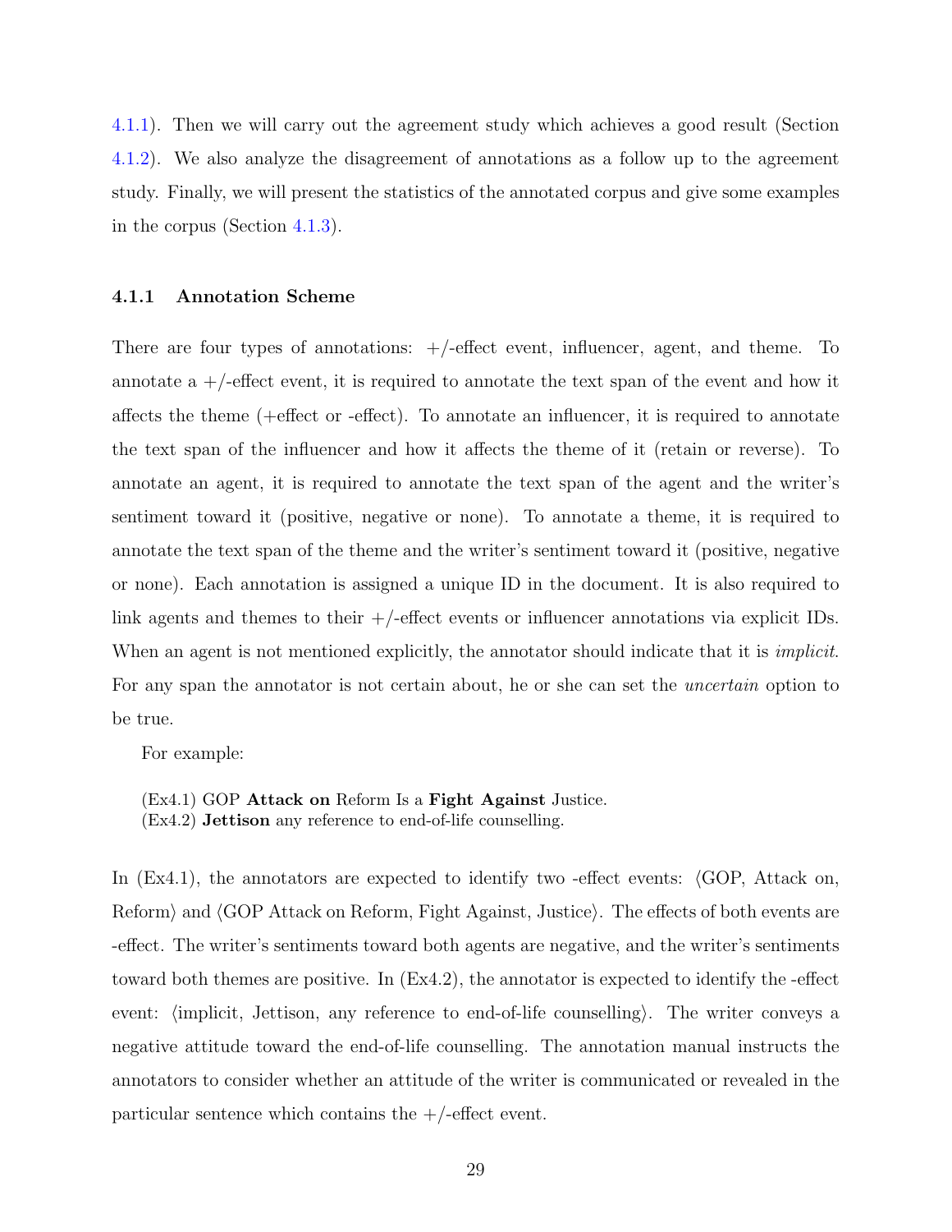4.1.1). Then we will carry out the agreement study which achieves a good result (Section 4.1.2). We also analyze the disagreement of annotations as a follow up to the agreement study. Finally, we will present the statistics of the annotated corpus and give some examples in the corpus (Section 4.1.3).

### 4.1.1 Annotation Scheme

There are four types of annotations: +/-effect event, influencer, agent, and theme. To annotate a +/-effect event, it is required to annotate the text span of the event and how it affects the theme (+effect or -effect). To annotate an influencer, it is required to annotate the text span of the influencer and how it affects the theme of it (retain or reverse). To annotate an agent, it is required to annotate the text span of the agent and the writer's sentiment toward it (positive, negative or none). To annotate a theme, it is required to annotate the text span of the theme and the writer's sentiment toward it (positive, negative or none). Each annotation is assigned a unique ID in the document. It is also required to link agents and themes to their +/-effect events or influencer annotations via explicit IDs. When an agent is not mentioned explicitly, the annotator should indicate that it is *implicit*. For any span the annotator is not certain about, he or she can set the *uncertain* option to be true.

For example:

(Ex4.1) GOP **Attack on** Reform Is a **Fight Against** Justice.
(Ex4.2) **Jettison** any reference to end-of-life counselling.

In (Ex4.1), the annotators are expected to identify two -effect events: ⟨GOP, Attack on, Reform⟩ and ⟨GOP Attack on Reform, Fight Against, Justice⟩. The effects of both events are -effect. The writer's sentiments toward both agents are negative, and the writer's sentiments toward both themes are positive. In (Ex4.2), the annotator is expected to identify the -effect event: ⟨implicit, Jettison, any reference to end-of-life counselling⟩. The writer conveys a negative attitude toward the end-of-life counselling. The annotation manual instructs the annotators to consider whether an attitude of the writer is communicated or revealed in the particular sentence which contains the +/-effect event.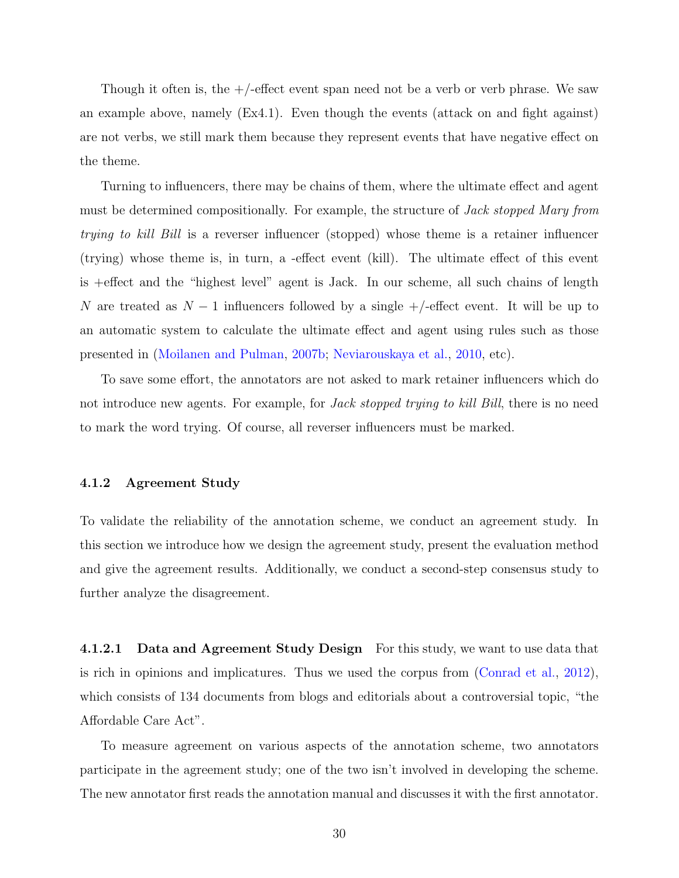Though it often is, the +/-effect event span need not be a verb or verb phrase. We saw an example above, namely (Ex4.1). Even though the events (attack on and fight against) are not verbs, we still mark them because they represent events that have negative effect on the theme.

Turning to influencers, there may be chains of them, where the ultimate effect and agent must be determined compositionally. For example, the structure of *Jack stopped Mary from trying to kill Bill* is a reverser influencer (stopped) whose theme is a retainer influencer (trying) whose theme is, in turn, a -effect event (kill). The ultimate effect of this event is +effect and the "highest level" agent is Jack. In our scheme, all such chains of length $N$ are treated as $N-1$ influencers followed by a single +/-effect event. It will be up to an automatic system to calculate the ultimate effect and agent using rules such as those presented in (Moilanen and Pulman, 2007b; Neviarouskaya et al., 2010, etc).

To save some effort, the annotators are not asked to mark retainer influencers which do not introduce new agents. For example, for *Jack stopped trying to kill Bill*, there is no need to mark the word trying. Of course, all reverser influencers must be marked.

### 4.1.2 Agreement Study

To validate the reliability of the annotation scheme, we conduct an agreement study. In this section we introduce how we design the agreement study, present the evaluation method and give the agreement results. Additionally, we conduct a second-step consensus study to further analyze the disagreement.

#### 4.1.2.1 Data and Agreement Study Design

For this study, we want to use data that is rich in opinions and implicatures. Thus we used the corpus from (Conrad et al., 2012), which consists of 134 documents from blogs and editorials about a controversial topic, "the Affordable Care Act".

To measure agreement on various aspects of the annotation scheme, two annotators participate in the agreement study; one of the two isn't involved in developing the scheme. The new annotator first reads the annotation manual and discusses it with the first annotator.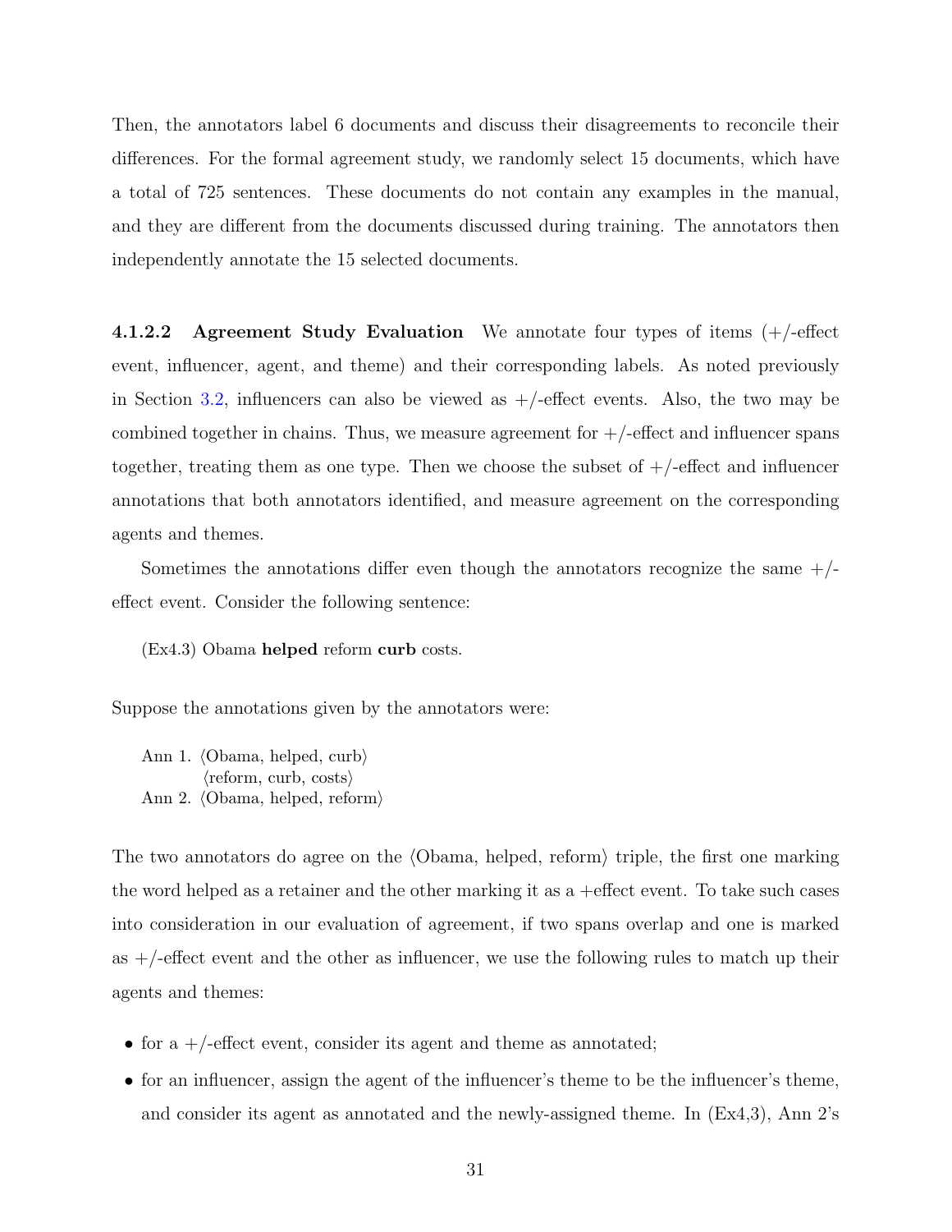Then, the annotators label 6 documents and discuss their disagreements to reconcile their differences. For the formal agreement study, we randomly select 15 documents, which have a total of 725 sentences. These documents do not contain any examples in the manual, and they are different from the documents discussed during training. The annotators then independently annotate the 15 selected documents.

#### 4.1.2.2 Agreement Study Evaluation

We annotate four types of items (+/-effect event, influencer, agent, and theme) and their corresponding labels. As noted previously in Section 3.2, influencers can also be viewed as +/-effect events. Also, the two may be combined together in chains. Thus, we measure agreement for +/-effect and influencer spans together, treating them as one type. Then we choose the subset of +/-effect and influencer annotations that both annotators identified, and measure agreement on the corresponding agents and themes.

Sometimes the annotations differ even though the annotators recognize the same +/-effect event. Consider the following sentence:

(Ex4.3) Obama **helped** reform **curb** costs.

Suppose the annotations given by the annotators were:

Ann 1. ⟨Obama, helped, curb⟩
⟨reform, curb, costs⟩
Ann 2. ⟨Obama, helped, reform⟩

The two annotators do agree on the ⟨Obama, helped, reform⟩ triple, the first one marking the word helped as a retainer and the other marking it as a +effect event. To take such cases into consideration in our evaluation of agreement, if two spans overlap and one is marked as +/-effect event and the other as influencer, we use the following rules to match up their agents and themes:

- for a +/-effect event, consider its agent and theme as annotated;
- for an influencer, assign the agent of the influencer's theme to be the influencer's theme, and consider its agent as annotated and the newly-assigned theme. In (Ex4,3), Ann 2's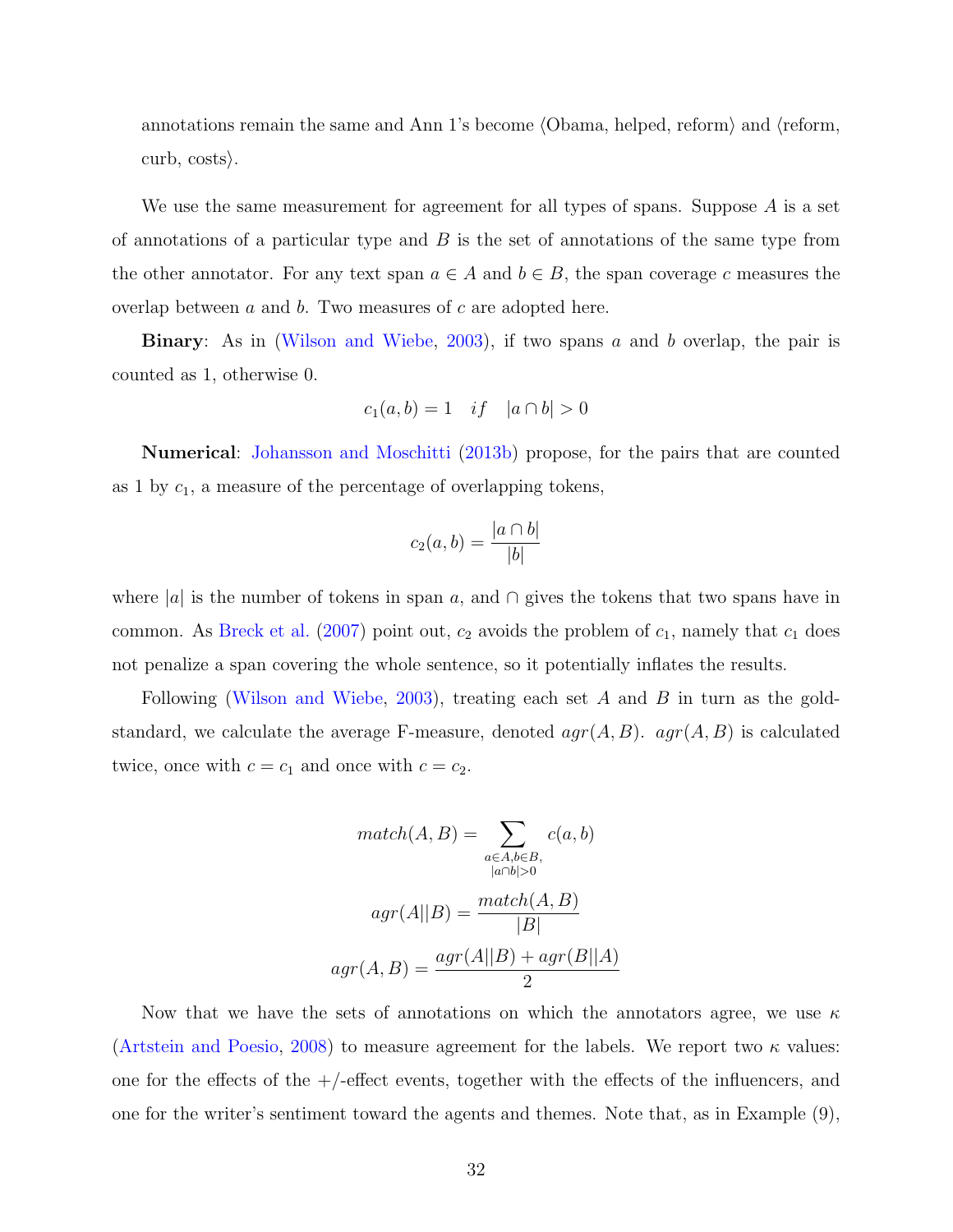annotations remain the same and Ann 1's become ⟨Obama, helped, reform⟩ and ⟨reform, curb, costs⟩.

We use the same measurement for agreement for all types of spans. Suppose $A$ is a set of annotations of a particular type and $B$ is the set of annotations of the same type from the other annotator. For any text span $a \in A$ and $b \in B$, the span coverage $c$ measures the overlap between $a$ and $b$. Two measures of $c$ are adopted here.

**Binary**: As in (Wilson and Wiebe, 2003), if two spans $a$ and $b$ overlap, the pair is counted as 1, otherwise 0.

$$c_1(a, b) = 1 \quad if \quad |a \cap b| > 0$$

**Numerical**: Johansson and Moschitti (2013b) propose, for the pairs that are counted as 1 by $c_1$, a measure of the percentage of overlapping tokens,

$$c_2(a, b) = \frac{|a \cap b|}{|b|}$$

where $|a|$ is the number of tokens in span $a$, and $\cap$ gives the tokens that two spans have in common. As Breck et al. (2007) point out, $c_2$ avoids the problem of $c_1$, namely that $c_1$ does not penalize a span covering the whole sentence, so it potentially inflates the results.

Following (Wilson and Wiebe, 2003), treating each set $A$ and $B$ in turn as the gold-standard, we calculate the average F-measure, denoted $agr(A, B)$. $agr(A, B)$ is calculated twice, once with $c = c_1$ and once with $c = c_2$.

$$match(A, B) = \sum_{\substack{a \in A, b \in B, \\ |a \cap b| > 0}} c(a, b)$$

$$agr(A||B) = \frac{match(A, B)}{|B|}$$

$$agr(A, B) = \frac{agr(A||B) + agr(B||A)}{2}$$

Now that we have the sets of annotations on which the annotators agree, we use $\kappa$ (Artstein and Poesio, 2008) to measure agreement for the labels. We report two $\kappa$ values: one for the effects of the +/-effect events, together with the effects of the influencers, and one for the writer's sentiment toward the agents and themes. Note that, as in Example (9),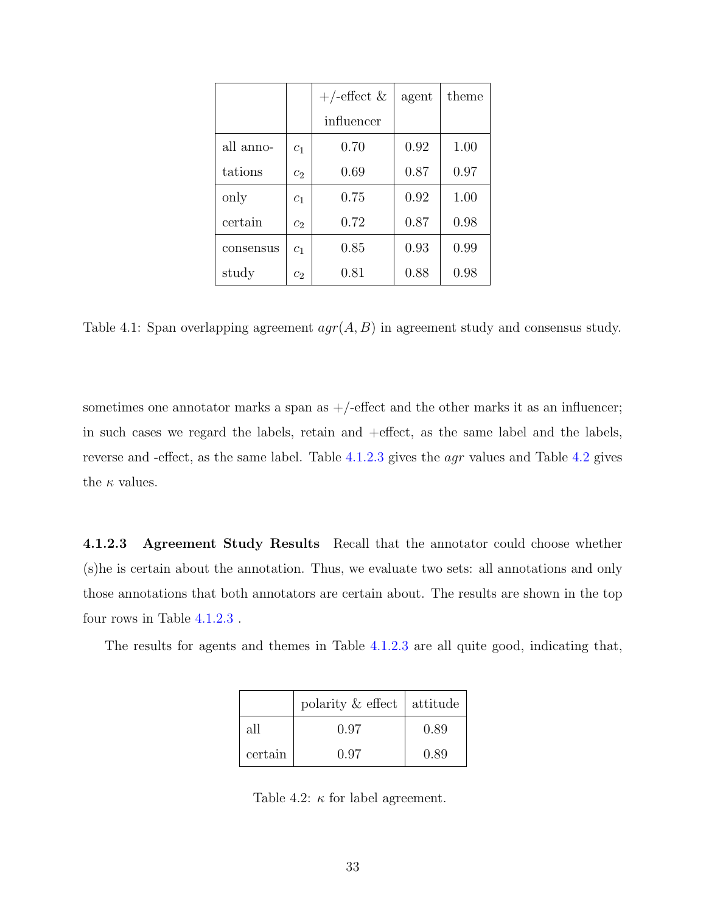| | | +/-effect & influencer | agent | theme |
|---|---|---|---|---|
| all annotations | $c_1$ | 0.70 | 0.92 | 1.00 |
| | $c_2$ | 0.69 | 0.87 | 0.97 |
| only certain | $c_1$ | 0.75 | 0.92 | 1.00 |
| | $c_2$ | 0.72 | 0.87 | 0.98 |
| consensus study | $c_1$ | 0.85 | 0.93 | 0.99 |
| | $c_2$ | 0.81 | 0.88 | 0.98 |

Table 4.1: Span overlapping agreement $agr(A, B)$ in agreement study and consensus study.

sometimes one annotator marks a span as +/-effect and the other marks it as an influencer; in such cases we regard the labels, retain and +effect, as the same label and the labels, reverse and -effect, as the same label. Table 4.1.2.3 gives the $agr$ values and Table 4.2 gives the $\kappa$ values.

#### 4.1.2.3 Agreement Study Results

Recall that the annotator could choose whether (s)he is certain about the annotation. Thus, we evaluate two sets: all annotations and only those annotations that both annotators are certain about. The results are shown in the top four rows in Table 4.1.2.3 .

The results for agents and themes in Table 4.1.2.3 are all quite good, indicating that,

| | polarity & effect | attitude |
|---|---|---|
| all | 0.97 | 0.89 |
| certain | 0.97 | 0.89 |

Table 4.2: $\kappa$ for label agreement.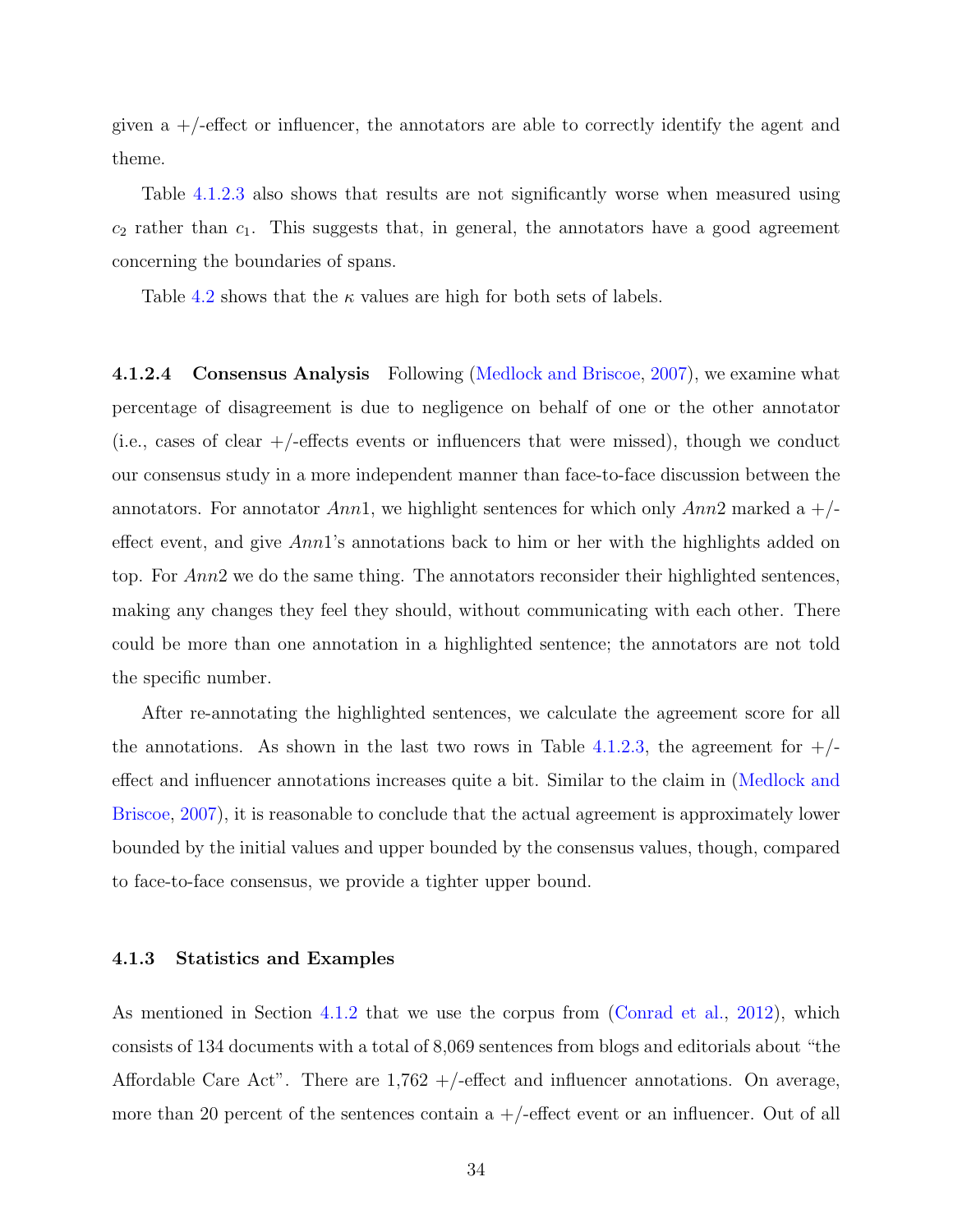given a +/-effect or influencer, the annotators are able to correctly identify the agent and theme.

Table 4.1.2.3 also shows that results are not significantly worse when measured using $c_2$ rather than $c_1$. This suggests that, in general, the annotators have a good agreement concerning the boundaries of spans.

Table 4.2 shows that the $\kappa$ values are high for both sets of labels.

#### 4.1.2.4 Consensus Analysis

Following (Medlock and Briscoe, 2007), we examine what percentage of disagreement is due to negligence on behalf of one or the other annotator (i.e., cases of clear +/-effects events or influencers that were missed), though we conduct our consensus study in a more independent manner than face-to-face discussion between the annotators. For annotator *Ann*1, we highlight sentences for which only *Ann*2 marked a +/-effect event, and give *Ann*1's annotations back to him or her with the highlights added on top. For *Ann*2 we do the same thing. The annotators reconsider their highlighted sentences, making any changes they feel they should, without communicating with each other. There could be more than one annotation in a highlighted sentence; the annotators are not told the specific number.

After re-annotating the highlighted sentences, we calculate the agreement score for all the annotations. As shown in the last two rows in Table 4.1.2.3, the agreement for +/-effect and influencer annotations increases quite a bit. Similar to the claim in (Medlock and Briscoe, 2007), it is reasonable to conclude that the actual agreement is approximately lower bounded by the initial values and upper bounded by the consensus values, though, compared to face-to-face consensus, we provide a tighter upper bound.

### 4.1.3 Statistics and Examples

As mentioned in Section 4.1.2 that we use the corpus from (Conrad et al., 2012), which consists of 134 documents with a total of 8,069 sentences from blogs and editorials about "the Affordable Care Act". There are 1,762 +/-effect and influencer annotations. On average, more than 20 percent of the sentences contain a +/-effect event or an influencer. Out of all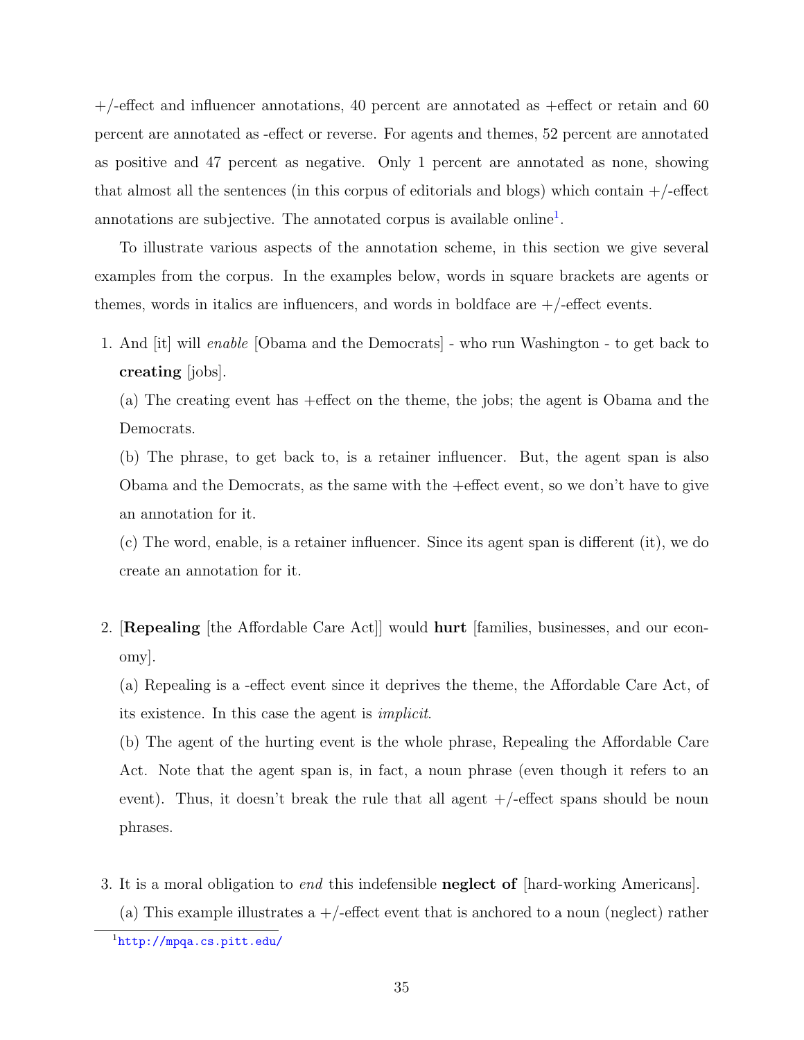+/-effect and influencer annotations, 40 percent are annotated as +effect or retain and 60 percent are annotated as -effect or reverse. For agents and themes, 52 percent are annotated as positive and 47 percent as negative. Only 1 percent are annotated as none, showing that almost all the sentences (in this corpus of editorials and blogs) which contain +/-effect annotations are subjective. The annotated corpus is available online[1].

To illustrate various aspects of the annotation scheme, in this section we give several examples from the corpus. In the examples below, words in square brackets are agents or themes, words in italics are influencers, and words in boldface are +/-effect events.

1. And [it] will *enable* [Obama and the Democrats] - who run Washington - to get back to **creating** [jobs].

   (a) The creating event has +effect on the theme, the jobs; the agent is Obama and the Democrats.

   (b) The phrase, to get back to, is a retainer influencer. But, the agent span is also Obama and the Democrats, as the same with the +effect event, so we don't have to give an annotation for it.

   (c) The word, enable, is a retainer influencer. Since its agent span is different (it), we do create an annotation for it.

2. [**Repealing** [the Affordable Care Act]] would **hurt** [families, businesses, and our economy].

   (a) Repealing is a -effect event since it deprives the theme, the Affordable Care Act, of its existence. In this case the agent is *implicit*.

   (b) The agent of the hurting event is the whole phrase, Repealing the Affordable Care Act. Note that the agent span is, in fact, a noun phrase (even though it refers to an event). Thus, it doesn't break the rule that all agent +/-effect spans should be noun phrases.

3. It is a moral obligation to *end* this indefensible **neglect of** [hard-working Americans].

   (a) This example illustrates a +/-effect event that is anchored to a noun (neglect) rather

[1] http://mpqa.cs.pitt.edu/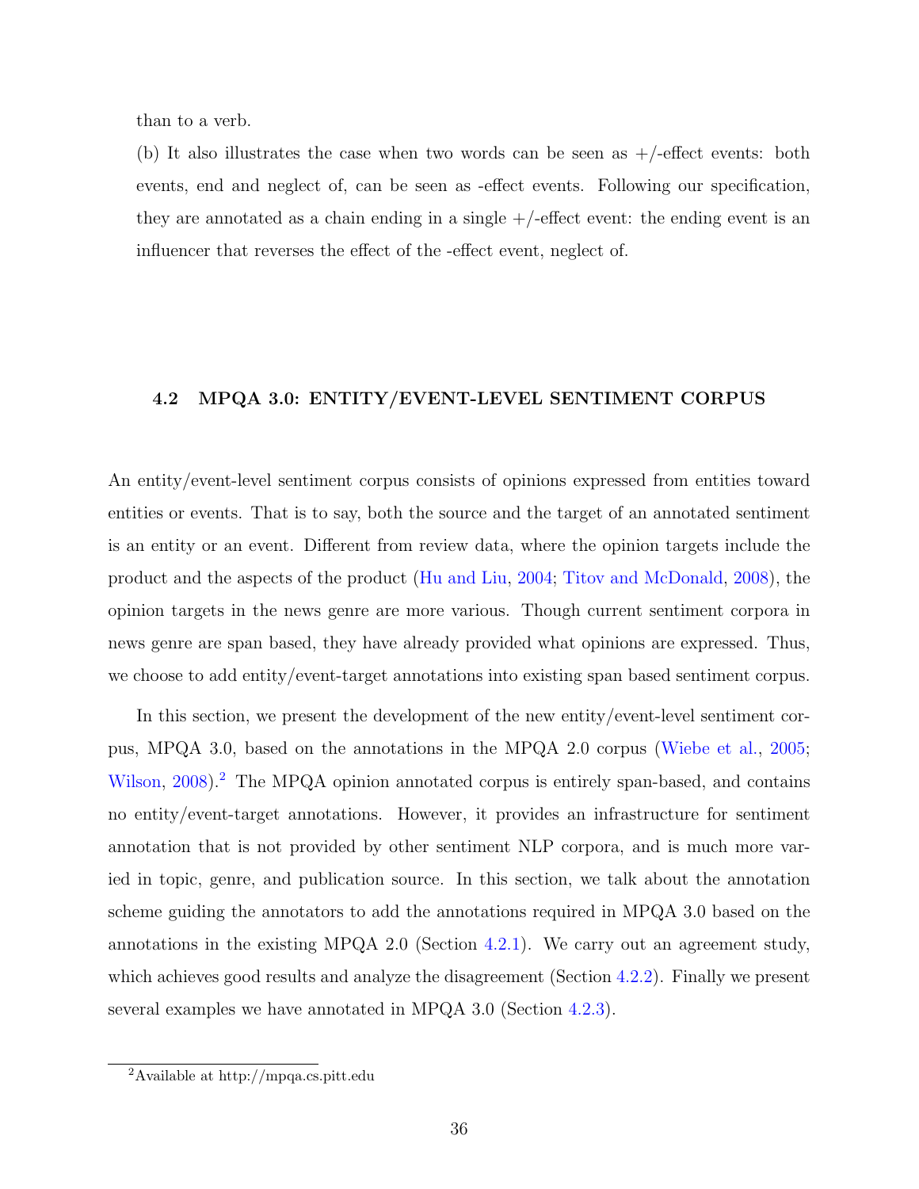than to a verb.

(b) It also illustrates the case when two words can be seen as +/-effect events: both events, end and neglect of, can be seen as -effect events. Following our specification, they are annotated as a chain ending in a single +/-effect event: the ending event is an influencer that reverses the effect of the -effect event, neglect of.

## 4.2 MPQA 3.0: ENTITY/EVENT-LEVEL SENTIMENT CORPUS

An entity/event-level sentiment corpus consists of opinions expressed from entities toward entities or events. That is to say, both the source and the target of an annotated sentiment is an entity or an event. Different from review data, where the opinion targets include the product and the aspects of the product (Hu and Liu, 2004; Titov and McDonald, 2008), the opinion targets in the news genre are more various. Though current sentiment corpora in news genre are span based, they have already provided what opinions are expressed. Thus, we choose to add entity/event-target annotations into existing span based sentiment corpus.

In this section, we present the development of the new entity/event-level sentiment corpus, MPQA 3.0, based on the annotations in the MPQA 2.0 corpus (Wiebe et al., 2005; Wilson, 2008).[2] The MPQA opinion annotated corpus is entirely span-based, and contains no entity/event-target annotations. However, it provides an infrastructure for sentiment annotation that is not provided by other sentiment NLP corpora, and is much more varied in topic, genre, and publication source. In this section, we talk about the annotation scheme guiding the annotators to add the annotations required in MPQA 3.0 based on the annotations in the existing MPQA 2.0 (Section 4.2.1). We carry out an agreement study, which achieves good results and analyze the disagreement (Section 4.2.2). Finally we present several examples we have annotated in MPQA 3.0 (Section 4.2.3).

[2] Available at http://mpqa.cs.pitt.edu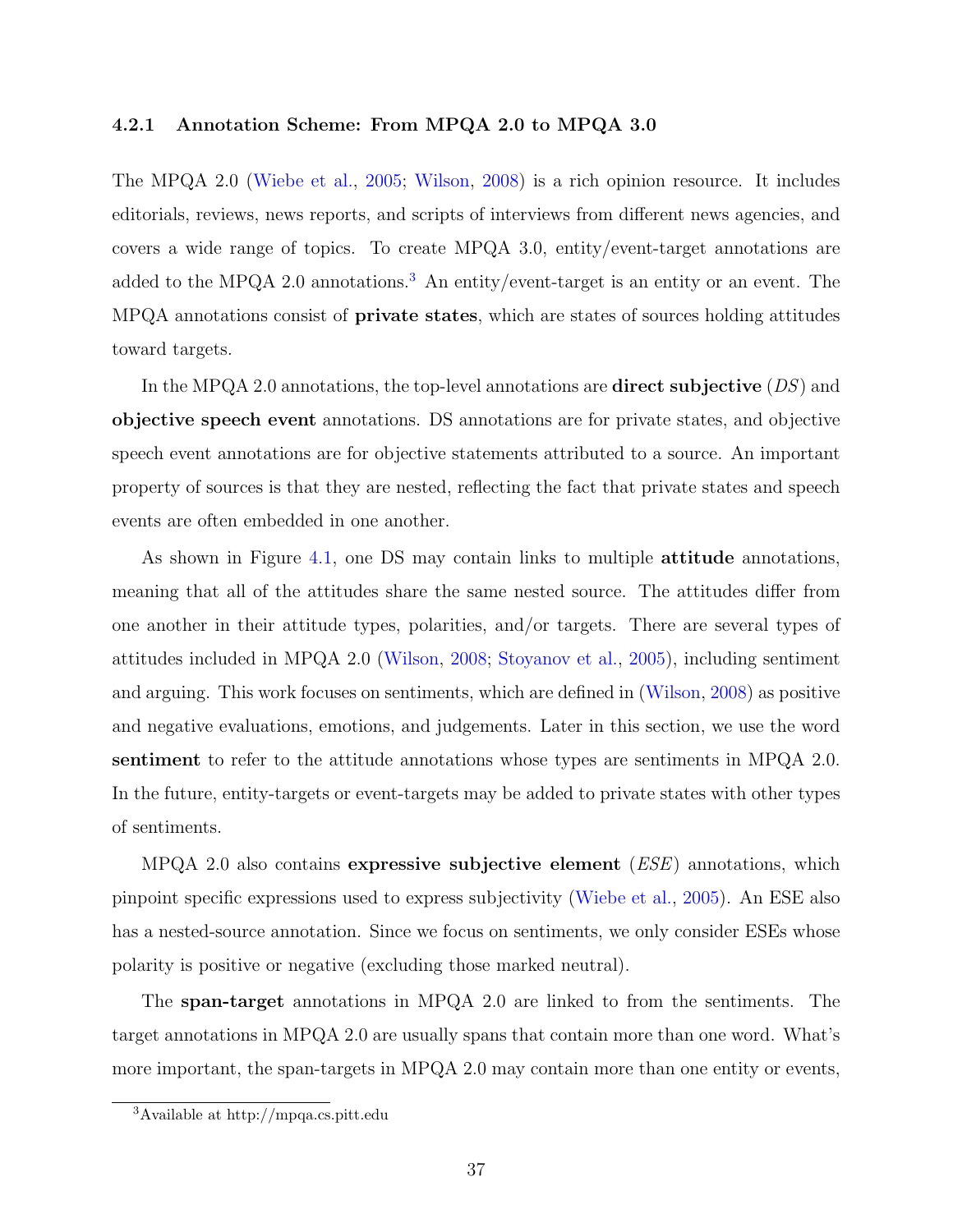### 4.2.1 Annotation Scheme: From MPQA 2.0 to MPQA 3.0

The MPQA 2.0 (Wiebe et al., 2005; Wilson, 2008) is a rich opinion resource. It includes editorials, reviews, news reports, and scripts of interviews from different news agencies, and covers a wide range of topics. To create MPQA 3.0, entity/event-target annotations are added to the MPQA 2.0 annotations.[3] An entity/event-target is an entity or an event. The MPQA annotations consist of **private states**, which are states of sources holding attitudes toward targets.

In the MPQA 2.0 annotations, the top-level annotations are **direct subjective** (*DS*) and **objective speech event** annotations. DS annotations are for private states, and objective speech event annotations are for objective statements attributed to a source. An important property of sources is that they are nested, reflecting the fact that private states and speech events are often embedded in one another.

As shown in Figure 4.1, one DS may contain links to multiple **attitude** annotations, meaning that all of the attitudes share the same nested source. The attitudes differ from one another in their attitude types, polarities, and/or targets. There are several types of attitudes included in MPQA 2.0 (Wilson, 2008; Stoyanov et al., 2005), including sentiment and arguing. This work focuses on sentiments, which are defined in (Wilson, 2008) as positive and negative evaluations, emotions, and judgements. Later in this section, we use the word **sentiment** to refer to the attitude annotations whose types are sentiments in MPQA 2.0. In the future, entity-targets or event-targets may be added to private states with other types of sentiments.

MPQA 2.0 also contains **expressive subjective element** (*ESE*) annotations, which pinpoint specific expressions used to express subjectivity (Wiebe et al., 2005). An ESE also has a nested-source annotation. Since we focus on sentiments, we only consider ESEs whose polarity is positive or negative (excluding those marked neutral).

The **span-target** annotations in MPQA 2.0 are linked to from the sentiments. The target annotations in MPQA 2.0 are usually spans that contain more than one word. What's more important, the span-targets in MPQA 2.0 may contain more than one entity or events,

[3] Available at http://mpqa.cs.pitt.edu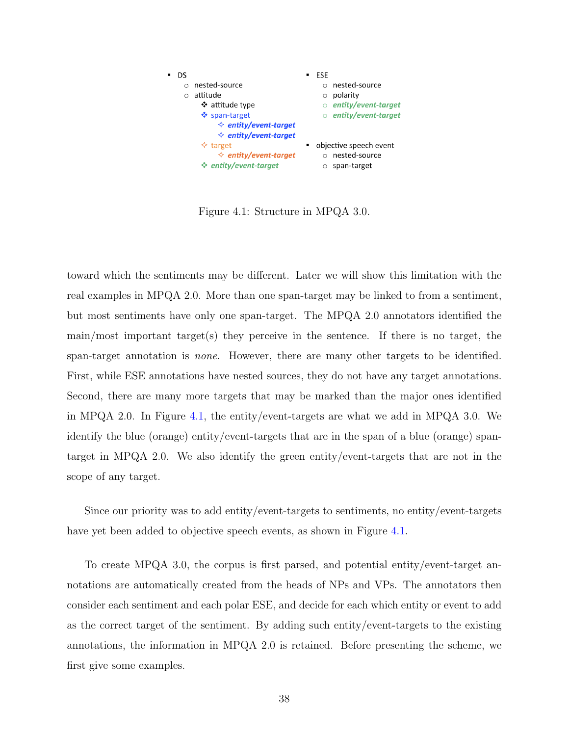- DS
  - nested-source
  - attitude
    - attitude type
    - span-target
      - *entity/event-target*
      - *entity/event-target*
    - target
      - *entity/event-target*
    - *entity/event-target*

- ESE
  - nested-source
  - polarity
  - *entity/event-target*
  - *entity/event-target*

- objective speech event
  - nested-source
  - span-target

Figure 4.1: Structure in MPQA 3.0.

toward which the sentiments may be different. Later we will show this limitation with the real examples in MPQA 2.0. More than one span-target may be linked to from a sentiment, but most sentiments have only one span-target. The MPQA 2.0 annotators identified the main/most important target(s) they perceive in the sentence. If there is no target, the span-target annotation is *none*. However, there are many other targets to be identified. First, while ESE annotations have nested sources, they do not have any target annotations. Second, there are many more targets that may be marked than the major ones identified in MPQA 2.0. In Figure 4.1, the entity/event-targets are what we add in MPQA 3.0. We identify the blue (orange) entity/event-targets that are in the span of a blue (orange) span-target in MPQA 2.0. We also identify the green entity/event-targets that are not in the scope of any target.

Since our priority was to add entity/event-targets to sentiments, no entity/event-targets have yet been added to objective speech events, as shown in Figure 4.1.

To create MPQA 3.0, the corpus is first parsed, and potential entity/event-target annotations are automatically created from the heads of NPs and VPs. The annotators then consider each sentiment and each polar ESE, and decide for each which entity or event to add as the correct target of the sentiment. By adding such entity/event-targets to the existing annotations, the information in MPQA 2.0 is retained. Before presenting the scheme, we first give some examples.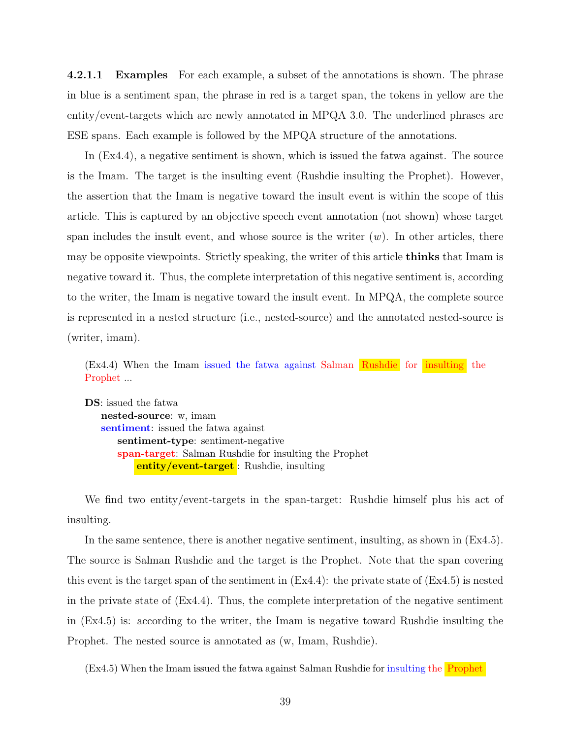#### 4.2.1.1 Examples

For each example, a subset of the annotations is shown. The phrase in blue is a sentiment span, the phrase in red is a target span, the tokens in yellow are the entity/event-targets which are newly annotated in MPQA 3.0. The underlined phrases are ESE spans. Each example is followed by the MPQA structure of the annotations.

In (Ex4.4), a negative sentiment is shown, which is issued the fatwa against. The source is the Imam. The target is the insulting event (Rushdie insulting the Prophet). However, the assertion that the Imam is negative toward the insult event is within the scope of this article. This is captured by an objective speech event annotation (not shown) whose target span includes the insult event, and whose source is the writer ($w$). In other articles, there may be opposite viewpoints. Strictly speaking, the writer of this article **thinks** that Imam is negative toward it. Thus, the complete interpretation of this negative sentiment is, according to the writer, the Imam is negative toward the insult event. In MPQA, the complete source is represented in a nested structure (i.e., nested-source) and the annotated nested-source is (writer, imam).

(Ex4.4) When the Imam issued the fatwa against Salman Rushdie for insulting the Prophet ...

**DS**: issued the fatwa
  **nested-source**: w, imam
  **sentiment**: issued the fatwa against
    **sentiment-type**: sentiment-negative
    **span-target**: Salman Rushdie for insulting the Prophet
      **entity/event-target**: Rushdie, insulting

We find two entity/event-targets in the span-target: Rushdie himself plus his act of insulting.

In the same sentence, there is another negative sentiment, insulting, as shown in (Ex4.5). The source is Salman Rushdie and the target is the Prophet. Note that the span covering this event is the target span of the sentiment in (Ex4.4): the private state of (Ex4.5) is nested in the private state of (Ex4.4). Thus, the complete interpretation of the negative sentiment in (Ex4.5) is: according to the writer, the Imam is negative toward Rushdie insulting the Prophet. The nested source is annotated as (w, Imam, Rushdie).

(Ex4.5) When the Imam issued the fatwa against Salman Rushdie for insulting the Prophet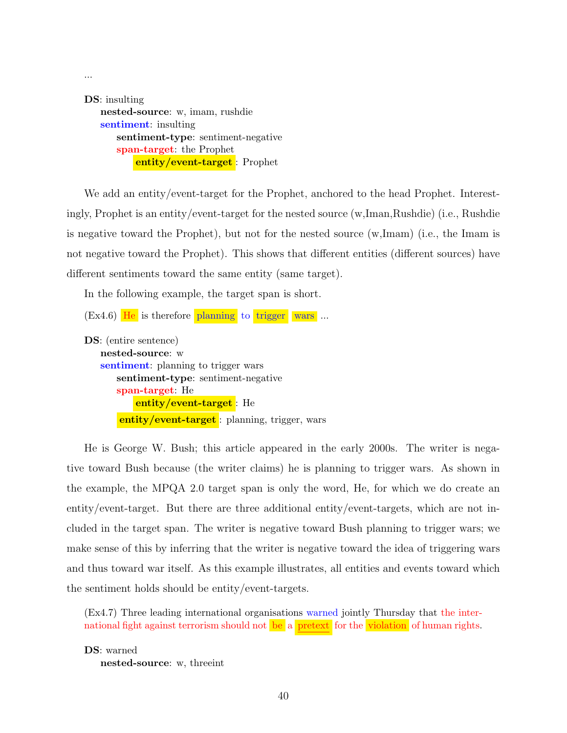...

**DS**: insulting
  **nested-source**: w, imam, rushdie
  **sentiment**: insulting
    **sentiment-type**: sentiment-negative
    **span-target**: the Prophet
      **entity/event-target**: Prophet

We add an entity/event-target for the Prophet, anchored to the head Prophet. Interestingly, Prophet is an entity/event-target for the nested source (w,Iman,Rushdie) (i.e., Rushdie is negative toward the Prophet), but not for the nested source (w,Imam) (i.e., the Imam is not negative toward the Prophet). This shows that different entities (different sources) have different sentiments toward the same entity (same target).

In the following example, the target span is short.

(Ex4.6) He is therefore planning to trigger wars ...

**DS**: (entire sentence)
  **nested-source**: w
  **sentiment**: planning to trigger wars
    **sentiment-type**: sentiment-negative
    **span-target**: He
      **entity/event-target**: He
    **entity/event-target**: planning, trigger, wars

He is George W. Bush; this article appeared in the early 2000s. The writer is negative toward Bush because (the writer claims) he is planning to trigger wars. As shown in the example, the MPQA 2.0 target span is only the word, He, for which we do create an entity/event-target. But there are three additional entity/event-targets, which are not included in the target span. The writer is negative toward Bush planning to trigger wars; we make sense of this by inferring that the writer is negative toward the idea of triggering wars and thus toward war itself. As this example illustrates, all entities and events toward which the sentiment holds should be entity/event-targets.

(Ex4.7) Three leading international organisations warned jointly Thursday that the international fight against terrorism should not be a pretext for the violation of human rights.

**DS**: warned
  **nested-source**: w, threeint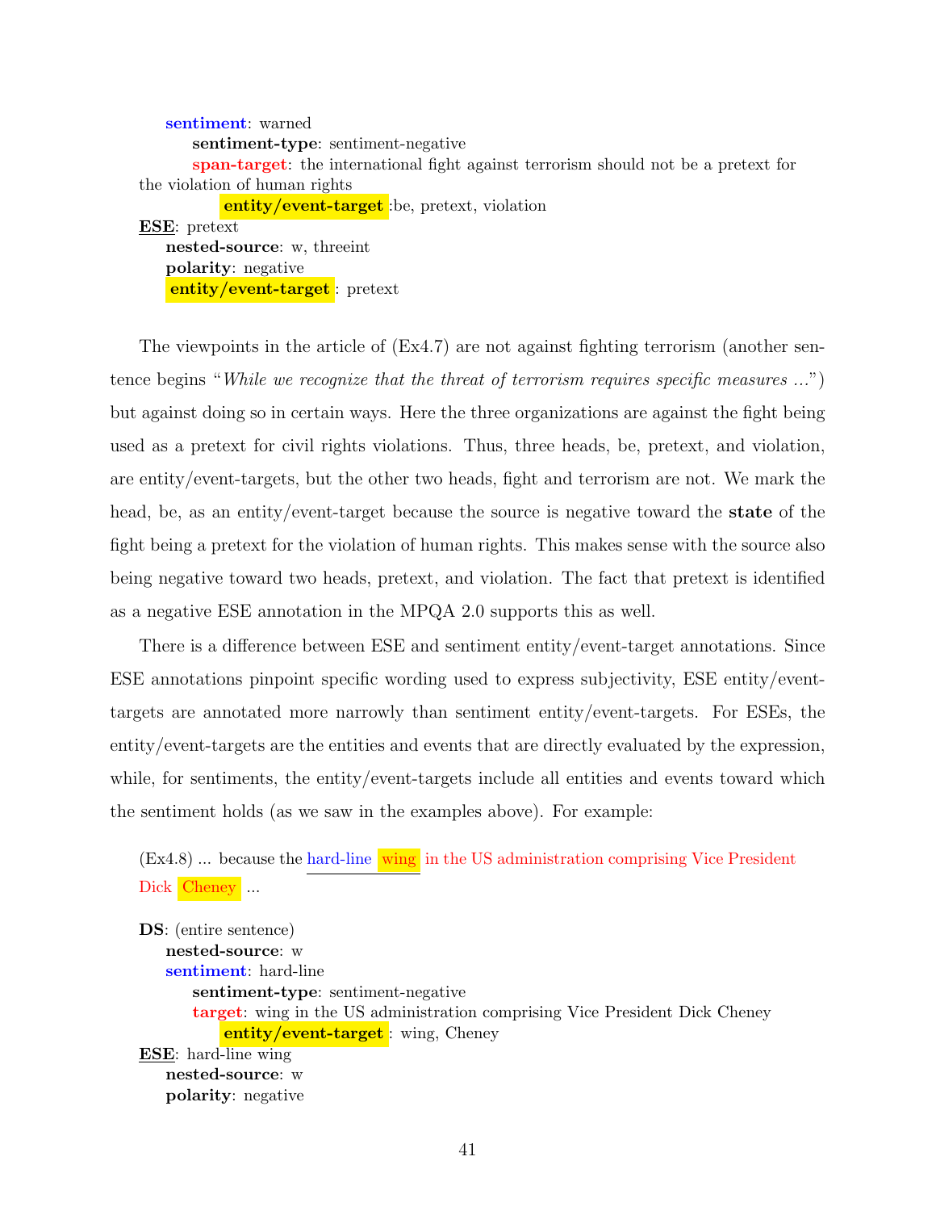**sentiment**: warned

**sentiment-type**: sentiment-negative

**span-target**: the international fight against terrorism should not be a pretext for the violation of human rights

**entity/event-target** :be, pretext, violation

**ESE**: pretext

**nested-source**: w, threeint

**polarity**: negative

**entity/event-target** : pretext

The viewpoints in the article of (Ex4.7) are not against fighting terrorism (another sentence begins "*While we recognize that the threat of terrorism requires specific measures ...*") but against doing so in certain ways. Here the three organizations are against the fight being used as a pretext for civil rights violations. Thus, three heads, be, pretext, and violation, are entity/event-targets, but the other two heads, fight and terrorism are not. We mark the head, be, as an entity/event-target because the source is negative toward the **state** of the fight being a pretext for the violation of human rights. This makes sense with the source also being negative toward two heads, pretext, and violation. The fact that pretext is identified as a negative ESE annotation in the MPQA 2.0 supports this as well.

There is a difference between ESE and sentiment entity/event-target annotations. Since ESE annotations pinpoint specific wording used to express subjectivity, ESE entity/event-targets are annotated more narrowly than sentiment entity/event-targets. For ESEs, the entity/event-targets are the entities and events that are directly evaluated by the expression, while, for sentiments, the entity/event-targets include all entities and events toward which the sentiment holds (as we saw in the examples above). For example:

(Ex4.8) ... because the hard-line wing in the US administration comprising Vice President Dick Cheney ...

**DS**: (entire sentence)

**nested-source**: w

**sentiment**: hard-line

**sentiment-type**: sentiment-negative

**target**: wing in the US administration comprising Vice President Dick Cheney

**entity/event-target** : wing, Cheney

**ESE**: hard-line wing

**nested-source**: w

**polarity**: negative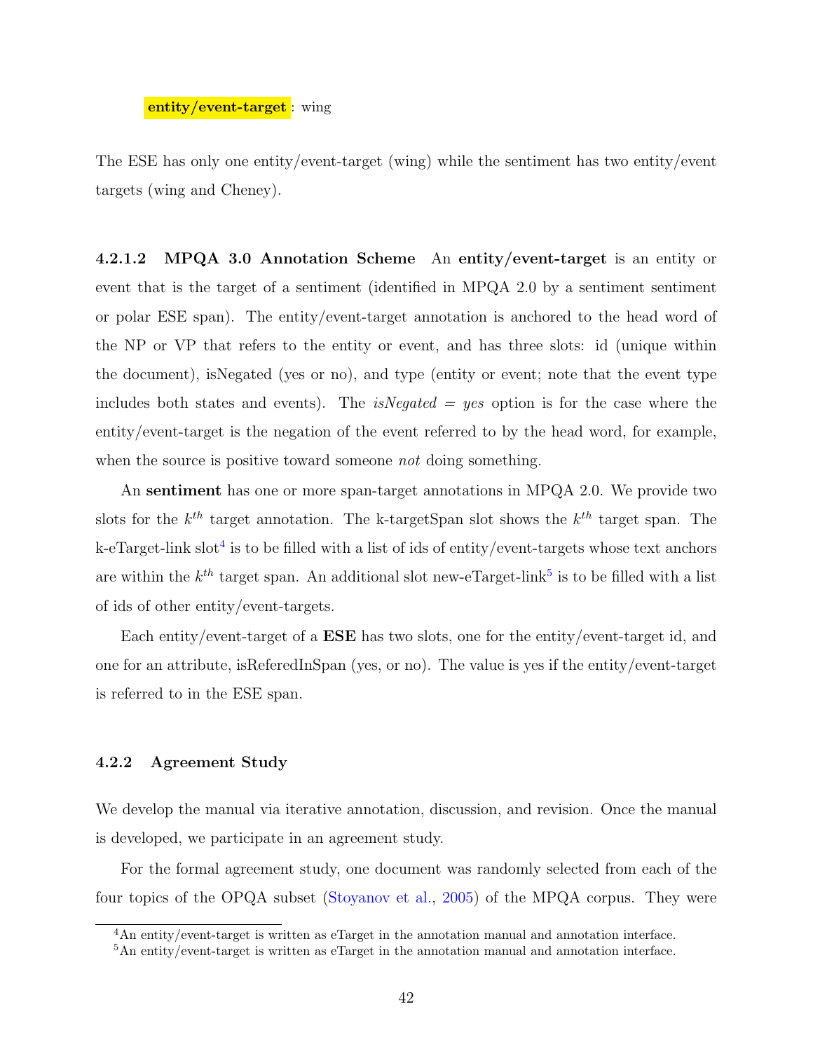**entity/event-target** : wing

The ESE has only one entity/event-target (wing) while the sentiment has two entity/event targets (wing and Cheney).

#### 4.2.1.2 MPQA 3.0 Annotation Scheme

An **entity/event-target** is an entity or event that is the target of a sentiment (identified in MPQA 2.0 by a sentiment sentiment or polar ESE span). The entity/event-target annotation is anchored to the head word of the NP or VP that refers to the entity or event, and has three slots: id (unique within the document), isNegated (yes or no), and type (entity or event; note that the event type includes both states and events). The *isNegated = yes* option is for the case where the entity/event-target is the negation of the event referred to by the head word, for example, when the source is positive toward someone *not* doing something.

An **sentiment** has one or more span-target annotations in MPQA 2.0. We provide two slots for the $k^{th}$ target annotation. The k-targetSpan slot shows the $k^{th}$ target span. The k-eTarget-link slot[4] is to be filled with a list of ids of entity/event-targets whose text anchors are within the $k^{th}$ target span. An additional slot new-eTarget-link[5] is to be filled with a list of ids of other entity/event-targets.

Each entity/event-target of a **ESE** has two slots, one for the entity/event-target id, and one for an attribute, isReferedInSpan (yes, or no). The value is yes if the entity/event-target is referred to in the ESE span.

### 4.2.2 Agreement Study

We develop the manual via iterative annotation, discussion, and revision. Once the manual is developed, we participate in an agreement study.

For the formal agreement study, one document was randomly selected from each of the four topics of the OPQA subset (Stoyanov et al., 2005) of the MPQA corpus. They were

[4] An entity/event-target is written as eTarget in the annotation manual and annotation interface.

[5] An entity/event-target is written as eTarget in the annotation manual and annotation interface.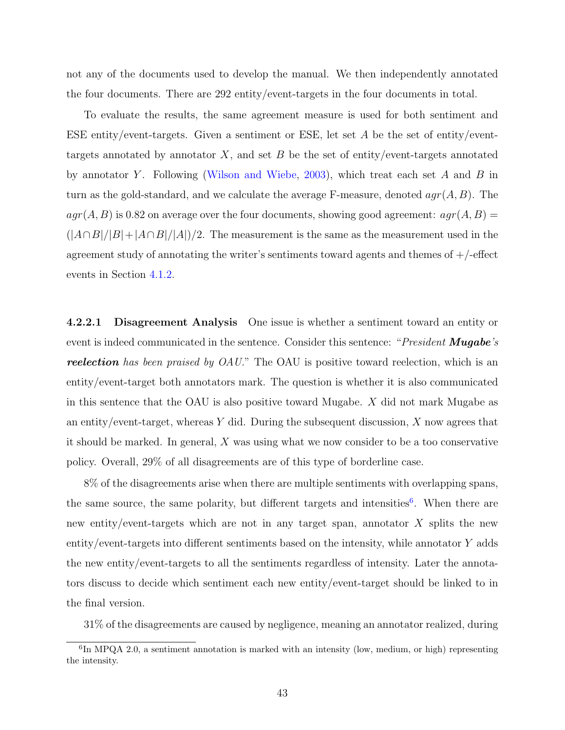not any of the documents used to develop the manual. We then independently annotated the four documents. There are 292 entity/event-targets in the four documents in total.

To evaluate the results, the same agreement measure is used for both sentiment and ESE entity/event-targets. Given a sentiment or ESE, let set $A$ be the set of entity/event-targets annotated by annotator $X$, and set $B$ be the set of entity/event-targets annotated by annotator $Y$. Following (Wilson and Wiebe, 2003), which treat each set $A$ and $B$ in turn as the gold-standard, and we calculate the average F-measure, denoted $agr(A, B)$. The $agr(A, B)$ is 0.82 on average over the four documents, showing good agreement: $agr(A, B) = (|A \cap B|/|B| + |A \cap B|/|A|)/2$. The measurement is the same as the measurement used in the agreement study of annotating the writer's sentiments toward agents and themes of +/-effect events in Section 4.1.2.

**4.2.2.1 Disagreement Analysis** One issue is whether a sentiment toward an entity or event is indeed communicated in the sentence. Consider this sentence: "*President **Mugabe**'s **reelection** has been praised by OAU.*" The OAU is positive toward reelection, which is an entity/event-target both annotators mark. The question is whether it is also communicated in this sentence that the OAU is also positive toward Mugabe. $X$ did not mark Mugabe as an entity/event-target, whereas $Y$ did. During the subsequent discussion, $X$ now agrees that it should be marked. In general, $X$ was using what we now consider to be a too conservative policy. Overall, 29% of all disagreements are of this type of borderline case.

8% of the disagreements arise when there are multiple sentiments with overlapping spans, the same source, the same polarity, but different targets and intensities[6]. When there are new entity/event-targets which are not in any target span, annotator $X$ splits the new entity/event-targets into different sentiments based on the intensity, while annotator $Y$ adds the new entity/event-targets to all the sentiments regardless of intensity. Later the annotators discuss to decide which sentiment each new entity/event-target should be linked to in the final version.

31% of the disagreements are caused by negligence, meaning an annotator realized, during

[6] In MPQA 2.0, a sentiment annotation is marked with an intensity (low, medium, or high) representing the intensity.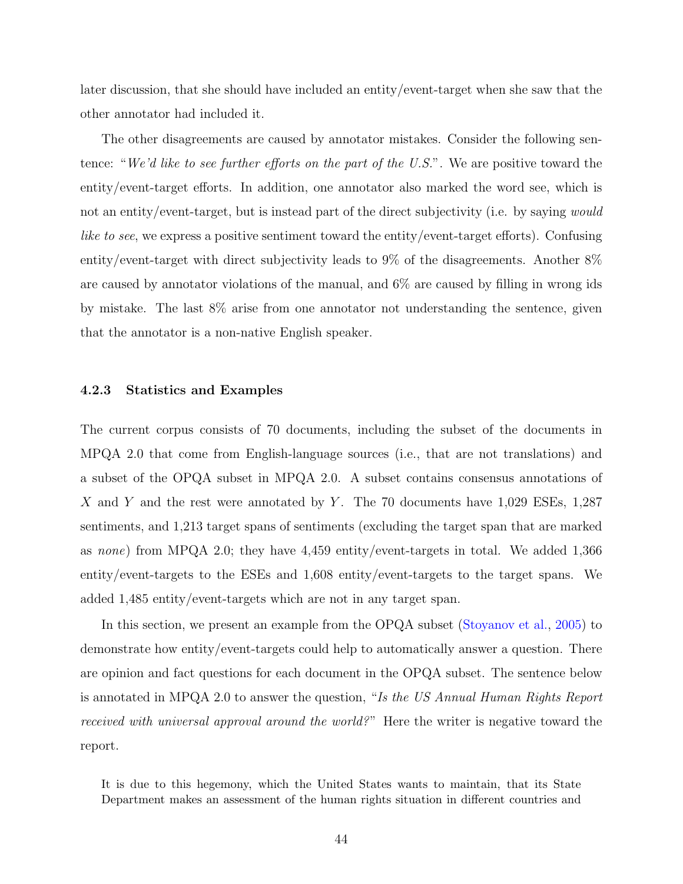later discussion, that she should have included an entity/event-target when she saw that the other annotator had included it.

The other disagreements are caused by annotator mistakes. Consider the following sentence: "*We'd like to see further efforts on the part of the U.S.*". We are positive toward the entity/event-target efforts. In addition, one annotator also marked the word see, which is not an entity/event-target, but is instead part of the direct subjectivity (i.e. by saying *would like to see*, we express a positive sentiment toward the entity/event-target efforts). Confusing entity/event-target with direct subjectivity leads to 9% of the disagreements. Another 8% are caused by annotator violations of the manual, and 6% are caused by filling in wrong ids by mistake. The last 8% arise from one annotator not understanding the sentence, given that the annotator is a non-native English speaker.

### 4.2.3 Statistics and Examples

The current corpus consists of 70 documents, including the subset of the documents in MPQA 2.0 that come from English-language sources (i.e., that are not translations) and a subset of the OPQA subset in MPQA 2.0. A subset contains consensus annotations of $X$ and $Y$ and the rest were annotated by $Y$. The 70 documents have 1,029 ESEs, 1,287 sentiments, and 1,213 target spans of sentiments (excluding the target span that are marked as *none*) from MPQA 2.0; they have 4,459 entity/event-targets in total. We added 1,366 entity/event-targets to the ESEs and 1,608 entity/event-targets to the target spans. We added 1,485 entity/event-targets which are not in any target span.

In this section, we present an example from the OPQA subset (Stoyanov et al., 2005) to demonstrate how entity/event-targets could help to automatically answer a question. There are opinion and fact questions for each document in the OPQA subset. The sentence below is annotated in MPQA 2.0 to answer the question, "*Is the US Annual Human Rights Report received with universal approval around the world?*" Here the writer is negative toward the report.

> It is due to this hegemony, which the United States wants to maintain, that its State Department makes an assessment of the human rights situation in different countries and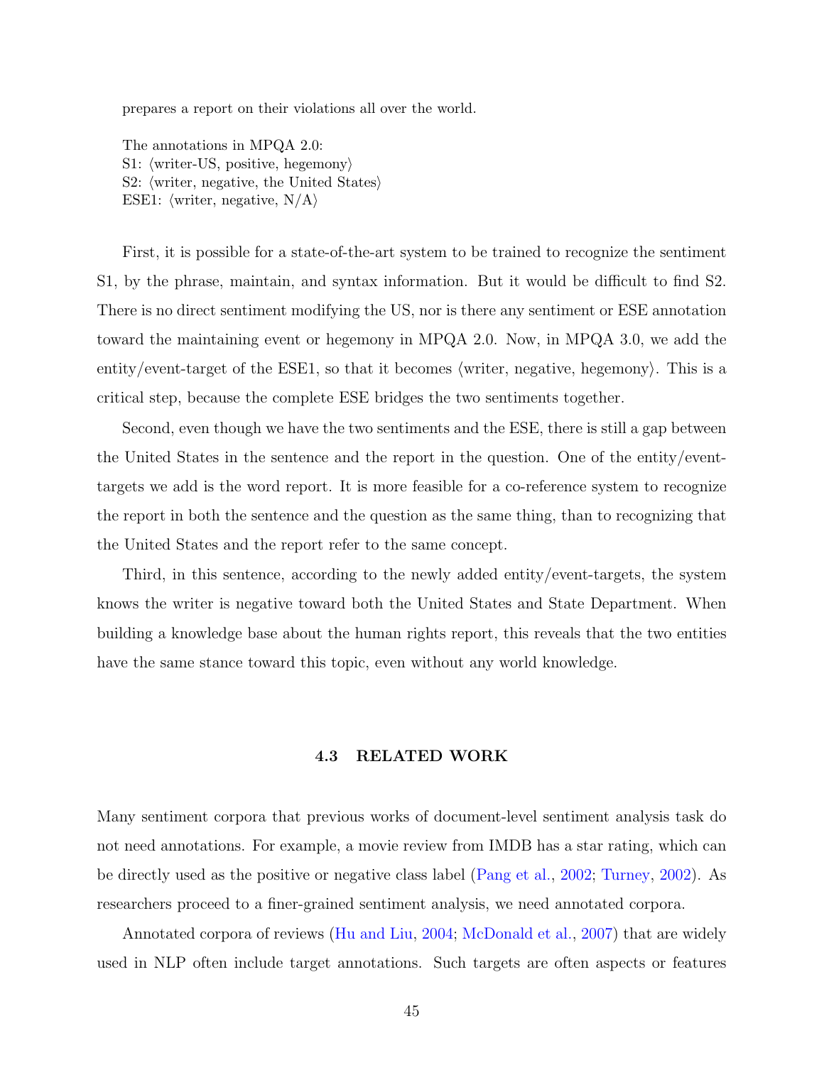prepares a report on their violations all over the world.

The annotations in MPQA 2.0:
S1: ⟨writer-US, positive, hegemony⟩
S2: ⟨writer, negative, the United States⟩
ESE1: ⟨writer, negative, N/A⟩

First, it is possible for a state-of-the-art system to be trained to recognize the sentiment S1, by the phrase, maintain, and syntax information. But it would be difficult to find S2. There is no direct sentiment modifying the US, nor is there any sentiment or ESE annotation toward the maintaining event or hegemony in MPQA 2.0. Now, in MPQA 3.0, we add the entity/event-target of the ESE1, so that it becomes ⟨writer, negative, hegemony⟩. This is a critical step, because the complete ESE bridges the two sentiments together.

Second, even though we have the two sentiments and the ESE, there is still a gap between the United States in the sentence and the report in the question. One of the entity/event-targets we add is the word report. It is more feasible for a co-reference system to recognize the report in both the sentence and the question as the same thing, than to recognizing that the United States and the report refer to the same concept.

Third, in this sentence, according to the newly added entity/event-targets, the system knows the writer is negative toward both the United States and State Department. When building a knowledge base about the human rights report, this reveals that the two entities have the same stance toward this topic, even without any world knowledge.

### 4.3 RELATED WORK

Many sentiment corpora that previous works of document-level sentiment analysis task do not need annotations. For example, a movie review from IMDB has a star rating, which can be directly used as the positive or negative class label (Pang et al., 2002; Turney, 2002). As researchers proceed to a finer-grained sentiment analysis, we need annotated corpora.

Annotated corpora of reviews (Hu and Liu, 2004; McDonald et al., 2007) that are widely used in NLP often include target annotations. Such targets are often aspects or features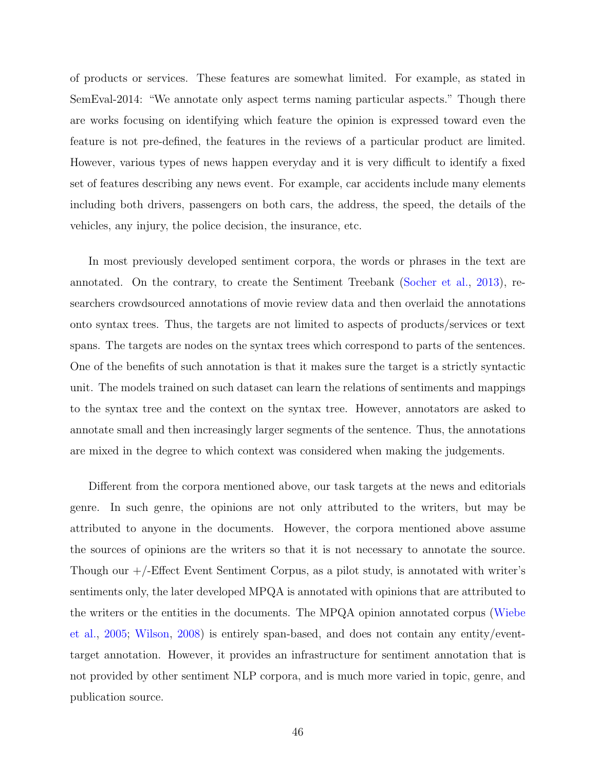of products or services. These features are somewhat limited. For example, as stated in SemEval-2014: "We annotate only aspect terms naming particular aspects." Though there are works focusing on identifying which feature the opinion is expressed toward even the feature is not pre-defined, the features in the reviews of a particular product are limited. However, various types of news happen everyday and it is very difficult to identify a fixed set of features describing any news event. For example, car accidents include many elements including both drivers, passengers on both cars, the address, the speed, the details of the vehicles, any injury, the police decision, the insurance, etc.

In most previously developed sentiment corpora, the words or phrases in the text are annotated. On the contrary, to create the Sentiment Treebank (Socher et al., 2013), researchers crowdsourced annotations of movie review data and then overlaid the annotations onto syntax trees. Thus, the targets are not limited to aspects of products/services or text spans. The targets are nodes on the syntax trees which correspond to parts of the sentences. One of the benefits of such annotation is that it makes sure the target is a strictly syntactic unit. The models trained on such dataset can learn the relations of sentiments and mappings to the syntax tree and the context on the syntax tree. However, annotators are asked to annotate small and then increasingly larger segments of the sentence. Thus, the annotations are mixed in the degree to which context was considered when making the judgements.

Different from the corpora mentioned above, our task targets at the news and editorials genre. In such genre, the opinions are not only attributed to the writers, but may be attributed to anyone in the documents. However, the corpora mentioned above assume the sources of opinions are the writers so that it is not necessary to annotate the source. Though our +/-Effect Event Sentiment Corpus, as a pilot study, is annotated with writer's sentiments only, the later developed MPQA is annotated with opinions that are attributed to the writers or the entities in the documents. The MPQA opinion annotated corpus (Wiebe et al., 2005; Wilson, 2008) is entirely span-based, and does not contain any entity/event-target annotation. However, it provides an infrastructure for sentiment annotation that is not provided by other sentiment NLP corpora, and is much more varied in topic, genre, and publication source.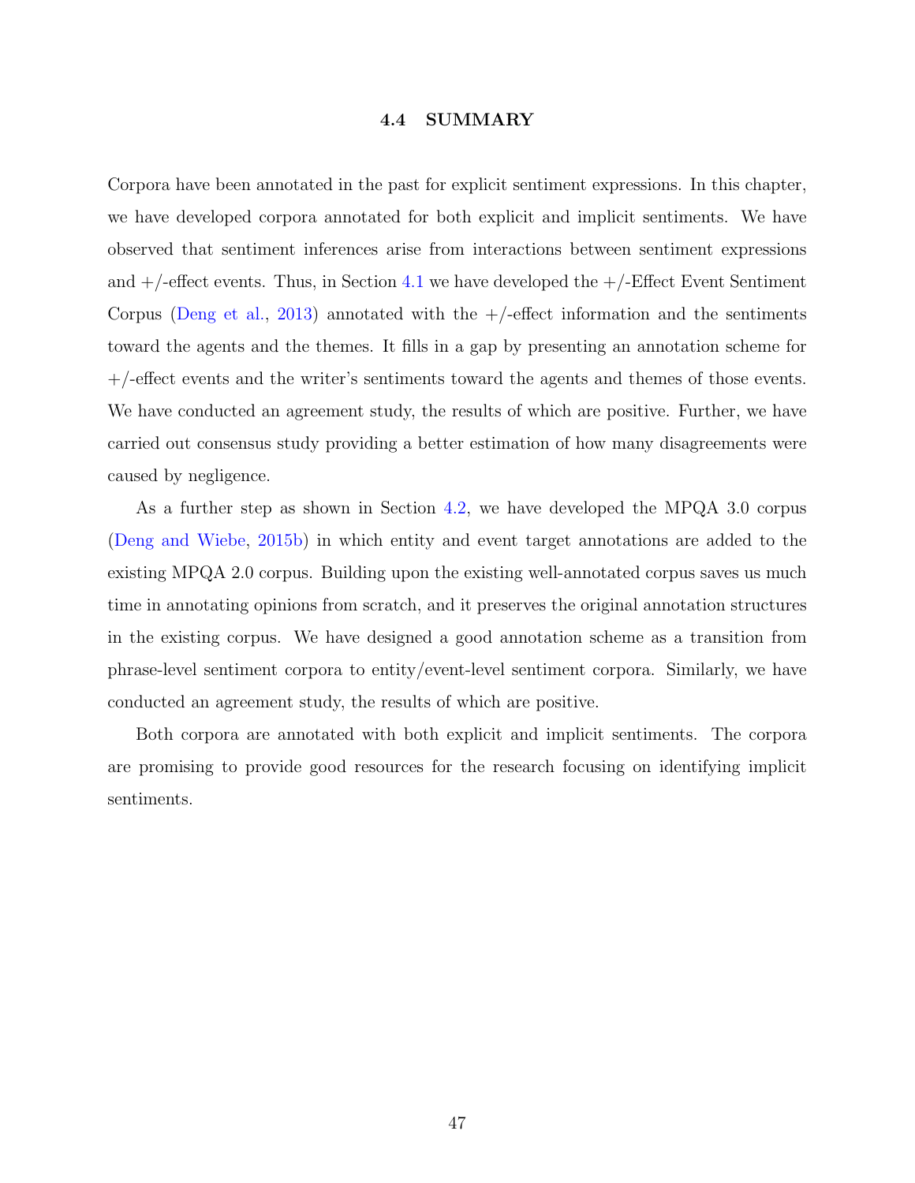### 4.4 SUMMARY

Corpora have been annotated in the past for explicit sentiment expressions. In this chapter, we have developed corpora annotated for both explicit and implicit sentiments. We have observed that sentiment inferences arise from interactions between sentiment expressions and +/-effect events. Thus, in Section 4.1 we have developed the +/-Effect Event Sentiment Corpus (Deng et al., 2013) annotated with the +/-effect information and the sentiments toward the agents and the themes. It fills in a gap by presenting an annotation scheme for +/-effect events and the writer's sentiments toward the agents and themes of those events. We have conducted an agreement study, the results of which are positive. Further, we have carried out consensus study providing a better estimation of how many disagreements were caused by negligence.

As a further step as shown in Section 4.2, we have developed the MPQA 3.0 corpus (Deng and Wiebe, 2015b) in which entity and event target annotations are added to the existing MPQA 2.0 corpus. Building upon the existing well-annotated corpus saves us much time in annotating opinions from scratch, and it preserves the original annotation structures in the existing corpus. We have designed a good annotation scheme as a transition from phrase-level sentiment corpora to entity/event-level sentiment corpora. Similarly, we have conducted an agreement study, the results of which are positive.

Both corpora are annotated with both explicit and implicit sentiments. The corpora are promising to provide good resources for the research focusing on identifying implicit sentiments.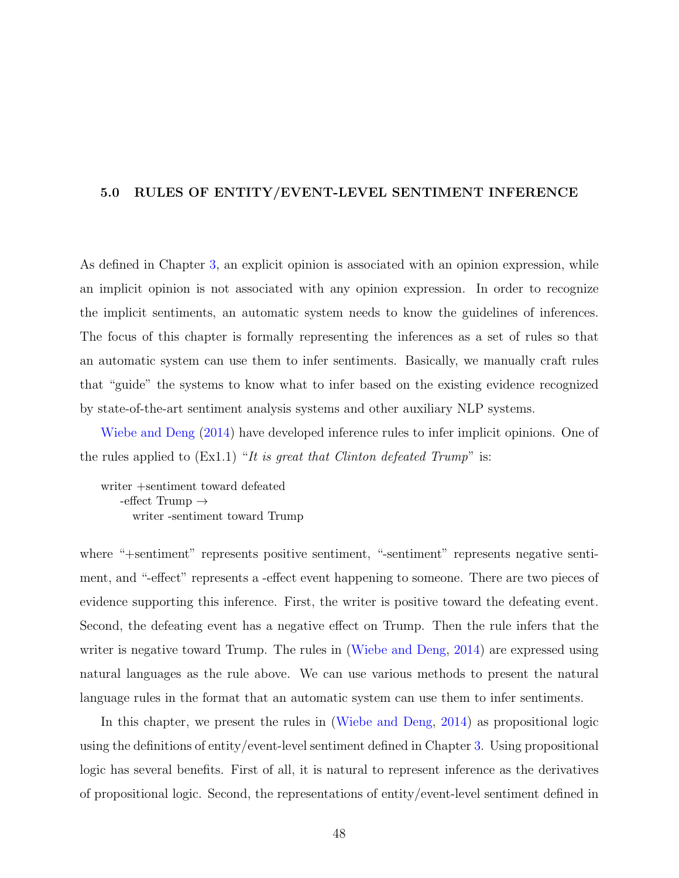## 5.0 RULES OF ENTITY/EVENT-LEVEL SENTIMENT INFERENCE

As defined in Chapter 3, an explicit opinion is associated with an opinion expression, while an implicit opinion is not associated with any opinion expression. In order to recognize the implicit sentiments, an automatic system needs to know the guidelines of inferences. The focus of this chapter is formally representing the inferences as a set of rules so that an automatic system can use them to infer sentiments. Basically, we manually craft rules that "guide" the systems to know what to infer based on the existing evidence recognized by state-of-the-art sentiment analysis systems and other auxiliary NLP systems.

Wiebe and Deng (2014) have developed inference rules to infer implicit opinions. One of the rules applied to (Ex1.1) "*It is great that Clinton defeated Trump*" is:

writer +sentiment toward defeated
  -effect Trump →
    writer -sentiment toward Trump

where "+sentiment" represents positive sentiment, "-sentiment" represents negative sentiment, and "-effect" represents a -effect event happening to someone. There are two pieces of evidence supporting this inference. First, the writer is positive toward the defeating event. Second, the defeating event has a negative effect on Trump. Then the rule infers that the writer is negative toward Trump. The rules in (Wiebe and Deng, 2014) are expressed using natural languages as the rule above. We can use various methods to present the natural language rules in the format that an automatic system can use them to infer sentiments.

In this chapter, we present the rules in (Wiebe and Deng, 2014) as propositional logic using the definitions of entity/event-level sentiment defined in Chapter 3. Using propositional logic has several benefits. First of all, it is natural to represent inference as the derivatives of propositional logic. Second, the representations of entity/event-level sentiment defined in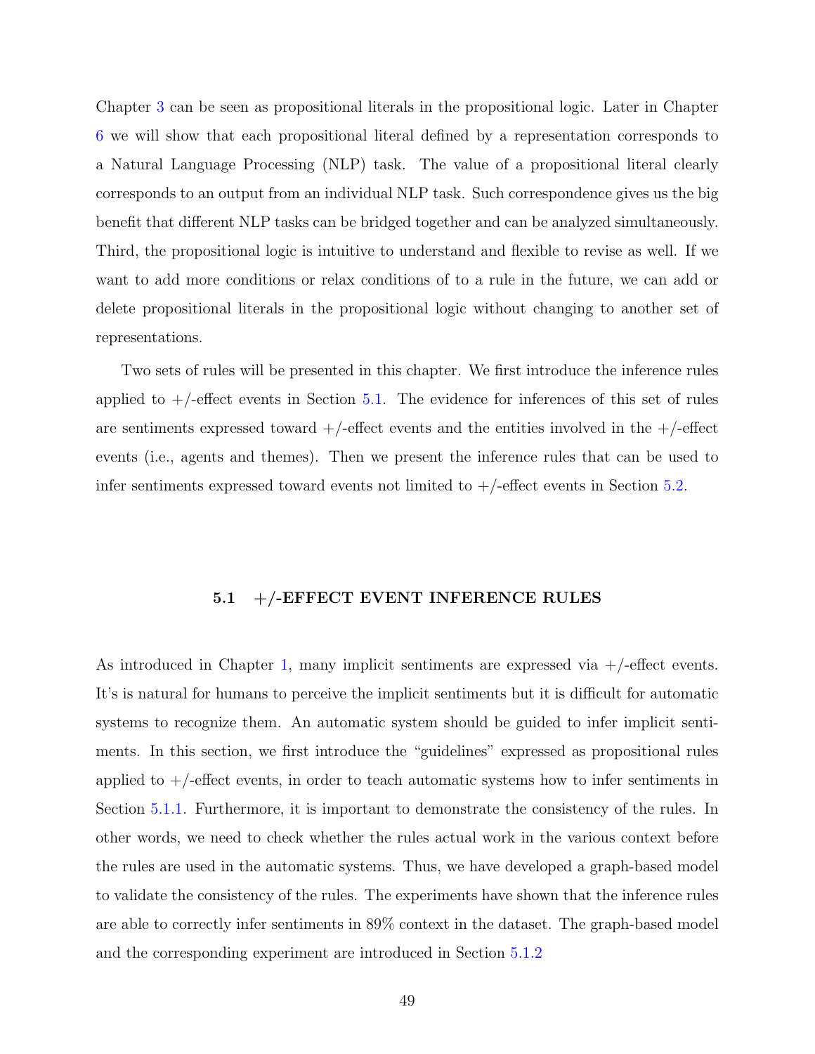Chapter 3 can be seen as propositional literals in the propositional logic. Later in Chapter 6 we will show that each propositional literal defined by a representation corresponds to a Natural Language Processing (NLP) task. The value of a propositional literal clearly corresponds to an output from an individual NLP task. Such correspondence gives us the big benefit that different NLP tasks can be bridged together and can be analyzed simultaneously. Third, the propositional logic is intuitive to understand and flexible to revise as well. If we want to add more conditions or relax conditions of to a rule in the future, we can add or delete propositional literals in the propositional logic without changing to another set of representations.

Two sets of rules will be presented in this chapter. We first introduce the inference rules applied to +/-effect events in Section 5.1. The evidence for inferences of this set of rules are sentiments expressed toward +/-effect events and the entities involved in the +/-effect events (i.e., agents and themes). Then we present the inference rules that can be used to infer sentiments expressed toward events not limited to +/-effect events in Section 5.2.

## 5.1 +/-EFFECT EVENT INFERENCE RULES

As introduced in Chapter 1, many implicit sentiments are expressed via +/-effect events. It's is natural for humans to perceive the implicit sentiments but it is difficult for automatic systems to recognize them. An automatic system should be guided to infer implicit sentiments. In this section, we first introduce the "guidelines" expressed as propositional rules applied to +/-effect events, in order to teach automatic systems how to infer sentiments in Section 5.1.1. Furthermore, it is important to demonstrate the consistency of the rules. In other words, we need to check whether the rules actual work in the various context before the rules are used in the automatic systems. Thus, we have developed a graph-based model to validate the consistency of the rules. The experiments have shown that the inference rules are able to correctly infer sentiments in 89% context in the dataset. The graph-based model and the corresponding experiment are introduced in Section 5.1.2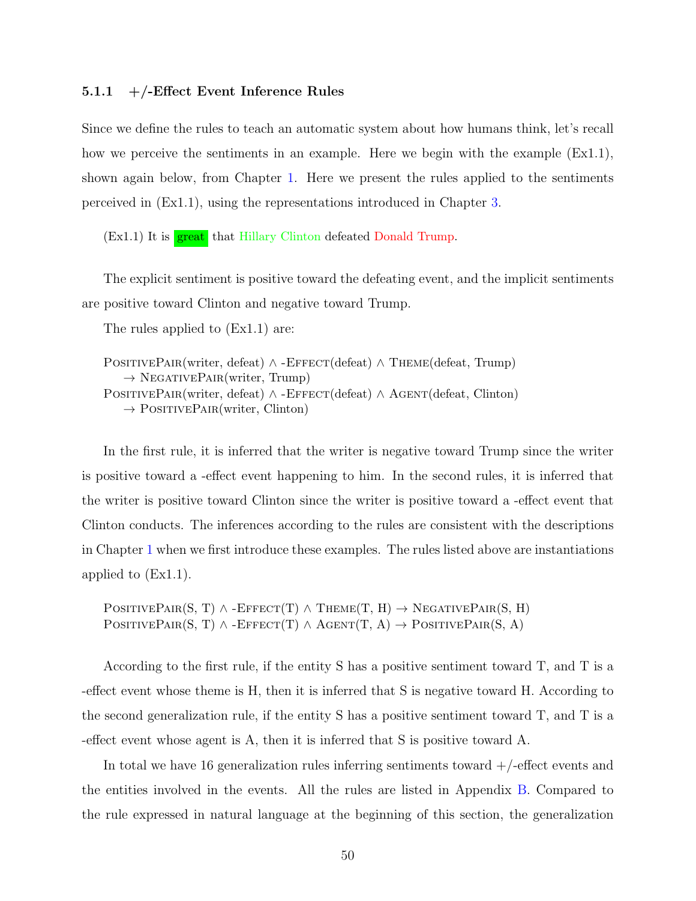### 5.1.1 +/-Effect Event Inference Rules

Since we define the rules to teach an automatic system about how humans think, let's recall how we perceive the sentiments in an example. Here we begin with the example (Ex1.1), shown again below, from Chapter 1. Here we present the rules applied to the sentiments perceived in (Ex1.1), using the representations introduced in Chapter 3.

(Ex1.1) It is great that Hillary Clinton defeated Donald Trump.

The explicit sentiment is positive toward the defeating event, and the implicit sentiments are positive toward Clinton and negative toward Trump.

The rules applied to (Ex1.1) are:

PositivePair(writer, defeat) ∧ -Effect(defeat) ∧ Theme(defeat, Trump)
  → NegativePair(writer, Trump)
PositivePair(writer, defeat) ∧ -Effect(defeat) ∧ Agent(defeat, Clinton)
  → PositivePair(writer, Clinton)

In the first rule, it is inferred that the writer is negative toward Trump since the writer is positive toward a -effect event happening to him. In the second rules, it is inferred that the writer is positive toward Clinton since the writer is positive toward a -effect event that Clinton conducts. The inferences according to the rules are consistent with the descriptions in Chapter 1 when we first introduce these examples. The rules listed above are instantiations applied to (Ex1.1).

PositivePair(S, T) ∧ -Effect(T) ∧ Theme(T, H) → NegativePair(S, H)
PositivePair(S, T) ∧ -Effect(T) ∧ Agent(T, A) → PositivePair(S, A)

According to the first rule, if the entity S has a positive sentiment toward T, and T is a -effect event whose theme is H, then it is inferred that S is negative toward H. According to the second generalization rule, if the entity S has a positive sentiment toward T, and T is a -effect event whose agent is A, then it is inferred that S is positive toward A.

In total we have 16 generalization rules inferring sentiments toward +/-effect events and the entities involved in the events. All the rules are listed in Appendix B. Compared to the rule expressed in natural language at the beginning of this section, the generalization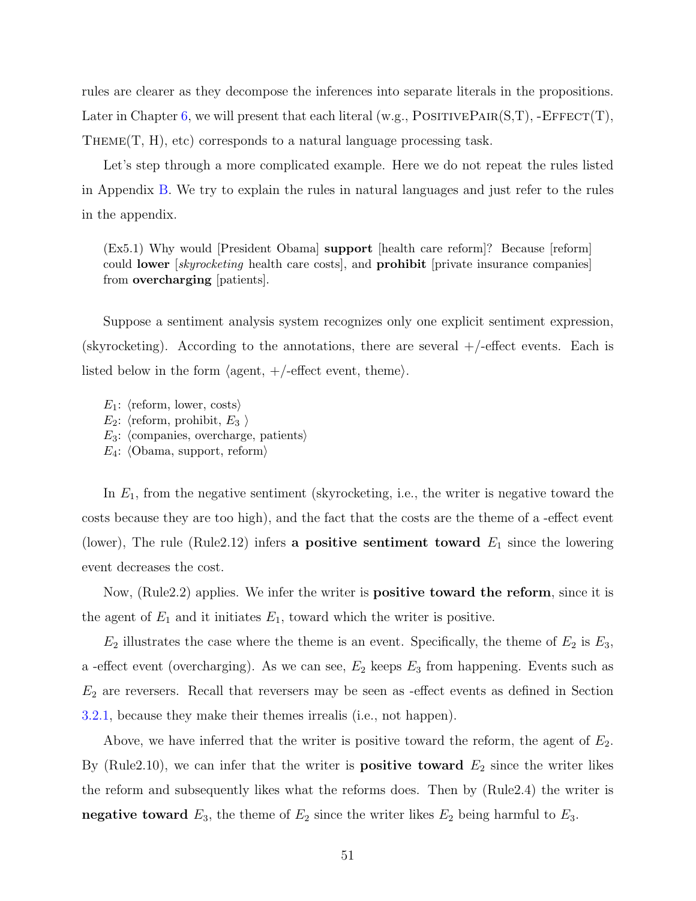rules are clearer as they decompose the inferences into separate literals in the propositions. Later in Chapter 6, we will present that each literal (w.g., PositivePair(S,T), -Effect(T), Theme(T, H), etc) corresponds to a natural language processing task.

Let's step through a more complicated example. Here we do not repeat the rules listed in Appendix B. We try to explain the rules in natural languages and just refer to the rules in the appendix.

> (Ex5.1) Why would [President Obama] **support** [health care reform]? Because [reform] could **lower** [*skyrocketing* health care costs], and **prohibit** [private insurance companies] from **overcharging** [patients].

Suppose a sentiment analysis system recognizes only one explicit sentiment expression, (skyrocketing). According to the annotations, there are several +/-effect events. Each is listed below in the form ⟨agent, +/-effect event, theme⟩.

$E_1$: ⟨reform, lower, costs⟩
$E_2$: ⟨reform, prohibit, $E_3$ ⟩
$E_3$: ⟨companies, overcharge, patients⟩
$E_4$: ⟨Obama, support, reform⟩

In $E_1$, from the negative sentiment (skyrocketing, i.e., the writer is negative toward the costs because they are too high), and the fact that the costs are the theme of a -effect event (lower), The rule (Rule2.12) infers **a positive sentiment toward** $E_1$ since the lowering event decreases the cost.

Now, (Rule2.2) applies. We infer the writer is **positive toward the reform**, since it is the agent of $E_1$ and it initiates $E_1$, toward which the writer is positive.

$E_2$ illustrates the case where the theme is an event. Specifically, the theme of $E_2$ is $E_3$, a -effect event (overcharging). As we can see, $E_2$ keeps $E_3$ from happening. Events such as $E_2$ are reversers. Recall that reversers may be seen as -effect events as defined in Section 3.2.1, because they make their themes irrealis (i.e., not happen).

Above, we have inferred that the writer is positive toward the reform, the agent of $E_2$. By (Rule2.10), we can infer that the writer is **positive toward** $E_2$ since the writer likes the reform and subsequently likes what the reforms does. Then by (Rule2.4) the writer is **negative toward** $E_3$, the theme of $E_2$ since the writer likes $E_2$ being harmful to $E_3$.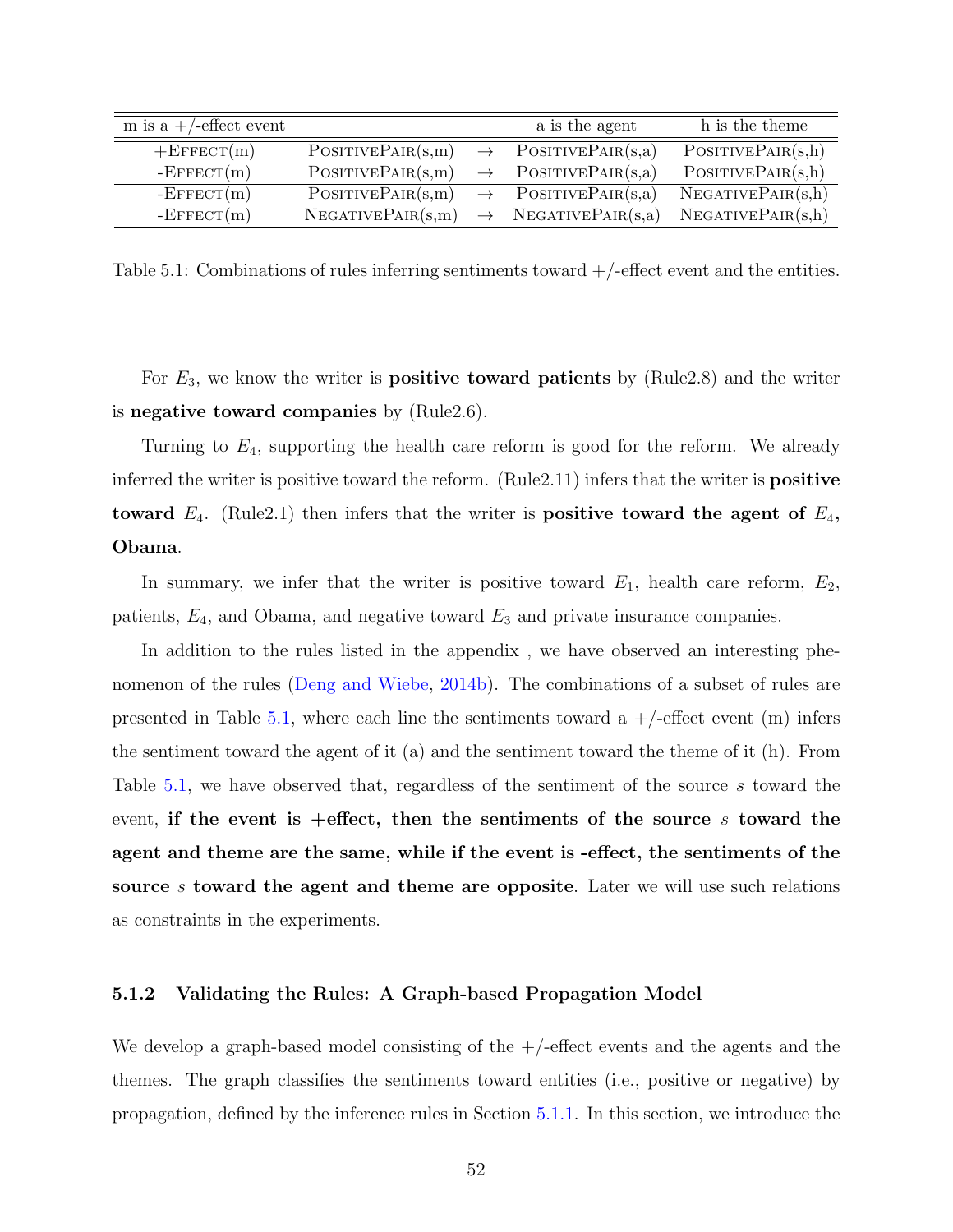| m is a +/-effect event | | | a is the agent | h is the theme |
|---|---|---|---|---|
| +Effect(m) | PositivePair(s,m) | → | PositivePair(s,a) | PositivePair(s,h) |
| -Effect(m) | PositivePair(s,m) | → | PositivePair(s,a) | PositivePair(s,h) |
| -Effect(m) | PositivePair(s,m) | → | PositivePair(s,a) | NegativePair(s,h) |
| -Effect(m) | NegativePair(s,m) | → | NegativePair(s,a) | NegativePair(s,h) |

Table 5.1: Combinations of rules inferring sentiments toward +/-effect event and the entities.

For $E_3$, we know the writer is **positive toward patients** by (Rule2.8) and the writer is **negative toward companies** by (Rule2.6).

Turning to $E_4$, supporting the health care reform is good for the reform. We already inferred the writer is positive toward the reform. (Rule2.11) infers that the writer is **positive toward** $E_4$. (Rule2.1) then infers that the writer is **positive toward the agent of** $E_4$**, Obama**.

In summary, we infer that the writer is positive toward $E_1$, health care reform, $E_2$, patients, $E_4$, and Obama, and negative toward $E_3$ and private insurance companies.

In addition to the rules listed in the appendix , we have observed an interesting phenomenon of the rules (Deng and Wiebe, 2014b). The combinations of a subset of rules are presented in Table 5.1, where each line the sentiments toward a +/-effect event (m) infers the sentiment toward the agent of it (a) and the sentiment toward the theme of it (h). From Table 5.1, we have observed that, regardless of the sentiment of the source $s$ toward the event, **if the event is +effect, then the sentiments of the source $s$ toward the agent and theme are the same, while if the event is -effect, the sentiments of the source $s$ toward the agent and theme are opposite**. Later we will use such relations as constraints in the experiments.

### 5.1.2 Validating the Rules: A Graph-based Propagation Model

We develop a graph-based model consisting of the +/-effect events and the agents and the themes. The graph classifies the sentiments toward entities (i.e., positive or negative) by propagation, defined by the inference rules in Section 5.1.1. In this section, we introduce the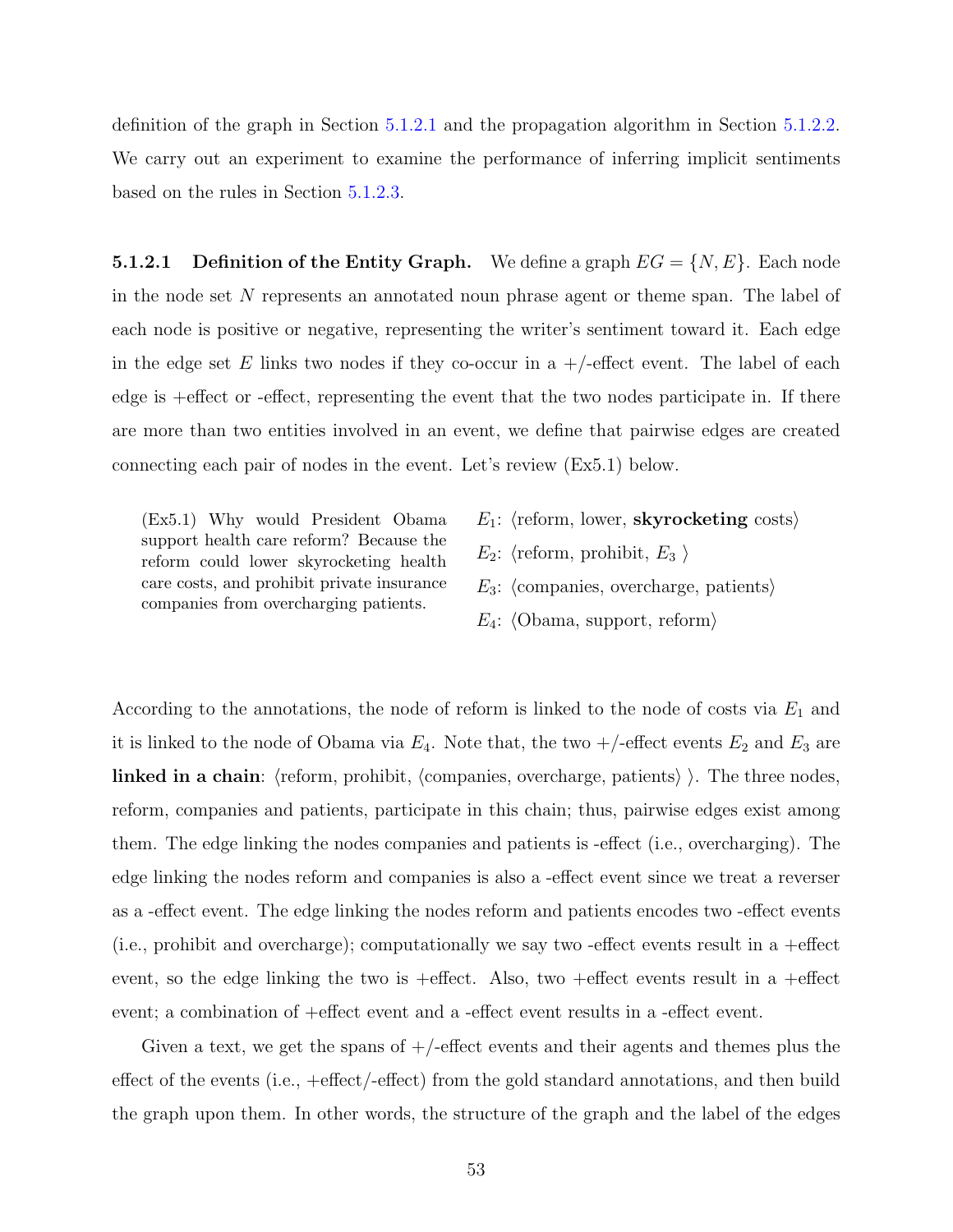definition of the graph in Section 5.1.2.1 and the propagation algorithm in Section 5.1.2.2. We carry out an experiment to examine the performance of inferring implicit sentiments based on the rules in Section 5.1.2.3.

#### 5.1.2.1 Definition of the Entity Graph.

We define a graph $EG = \{N, E\}$. Each node in the node set $N$ represents an annotated noun phrase agent or theme span. The label of each node is positive or negative, representing the writer's sentiment toward it. Each edge in the edge set $E$ links two nodes if they co-occur in a +/-effect event. The label of each edge is +effect or -effect, representing the event that the two nodes participate in. If there are more than two entities involved in an event, we define that pairwise edges are created connecting each pair of nodes in the event. Let's review (Ex5.1) below.

(Ex5.1) Why would President Obama support health care reform? Because the reform could lower skyrocketing health care costs, and prohibit private insurance companies from overcharging patients.

$E_1$: ⟨reform, lower, **skyrocketing** costs⟩

$E_2$: ⟨reform, prohibit, $E_3$ ⟩

$E_3$: ⟨companies, overcharge, patients⟩

$E_4$: ⟨Obama, support, reform⟩

According to the annotations, the node of reform is linked to the node of costs via $E_1$ and it is linked to the node of Obama via $E_4$. Note that, the two +/-effect events $E_2$ and $E_3$ are **linked in a chain**: ⟨reform, prohibit, ⟨companies, overcharge, patients⟩ ⟩. The three nodes, reform, companies and patients, participate in this chain; thus, pairwise edges exist among them. The edge linking the nodes companies and patients is -effect (i.e., overcharging). The edge linking the nodes reform and companies is also a -effect event since we treat a reverser as a -effect event. The edge linking the nodes reform and patients encodes two -effect events (i.e., prohibit and overcharge); computationally we say two -effect events result in a +effect event, so the edge linking the two is +effect. Also, two +effect events result in a +effect event; a combination of +effect event and a -effect event results in a -effect event.

Given a text, we get the spans of +/-effect events and their agents and themes plus the effect of the events (i.e., +effect/-effect) from the gold standard annotations, and then build the graph upon them. In other words, the structure of the graph and the label of the edges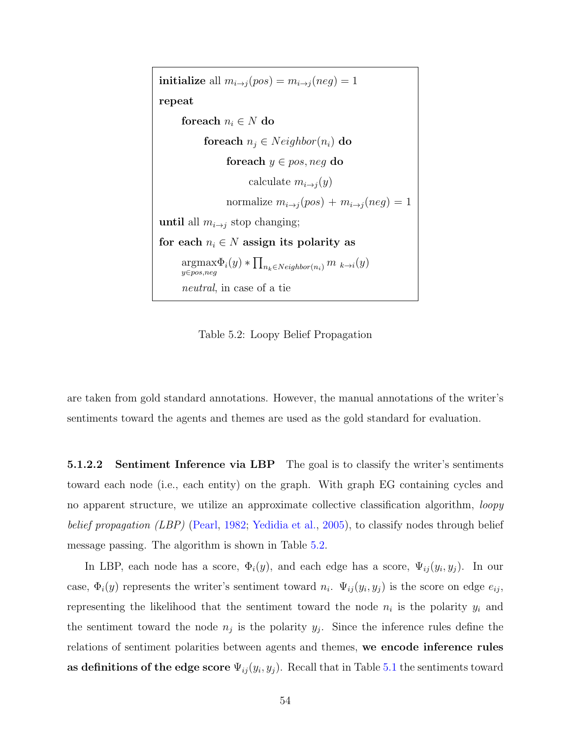```
initialize all m_{i→j}(pos) = m_{i→j}(neg) = 1
repeat
    foreach n_i ∈ N do
        foreach n_j ∈ Neighbor(n_i) do
            foreach y ∈ pos, neg do
                calculate m_{i→j}(y)
            normalize m_{i→j}(pos) + m_{i→j}(neg) = 1
until all m_{i→j} stop changing;
for each n_i ∈ N assign its polarity as
    argmax_{y∈pos,neg} Φ_i(y) * ∏_{n_k∈Neighbor(n_i)} m_{k→i}(y)
    neutral, in case of a tie
```

Table 5.2: Loopy Belief Propagation

are taken from gold standard annotations. However, the manual annotations of the writer's sentiments toward the agents and themes are used as the gold standard for evaluation.

**5.1.2.2 Sentiment Inference via LBP** The goal is to classify the writer's sentiments toward each node (i.e., each entity) on the graph. With graph EG containing cycles and no apparent structure, we utilize an approximate collective classification algorithm, *loopy belief propagation (LBP)* (Pearl, 1982; Yedidia et al., 2005), to classify nodes through belief message passing. The algorithm is shown in Table 5.2.

In LBP, each node has a score, $\Phi_i(y)$, and each edge has a score, $\Psi_{ij}(y_i, y_j)$. In our case, $\Phi_i(y)$ represents the writer's sentiment toward $n_i$. $\Psi_{ij}(y_i, y_j)$ is the score on edge $e_{ij}$, representing the likelihood that the sentiment toward the node $n_i$ is the polarity $y_i$ and the sentiment toward the node $n_j$ is the polarity $y_j$. Since the inference rules define the relations of sentiment polarities between agents and themes, **we encode inference rules as definitions of the edge score** $\Psi_{ij}(y_i, y_j)$. Recall that in Table 5.1 the sentiments toward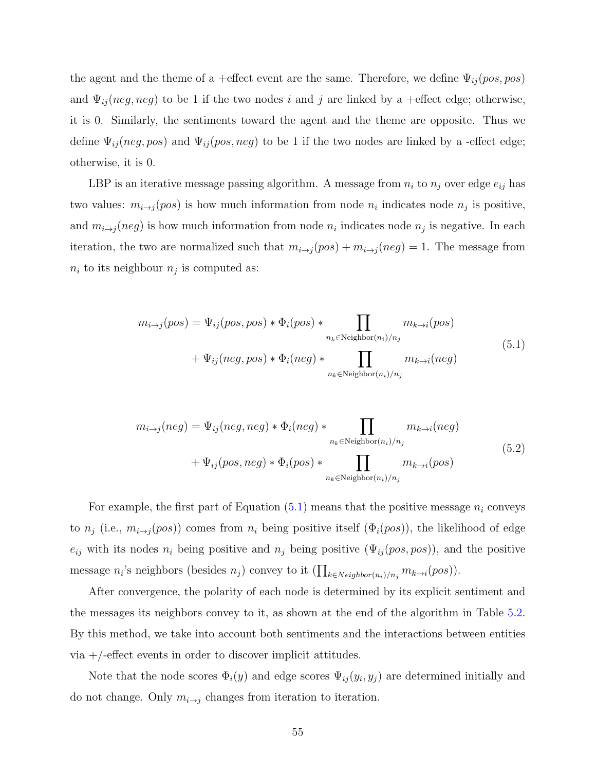the agent and the theme of a +effect event are the same. Therefore, we define $\Psi_{ij}(pos, pos)$ and $\Psi_{ij}(neg, neg)$ to be 1 if the two nodes $i$ and $j$ are linked by a +effect edge; otherwise, it is 0. Similarly, the sentiments toward the agent and the theme are opposite. Thus we define $\Psi_{ij}(neg, pos)$ and $\Psi_{ij}(pos, neg)$ to be 1 if the two nodes are linked by a -effect edge; otherwise, it is 0.

LBP is an iterative message passing algorithm. A message from $n_i$ to $n_j$ over edge $e_{ij}$ has two values: $m_{i\rightarrow j}(pos)$ is how much information from node $n_i$ indicates node $n_j$ is positive, and $m_{i\rightarrow j}(neg)$ is how much information from node $n_i$ indicates node $n_j$ is negative. In each iteration, the two are normalized such that $m_{i\rightarrow j}(pos) + m_{i\rightarrow j}(neg) = 1$. The message from $n_i$ to its neighbour $n_j$ is computed as:

$$
\begin{aligned}
m_{i\rightarrow j}(pos) = \Psi_{ij}(pos, pos) * \Phi_i(pos) * \prod_{n_k \in \text{Neighbor}(n_i)/n_j} m_{k\rightarrow i}(pos) \\
+ \Psi_{ij}(neg, pos) * \Phi_i(neg) * \prod_{n_k \in \text{Neighbor}(n_i)/n_j} m_{k\rightarrow i}(neg)
\end{aligned}
\tag{5.1}
$$

$$
\begin{aligned}
m_{i\rightarrow j}(neg) = \Psi_{ij}(neg, neg) * \Phi_i(neg) * \prod_{n_k \in \text{Neighbor}(n_i)/n_j} m_{k\rightarrow i}(neg) \\
+ \Psi_{ij}(pos, neg) * \Phi_i(pos) * \prod_{n_k \in \text{Neighbor}(n_i)/n_j} m_{k\rightarrow i}(pos)
\end{aligned}
\tag{5.2}
$$

For example, the first part of Equation (5.1) means that the positive message $n_i$ conveys to $n_j$ (i.e., $m_{i\rightarrow j}(pos)$) comes from $n_i$ being positive itself ($\Phi_i(pos)$), the likelihood of edge $e_{ij}$ with its nodes $n_i$ being positive and $n_j$ being positive ($\Psi_{ij}(pos, pos)$), and the positive message $n_i$'s neighbors (besides $n_j$) convey to it ($\prod_{k \in Neighbor(n_i)/n_j} m_{k\rightarrow i}(pos)$).

After convergence, the polarity of each node is determined by its explicit sentiment and the messages its neighbors convey to it, as shown at the end of the algorithm in Table 5.2. By this method, we take into account both sentiments and the interactions between entities via +/-effect events in order to discover implicit attitudes.

Note that the node scores $\Phi_i(y)$ and edge scores $\Psi_{ij}(y_i, y_j)$ are determined initially and do not change. Only $m_{i\rightarrow j}$ changes from iteration to iteration.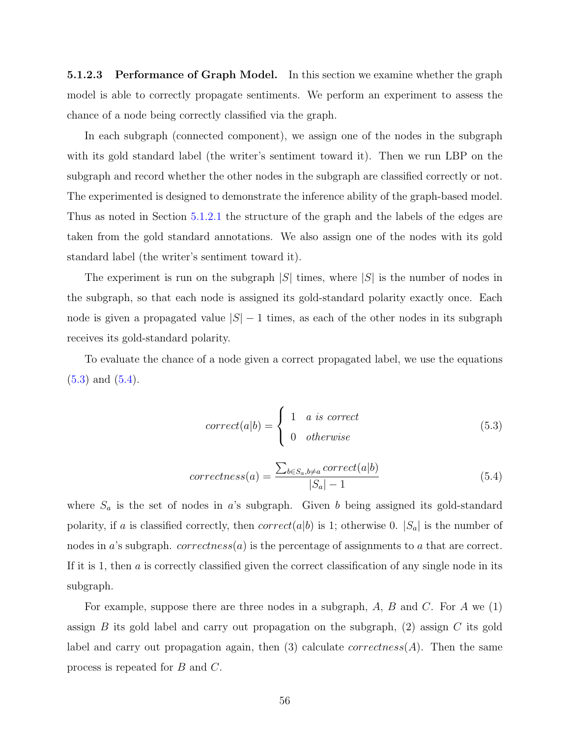#### 5.1.2.3 Performance of Graph Model.

In this section we examine whether the graph model is able to correctly propagate sentiments. We perform an experiment to assess the chance of a node being correctly classified via the graph.

In each subgraph (connected component), we assign one of the nodes in the subgraph with its gold standard label (the writer's sentiment toward it). Then we run LBP on the subgraph and record whether the other nodes in the subgraph are classified correctly or not. The experimented is designed to demonstrate the inference ability of the graph-based model. Thus as noted in Section 5.1.2.1 the structure of the graph and the labels of the edges are taken from the gold standard annotations. We also assign one of the nodes with its gold standard label (the writer's sentiment toward it).

The experiment is run on the subgraph $|S|$ times, where $|S|$ is the number of nodes in the subgraph, so that each node is assigned its gold-standard polarity exactly once. Each node is given a propagated value $|S| - 1$ times, as each of the other nodes in its subgraph receives its gold-standard polarity.

To evaluate the chance of a node given a correct propagated label, we use the equations (5.3) and (5.4).

$$correct(a|b) = \begin{cases} 1 & a \text{ is correct} \\ 0 & otherwise \end{cases} \tag{5.3}$$

$$correctness(a) = \frac{\sum_{b \in S_a, b \neq a} correct(a|b)}{|S_a| - 1} \tag{5.4}$$

where $S_a$ is the set of nodes in $a$'s subgraph. Given $b$ being assigned its gold-standard polarity, if $a$ is classified correctly, then $correct(a|b)$ is 1; otherwise 0. $|S_a|$ is the number of nodes in $a$'s subgraph. $correctness(a)$ is the percentage of assignments to $a$ that are correct. If it is 1, then $a$ is correctly classified given the correct classification of any single node in its subgraph.

For example, suppose there are three nodes in a subgraph, $A$, $B$ and $C$. For $A$ we (1) assign $B$ its gold label and carry out propagation on the subgraph, (2) assign $C$ its gold label and carry out propagation again, then (3) calculate $correctness(A)$. Then the same process is repeated for $B$ and $C$.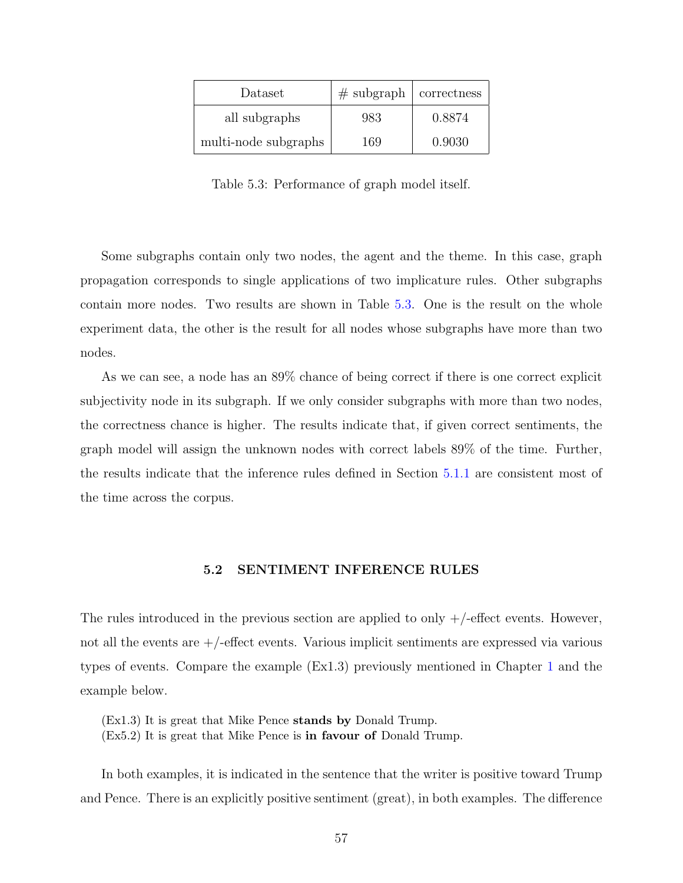| Dataset | # subgraph | correctness |
|---|---|---|
| all subgraphs | 983 | 0.8874 |
| multi-node subgraphs | 169 | 0.9030 |

Table 5.3: Performance of graph model itself.

Some subgraphs contain only two nodes, the agent and the theme. In this case, graph propagation corresponds to single applications of two implicature rules. Other subgraphs contain more nodes. Two results are shown in Table 5.3. One is the result on the whole experiment data, the other is the result for all nodes whose subgraphs have more than two nodes.

As we can see, a node has an 89% chance of being correct if there is one correct explicit subjectivity node in its subgraph. If we only consider subgraphs with more than two nodes, the correctness chance is higher. The results indicate that, if given correct sentiments, the graph model will assign the unknown nodes with correct labels 89% of the time. Further, the results indicate that the inference rules defined in Section 5.1.1 are consistent most of the time across the corpus.

## 5.2 SENTIMENT INFERENCE RULES

The rules introduced in the previous section are applied to only +/-effect events. However, not all the events are +/-effect events. Various implicit sentiments are expressed via various types of events. Compare the example (Ex1.3) previously mentioned in Chapter 1 and the example below.

(Ex1.3) It is great that Mike Pence **stands by** Donald Trump.
(Ex5.2) It is great that Mike Pence is **in favour of** Donald Trump.

In both examples, it is indicated in the sentence that the writer is positive toward Trump and Pence. There is an explicitly positive sentiment (great), in both examples. The difference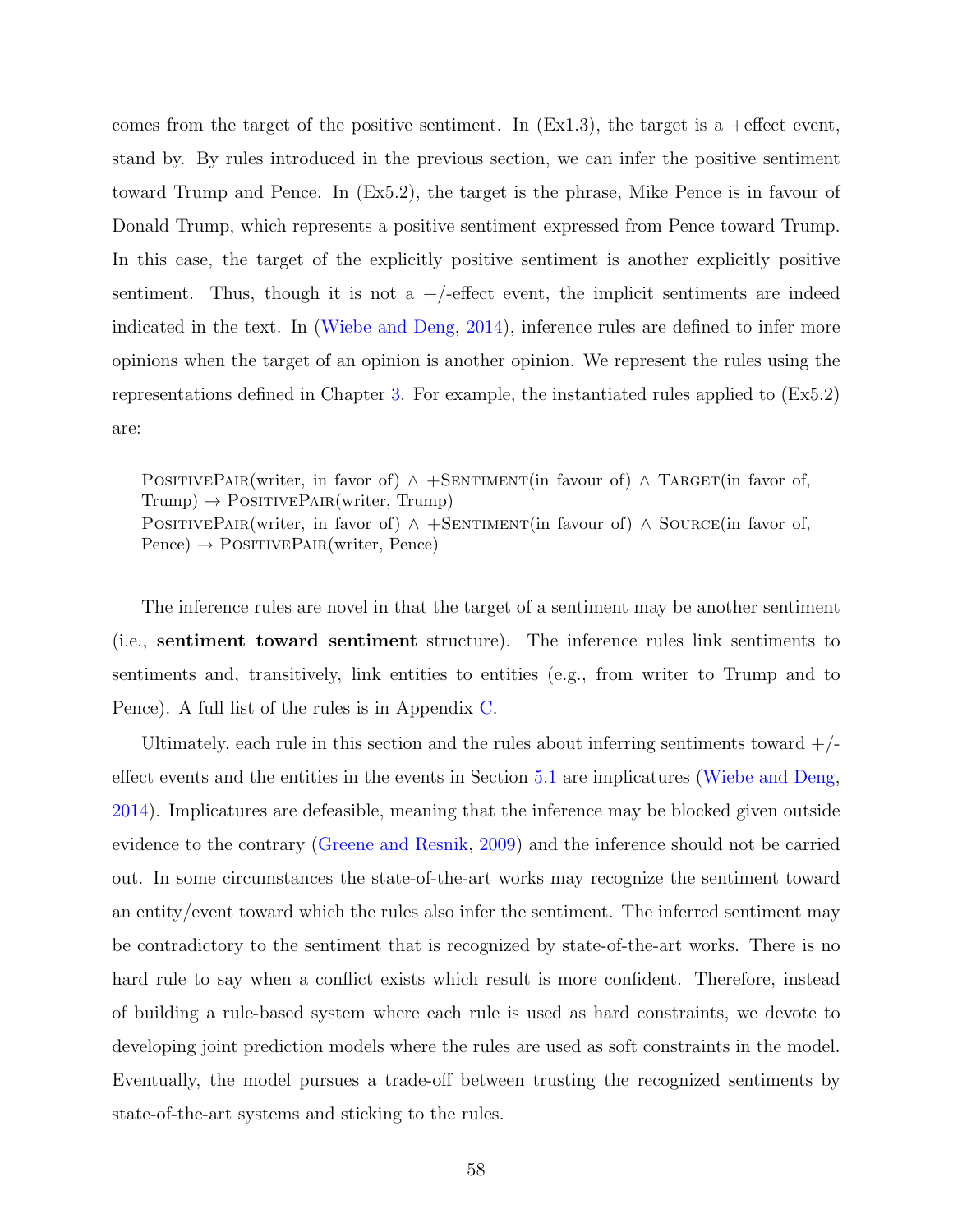comes from the target of the positive sentiment. In (Ex1.3), the target is a +effect event, stand by. By rules introduced in the previous section, we can infer the positive sentiment toward Trump and Pence. In (Ex5.2), the target is the phrase, Mike Pence is in favour of Donald Trump, which represents a positive sentiment expressed from Pence toward Trump. In this case, the target of the explicitly positive sentiment is another explicitly positive sentiment. Thus, though it is not a +/-effect event, the implicit sentiments are indeed indicated in the text. In (Wiebe and Deng, 2014), inference rules are defined to infer more opinions when the target of an opinion is another opinion. We represent the rules using the representations defined in Chapter 3. For example, the instantiated rules applied to (Ex5.2) are:

> PositivePair(writer, in favor of) ∧ +Sentiment(in favour of) ∧ Target(in favor of, Trump) → PositivePair(writer, Trump)
> PositivePair(writer, in favor of) ∧ +Sentiment(in favour of) ∧ Source(in favor of, Pence) → PositivePair(writer, Pence)

The inference rules are novel in that the target of a sentiment may be another sentiment (i.e., **sentiment toward sentiment** structure). The inference rules link sentiments to sentiments and, transitively, link entities to entities (e.g., from writer to Trump and to Pence). A full list of the rules is in Appendix C.

Ultimately, each rule in this section and the rules about inferring sentiments toward +/-effect events and the entities in the events in Section 5.1 are implicatures (Wiebe and Deng, 2014). Implicatures are defeasible, meaning that the inference may be blocked given outside evidence to the contrary (Greene and Resnik, 2009) and the inference should not be carried out. In some circumstances the state-of-the-art works may recognize the sentiment toward an entity/event toward which the rules also infer the sentiment. The inferred sentiment may be contradictory to the sentiment that is recognized by state-of-the-art works. There is no hard rule to say when a conflict exists which result is more confident. Therefore, instead of building a rule-based system where each rule is used as hard constraints, we devote to developing joint prediction models where the rules are used as soft constraints in the model. Eventually, the model pursues a trade-off between trusting the recognized sentiments by state-of-the-art systems and sticking to the rules.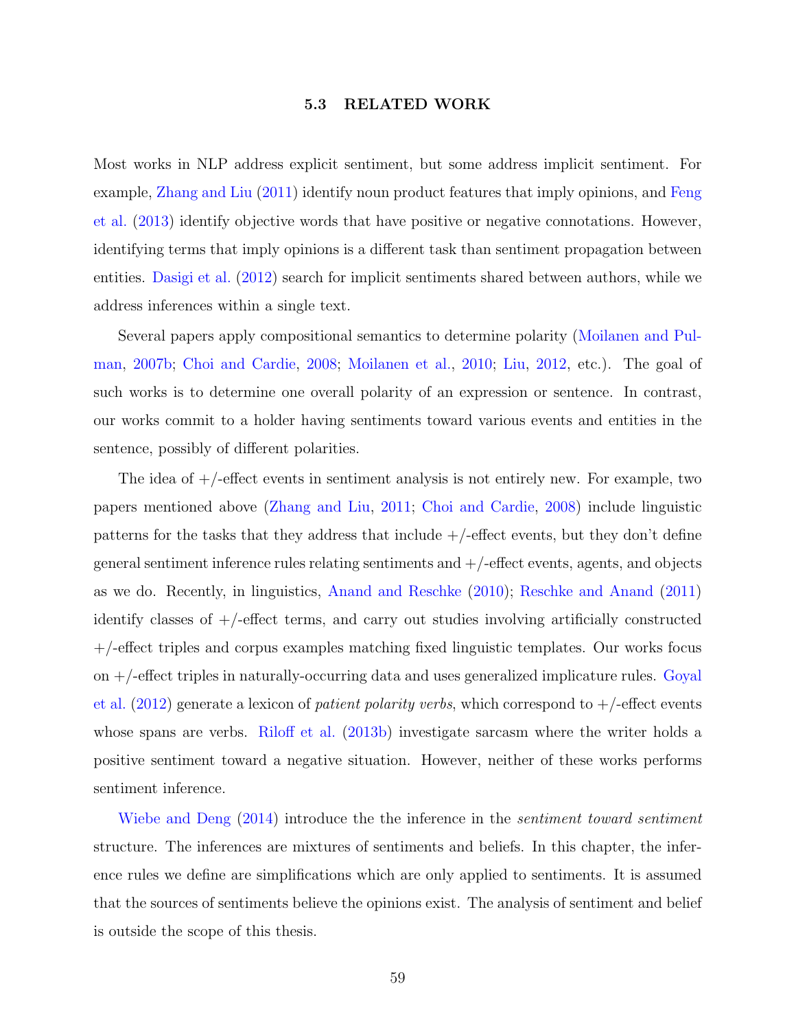## 5.3 RELATED WORK

Most works in NLP address explicit sentiment, but some address implicit sentiment. For example, Zhang and Liu (2011) identify noun product features that imply opinions, and Feng et al. (2013) identify objective words that have positive or negative connotations. However, identifying terms that imply opinions is a different task than sentiment propagation between entities. Dasigi et al. (2012) search for implicit sentiments shared between authors, while we address inferences within a single text.

Several papers apply compositional semantics to determine polarity (Moilanen and Pulman, 2007b; Choi and Cardie, 2008; Moilanen et al., 2010; Liu, 2012, etc.). The goal of such works is to determine one overall polarity of an expression or sentence. In contrast, our works commit to a holder having sentiments toward various events and entities in the sentence, possibly of different polarities.

The idea of +/-effect events in sentiment analysis is not entirely new. For example, two papers mentioned above (Zhang and Liu, 2011; Choi and Cardie, 2008) include linguistic patterns for the tasks that they address that include +/-effect events, but they don't define general sentiment inference rules relating sentiments and +/-effect events, agents, and objects as we do. Recently, in linguistics, Anand and Reschke (2010); Reschke and Anand (2011) identify classes of +/-effect terms, and carry out studies involving artificially constructed +/-effect triples and corpus examples matching fixed linguistic templates. Our works focus on +/-effect triples in naturally-occurring data and uses generalized implicature rules. Goyal et al. (2012) generate a lexicon of *patient polarity verbs*, which correspond to +/-effect events whose spans are verbs. Riloff et al. (2013b) investigate sarcasm where the writer holds a positive sentiment toward a negative situation. However, neither of these works performs sentiment inference.

Wiebe and Deng (2014) introduce the the inference in the *sentiment toward sentiment* structure. The inferences are mixtures of sentiments and beliefs. In this chapter, the inference rules we define are simplifications which are only applied to sentiments. It is assumed that the sources of sentiments believe the opinions exist. The analysis of sentiment and belief is outside the scope of this thesis.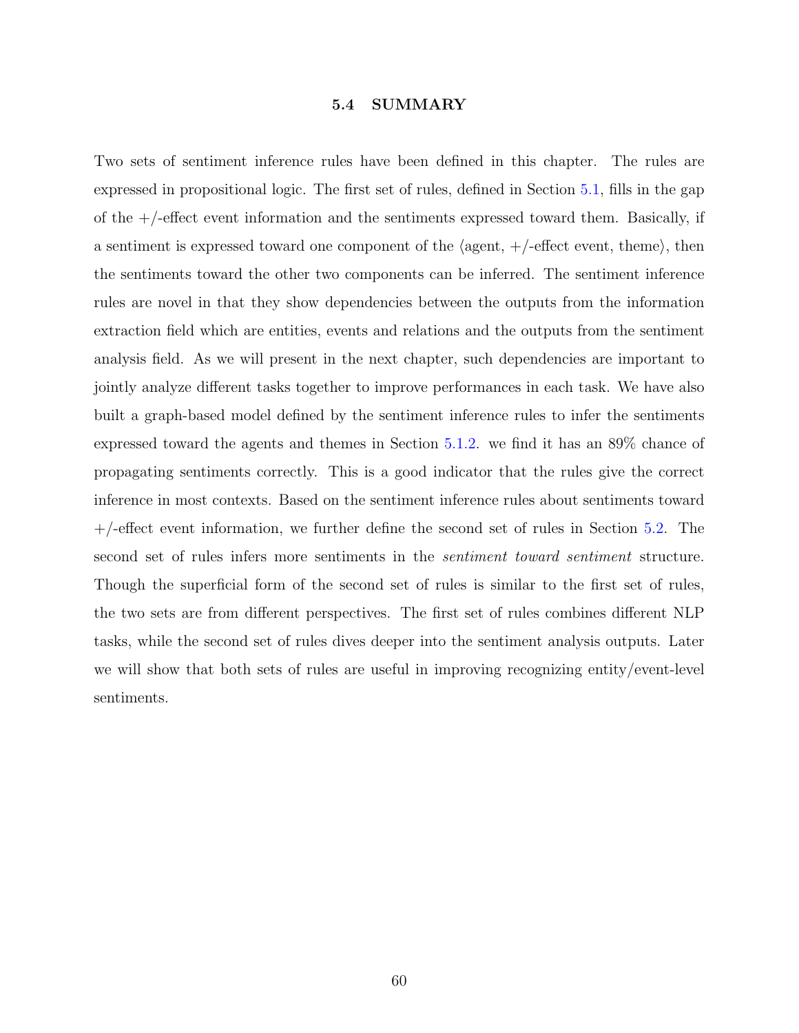### 5.4 SUMMARY

Two sets of sentiment inference rules have been defined in this chapter. The rules are expressed in propositional logic. The first set of rules, defined in Section 5.1, fills in the gap of the +/-effect event information and the sentiments expressed toward them. Basically, if a sentiment is expressed toward one component of the ⟨agent, +/-effect event, theme⟩, then the sentiments toward the other two components can be inferred. The sentiment inference rules are novel in that they show dependencies between the outputs from the information extraction field which are entities, events and relations and the outputs from the sentiment analysis field. As we will present in the next chapter, such dependencies are important to jointly analyze different tasks together to improve performances in each task. We have also built a graph-based model defined by the sentiment inference rules to infer the sentiments expressed toward the agents and themes in Section 5.1.2. we find it has an 89% chance of propagating sentiments correctly. This is a good indicator that the rules give the correct inference in most contexts. Based on the sentiment inference rules about sentiments toward +/-effect event information, we further define the second set of rules in Section 5.2. The second set of rules infers more sentiments in the *sentiment toward sentiment* structure. Though the superficial form of the second set of rules is similar to the first set of rules, the two sets are from different perspectives. The first set of rules combines different NLP tasks, while the second set of rules dives deeper into the sentiment analysis outputs. Later we will show that both sets of rules are useful in improving recognizing entity/event-level sentiments.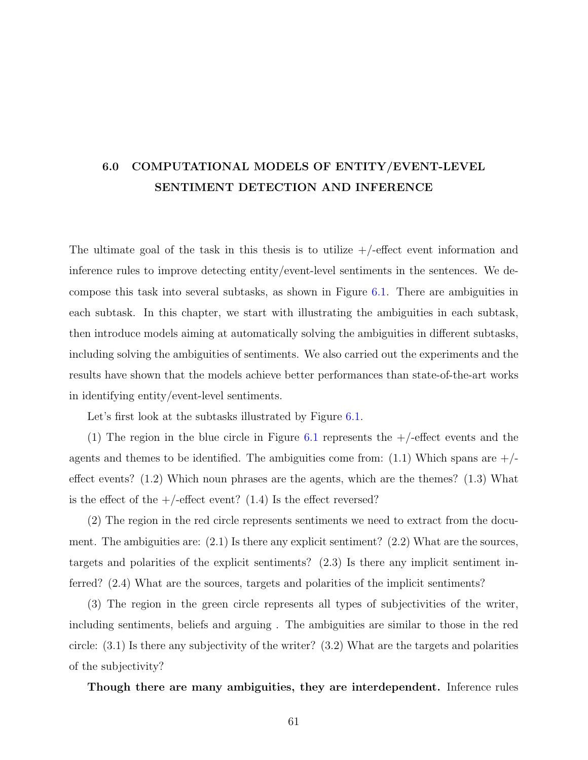# 6.0 COMPUTATIONAL MODELS OF ENTITY/EVENT-LEVEL SENTIMENT DETECTION AND INFERENCE

The ultimate goal of the task in this thesis is to utilize +/-effect event information and inference rules to improve detecting entity/event-level sentiments in the sentences. We decompose this task into several subtasks, as shown in Figure 6.1. There are ambiguities in each subtask. In this chapter, we start with illustrating the ambiguities in each subtask, then introduce models aiming at automatically solving the ambiguities in different subtasks, including solving the ambiguities of sentiments. We also carried out the experiments and the results have shown that the models achieve better performances than state-of-the-art works in identifying entity/event-level sentiments.

Let's first look at the subtasks illustrated by Figure 6.1.

(1) The region in the blue circle in Figure 6.1 represents the +/-effect events and the agents and themes to be identified. The ambiguities come from: (1.1) Which spans are +/-effect events? (1.2) Which noun phrases are the agents, which are the themes? (1.3) What is the effect of the +/-effect event? (1.4) Is the effect reversed?

(2) The region in the red circle represents sentiments we need to extract from the document. The ambiguities are: (2.1) Is there any explicit sentiment? (2.2) What are the sources, targets and polarities of the explicit sentiments? (2.3) Is there any implicit sentiment inferred? (2.4) What are the sources, targets and polarities of the implicit sentiments?

(3) The region in the green circle represents all types of subjectivities of the writer, including sentiments, beliefs and arguing . The ambiguities are similar to those in the red circle: (3.1) Is there any subjectivity of the writer? (3.2) What are the targets and polarities of the subjectivity?

**Though there are many ambiguities, they are interdependent.** Inference rules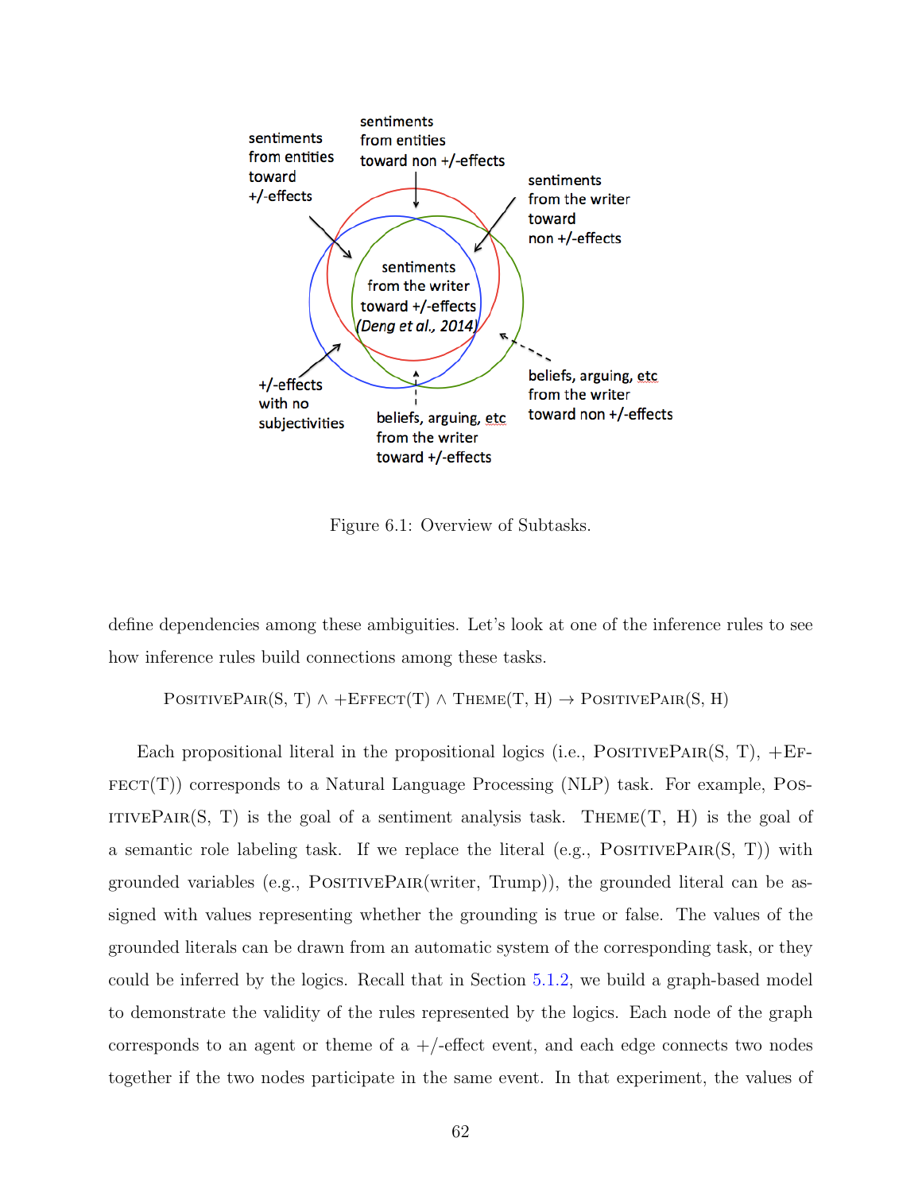sentiments from entities toward +/-effects

sentiments from entities toward non +/-effects

sentiments from the writer toward non +/-effects

sentiments from the writer toward +/-effects (*Deng et al., 2014*)

+/-effects with no subjectivities

beliefs, arguing, etc from the writer toward +/-effects

beliefs, arguing, etc from the writer toward non +/-effects

Figure 6.1: Overview of Subtasks.

define dependencies among these ambiguities. Let's look at one of the inference rules to see how inference rules build connections among these tasks.

$$\text{PositivePair(S, T)} \land \text{+Effect(T)} \land \text{Theme(T, H)} \rightarrow \text{PositivePair(S, H)}$$

Each propositional literal in the propositional logics (i.e., PositivePair(S, T), +Effect(T)) corresponds to a Natural Language Processing (NLP) task. For example, PositivePair(S, T) is the goal of a sentiment analysis task. Theme(T, H) is the goal of a semantic role labeling task. If we replace the literal (e.g., PositivePair(S, T)) with grounded variables (e.g., PositivePair(writer, Trump)), the grounded literal can be assigned with values representing whether the grounding is true or false. The values of the grounded literals can be drawn from an automatic system of the corresponding task, or they could be inferred by the logics. Recall that in Section 5.1.2, we build a graph-based model to demonstrate the validity of the rules represented by the logics. Each node of the graph corresponds to an agent or theme of a +/-effect event, and each edge connects two nodes together if the two nodes participate in the same event. In that experiment, the values of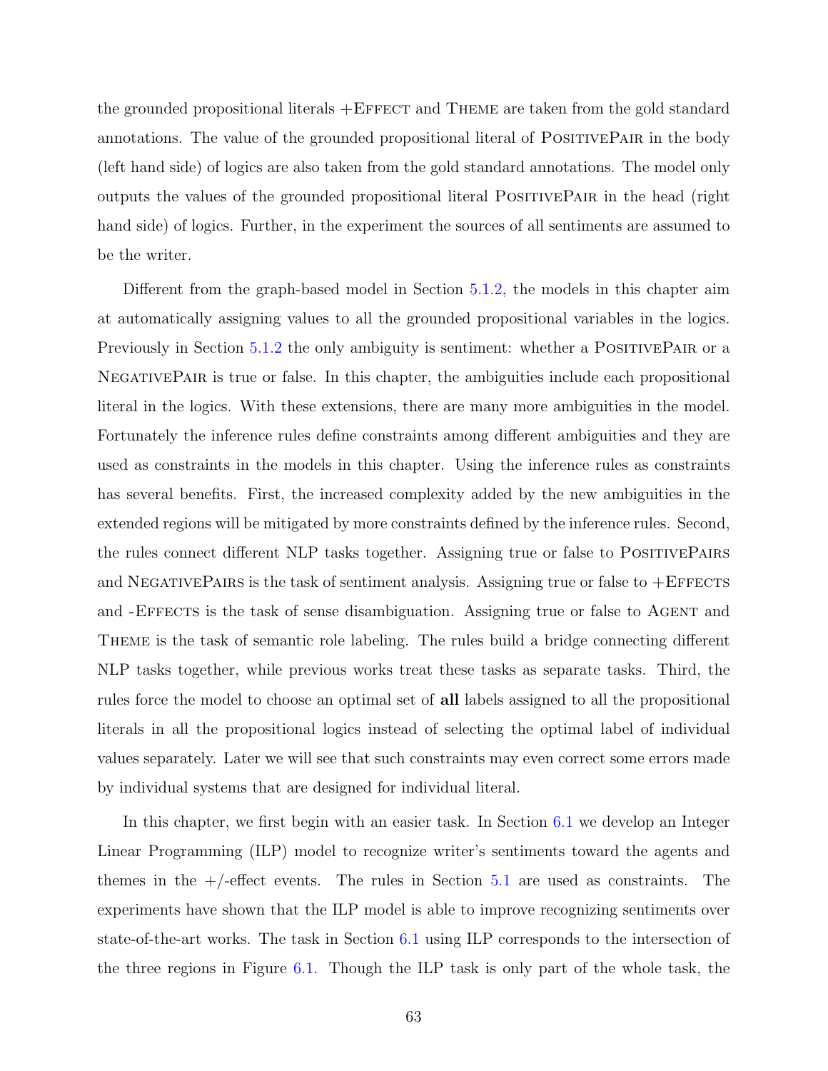the grounded propositional literals +Effect and Theme are taken from the gold standard annotations. The value of the grounded propositional literal of PositivePair in the body (left hand side) of logics are also taken from the gold standard annotations. The model only outputs the values of the grounded propositional literal PositivePair in the head (right hand side) of logics. Further, in the experiment the sources of all sentiments are assumed to be the writer.

Different from the graph-based model in Section 5.1.2, the models in this chapter aim at automatically assigning values to all the grounded propositional variables in the logics. Previously in Section 5.1.2 the only ambiguity is sentiment: whether a PositivePair or a NegativePair is true or false. In this chapter, the ambiguities include each propositional literal in the logics. With these extensions, there are many more ambiguities in the model. Fortunately the inference rules define constraints among different ambiguities and they are used as constraints in the models in this chapter. Using the inference rules as constraints has several benefits. First, the increased complexity added by the new ambiguities in the extended regions will be mitigated by more constraints defined by the inference rules. Second, the rules connect different NLP tasks together. Assigning true or false to PositivePairs and NegativePairs is the task of sentiment analysis. Assigning true or false to +Effects and -Effects is the task of sense disambiguation. Assigning true or false to Agent and Theme is the task of semantic role labeling. The rules build a bridge connecting different NLP tasks together, while previous works treat these tasks as separate tasks. Third, the rules force the model to choose an optimal set of **all** labels assigned to all the propositional literals in all the propositional logics instead of selecting the optimal label of individual values separately. Later we will see that such constraints may even correct some errors made by individual systems that are designed for individual literal.

In this chapter, we first begin with an easier task. In Section 6.1 we develop an Integer Linear Programming (ILP) model to recognize writer's sentiments toward the agents and themes in the +/-effect events. The rules in Section 5.1 are used as constraints. The experiments have shown that the ILP model is able to improve recognizing sentiments over state-of-the-art works. The task in Section 6.1 using ILP corresponds to the intersection of the three regions in Figure 6.1. Though the ILP task is only part of the whole task, the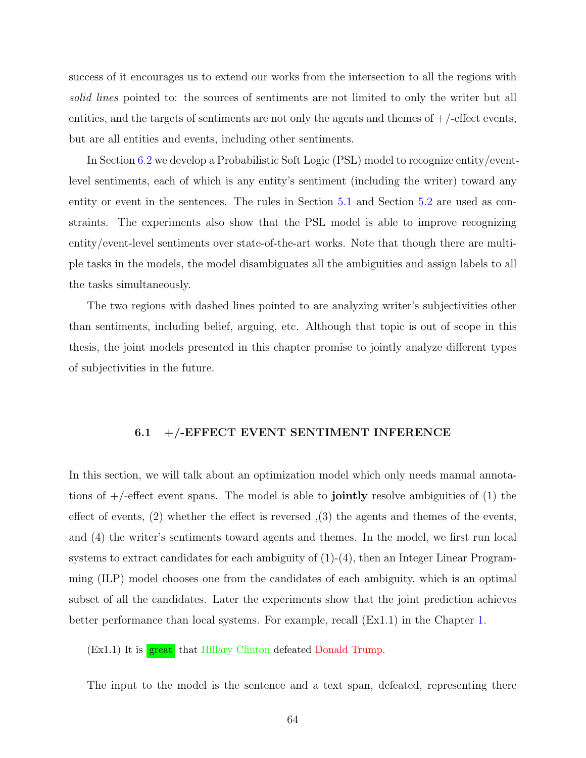success of it encourages us to extend our works from the intersection to all the regions with *solid lines* pointed to: the sources of sentiments are not limited to only the writer but all entities, and the targets of sentiments are not only the agents and themes of +/-effect events, but are all entities and events, including other sentiments.

In Section 6.2 we develop a Probabilistic Soft Logic (PSL) model to recognize entity/event-level sentiments, each of which is any entity's sentiment (including the writer) toward any entity or event in the sentences. The rules in Section 5.1 and Section 5.2 are used as constraints. The experiments also show that the PSL model is able to improve recognizing entity/event-level sentiments over state-of-the-art works. Note that though there are multiple tasks in the models, the model disambiguates all the ambiguities and assign labels to all the tasks simultaneously.

The two regions with dashed lines pointed to are analyzing writer's subjectivities other than sentiments, including belief, arguing, etc. Although that topic is out of scope in this thesis, the joint models presented in this chapter promise to jointly analyze different types of subjectivities in the future.

## 6.1 +/-EFFECT EVENT SENTIMENT INFERENCE

In this section, we will talk about an optimization model which only needs manual annotations of +/-effect event spans. The model is able to **jointly** resolve ambiguities of (1) the effect of events, (2) whether the effect is reversed ,(3) the agents and themes of the events, and (4) the writer's sentiments toward agents and themes. In the model, we first run local systems to extract candidates for each ambiguity of (1)-(4), then an Integer Linear Programming (ILP) model chooses one from the candidates of each ambiguity, which is an optimal subset of all the candidates. Later the experiments show that the joint prediction achieves better performance than local systems. For example, recall (Ex1.1) in the Chapter 1.

(Ex1.1) It is great that Hillary Clinton defeated Donald Trump.

The input to the model is the sentence and a text span, defeated, representing there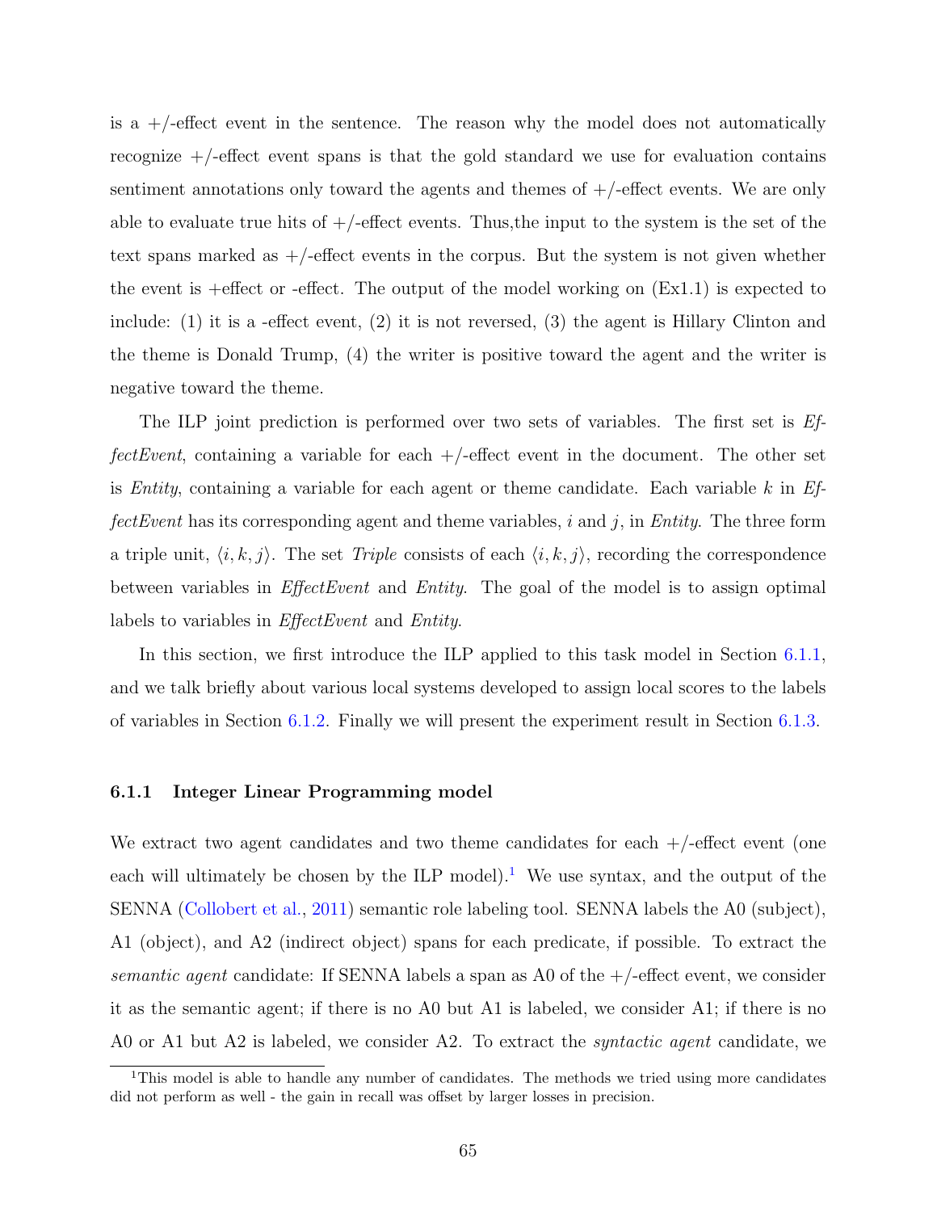is a +/-effect event in the sentence. The reason why the model does not automatically recognize +/-effect event spans is that the gold standard we use for evaluation contains sentiment annotations only toward the agents and themes of +/-effect events. We are only able to evaluate true hits of +/-effect events. Thus,the input to the system is the set of the text spans marked as +/-effect events in the corpus. But the system is not given whether the event is +effect or -effect. The output of the model working on (Ex1.1) is expected to include: (1) it is a -effect event, (2) it is not reversed, (3) the agent is Hillary Clinton and the theme is Donald Trump, (4) the writer is positive toward the agent and the writer is negative toward the theme.

The ILP joint prediction is performed over two sets of variables. The first set is *EffectEvent*, containing a variable for each +/-effect event in the document. The other set is *Entity*, containing a variable for each agent or theme candidate. Each variable $k$ in *EffectEvent* has its corresponding agent and theme variables, $i$ and $j$, in *Entity*. The three form a triple unit, $\langle i, k, j \rangle$. The set *Triple* consists of each $\langle i, k, j \rangle$, recording the correspondence between variables in *EffectEvent* and *Entity*. The goal of the model is to assign optimal labels to variables in *EffectEvent* and *Entity*.

In this section, we first introduce the ILP applied to this task model in Section 6.1.1, and we talk briefly about various local systems developed to assign local scores to the labels of variables in Section 6.1.2. Finally we will present the experiment result in Section 6.1.3.

### 6.1.1 Integer Linear Programming model

We extract two agent candidates and two theme candidates for each +/-effect event (one each will ultimately be chosen by the ILP model).[1] We use syntax, and the output of the SENNA (Collobert et al., 2011) semantic role labeling tool. SENNA labels the A0 (subject), A1 (object), and A2 (indirect object) spans for each predicate, if possible. To extract the *semantic agent* candidate: If SENNA labels a span as A0 of the +/-effect event, we consider it as the semantic agent; if there is no A0 but A1 is labeled, we consider A1; if there is no A0 or A1 but A2 is labeled, we consider A2. To extract the *syntactic agent* candidate, we

[1] This model is able to handle any number of candidates. The methods we tried using more candidates did not perform as well - the gain in recall was offset by larger losses in precision.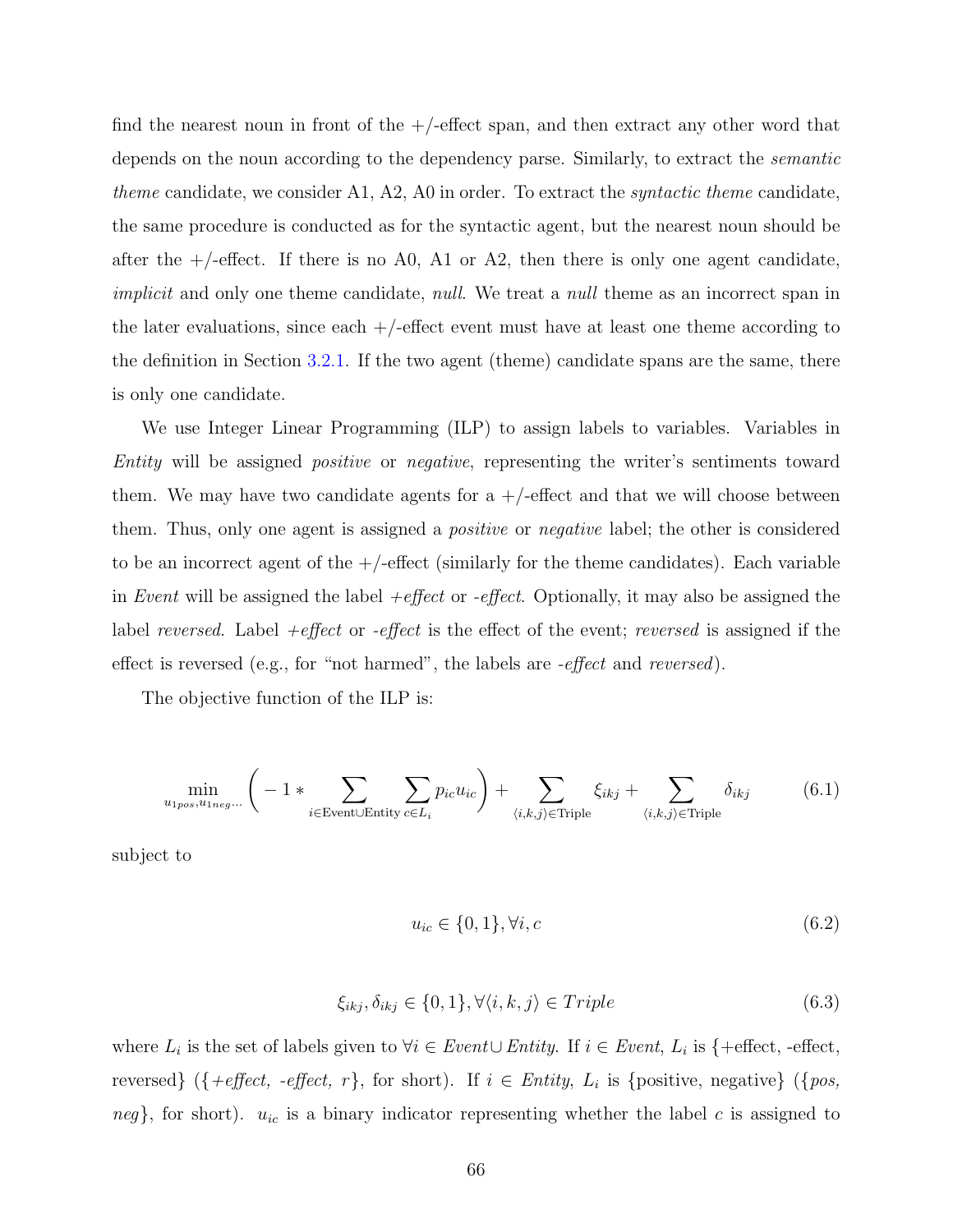find the nearest noun in front of the +/-effect span, and then extract any other word that depends on the noun according to the dependency parse. Similarly, to extract the *semantic theme* candidate, we consider A1, A2, A0 in order. To extract the *syntactic theme* candidate, the same procedure is conducted as for the syntactic agent, but the nearest noun should be after the +/-effect. If there is no A0, A1 or A2, then there is only one agent candidate, *implicit* and only one theme candidate, *null*. We treat a *null* theme as an incorrect span in the later evaluations, since each +/-effect event must have at least one theme according to the definition in Section 3.2.1. If the two agent (theme) candidate spans are the same, there is only one candidate.

We use Integer Linear Programming (ILP) to assign labels to variables. Variables in *Entity* will be assigned *positive* or *negative*, representing the writer's sentiments toward them. We may have two candidate agents for a +/-effect and that we will choose between them. Thus, only one agent is assigned a *positive* or *negative* label; the other is considered to be an incorrect agent of the +/-effect (similarly for the theme candidates). Each variable in *Event* will be assigned the label *+effect* or *-effect*. Optionally, it may also be assigned the label *reversed*. Label *+effect* or *-effect* is the effect of the event; *reversed* is assigned if the effect is reversed (e.g., for "not harmed", the labels are *-effect* and *reversed*).

The objective function of the ILP is:

$$\min_{u_{1pos}, u_{1neg} \dots} \left( -1 * \sum_{i \in \text{Event} \cup \text{Entity}} \sum_{c \in L_i} p_{ic} u_{ic} \right) + \sum_{\langle i,k,j \rangle \in \text{Triple}} \xi_{ikj} + \sum_{\langle i,k,j \rangle \in \text{Triple}} \delta_{ikj} \tag{6.1}$$

subject to

$$u_{ic} \in \{0, 1\}, \forall i, c \tag{6.2}$$

$$\xi_{ikj}, \delta_{ikj} \in \{0, 1\}, \forall \langle i, k, j \rangle \in Triple \tag{6.3}$$

where $L_i$ is the set of labels given to $\forall i \in Event \cup Entity$. If $i \in Event$, $L_i$ is {+effect, -effect, reversed} ({*+effect, -effect, r*}, for short). If $i \in Entity$, $L_i$ is {positive, negative} ({*pos, neg*}, for short). $u_{ic}$ is a binary indicator representing whether the label $c$ is assigned to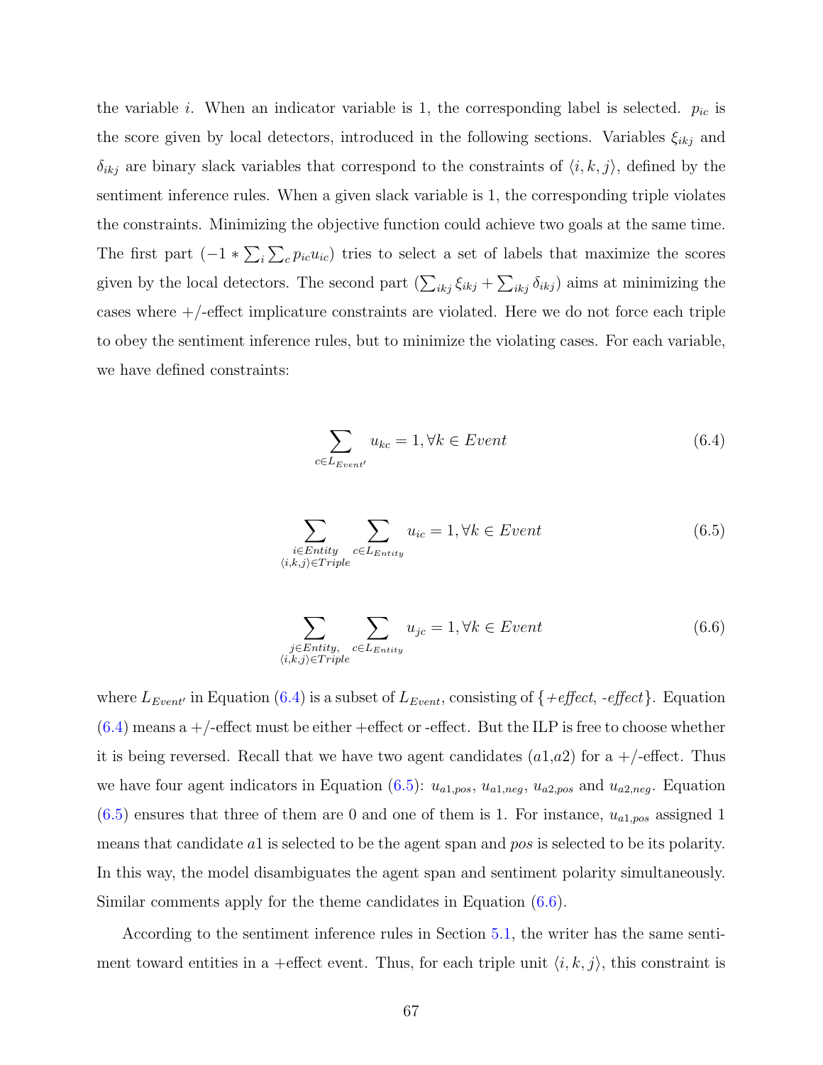the variable $i$. When an indicator variable is 1, the corresponding label is selected. $p_{ic}$ is the score given by local detectors, introduced in the following sections. Variables $\xi_{ikj}$ and $\delta_{ikj}$ are binary slack variables that correspond to the constraints of $\langle i, k, j \rangle$, defined by the sentiment inference rules. When a given slack variable is 1, the corresponding triple violates the constraints. Minimizing the objective function could achieve two goals at the same time. The first part $(-1 * \sum_i \sum_c p_{ic} u_{ic})$ tries to select a set of labels that maximize the scores given by the local detectors. The second part $(\sum_{ikj} \xi_{ikj} + \sum_{ikj} \delta_{ikj})$ aims at minimizing the cases where +/-effect implicature constraints are violated. Here we do not force each triple to obey the sentiment inference rules, but to minimize the violating cases. For each variable, we have defined constraints:

$$\sum_{c \in L_{Event'}} u_{kc} = 1, \forall k \in Event \tag{6.4}$$

$$\sum_{\substack{i \in Entity \\ \langle i,k,j \rangle \in Triple}} \sum_{c \in L_{Entity}} u_{ic} = 1, \forall k \in Event \tag{6.5}$$

$$\sum_{\substack{j \in Entity, \\ \langle i,k,j \rangle \in Triple}} \sum_{c \in L_{Entity}} u_{jc} = 1, \forall k \in Event \tag{6.6}$$

where $L_{Event'}$ in Equation (6.4) is a subset of $L_{Event}$, consisting of {*+effect*, *-effect*}. Equation (6.4) means a +/-effect must be either +effect or -effect. But the ILP is free to choose whether it is being reversed. Recall that we have two agent candidates ($a1$,$a2$) for a +/-effect. Thus we have four agent indicators in Equation (6.5): $u_{a1,pos}$, $u_{a1,neg}$, $u_{a2,pos}$ and $u_{a2,neg}$. Equation (6.5) ensures that three of them are 0 and one of them is 1. For instance, $u_{a1,pos}$ assigned 1 means that candidate $a1$ is selected to be the agent span and *pos* is selected to be its polarity. In this way, the model disambiguates the agent span and sentiment polarity simultaneously. Similar comments apply for the theme candidates in Equation (6.6).

According to the sentiment inference rules in Section 5.1, the writer has the same sentiment toward entities in a +effect event. Thus, for each triple unit $\langle i, k, j \rangle$, this constraint is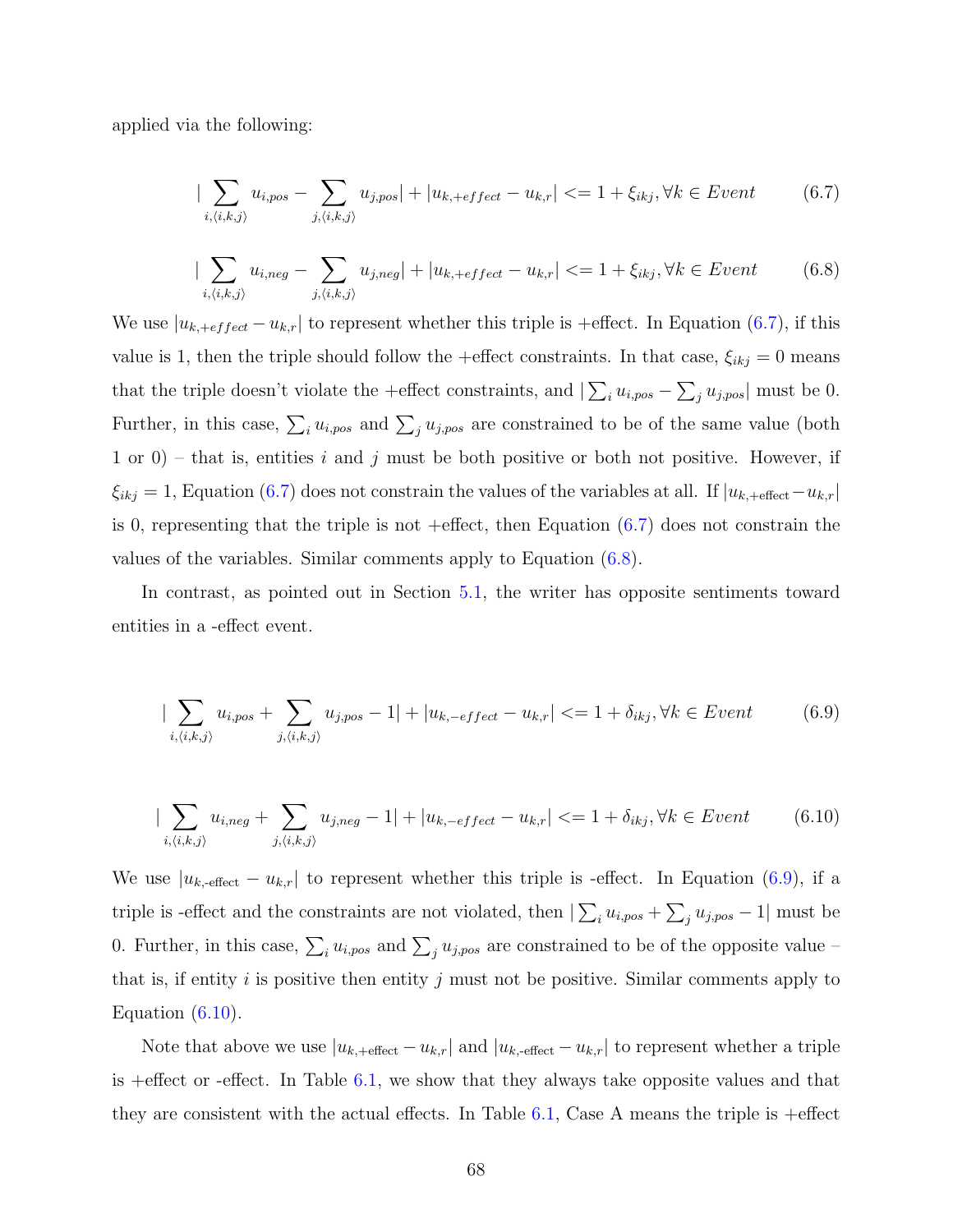applied via the following:

$$|\sum_{i,\langle i,k,j\rangle} u_{i,pos} - \sum_{j,\langle i,k,j\rangle} u_{j,pos}| + |u_{k,+effect} - u_{k,r}| <= 1 + \xi_{ikj}, \forall k \in Event \tag{6.7}$$

$$|\sum_{i,\langle i,k,j\rangle} u_{i,neg} - \sum_{j,\langle i,k,j\rangle} u_{j,neg}| + |u_{k,+effect} - u_{k,r}| <= 1 + \xi_{ikj}, \forall k \in Event \tag{6.8}$$

We use $|u_{k,+effect} - u_{k,r}|$ to represent whether this triple is +effect. In Equation (6.7), if this value is 1, then the triple should follow the +effect constraints. In that case, $\xi_{ikj} = 0$ means that the triple doesn't violate the +effect constraints, and $|\sum_i u_{i,pos} - \sum_j u_{j,pos}|$ must be 0. Further, in this case, $\sum_i u_{i,pos}$ and $\sum_j u_{j,pos}$ are constrained to be of the same value (both 1 or 0) – that is, entities $i$ and $j$ must be both positive or both not positive. However, if $\xi_{ikj} = 1$, Equation (6.7) does not constrain the values of the variables at all. If $|u_{k,+\text{effect}} - u_{k,r}|$ is 0, representing that the triple is not +effect, then Equation (6.7) does not constrain the values of the variables. Similar comments apply to Equation (6.8).

In contrast, as pointed out in Section 5.1, the writer has opposite sentiments toward entities in a -effect event.

$$|\sum_{i,\langle i,k,j\rangle} u_{i,pos} + \sum_{j,\langle i,k,j\rangle} u_{j,pos} - 1| + |u_{k,-effect} - u_{k,r}| <= 1 + \delta_{ikj}, \forall k \in Event \tag{6.9}$$

$$|\sum_{i,\langle i,k,j\rangle} u_{i,neg} + \sum_{j,\langle i,k,j\rangle} u_{j,neg} - 1| + |u_{k,-effect} - u_{k,r}| <= 1 + \delta_{ikj}, \forall k \in Event \tag{6.10}$$

We use $|u_{k,\text{-effect}} - u_{k,r}|$ to represent whether this triple is -effect. In Equation (6.9), if a triple is -effect and the constraints are not violated, then $|\sum_i u_{i,pos} + \sum_j u_{j,pos} - 1|$ must be 0. Further, in this case, $\sum_i u_{i,pos}$ and $\sum_j u_{j,pos}$ are constrained to be of the opposite value – that is, if entity $i$ is positive then entity $j$ must not be positive. Similar comments apply to Equation (6.10).

Note that above we use $|u_{k,+\text{effect}} - u_{k,r}|$ and $|u_{k,\text{-effect}} - u_{k,r}|$ to represent whether a triple is +effect or -effect. In Table 6.1, we show that they always take opposite values and that they are consistent with the actual effects. In Table 6.1, Case A means the triple is +effect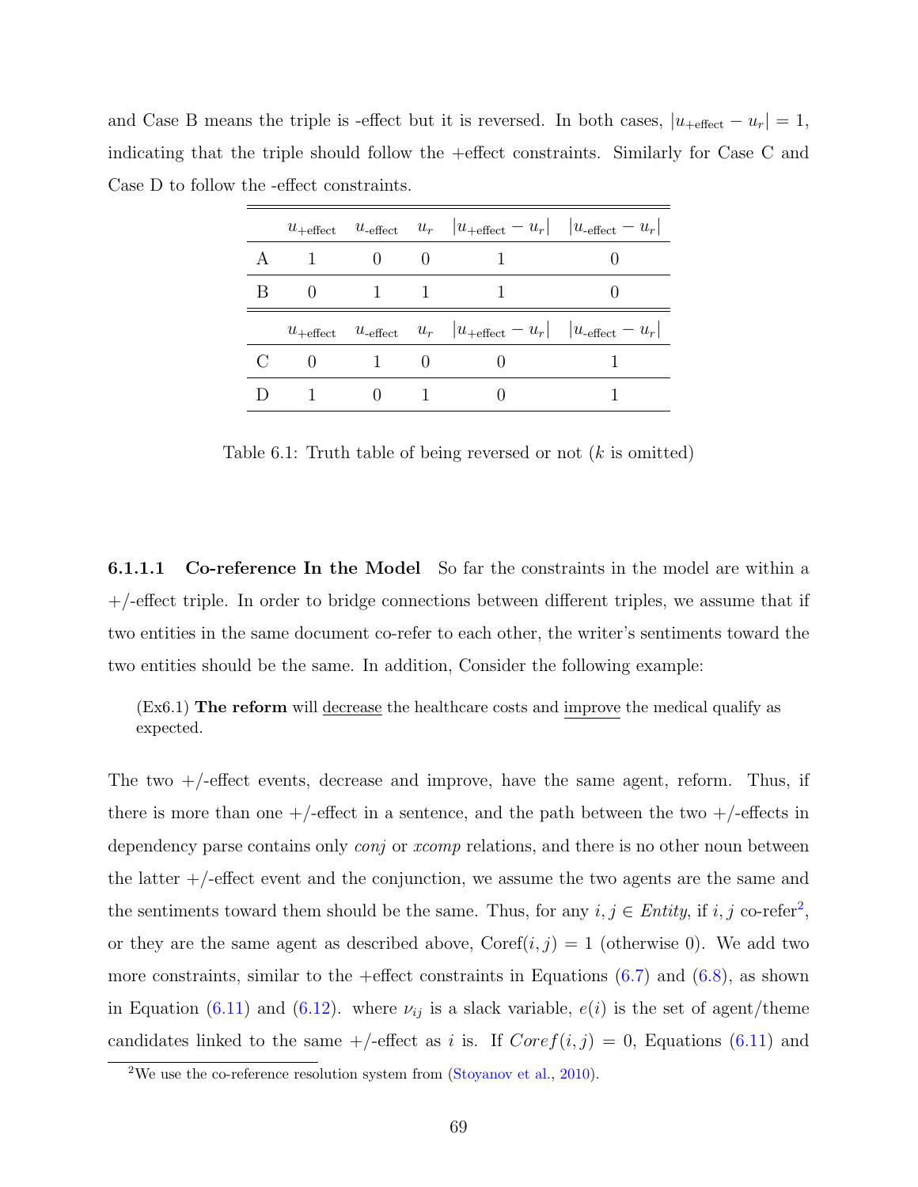and Case B means the triple is -effect but it is reversed. In both cases, $|u_{\text{+effect}} - u_r| = 1$, indicating that the triple should follow the +effect constraints. Similarly for Case C and Case D to follow the -effect constraints.

| | $u_{\text{+effect}}$ | $u_{\text{-effect}}$ | $u_r$ | $\lvert u_{\text{+effect}} - u_r\rvert$ | $\lvert u_{\text{-effect}} - u_r\rvert$ |
|---|---|---|---|---|---|
| A | 1 | 0 | 0 | 1 | 0 |
| B | 0 | 1 | 1 | 1 | 0 |
| | $u_{\text{+effect}}$ | $u_{\text{-effect}}$ | $u_r$ | $\lvert u_{\text{+effect}} - u_r\rvert$ | $\lvert u_{\text{-effect}} - u_r\rvert$ |
| C | 0 | 1 | 0 | 0 | 1 |
| D | 1 | 0 | 1 | 0 | 1 |

Table 6.1: Truth table of being reversed or not ($k$ is omitted)

#### 6.1.1.1 Co-reference In the Model

So far the constraints in the model are within a +/-effect triple. In order to bridge connections between different triples, we assume that if two entities in the same document co-refer to each other, the writer's sentiments toward the two entities should be the same. In addition, Consider the following example:

> (Ex6.1) **The reform** will <u>decrease</u> the healthcare costs and <u>improve</u> the medical qualify as expected.

The two +/-effect events, decrease and improve, have the same agent, reform. Thus, if there is more than one +/-effect in a sentence, and the path between the two +/-effects in dependency parse contains only *conj* or *xcomp* relations, and there is no other noun between the latter +/-effect event and the conjunction, we assume the two agents are the same and the sentiments toward them should be the same. Thus, for any $i, j \in \mathit{Entity}$, if $i, j$ co-refer[2], or they are the same agent as described above, $\text{Coref}(i, j) = 1$ (otherwise 0). We add two more constraints, similar to the +effect constraints in Equations (6.7) and (6.8), as shown in Equation (6.11) and (6.12). where $\nu_{ij}$ is a slack variable, $e(i)$ is the set of agent/theme candidates linked to the same +/-effect as $i$ is. If $\mathit{Coref}(i, j) = 0$, Equations (6.11) and

[2] We use the co-reference resolution system from (Stoyanov et al., 2010).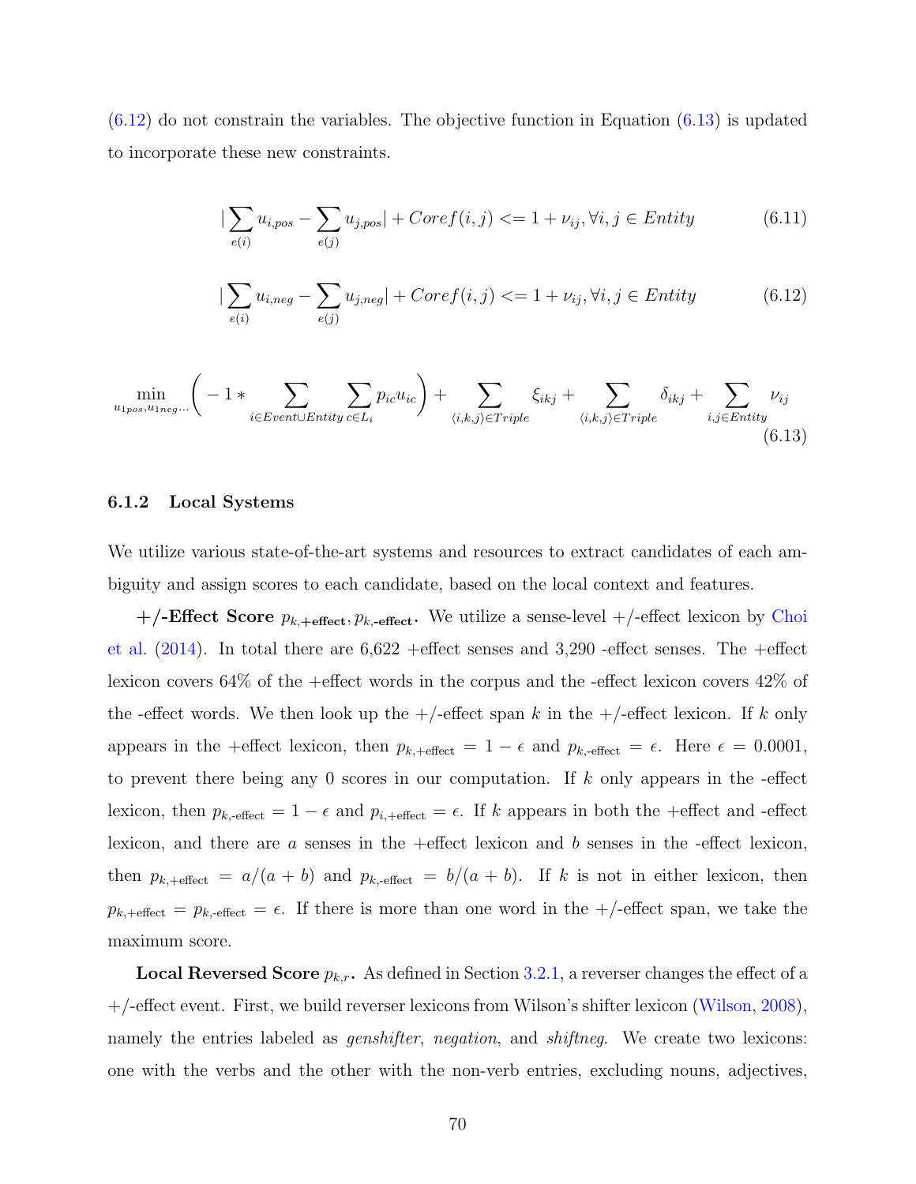(6.12) do not constrain the variables. The objective function in Equation (6.13) is updated to incorporate these new constraints.

$$|\sum_{e(i)} u_{i,pos} - \sum_{e(j)} u_{j,pos}| + Coref(i,j) <= 1 + \nu_{ij}, \forall i,j \in Entity \tag{6.11}$$

$$|\sum_{e(i)} u_{i,neg} - \sum_{e(j)} u_{j,neg}| + Coref(i,j) <= 1 + \nu_{ij}, \forall i,j \in Entity \tag{6.12}$$

$$\min_{u_{1pos},u_{1neg}\ldots} \left( -1 * \sum_{i \in Event \cup Entity} \sum_{c \in L_i} p_{ic} u_{ic} \right) + \sum_{\langle i,k,j \rangle \in Triple} \xi_{ikj} + \sum_{\langle i,k,j \rangle \in Triple} \delta_{ikj} + \sum_{i,j \in Entity} \nu_{ij} \tag{6.13}$$

### 6.1.2 Local Systems

We utilize various state-of-the-art systems and resources to extract candidates of each ambiguity and assign scores to each candidate, based on the local context and features.

**+/-Effect Score $p_{k,\textbf{+effect}}, p_{k,\textbf{-effect}}$.** We utilize a sense-level +/-effect lexicon by Choi et al. (2014). In total there are 6,622 +effect senses and 3,290 -effect senses. The +effect lexicon covers 64% of the +effect words in the corpus and the -effect lexicon covers 42% of the -effect words. We then look up the +/-effect span $k$ in the +/-effect lexicon. If $k$ only appears in the +effect lexicon, then $p_{k,\text{+effect}} = 1 - \epsilon$ and $p_{k,\text{-effect}} = \epsilon$. Here $\epsilon = 0.0001$, to prevent there being any 0 scores in our computation. If $k$ only appears in the -effect lexicon, then $p_{k,\text{-effect}} = 1 - \epsilon$ and $p_{i,\text{+effect}} = \epsilon$. If $k$ appears in both the +effect and -effect lexicon, and there are $a$ senses in the +effect lexicon and $b$ senses in the -effect lexicon, then $p_{k,\text{+effect}} = a/(a+b)$ and $p_{k,\text{-effect}} = b/(a+b)$. If $k$ is not in either lexicon, then $p_{k,\text{+effect}} = p_{k,\text{-effect}} = \epsilon$. If there is more than one word in the +/-effect span, we take the maximum score.

**Local Reversed Score $p_{k,r}$.** As defined in Section 3.2.1, a reverser changes the effect of a +/-effect event. First, we build reverser lexicons from Wilson's shifter lexicon (Wilson, 2008), namely the entries labeled as *genshifter*, *negation*, and *shiftneg*. We create two lexicons: one with the verbs and the other with the non-verb entries, excluding nouns, adjectives,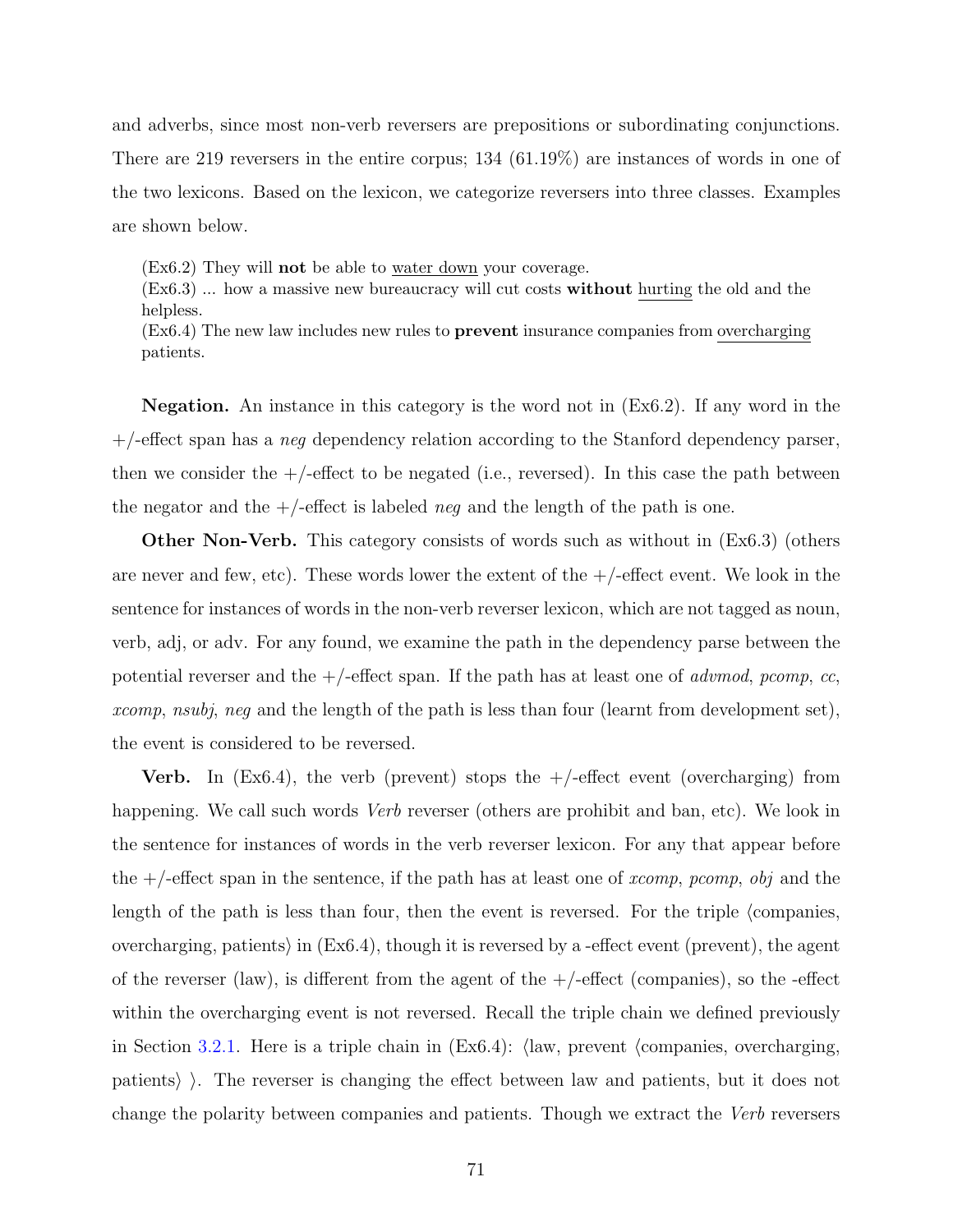and adverbs, since most non-verb reversers are prepositions or subordinating conjunctions. There are 219 reversers in the entire corpus; 134 (61.19%) are instances of words in one of the two lexicons. Based on the lexicon, we categorize reversers into three classes. Examples are shown below.

(Ex6.2) They will **not** be able to <u>water down</u> your coverage.
(Ex6.3) ... how a massive new bureaucracy will cut costs **without** <u>hurting</u> the old and the helpless.
(Ex6.4) The new law includes new rules to **prevent** insurance companies from <u>overcharging</u> patients.

**Negation.** An instance in this category is the word not in (Ex6.2). If any word in the +/-effect span has a *neg* dependency relation according to the Stanford dependency parser, then we consider the +/-effect to be negated (i.e., reversed). In this case the path between the negator and the +/-effect is labeled *neg* and the length of the path is one.

**Other Non-Verb.** This category consists of words such as without in (Ex6.3) (others are never and few, etc). These words lower the extent of the +/-effect event. We look in the sentence for instances of words in the non-verb reverser lexicon, which are not tagged as noun, verb, adj, or adv. For any found, we examine the path in the dependency parse between the potential reverser and the +/-effect span. If the path has at least one of *advmod*, *pcomp*, *cc*, *xcomp*, *nsubj*, *neg* and the length of the path is less than four (learnt from development set), the event is considered to be reversed.

**Verb.** In (Ex6.4), the verb (prevent) stops the +/-effect event (overcharging) from happening. We call such words *Verb* reverser (others are prohibit and ban, etc). We look in the sentence for instances of words in the verb reverser lexicon. For any that appear before the +/-effect span in the sentence, if the path has at least one of *xcomp*, *pcomp*, *obj* and the length of the path is less than four, then the event is reversed. For the triple ⟨companies, overcharging, patients⟩ in (Ex6.4), though it is reversed by a -effect event (prevent), the agent of the reverser (law), is different from the agent of the +/-effect (companies), so the -effect within the overcharging event is not reversed. Recall the triple chain we defined previously in Section 3.2.1. Here is a triple chain in (Ex6.4): ⟨law, prevent ⟨companies, overcharging, patients⟩ ⟩. The reverser is changing the effect between law and patients, but it does not change the polarity between companies and patients. Though we extract the *Verb* reversers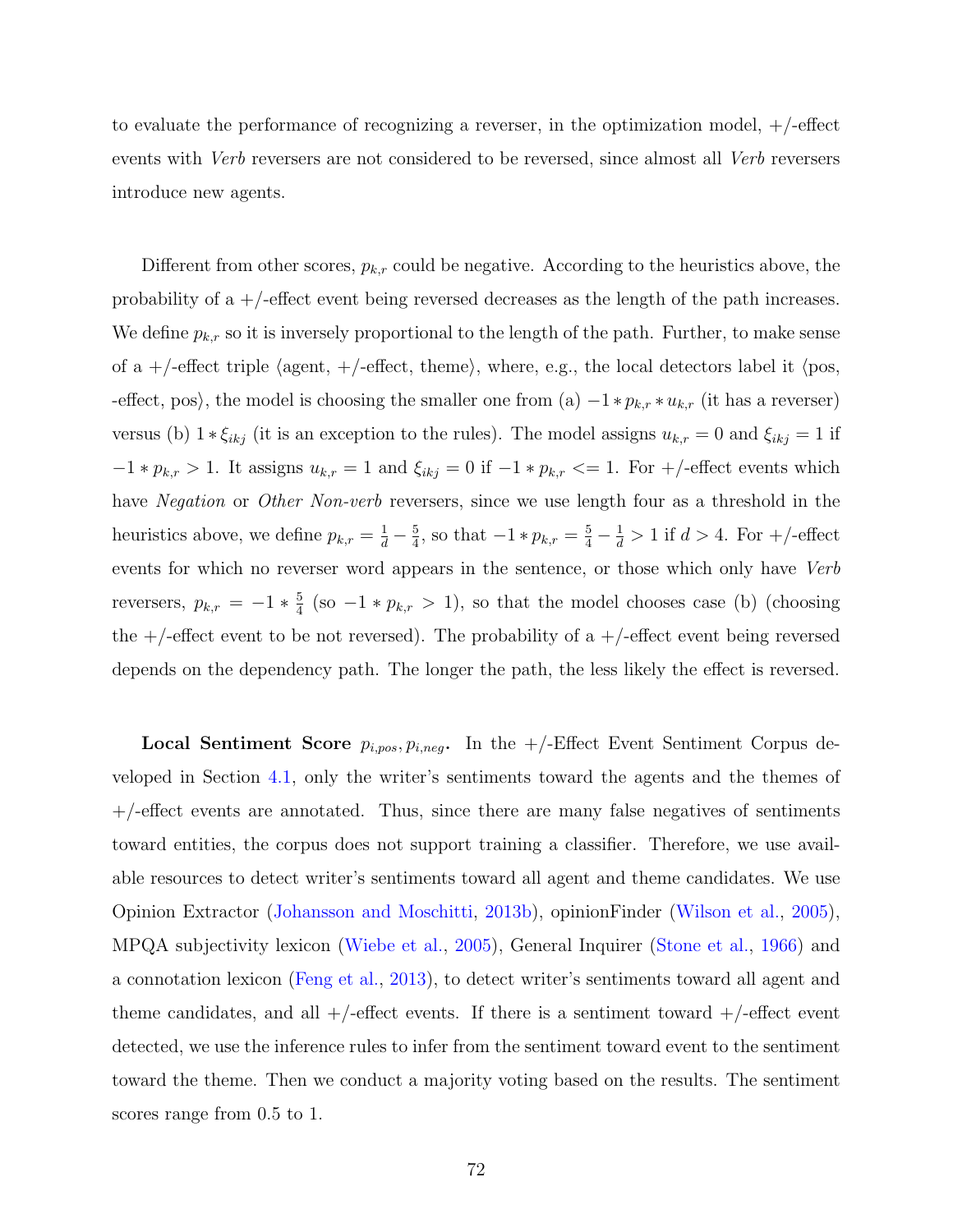to evaluate the performance of recognizing a reverser, in the optimization model, +/-effect events with *Verb* reversers are not considered to be reversed, since almost all *Verb* reversers introduce new agents.

Different from other scores, $p_{k,r}$ could be negative. According to the heuristics above, the probability of a +/-effect event being reversed decreases as the length of the path increases. We define $p_{k,r}$ so it is inversely proportional to the length of the path. Further, to make sense of a +/-effect triple ⟨agent, +/-effect, theme⟩, where, e.g., the local detectors label it ⟨pos, -effect, pos⟩, the model is choosing the smaller one from (a) $-1 * p_{k,r} * u_{k,r}$ (it has a reverser) versus (b) $1 * \xi_{ikj}$ (it is an exception to the rules). The model assigns $u_{k,r} = 0$ and $\xi_{ikj} = 1$ if $-1 * p_{k,r} > 1$. It assigns $u_{k,r} = 1$ and $\xi_{ikj} = 0$ if $-1 * p_{k,r} <= 1$. For +/-effect events which have *Negation* or *Other Non-verb* reversers, since we use length four as a threshold in the heuristics above, we define $p_{k,r} = \frac{1}{d} - \frac{5}{4}$, so that $-1 * p_{k,r} = \frac{5}{4} - \frac{1}{d} > 1$ if $d > 4$. For +/-effect events for which no reverser word appears in the sentence, or those which only have *Verb* reversers, $p_{k,r} = -1 * \frac{5}{4}$ (so $-1 * p_{k,r} > 1$), so that the model chooses case (b) (choosing the +/-effect event to be not reversed). The probability of a +/-effect event being reversed depends on the dependency path. The longer the path, the less likely the effect is reversed.

**Local Sentiment Score $p_{i,pos}, p_{i,neg}$.** In the +/-Effect Event Sentiment Corpus developed in Section 4.1, only the writer's sentiments toward the agents and the themes of +/-effect events are annotated. Thus, since there are many false negatives of sentiments toward entities, the corpus does not support training a classifier. Therefore, we use available resources to detect writer's sentiments toward all agent and theme candidates. We use Opinion Extractor (Johansson and Moschitti, 2013b), opinionFinder (Wilson et al., 2005), MPQA subjectivity lexicon (Wiebe et al., 2005), General Inquirer (Stone et al., 1966) and a connotation lexicon (Feng et al., 2013), to detect writer's sentiments toward all agent and theme candidates, and all +/-effect events. If there is a sentiment toward +/-effect event detected, we use the inference rules to infer from the sentiment toward event to the sentiment toward the theme. Then we conduct a majority voting based on the results. The sentiment scores range from 0.5 to 1.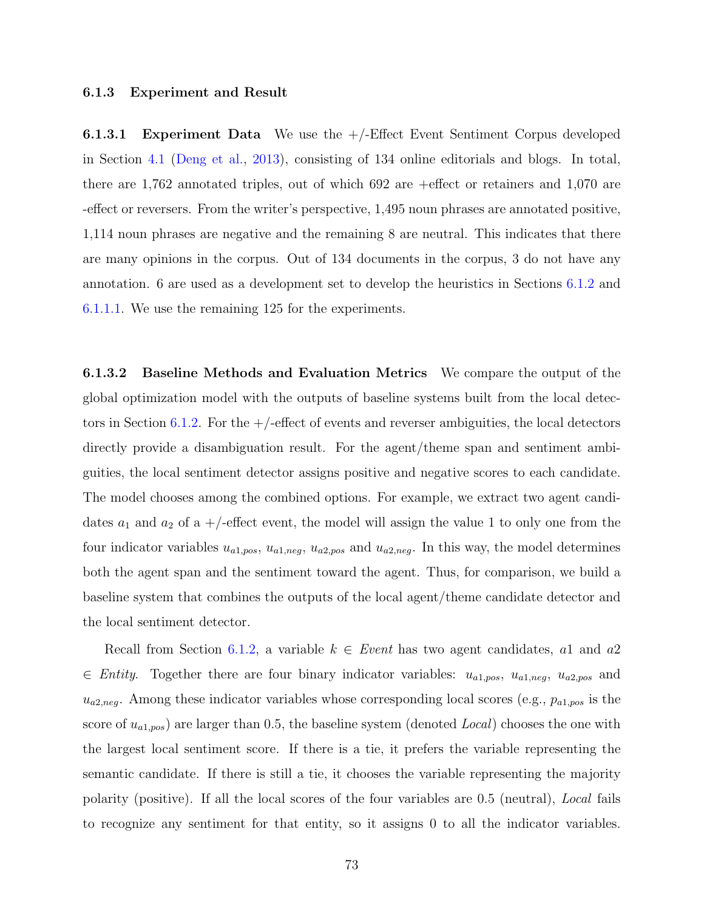### 6.1.3 Experiment and Result

**6.1.3.1 Experiment Data** We use the +/-Effect Event Sentiment Corpus developed in Section 4.1 (Deng et al., 2013), consisting of 134 online editorials and blogs. In total, there are 1,762 annotated triples, out of which 692 are +effect or retainers and 1,070 are -effect or reversers. From the writer's perspective, 1,495 noun phrases are annotated positive, 1,114 noun phrases are negative and the remaining 8 are neutral. This indicates that there are many opinions in the corpus. Out of 134 documents in the corpus, 3 do not have any annotation. 6 are used as a development set to develop the heuristics in Sections 6.1.2 and 6.1.1.1. We use the remaining 125 for the experiments.

**6.1.3.2 Baseline Methods and Evaluation Metrics** We compare the output of the global optimization model with the outputs of baseline systems built from the local detectors in Section 6.1.2. For the +/-effect of events and reverser ambiguities, the local detectors directly provide a disambiguation result. For the agent/theme span and sentiment ambiguities, the local sentiment detector assigns positive and negative scores to each candidate. The model chooses among the combined options. For example, we extract two agent candidates $a_1$ and $a_2$ of a +/-effect event, the model will assign the value 1 to only one from the four indicator variables $u_{a1,pos}$, $u_{a1,neg}$, $u_{a2,pos}$ and $u_{a2,neg}$. In this way, the model determines both the agent span and the sentiment toward the agent. Thus, for comparison, we build a baseline system that combines the outputs of the local agent/theme candidate detector and the local sentiment detector.

Recall from Section 6.1.2, a variable $k \in$ *Event* has two agent candidates, $a1$ and $a2$ $\in$ *Entity*. Together there are four binary indicator variables: $u_{a1,pos}$, $u_{a1,neg}$, $u_{a2,pos}$ and $u_{a2,neg}$. Among these indicator variables whose corresponding local scores (e.g., $p_{a1,pos}$ is the score of $u_{a1,pos}$) are larger than 0.5, the baseline system (denoted *Local*) chooses the one with the largest local sentiment score. If there is a tie, it prefers the variable representing the semantic candidate. If there is still a tie, it chooses the variable representing the majority polarity (positive). If all the local scores of the four variables are 0.5 (neutral), *Local* fails to recognize any sentiment for that entity, so it assigns 0 to all the indicator variables.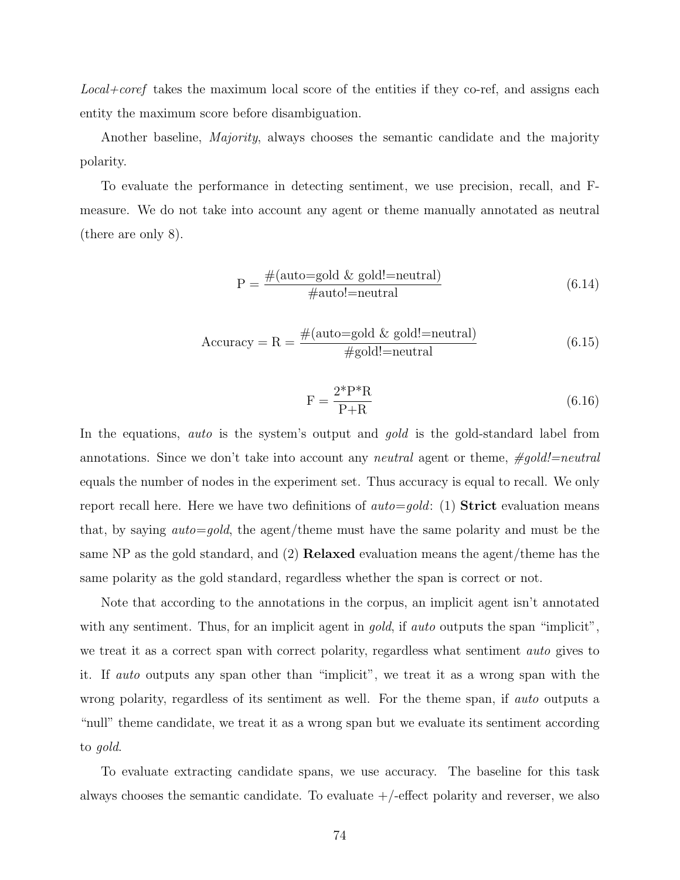*Local+coref* takes the maximum local score of the entities if they co-ref, and assigns each entity the maximum score before disambiguation.

Another baseline, *Majority*, always chooses the semantic candidate and the majority polarity.

To evaluate the performance in detecting sentiment, we use precision, recall, and F-measure. We do not take into account any agent or theme manually annotated as neutral (there are only 8).

$$\text{P} = \frac{\#(\text{auto=gold \& gold!=neutral})}{\#\text{auto!=neutral}} \tag{6.14}$$

$$\text{Accuracy} = \text{R} = \frac{\#(\text{auto=gold \& gold!=neutral})}{\#\text{gold!=neutral}} \tag{6.15}$$

$$\text{F} = \frac{2\text{*P*R}}{\text{P+R}} \tag{6.16}$$

In the equations, *auto* is the system's output and *gold* is the gold-standard label from annotations. Since we don't take into account any *neutral* agent or theme, *#gold!=neutral* equals the number of nodes in the experiment set. Thus accuracy is equal to recall. We only report recall here. Here we have two definitions of *auto=gold*: (1) **Strict** evaluation means that, by saying *auto=gold*, the agent/theme must have the same polarity and must be the same NP as the gold standard, and (2) **Relaxed** evaluation means the agent/theme has the same polarity as the gold standard, regardless whether the span is correct or not.

Note that according to the annotations in the corpus, an implicit agent isn't annotated with any sentiment. Thus, for an implicit agent in *gold*, if *auto* outputs the span "implicit", we treat it as a correct span with correct polarity, regardless what sentiment *auto* gives to it. If *auto* outputs any span other than "implicit", we treat it as a wrong span with the wrong polarity, regardless of its sentiment as well. For the theme span, if *auto* outputs a "null" theme candidate, we treat it as a wrong span but we evaluate its sentiment according to *gold*.

To evaluate extracting candidate spans, we use accuracy. The baseline for this task always chooses the semantic candidate. To evaluate +/-effect polarity and reverser, we also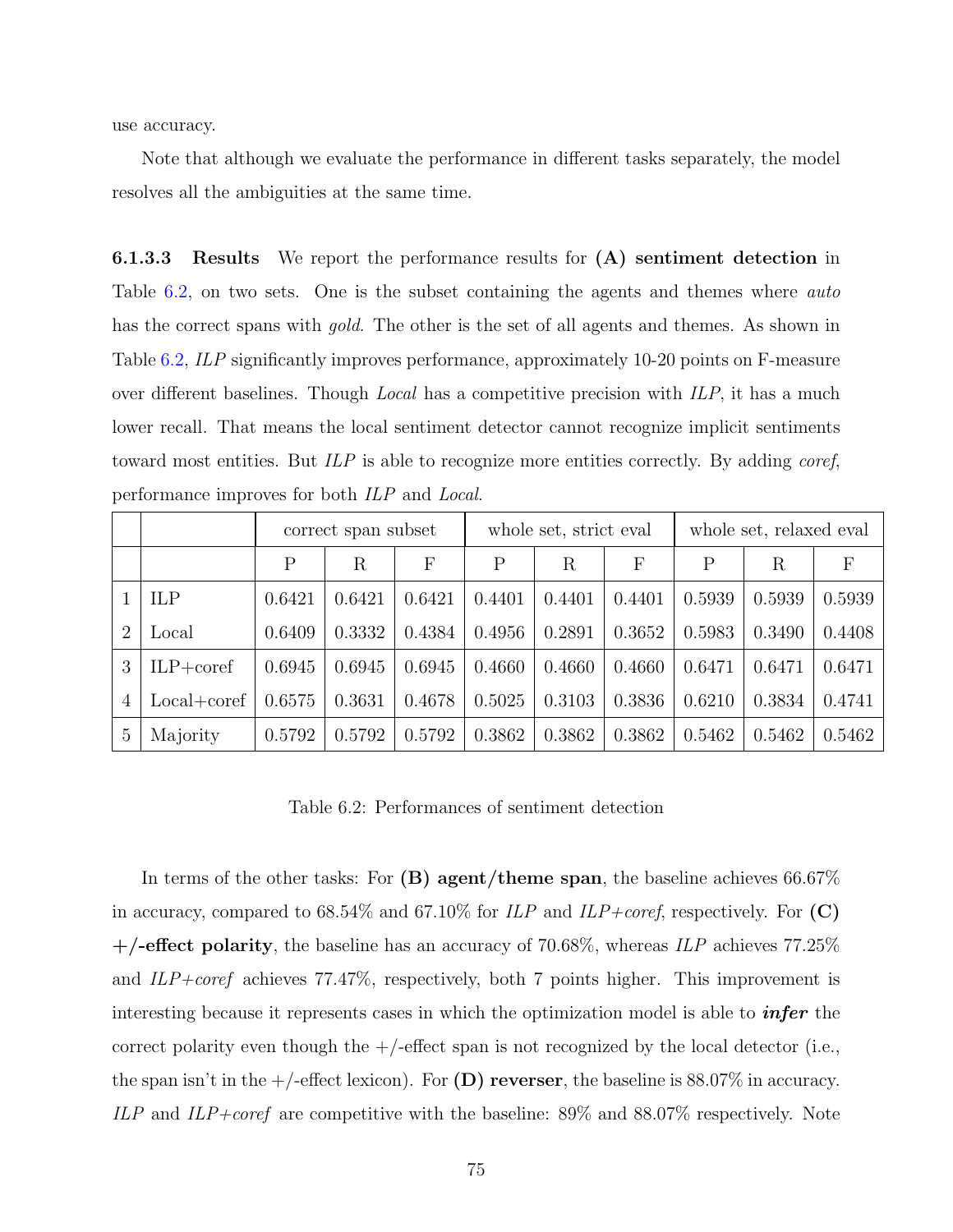use accuracy.

Note that although we evaluate the performance in different tasks separately, the model resolves all the ambiguities at the same time.

**6.1.3.3 Results** We report the performance results for **(A) sentiment detection** in Table 6.2, on two sets. One is the subset containing the agents and themes where *auto* has the correct spans with *gold*. The other is the set of all agents and themes. As shown in Table 6.2, *ILP* significantly improves performance, approximately 10-20 points on F-measure over different baselines. Though *Local* has a competitive precision with *ILP*, it has a much lower recall. That means the local sentiment detector cannot recognize implicit sentiments toward most entities. But *ILP* is able to recognize more entities correctly. By adding *coref*, performance improves for both *ILP* and *Local*.

| | | correct span subset | | | whole set, strict eval | | | whole set, relaxed eval | | |
|---|---|---|---|---|---|---|---|---|---|---|
| | | P | R | F | P | R | F | P | R | F |
| 1 | ILP | 0.6421 | 0.6421 | 0.6421 | 0.4401 | 0.4401 | 0.4401 | 0.5939 | 0.5939 | 0.5939 |
| 2 | Local | 0.6409 | 0.3332 | 0.4384 | 0.4956 | 0.2891 | 0.3652 | 0.5983 | 0.3490 | 0.4408 |
| 3 | ILP+coref | 0.6945 | 0.6945 | 0.6945 | 0.4660 | 0.4660 | 0.4660 | 0.6471 | 0.6471 | 0.6471 |
| 4 | Local+coref | 0.6575 | 0.3631 | 0.4678 | 0.5025 | 0.3103 | 0.3836 | 0.6210 | 0.3834 | 0.4741 |
| 5 | Majority | 0.5792 | 0.5792 | 0.5792 | 0.3862 | 0.3862 | 0.3862 | 0.5462 | 0.5462 | 0.5462 |

Table 6.2: Performances of sentiment detection

In terms of the other tasks: For **(B) agent/theme span**, the baseline achieves 66.67% in accuracy, compared to 68.54% and 67.10% for *ILP* and *ILP+coref*, respectively. For **(C) +/-effect polarity**, the baseline has an accuracy of 70.68%, whereas *ILP* achieves 77.25% and *ILP+coref* achieves 77.47%, respectively, both 7 points higher. This improvement is interesting because it represents cases in which the optimization model is able to ***infer*** the correct polarity even though the +/-effect span is not recognized by the local detector (i.e., the span isn't in the +/-effect lexicon). For **(D) reverser**, the baseline is 88.07% in accuracy. *ILP* and *ILP+coref* are competitive with the baseline: 89% and 88.07% respectively. Note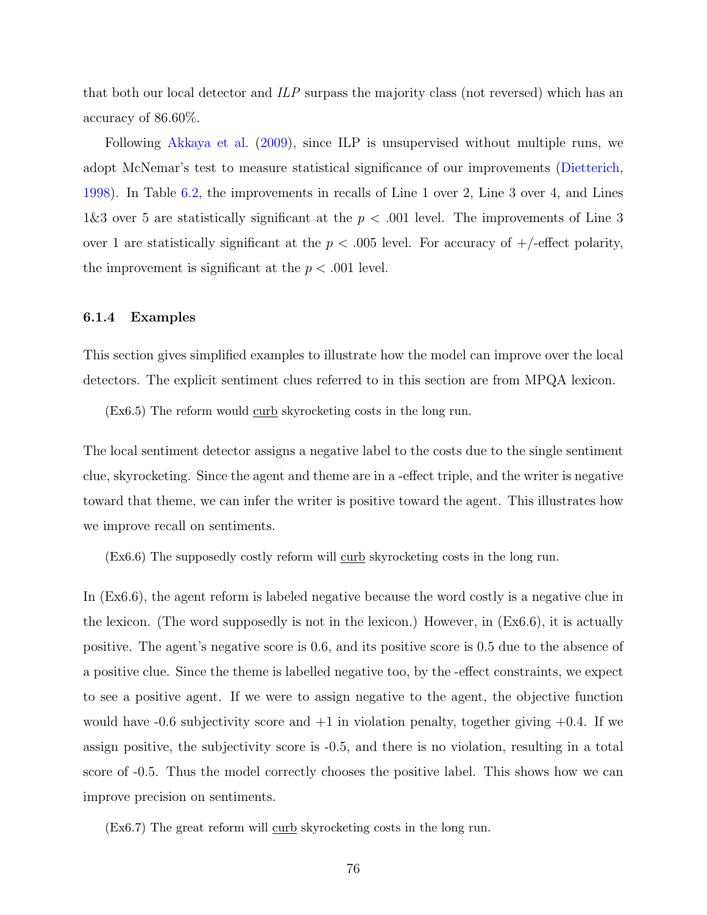that both our local detector and *ILP* surpass the majority class (not reversed) which has an accuracy of 86.60%.

Following Akkaya et al. (2009), since ILP is unsupervised without multiple runs, we adopt McNemar's test to measure statistical significance of our improvements (Dietterich, 1998). In Table 6.2, the improvements in recalls of Line 1 over 2, Line 3 over 4, and Lines 1&3 over 5 are statistically significant at the $p < .001$ level. The improvements of Line 3 over 1 are statistically significant at the $p < .005$ level. For accuracy of +/-effect polarity, the improvement is significant at the $p < .001$ level.

### 6.1.4 Examples

This section gives simplified examples to illustrate how the model can improve over the local detectors. The explicit sentiment clues referred to in this section are from MPQA lexicon.

(Ex6.5) The reform would <u>curb</u> skyrocketing costs in the long run.

The local sentiment detector assigns a negative label to the costs due to the single sentiment clue, skyrocketing. Since the agent and theme are in a -effect triple, and the writer is negative toward that theme, we can infer the writer is positive toward the agent. This illustrates how we improve recall on sentiments.

(Ex6.6) The supposedly costly reform will <u>curb</u> skyrocketing costs in the long run.

In (Ex6.6), the agent reform is labeled negative because the word costly is a negative clue in the lexicon. (The word supposedly is not in the lexicon.) However, in (Ex6.6), it is actually positive. The agent's negative score is 0.6, and its positive score is 0.5 due to the absence of a positive clue. Since the theme is labelled negative too, by the -effect constraints, we expect to see a positive agent. If we were to assign negative to the agent, the objective function would have -0.6 subjectivity score and +1 in violation penalty, together giving +0.4. If we assign positive, the subjectivity score is -0.5, and there is no violation, resulting in a total score of -0.5. Thus the model correctly chooses the positive label. This shows how we can improve precision on sentiments.

(Ex6.7) The great reform will <u>curb</u> skyrocketing costs in the long run.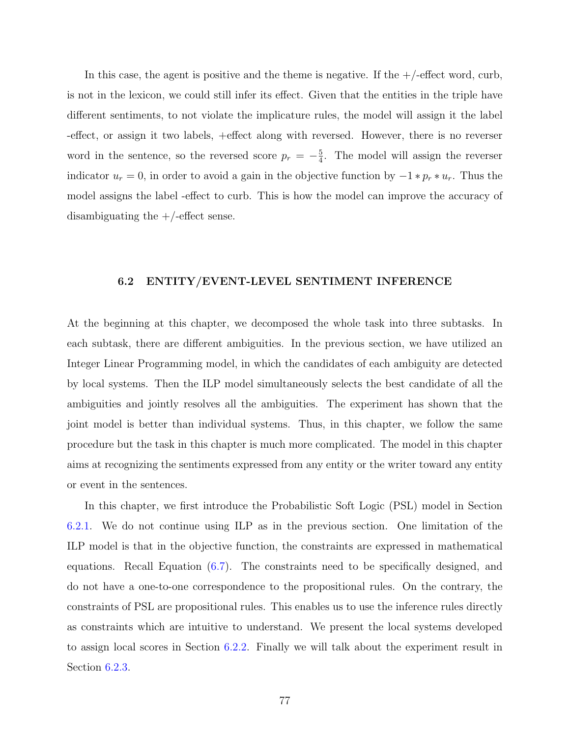In this case, the agent is positive and the theme is negative. If the +/-effect word, curb, is not in the lexicon, we could still infer its effect. Given that the entities in the triple have different sentiments, to not violate the implicature rules, the model will assign it the label -effect, or assign it two labels, +effect along with reversed. However, there is no reverser word in the sentence, so the reversed score $p_r = -\frac{5}{4}$. The model will assign the reverser indicator $u_r = 0$, in order to avoid a gain in the objective function by $-1 * p_r * u_r$. Thus the model assigns the label -effect to curb. This is how the model can improve the accuracy of disambiguating the +/-effect sense.

### 6.2 ENTITY/EVENT-LEVEL SENTIMENT INFERENCE

At the beginning at this chapter, we decomposed the whole task into three subtasks. In each subtask, there are different ambiguities. In the previous section, we have utilized an Integer Linear Programming model, in which the candidates of each ambiguity are detected by local systems. Then the ILP model simultaneously selects the best candidate of all the ambiguities and jointly resolves all the ambiguities. The experiment has shown that the joint model is better than individual systems. Thus, in this chapter, we follow the same procedure but the task in this chapter is much more complicated. The model in this chapter aims at recognizing the sentiments expressed from any entity or the writer toward any entity or event in the sentences.

In this chapter, we first introduce the Probabilistic Soft Logic (PSL) model in Section 6.2.1. We do not continue using ILP as in the previous section. One limitation of the ILP model is that in the objective function, the constraints are expressed in mathematical equations. Recall Equation (6.7). The constraints need to be specifically designed, and do not have a one-to-one correspondence to the propositional rules. On the contrary, the constraints of PSL are propositional rules. This enables us to use the inference rules directly as constraints which are intuitive to understand. We present the local systems developed to assign local scores in Section 6.2.2. Finally we will talk about the experiment result in Section 6.2.3.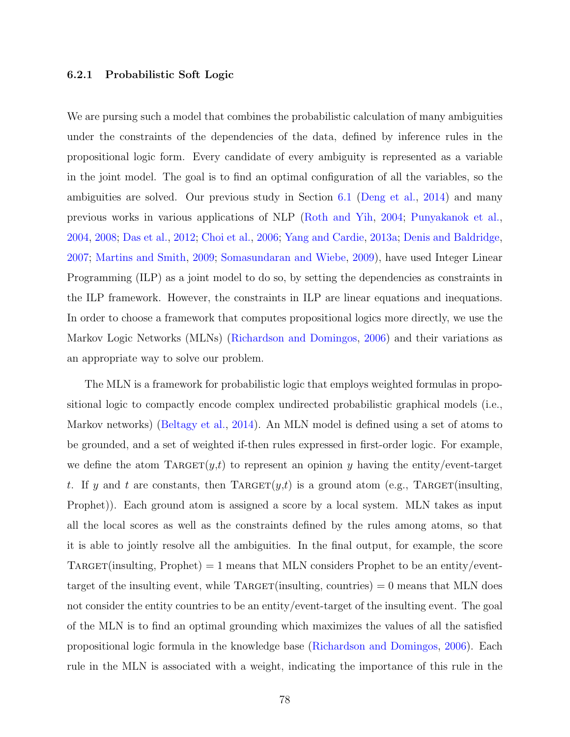### 6.2.1 Probabilistic Soft Logic

We are pursing such a model that combines the probabilistic calculation of many ambiguities under the constraints of the dependencies of the data, defined by inference rules in the propositional logic form. Every candidate of every ambiguity is represented as a variable in the joint model. The goal is to find an optimal configuration of all the variables, so the ambiguities are solved. Our previous study in Section 6.1 (Deng et al., 2014) and many previous works in various applications of NLP (Roth and Yih, 2004; Punyakanok et al., 2004, 2008; Das et al., 2012; Choi et al., 2006; Yang and Cardie, 2013a; Denis and Baldridge, 2007; Martins and Smith, 2009; Somasundaran and Wiebe, 2009), have used Integer Linear Programming (ILP) as a joint model to do so, by setting the dependencies as constraints in the ILP framework. However, the constraints in ILP are linear equations and inequations. In order to choose a framework that computes propositional logics more directly, we use the Markov Logic Networks (MLNs) (Richardson and Domingos, 2006) and their variations as an appropriate way to solve our problem.

The MLN is a framework for probabilistic logic that employs weighted formulas in propositional logic to compactly encode complex undirected probabilistic graphical models (i.e., Markov networks) (Beltagy et al., 2014). An MLN model is defined using a set of atoms to be grounded, and a set of weighted if-then rules expressed in first-order logic. For example, we define the atom TARGET($y$,$t$) to represent an opinion $y$ having the entity/event-target $t$. If $y$ and $t$ are constants, then TARGET($y$,$t$) is a ground atom (e.g., TARGET(insulting, Prophet)). Each ground atom is assigned a score by a local system. MLN takes as input all the local scores as well as the constraints defined by the rules among atoms, so that it is able to jointly resolve all the ambiguities. In the final output, for example, the score TARGET(insulting, Prophet) = 1 means that MLN considers Prophet to be an entity/event-target of the insulting event, while TARGET(insulting, countries) = 0 means that MLN does not consider the entity countries to be an entity/event-target of the insulting event. The goal of the MLN is to find an optimal grounding which maximizes the values of all the satisfied propositional logic formula in the knowledge base (Richardson and Domingos, 2006). Each rule in the MLN is associated with a weight, indicating the importance of this rule in the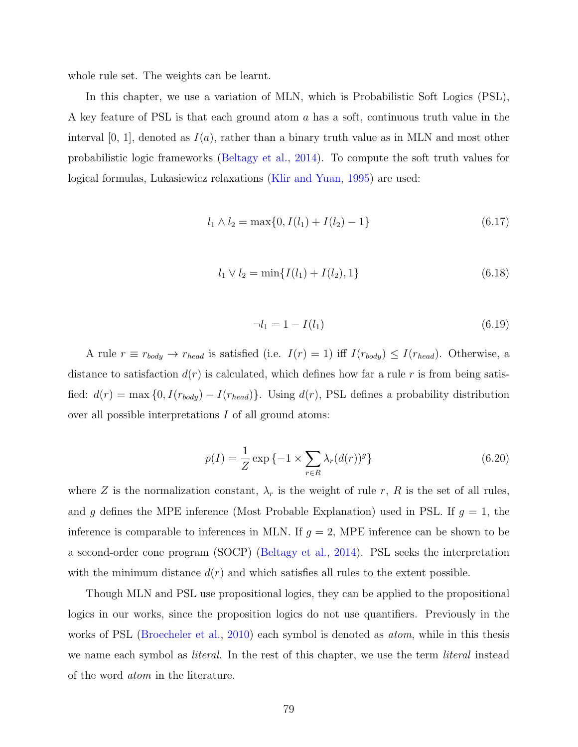whole rule set. The weights can be learnt.

In this chapter, we use a variation of MLN, which is Probabilistic Soft Logics (PSL), A key feature of PSL is that each ground atom $a$ has a soft, continuous truth value in the interval [0, 1], denoted as $I(a)$, rather than a binary truth value as in MLN and most other probabilistic logic frameworks (Beltagy et al., 2014). To compute the soft truth values for logical formulas, Lukasiewicz relaxations (Klir and Yuan, 1995) are used:

$$l_1 \wedge l_2 = \max\{0, I(l_1) + I(l_2) - 1\} \tag{6.17}$$

$$l_1 \vee l_2 = \min\{I(l_1) + I(l_2), 1\} \tag{6.18}$$

$$\neg l_1 = 1 - I(l_1) \tag{6.19}$$

A rule $r \equiv r_{body} \rightarrow r_{head}$ is satisfied (i.e. $I(r) = 1$) iff $I(r_{body}) \leq I(r_{head})$. Otherwise, a distance to satisfaction $d(r)$ is calculated, which defines how far a rule $r$ is from being satisfied: $d(r) = \max\{0, I(r_{body}) - I(r_{head})\}$. Using $d(r)$, PSL defines a probability distribution over all possible interpretations $I$ of all ground atoms:

$$p(I) = \frac{1}{Z} \exp\{-1 \times \sum_{r \in R} \lambda_r (d(r))^g\} \tag{6.20}$$

where $Z$ is the normalization constant, $\lambda_r$ is the weight of rule $r$, $R$ is the set of all rules, and $g$ defines the MPE inference (Most Probable Explanation) used in PSL. If $g = 1$, the inference is comparable to inferences in MLN. If $g = 2$, MPE inference can be shown to be a second-order cone program (SOCP) (Beltagy et al., 2014). PSL seeks the interpretation with the minimum distance $d(r)$ and which satisfies all rules to the extent possible.

Though MLN and PSL use propositional logics, they can be applied to the propositional logics in our works, since the proposition logics do not use quantifiers. Previously in the works of PSL (Broecheler et al., 2010) each symbol is denoted as *atom*, while in this thesis we name each symbol as *literal*. In the rest of this chapter, we use the term *literal* instead of the word *atom* in the literature.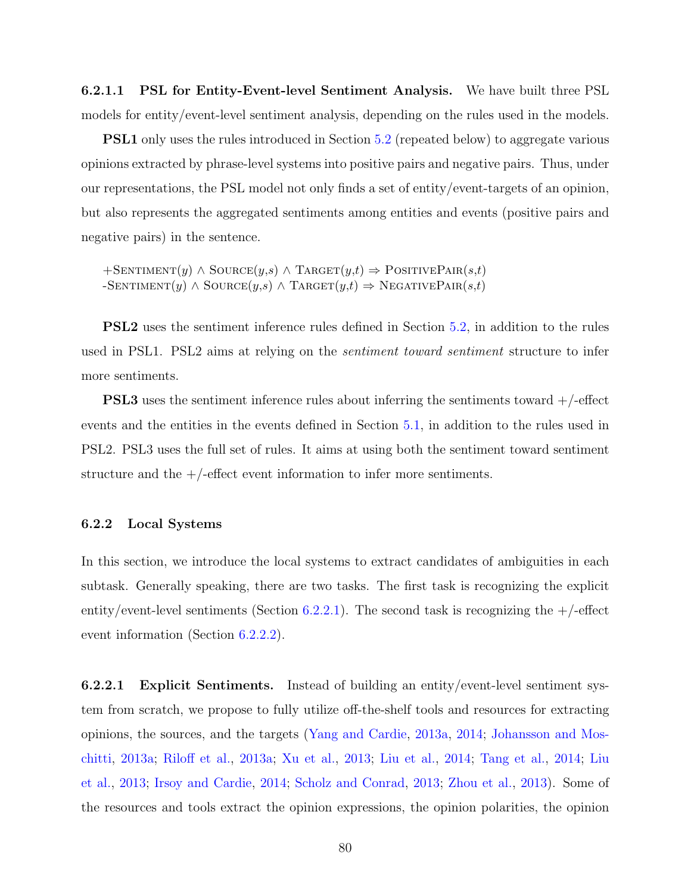#### 6.2.1.1 PSL for Entity-Event-level Sentiment Analysis.

We have built three PSL models for entity/event-level sentiment analysis, depending on the rules used in the models.

**PSL1** only uses the rules introduced in Section 5.2 (repeated below) to aggregate various opinions extracted by phrase-level systems into positive pairs and negative pairs. Thus, under our representations, the PSL model not only finds a set of entity/event-targets of an opinion, but also represents the aggregated sentiments among entities and events (positive pairs and negative pairs) in the sentence.

$$+\text{Sentiment}(y) \wedge \text{Source}(y,s) \wedge \text{Target}(y,t) \Rightarrow \text{PositivePair}(s,t)$$
$$-\text{Sentiment}(y) \wedge \text{Source}(y,s) \wedge \text{Target}(y,t) \Rightarrow \text{NegativePair}(s,t)$$

**PSL2** uses the sentiment inference rules defined in Section 5.2, in addition to the rules used in PSL1. PSL2 aims at relying on the *sentiment toward sentiment* structure to infer more sentiments.

**PSL3** uses the sentiment inference rules about inferring the sentiments toward +/-effect events and the entities in the events defined in Section 5.1, in addition to the rules used in PSL2. PSL3 uses the full set of rules. It aims at using both the sentiment toward sentiment structure and the +/-effect event information to infer more sentiments.

### 6.2.2 Local Systems

In this section, we introduce the local systems to extract candidates of ambiguities in each subtask. Generally speaking, there are two tasks. The first task is recognizing the explicit entity/event-level sentiments (Section 6.2.2.1). The second task is recognizing the +/-effect event information (Section 6.2.2.2).

#### 6.2.2.1 Explicit Sentiments.

Instead of building an entity/event-level sentiment system from scratch, we propose to fully utilize off-the-shelf tools and resources for extracting opinions, the sources, and the targets (Yang and Cardie, 2013a, 2014; Johansson and Moschitti, 2013a; Riloff et al., 2013a; Xu et al., 2013; Liu et al., 2014; Tang et al., 2014; Liu et al., 2013; Irsoy and Cardie, 2014; Scholz and Conrad, 2013; Zhou et al., 2013). Some of the resources and tools extract the opinion expressions, the opinion polarities, the opinion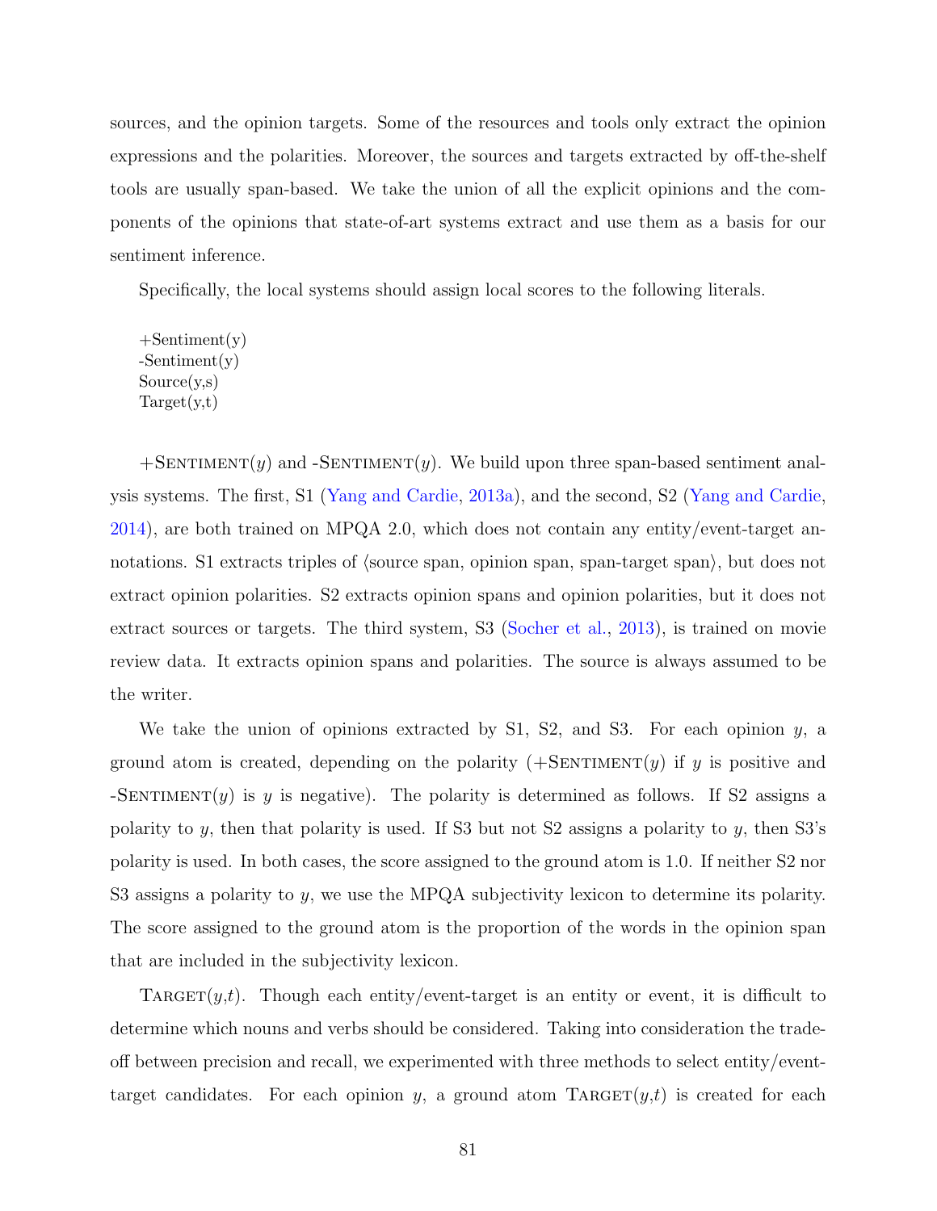sources, and the opinion targets. Some of the resources and tools only extract the opinion expressions and the polarities. Moreover, the sources and targets extracted by off-the-shelf tools are usually span-based. We take the union of all the explicit opinions and the components of the opinions that state-of-art systems extract and use them as a basis for our sentiment inference.

Specifically, the local systems should assign local scores to the following literals.

```
+Sentiment(y)
-Sentiment(y)
Source(y,s)
Target(y,t)
```

+SENTIMENT($y$) and -SENTIMENT($y$). We build upon three span-based sentiment analysis systems. The first, S1 (Yang and Cardie, 2013a), and the second, S2 (Yang and Cardie, 2014), are both trained on MPQA 2.0, which does not contain any entity/event-target annotations. S1 extracts triples of ⟨source span, opinion span, span-target span⟩, but does not extract opinion polarities. S2 extracts opinion spans and opinion polarities, but it does not extract sources or targets. The third system, S3 (Socher et al., 2013), is trained on movie review data. It extracts opinion spans and polarities. The source is always assumed to be the writer.

We take the union of opinions extracted by S1, S2, and S3. For each opinion $y$, a ground atom is created, depending on the polarity (+SENTIMENT($y$) if $y$ is positive and -SENTIMENT($y$) is $y$ is negative). The polarity is determined as follows. If S2 assigns a polarity to $y$, then that polarity is used. If S3 but not S2 assigns a polarity to $y$, then S3's polarity is used. In both cases, the score assigned to the ground atom is 1.0. If neither S2 nor S3 assigns a polarity to $y$, we use the MPQA subjectivity lexicon to determine its polarity. The score assigned to the ground atom is the proportion of the words in the opinion span that are included in the subjectivity lexicon.

TARGET($y$,$t$). Though each entity/event-target is an entity or event, it is difficult to determine which nouns and verbs should be considered. Taking into consideration the trade-off between precision and recall, we experimented with three methods to select entity/event-target candidates. For each opinion $y$, a ground atom TARGET($y$,$t$) is created for each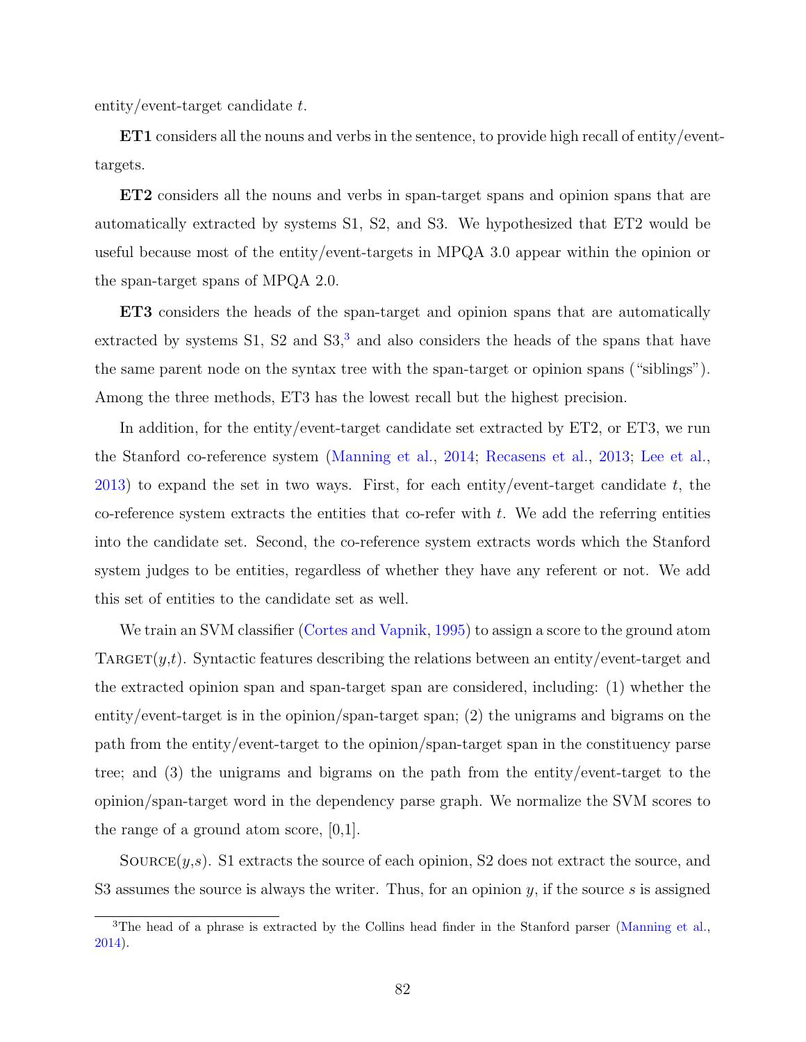entity/event-target candidate $t$.

**ET1** considers all the nouns and verbs in the sentence, to provide high recall of entity/event-targets.

**ET2** considers all the nouns and verbs in span-target spans and opinion spans that are automatically extracted by systems S1, S2, and S3. We hypothesized that ET2 would be useful because most of the entity/event-targets in MPQA 3.0 appear within the opinion or the span-target spans of MPQA 2.0.

**ET3** considers the heads of the span-target and opinion spans that are automatically extracted by systems S1, S2 and S3,[3] and also considers the heads of the spans that have the same parent node on the syntax tree with the span-target or opinion spans ("siblings"). Among the three methods, ET3 has the lowest recall but the highest precision.

In addition, for the entity/event-target candidate set extracted by ET2, or ET3, we run the Stanford co-reference system (Manning et al., 2014; Recasens et al., 2013; Lee et al., 2013) to expand the set in two ways. First, for each entity/event-target candidate $t$, the co-reference system extracts the entities that co-refer with $t$. We add the referring entities into the candidate set. Second, the co-reference system extracts words which the Stanford system judges to be entities, regardless of whether they have any referent or not. We add this set of entities to the candidate set as well.

We train an SVM classifier (Cortes and Vapnik, 1995) to assign a score to the ground atom TARGET($y$,$t$). Syntactic features describing the relations between an entity/event-target and the extracted opinion span and span-target span are considered, including: (1) whether the entity/event-target is in the opinion/span-target span; (2) the unigrams and bigrams on the path from the entity/event-target to the opinion/span-target span in the constituency parse tree; and (3) the unigrams and bigrams on the path from the entity/event-target to the opinion/span-target word in the dependency parse graph. We normalize the SVM scores to the range of a ground atom score, [0,1].

SOURCE($y$,$s$). S1 extracts the source of each opinion, S2 does not extract the source, and S3 assumes the source is always the writer. Thus, for an opinion $y$, if the source $s$ is assigned

[3] The head of a phrase is extracted by the Collins head finder in the Stanford parser (Manning et al., 2014).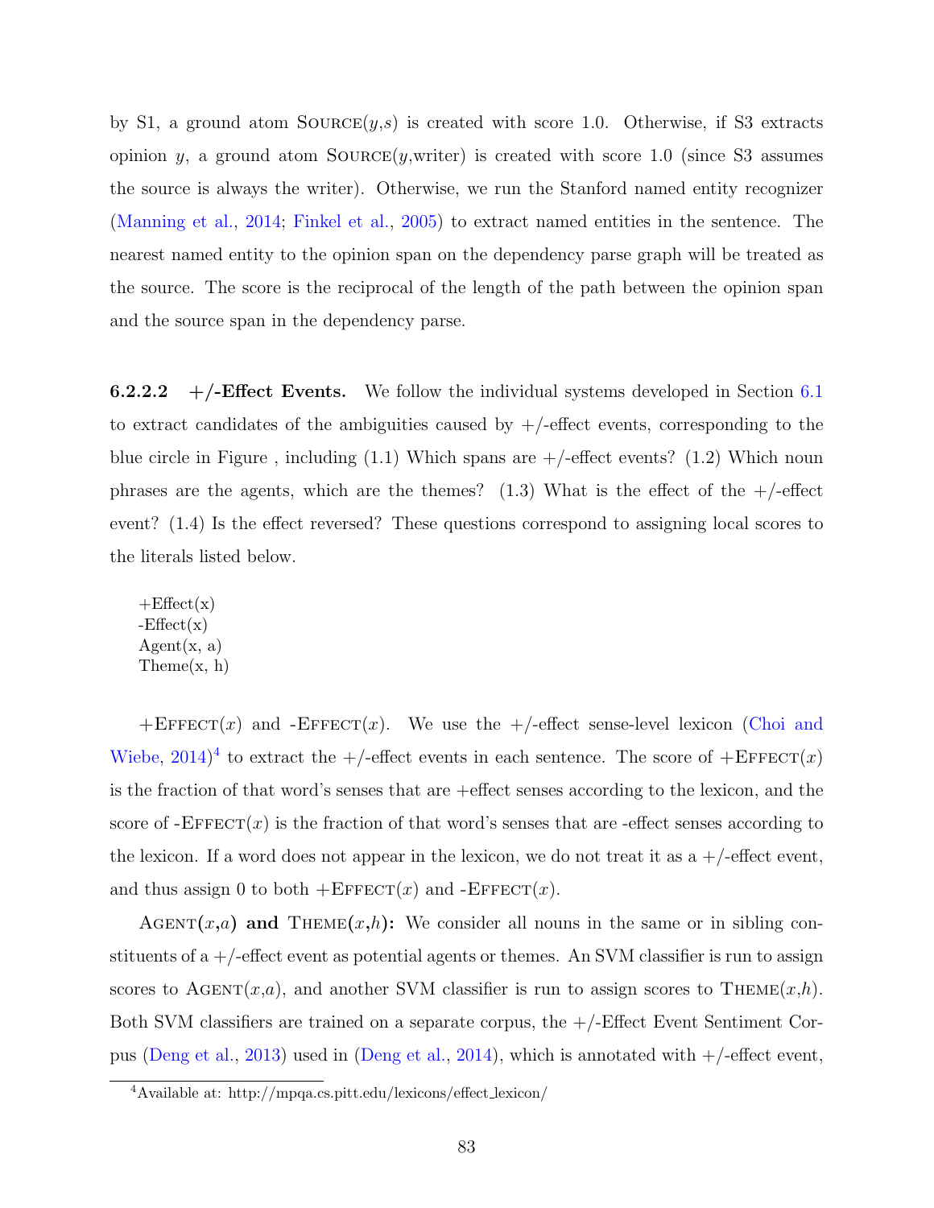by S1, a ground atom SOURCE($y$,$s$) is created with score 1.0. Otherwise, if S3 extracts opinion $y$, a ground atom SOURCE($y$,writer) is created with score 1.0 (since S3 assumes the source is always the writer). Otherwise, we run the Stanford named entity recognizer (Manning et al., 2014; Finkel et al., 2005) to extract named entities in the sentence. The nearest named entity to the opinion span on the dependency parse graph will be treated as the source. The score is the reciprocal of the length of the path between the opinion span and the source span in the dependency parse.

**6.2.2.2 +/-Effect Events.** We follow the individual systems developed in Section 6.1 to extract candidates of the ambiguities caused by +/-effect events, corresponding to the blue circle in Figure , including (1.1) Which spans are +/-effect events? (1.2) Which noun phrases are the agents, which are the themes? (1.3) What is the effect of the +/-effect event? (1.4) Is the effect reversed? These questions correspond to assigning local scores to the literals listed below.

```
+Effect(x)
-Effect(x)
Agent(x, a)
Theme(x, h)
```

+EFFECT($x$) and -EFFECT($x$). We use the +/-effect sense-level lexicon (Choi and Wiebe, 2014)[4] to extract the +/-effect events in each sentence. The score of +EFFECT($x$) is the fraction of that word's senses that are +effect senses according to the lexicon, and the score of -EFFECT($x$) is the fraction of that word's senses that are -effect senses according to the lexicon. If a word does not appear in the lexicon, we do not treat it as a +/-effect event, and thus assign 0 to both +EFFECT($x$) and -EFFECT($x$).

**AGENT($x$,$a$) and THEME($x$,$h$):** We consider all nouns in the same or in sibling constituents of a +/-effect event as potential agents or themes. An SVM classifier is run to assign scores to AGENT($x$,$a$), and another SVM classifier is run to assign scores to THEME($x$,$h$). Both SVM classifiers are trained on a separate corpus, the +/-Effect Event Sentiment Corpus (Deng et al., 2013) used in (Deng et al., 2014), which is annotated with +/-effect event,

[4] Available at: http://mpqa.cs.pitt.edu/lexicons/effect_lexicon/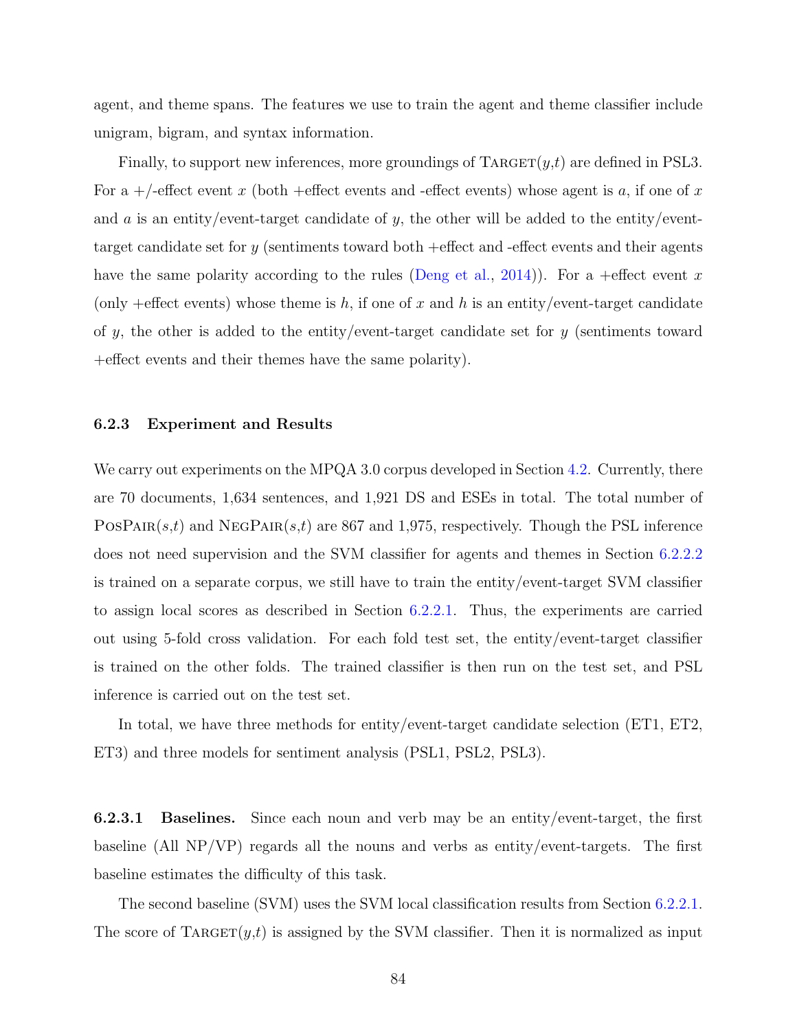agent, and theme spans. The features we use to train the agent and theme classifier include unigram, bigram, and syntax information.

Finally, to support new inferences, more groundings of TARGET($y$,$t$) are defined in PSL3. For a +/-effect event $x$ (both +effect events and -effect events) whose agent is $a$, if one of $x$ and $a$ is an entity/event-target candidate of $y$, the other will be added to the entity/event-target candidate set for $y$ (sentiments toward both +effect and -effect events and their agents have the same polarity according to the rules (Deng et al., 2014)). For a +effect event $x$ (only +effect events) whose theme is $h$, if one of $x$ and $h$ is an entity/event-target candidate of $y$, the other is added to the entity/event-target candidate set for $y$ (sentiments toward +effect events and their themes have the same polarity).

### 6.2.3 Experiment and Results

We carry out experiments on the MPQA 3.0 corpus developed in Section 4.2. Currently, there are 70 documents, 1,634 sentences, and 1,921 DS and ESEs in total. The total number of POSPAIR($s$,$t$) and NEGPAIR($s$,$t$) are 867 and 1,975, respectively. Though the PSL inference does not need supervision and the SVM classifier for agents and themes in Section 6.2.2.2 is trained on a separate corpus, we still have to train the entity/event-target SVM classifier to assign local scores as described in Section 6.2.2.1. Thus, the experiments are carried out using 5-fold cross validation. For each fold test set, the entity/event-target classifier is trained on the other folds. The trained classifier is then run on the test set, and PSL inference is carried out on the test set.

In total, we have three methods for entity/event-target candidate selection (ET1, ET2, ET3) and three models for sentiment analysis (PSL1, PSL2, PSL3).

**6.2.3.1 Baselines.** Since each noun and verb may be an entity/event-target, the first baseline (All NP/VP) regards all the nouns and verbs as entity/event-targets. The first baseline estimates the difficulty of this task.

The second baseline (SVM) uses the SVM local classification results from Section 6.2.2.1. The score of TARGET($y$,$t$) is assigned by the SVM classifier. Then it is normalized as input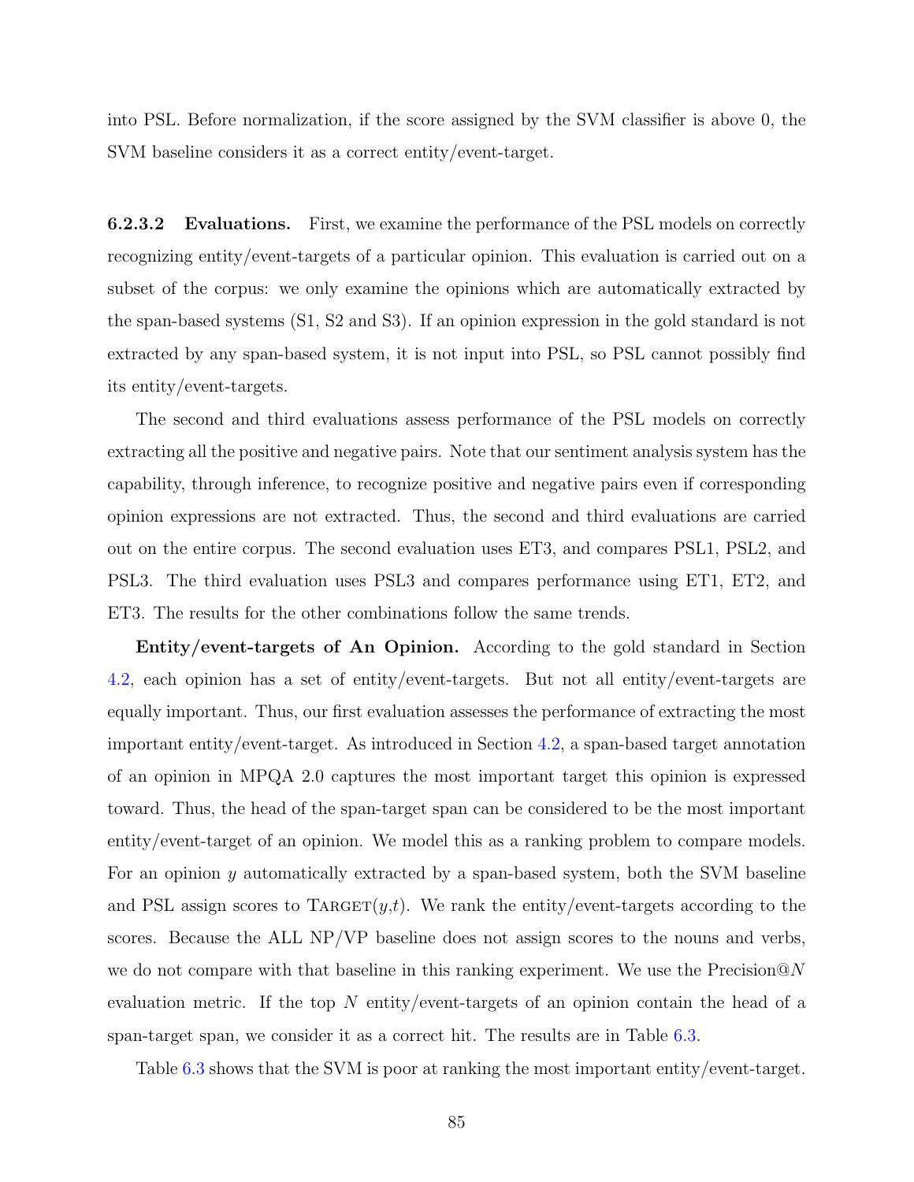into PSL. Before normalization, if the score assigned by the SVM classifier is above 0, the SVM baseline considers it as a correct entity/event-target.

#### 6.2.3.2 Evaluations.

First, we examine the performance of the PSL models on correctly recognizing entity/event-targets of a particular opinion. This evaluation is carried out on a subset of the corpus: we only examine the opinions which are automatically extracted by the span-based systems (S1, S2 and S3). If an opinion expression in the gold standard is not extracted by any span-based system, it is not input into PSL, so PSL cannot possibly find its entity/event-targets.

The second and third evaluations assess performance of the PSL models on correctly extracting all the positive and negative pairs. Note that our sentiment analysis system has the capability, through inference, to recognize positive and negative pairs even if corresponding opinion expressions are not extracted. Thus, the second and third evaluations are carried out on the entire corpus. The second evaluation uses ET3, and compares PSL1, PSL2, and PSL3. The third evaluation uses PSL3 and compares performance using ET1, ET2, and ET3. The results for the other combinations follow the same trends.

**Entity/event-targets of An Opinion.** According to the gold standard in Section 4.2, each opinion has a set of entity/event-targets. But not all entity/event-targets are equally important. Thus, our first evaluation assesses the performance of extracting the most important entity/event-target. As introduced in Section 4.2, a span-based target annotation of an opinion in MPQA 2.0 captures the most important target this opinion is expressed toward. Thus, the head of the span-target span can be considered to be the most important entity/event-target of an opinion. We model this as a ranking problem to compare models. For an opinion $y$ automatically extracted by a span-based system, both the SVM baseline and PSL assign scores to Target($y$,$t$). We rank the entity/event-targets according to the scores. Because the ALL NP/VP baseline does not assign scores to the nouns and verbs, we do not compare with that baseline in this ranking experiment. We use the Precision@$N$ evaluation metric. If the top $N$ entity/event-targets of an opinion contain the head of a span-target span, we consider it as a correct hit. The results are in Table 6.3.

Table 6.3 shows that the SVM is poor at ranking the most important entity/event-target.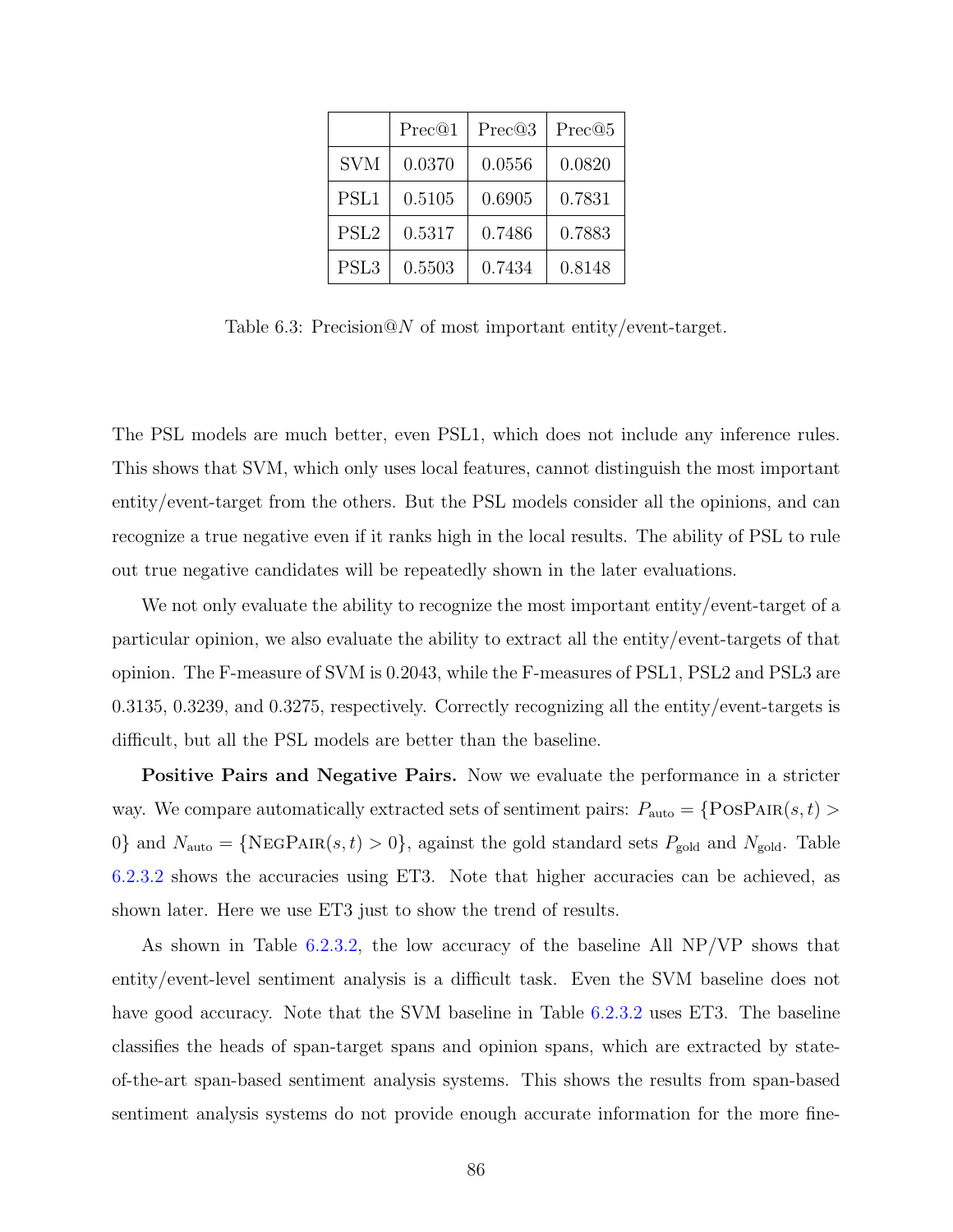|  | Prec@1 | Prec@3 | Prec@5 |
| --- | --- | --- | --- |
| SVM | 0.0370 | 0.0556 | 0.0820 |
| PSL1 | 0.5105 | 0.6905 | 0.7831 |
| PSL2 | 0.5317 | 0.7486 | 0.7883 |
| PSL3 | 0.5503 | 0.7434 | 0.8148 |

Table 6.3: Precision@$N$ of most important entity/event-target.

The PSL models are much better, even PSL1, which does not include any inference rules. This shows that SVM, which only uses local features, cannot distinguish the most important entity/event-target from the others. But the PSL models consider all the opinions, and can recognize a true negative even if it ranks high in the local results. The ability of PSL to rule out true negative candidates will be repeatedly shown in the later evaluations.

We not only evaluate the ability to recognize the most important entity/event-target of a particular opinion, we also evaluate the ability to extract all the entity/event-targets of that opinion. The F-measure of SVM is 0.2043, while the F-measures of PSL1, PSL2 and PSL3 are 0.3135, 0.3239, and 0.3275, respectively. Correctly recognizing all the entity/event-targets is difficult, but all the PSL models are better than the baseline.

**Positive Pairs and Negative Pairs.** Now we evaluate the performance in a stricter way. We compare automatically extracted sets of sentiment pairs: $P_{\text{auto}} = \{\textsc{PosPair}(s,t) > 0\}$ and $N_{\text{auto}} = \{\textsc{NegPair}(s,t) > 0\}$, against the gold standard sets $P_{\text{gold}}$ and $N_{\text{gold}}$. Table 6.2.3.2 shows the accuracies using ET3. Note that higher accuracies can be achieved, as shown later. Here we use ET3 just to show the trend of results.

As shown in Table 6.2.3.2, the low accuracy of the baseline All NP/VP shows that entity/event-level sentiment analysis is a difficult task. Even the SVM baseline does not have good accuracy. Note that the SVM baseline in Table 6.2.3.2 uses ET3. The baseline classifies the heads of span-target spans and opinion spans, which are extracted by state-of-the-art span-based sentiment analysis systems. This shows the results from span-based sentiment analysis systems do not provide enough accurate information for the more fine-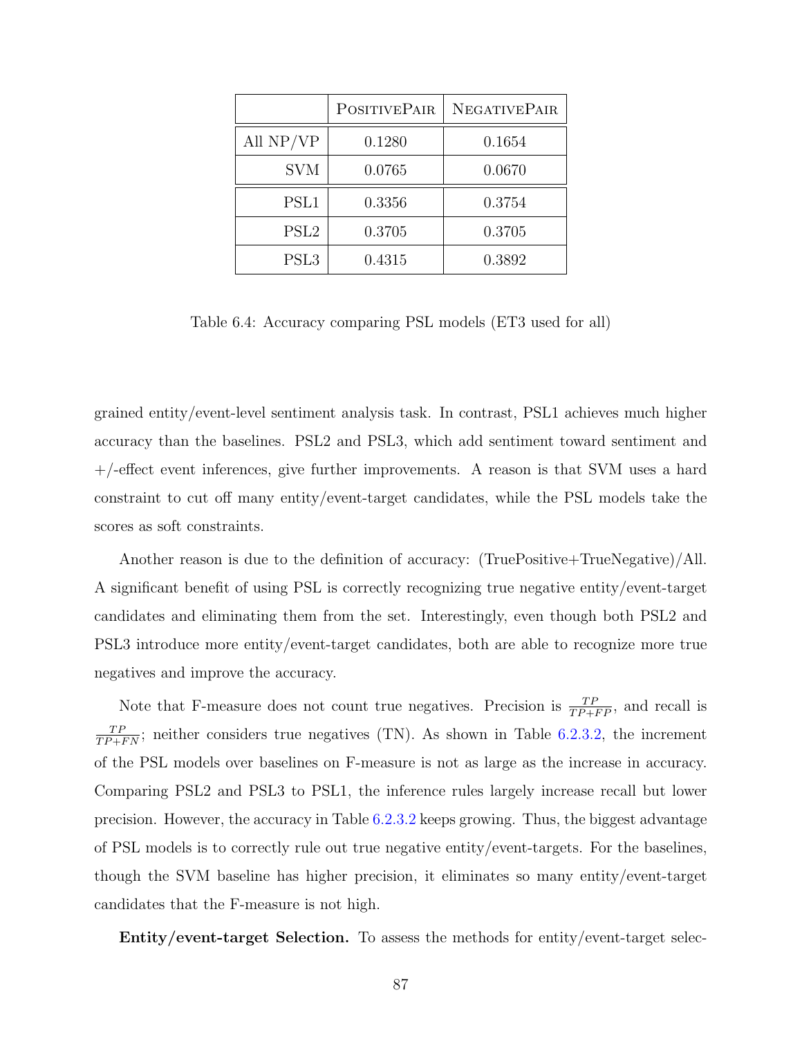| | PositivePair | NegativePair |
|---|---|---|
| All NP/VP | 0.1280 | 0.1654 |
| SVM | 0.0765 | 0.0670 |
| PSL1 | 0.3356 | 0.3754 |
| PSL2 | 0.3705 | 0.3705 |
| PSL3 | 0.4315 | 0.3892 |

Table 6.4: Accuracy comparing PSL models (ET3 used for all)

grained entity/event-level sentiment analysis task. In contrast, PSL1 achieves much higher accuracy than the baselines. PSL2 and PSL3, which add sentiment toward sentiment and +/-effect event inferences, give further improvements. A reason is that SVM uses a hard constraint to cut off many entity/event-target candidates, while the PSL models take the scores as soft constraints.

Another reason is due to the definition of accuracy: (TruePositive+TrueNegative)/All. A significant benefit of using PSL is correctly recognizing true negative entity/event-target candidates and eliminating them from the set. Interestingly, even though both PSL2 and PSL3 introduce more entity/event-target candidates, both are able to recognize more true negatives and improve the accuracy.

Note that F-measure does not count true negatives. Precision is $\frac{TP}{TP+FP}$, and recall is $\frac{TP}{TP+FN}$; neither considers true negatives (TN). As shown in Table 6.2.3.2, the increment of the PSL models over baselines on F-measure is not as large as the increase in accuracy. Comparing PSL2 and PSL3 to PSL1, the inference rules largely increase recall but lower precision. However, the accuracy in Table 6.2.3.2 keeps growing. Thus, the biggest advantage of PSL models is to correctly rule out true negative entity/event-targets. For the baselines, though the SVM baseline has higher precision, it eliminates so many entity/event-target candidates that the F-measure is not high.

**Entity/event-target Selection.** To assess the methods for entity/event-target selec-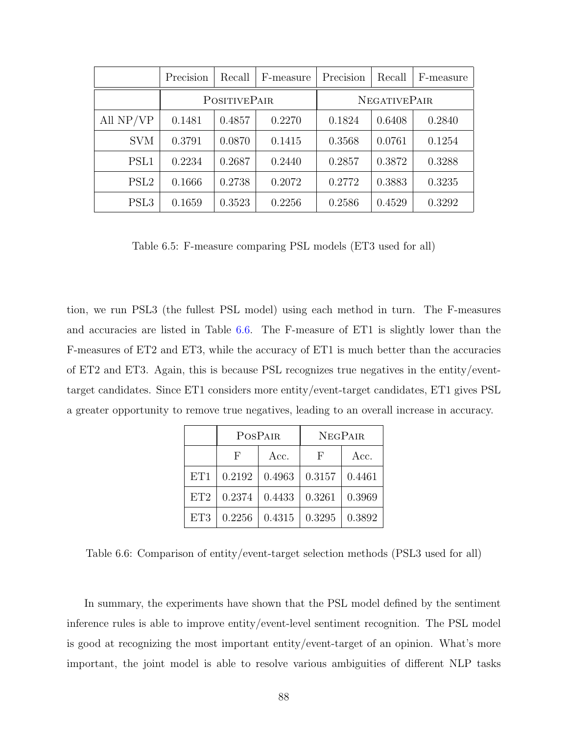| | Precision | Recall | F-measure | Precision | Recall | F-measure |
|---|---|---|---|---|---|---|
| | PositivePair | | | NegativePair | | |
| All NP/VP | 0.1481 | 0.4857 | 0.2270 | 0.1824 | 0.6408 | 0.2840 |
| SVM | 0.3791 | 0.0870 | 0.1415 | 0.3568 | 0.0761 | 0.1254 |
| PSL1 | 0.2234 | 0.2687 | 0.2440 | 0.2857 | 0.3872 | 0.3288 |
| PSL2 | 0.1666 | 0.2738 | 0.2072 | 0.2772 | 0.3883 | 0.3235 |
| PSL3 | 0.1659 | 0.3523 | 0.2256 | 0.2586 | 0.4529 | 0.3292 |

Table 6.5: F-measure comparing PSL models (ET3 used for all)

tion, we run PSL3 (the fullest PSL model) using each method in turn. The F-measures and accuracies are listed in Table 6.6. The F-measure of ET1 is slightly lower than the F-measures of ET2 and ET3, while the accuracy of ET1 is much better than the accuracies of ET2 and ET3. Again, this is because PSL recognizes true negatives in the entity/event-target candidates. Since ET1 considers more entity/event-target candidates, ET1 gives PSL a greater opportunity to remove true negatives, leading to an overall increase in accuracy.

| | PosPair | | NegPair | |
|---|---|---|---|---|
| | F | Acc. | F | Acc. |
| ET1 | 0.2192 | 0.4963 | 0.3157 | 0.4461 |
| ET2 | 0.2374 | 0.4433 | 0.3261 | 0.3969 |
| ET3 | 0.2256 | 0.4315 | 0.3295 | 0.3892 |

Table 6.6: Comparison of entity/event-target selection methods (PSL3 used for all)

In summary, the experiments have shown that the PSL model defined by the sentiment inference rules is able to improve entity/event-level sentiment recognition. The PSL model is good at recognizing the most important entity/event-target of an opinion. What's more important, the joint model is able to resolve various ambiguities of different NLP tasks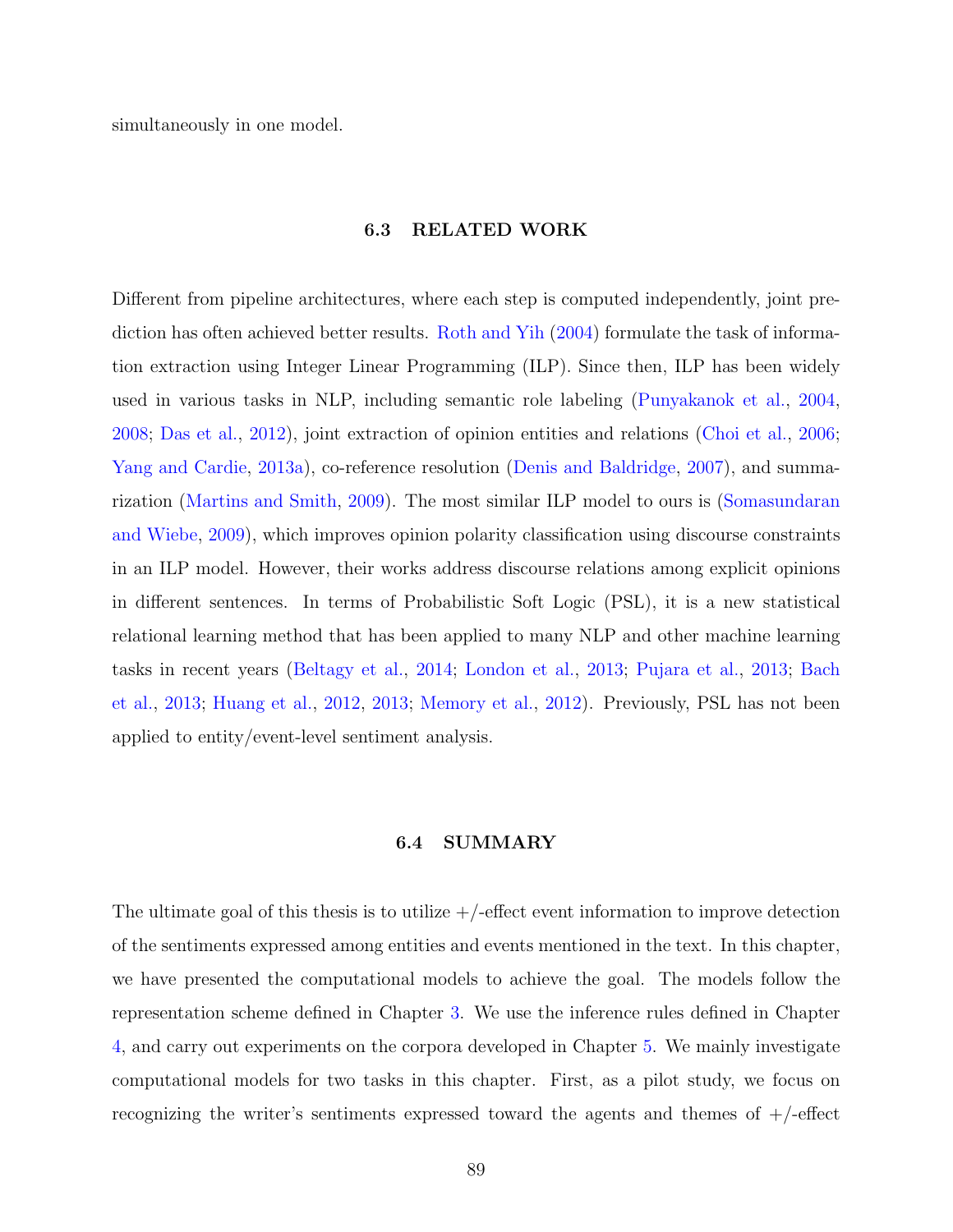simultaneously in one model.

## 6.3 RELATED WORK

Different from pipeline architectures, where each step is computed independently, joint prediction has often achieved better results. Roth and Yih (2004) formulate the task of information extraction using Integer Linear Programming (ILP). Since then, ILP has been widely used in various tasks in NLP, including semantic role labeling (Punyakanok et al., 2004, 2008; Das et al., 2012), joint extraction of opinion entities and relations (Choi et al., 2006; Yang and Cardie, 2013a), co-reference resolution (Denis and Baldridge, 2007), and summarization (Martins and Smith, 2009). The most similar ILP model to ours is (Somasundaran and Wiebe, 2009), which improves opinion polarity classification using discourse constraints in an ILP model. However, their works address discourse relations among explicit opinions in different sentences. In terms of Probabilistic Soft Logic (PSL), it is a new statistical relational learning method that has been applied to many NLP and other machine learning tasks in recent years (Beltagy et al., 2014; London et al., 2013; Pujara et al., 2013; Bach et al., 2013; Huang et al., 2012, 2013; Memory et al., 2012). Previously, PSL has not been applied to entity/event-level sentiment analysis.

## 6.4 SUMMARY

The ultimate goal of this thesis is to utilize +/-effect event information to improve detection of the sentiments expressed among entities and events mentioned in the text. In this chapter, we have presented the computational models to achieve the goal. The models follow the representation scheme defined in Chapter 3. We use the inference rules defined in Chapter 4, and carry out experiments on the corpora developed in Chapter 5. We mainly investigate computational models for two tasks in this chapter. First, as a pilot study, we focus on recognizing the writer's sentiments expressed toward the agents and themes of +/-effect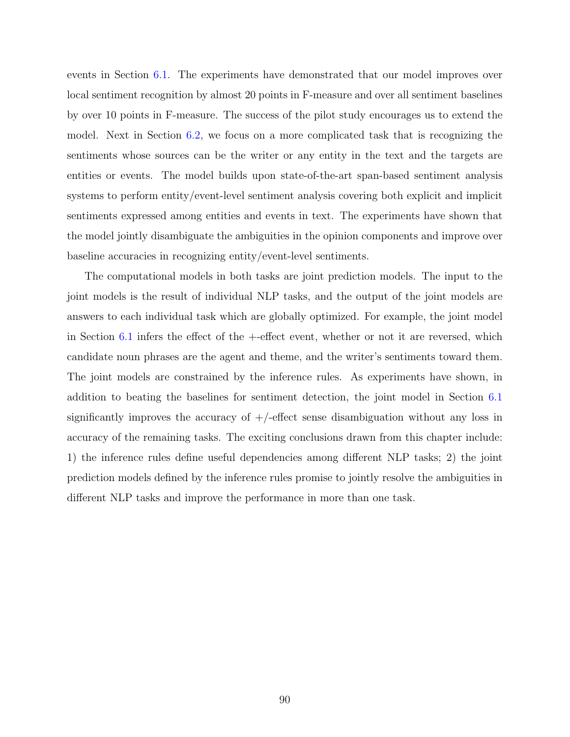events in Section 6.1. The experiments have demonstrated that our model improves over local sentiment recognition by almost 20 points in F-measure and over all sentiment baselines by over 10 points in F-measure. The success of the pilot study encourages us to extend the model. Next in Section 6.2, we focus on a more complicated task that is recognizing the sentiments whose sources can be the writer or any entity in the text and the targets are entities or events. The model builds upon state-of-the-art span-based sentiment analysis systems to perform entity/event-level sentiment analysis covering both explicit and implicit sentiments expressed among entities and events in text. The experiments have shown that the model jointly disambiguate the ambiguities in the opinion components and improve over baseline accuracies in recognizing entity/event-level sentiments.

The computational models in both tasks are joint prediction models. The input to the joint models is the result of individual NLP tasks, and the output of the joint models are answers to each individual task which are globally optimized. For example, the joint model in Section 6.1 infers the effect of the +-effect event, whether or not it are reversed, which candidate noun phrases are the agent and theme, and the writer's sentiments toward them. The joint models are constrained by the inference rules. As experiments have shown, in addition to beating the baselines for sentiment detection, the joint model in Section 6.1 significantly improves the accuracy of +/-effect sense disambiguation without any loss in accuracy of the remaining tasks. The exciting conclusions drawn from this chapter include: 1) the inference rules define useful dependencies among different NLP tasks; 2) the joint prediction models defined by the inference rules promise to jointly resolve the ambiguities in different NLP tasks and improve the performance in more than one task.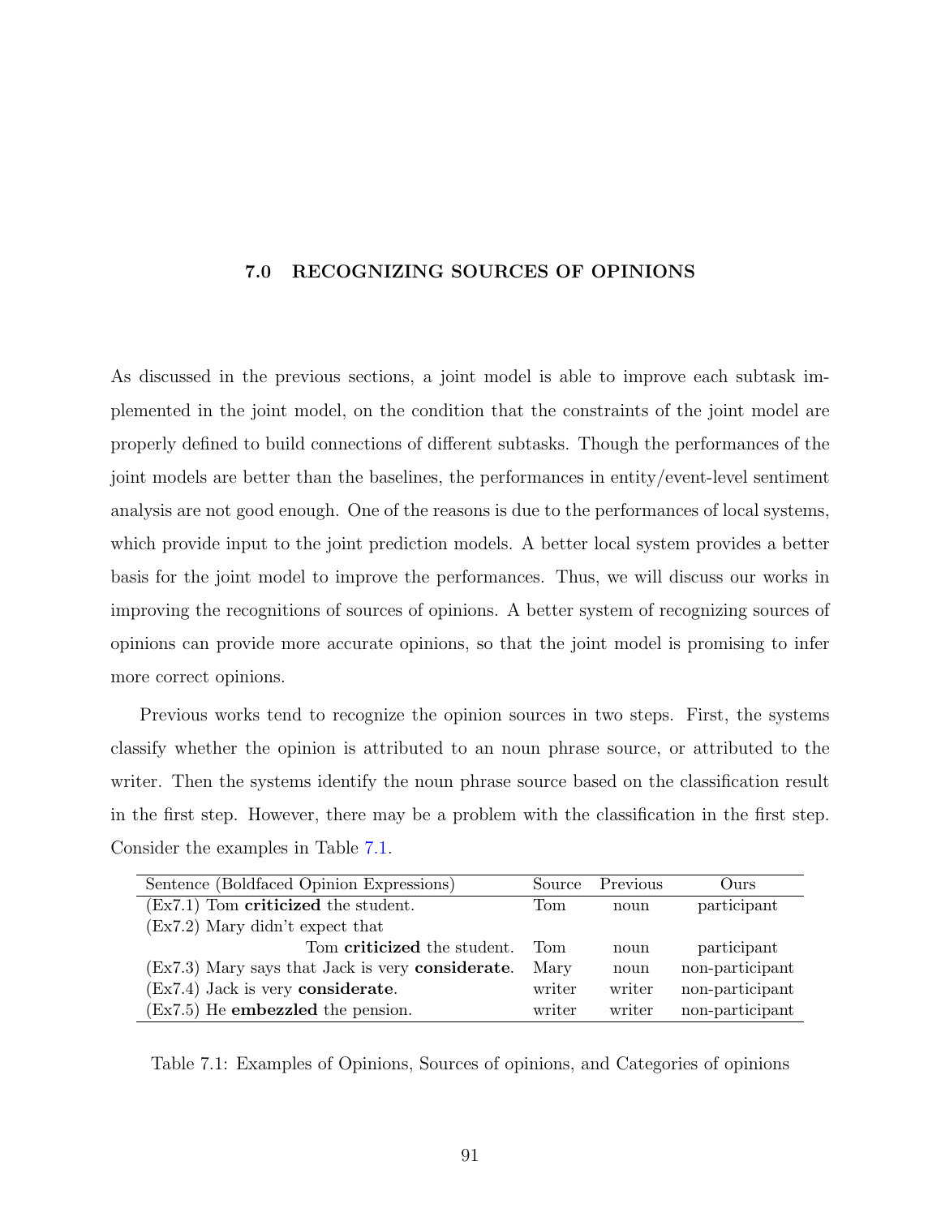# 7.0 RECOGNIZING SOURCES OF OPINIONS

As discussed in the previous sections, a joint model is able to improve each subtask implemented in the joint model, on the condition that the constraints of the joint model are properly defined to build connections of different subtasks. Though the performances of the joint models are better than the baselines, the performances in entity/event-level sentiment analysis are not good enough. One of the reasons is due to the performances of local systems, which provide input to the joint prediction models. A better local system provides a better basis for the joint model to improve the performances. Thus, we will discuss our works in improving the recognitions of sources of opinions. A better system of recognizing sources of opinions can provide more accurate opinions, so that the joint model is promising to infer more correct opinions.

Previous works tend to recognize the opinion sources in two steps. First, the systems classify whether the opinion is attributed to an noun phrase source, or attributed to the writer. Then the systems identify the noun phrase source based on the classification result in the first step. However, there may be a problem with the classification in the first step. Consider the examples in Table 7.1.

| Sentence (Boldfaced Opinion Expressions) | Source | Previous | Ours |
|---|---|---|---|
| (Ex7.1) Tom **criticized** the student. | Tom | noun | participant |
| (Ex7.2) Mary didn't expect that Tom **criticized** the student. | Tom | noun | participant |
| (Ex7.3) Mary says that Jack is very **considerate**. | Mary | noun | non-participant |
| (Ex7.4) Jack is very **considerate**. | writer | writer | non-participant |
| (Ex7.5) He **embezzled** the pension. | writer | writer | non-participant |

Table 7.1: Examples of Opinions, Sources of opinions, and Categories of opinions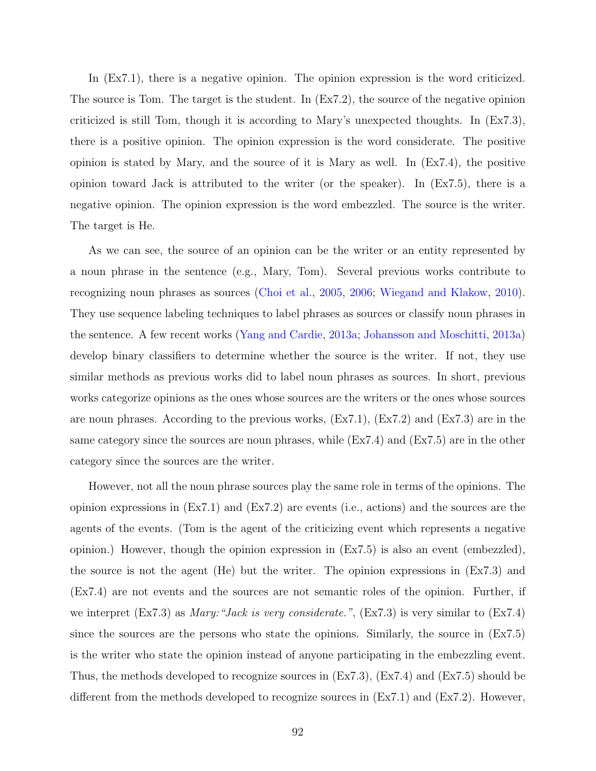In (Ex7.1), there is a negative opinion. The opinion expression is the word criticized. The source is Tom. The target is the student. In (Ex7.2), the source of the negative opinion criticized is still Tom, though it is according to Mary's unexpected thoughts. In (Ex7.3), there is a positive opinion. The opinion expression is the word considerate. The positive opinion is stated by Mary, and the source of it is Mary as well. In (Ex7.4), the positive opinion toward Jack is attributed to the writer (or the speaker). In (Ex7.5), there is a negative opinion. The opinion expression is the word embezzled. The source is the writer. The target is He.

As we can see, the source of an opinion can be the writer or an entity represented by a noun phrase in the sentence (e.g., Mary, Tom). Several previous works contribute to recognizing noun phrases as sources (Choi et al., 2005, 2006; Wiegand and Klakow, 2010). They use sequence labeling techniques to label phrases as sources or classify noun phrases in the sentence. A few recent works (Yang and Cardie, 2013a; Johansson and Moschitti, 2013a) develop binary classifiers to determine whether the source is the writer. If not, they use similar methods as previous works did to label noun phrases as sources. In short, previous works categorize opinions as the ones whose sources are the writers or the ones whose sources are noun phrases. According to the previous works, (Ex7.1), (Ex7.2) and (Ex7.3) are in the same category since the sources are noun phrases, while (Ex7.4) and (Ex7.5) are in the other category since the sources are the writer.

However, not all the noun phrase sources play the same role in terms of the opinions. The opinion expressions in (Ex7.1) and (Ex7.2) are events (i.e., actions) and the sources are the agents of the events. (Tom is the agent of the criticizing event which represents a negative opinion.) However, though the opinion expression in (Ex7.5) is also an event (embezzled), the source is not the agent (He) but the writer. The opinion expressions in (Ex7.3) and (Ex7.4) are not events and the sources are not semantic roles of the opinion. Further, if we interpret (Ex7.3) as *Mary:"Jack is very considerate."*, (Ex7.3) is very similar to (Ex7.4) since the sources are the persons who state the opinions. Similarly, the source in (Ex7.5) is the writer who state the opinion instead of anyone participating in the embezzling event. Thus, the methods developed to recognize sources in (Ex7.3), (Ex7.4) and (Ex7.5) should be different from the methods developed to recognize sources in (Ex7.1) and (Ex7.2). However,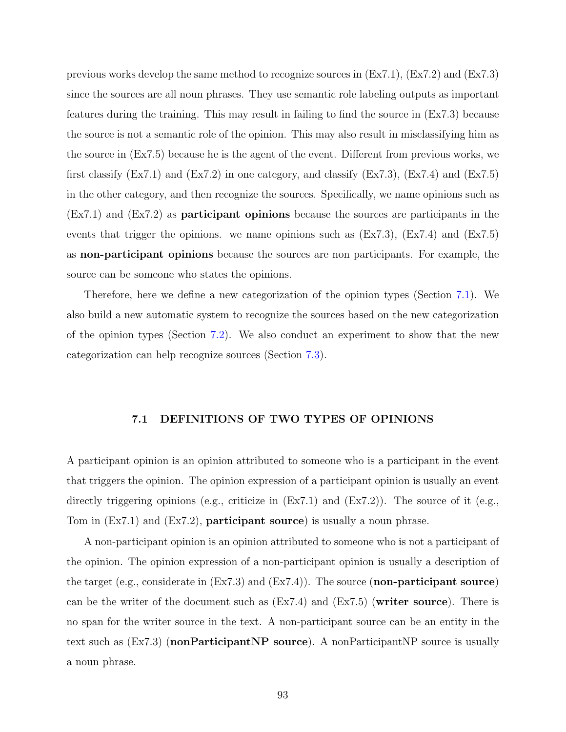previous works develop the same method to recognize sources in (Ex7.1), (Ex7.2) and (Ex7.3) since the sources are all noun phrases. They use semantic role labeling outputs as important features during the training. This may result in failing to find the source in (Ex7.3) because the source is not a semantic role of the opinion. This may also result in misclassifying him as the source in (Ex7.5) because he is the agent of the event. Different from previous works, we first classify (Ex7.1) and (Ex7.2) in one category, and classify (Ex7.3), (Ex7.4) and (Ex7.5) in the other category, and then recognize the sources. Specifically, we name opinions such as (Ex7.1) and (Ex7.2) as **participant opinions** because the sources are participants in the events that trigger the opinions. we name opinions such as (Ex7.3), (Ex7.4) and (Ex7.5) as **non-participant opinions** because the sources are non participants. For example, the source can be someone who states the opinions.

Therefore, here we define a new categorization of the opinion types (Section 7.1). We also build a new automatic system to recognize the sources based on the new categorization of the opinion types (Section 7.2). We also conduct an experiment to show that the new categorization can help recognize sources (Section 7.3).

## 7.1 DEFINITIONS OF TWO TYPES OF OPINIONS

A participant opinion is an opinion attributed to someone who is a participant in the event that triggers the opinion. The opinion expression of a participant opinion is usually an event directly triggering opinions (e.g., criticize in (Ex7.1) and (Ex7.2)). The source of it (e.g., Tom in (Ex7.1) and (Ex7.2), **participant source**) is usually a noun phrase.

A non-participant opinion is an opinion attributed to someone who is not a participant of the opinion. The opinion expression of a non-participant opinion is usually a description of the target (e.g., considerate in (Ex7.3) and (Ex7.4)). The source (**non-participant source**) can be the writer of the document such as (Ex7.4) and (Ex7.5) (**writer source**). There is no span for the writer source in the text. A non-participant source can be an entity in the text such as (Ex7.3) (**nonParticipantNP source**). A nonParticipantNP source is usually a noun phrase.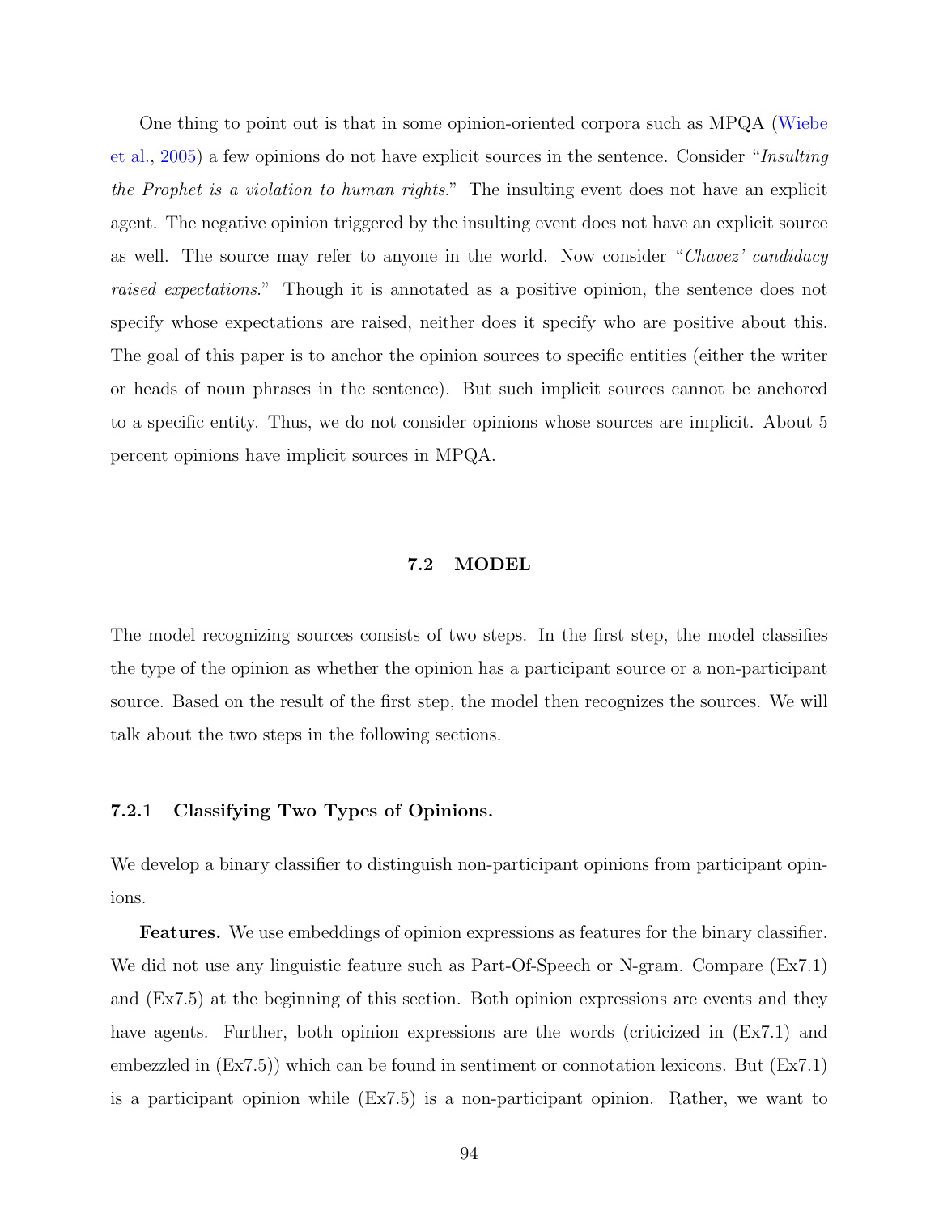One thing to point out is that in some opinion-oriented corpora such as MPQA (Wiebe et al., 2005) a few opinions do not have explicit sources in the sentence. Consider "*Insulting the Prophet is a violation to human rights*." The insulting event does not have an explicit agent. The negative opinion triggered by the insulting event does not have an explicit source as well. The source may refer to anyone in the world. Now consider "*Chavez' candidacy raised expectations*." Though it is annotated as a positive opinion, the sentence does not specify whose expectations are raised, neither does it specify who are positive about this. The goal of this paper is to anchor the opinion sources to specific entities (either the writer or heads of noun phrases in the sentence). But such implicit sources cannot be anchored to a specific entity. Thus, we do not consider opinions whose sources are implicit. About 5 percent opinions have implicit sources in MPQA.

## 7.2 MODEL

The model recognizing sources consists of two steps. In the first step, the model classifies the type of the opinion as whether the opinion has a participant source or a non-participant source. Based on the result of the first step, the model then recognizes the sources. We will talk about the two steps in the following sections.

### 7.2.1 Classifying Two Types of Opinions.

We develop a binary classifier to distinguish non-participant opinions from participant opinions.

**Features.** We use embeddings of opinion expressions as features for the binary classifier. We did not use any linguistic feature such as Part-Of-Speech or N-gram. Compare (Ex7.1) and (Ex7.5) at the beginning of this section. Both opinion expressions are events and they have agents. Further, both opinion expressions are the words (criticized in (Ex7.1) and embezzled in (Ex7.5)) which can be found in sentiment or connotation lexicons. But (Ex7.1) is a participant opinion while (Ex7.5) is a non-participant opinion. Rather, we want to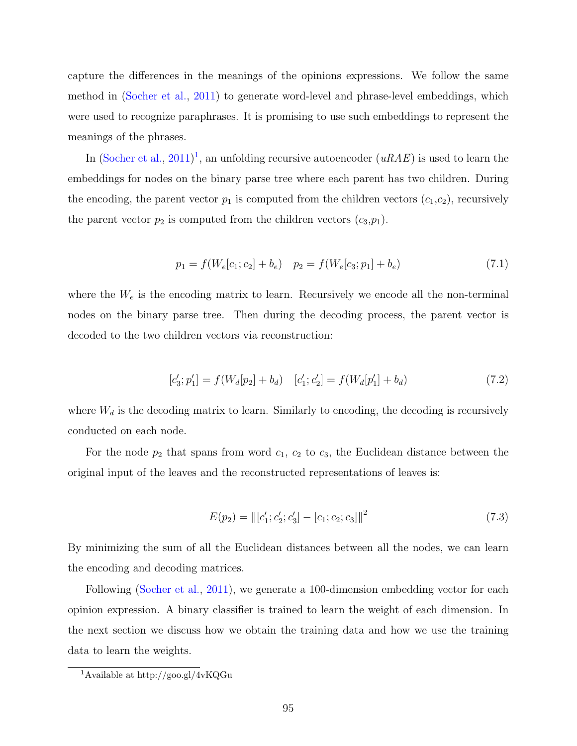capture the differences in the meanings of the opinions expressions. We follow the same method in (Socher et al., 2011) to generate word-level and phrase-level embeddings, which were used to recognize paraphrases. It is promising to use such embeddings to represent the meanings of the phrases.

In (Socher et al., 2011)[1], an unfolding recursive autoencoder ($uRAE$) is used to learn the embeddings for nodes on the binary parse tree where each parent has two children. During the encoding, the parent vector $p_1$ is computed from the children vectors ($c_1$,$c_2$), recursively the parent vector $p_2$ is computed from the children vectors ($c_3$,$p_1$).

$$p_1 = f(W_e[c_1; c_2] + b_e) \quad p_2 = f(W_e[c_3; p_1] + b_e) \tag{7.1}$$

where the $W_e$ is the encoding matrix to learn. Recursively we encode all the non-terminal nodes on the binary parse tree. Then during the decoding process, the parent vector is decoded to the two children vectors via reconstruction:

$$[c'_3; p'_1] = f(W_d[p_2] + b_d) \quad [c'_1; c'_2] = f(W_d[p'_1] + b_d) \tag{7.2}$$

where $W_d$ is the decoding matrix to learn. Similarly to encoding, the decoding is recursively conducted on each node.

For the node $p_2$ that spans from word $c_1$, $c_2$ to $c_3$, the Euclidean distance between the original input of the leaves and the reconstructed representations of leaves is:

$$E(p_2) = \|[c'_1; c'_2; c'_3] - [c_1; c_2; c_3]\|^2 \tag{7.3}$$

By minimizing the sum of all the Euclidean distances between all the nodes, we can learn the encoding and decoding matrices.

Following (Socher et al., 2011), we generate a 100-dimension embedding vector for each opinion expression. A binary classifier is trained to learn the weight of each dimension. In the next section we discuss how we obtain the training data and how we use the training data to learn the weights.

[1] Available at http://goo.gl/4vKQGu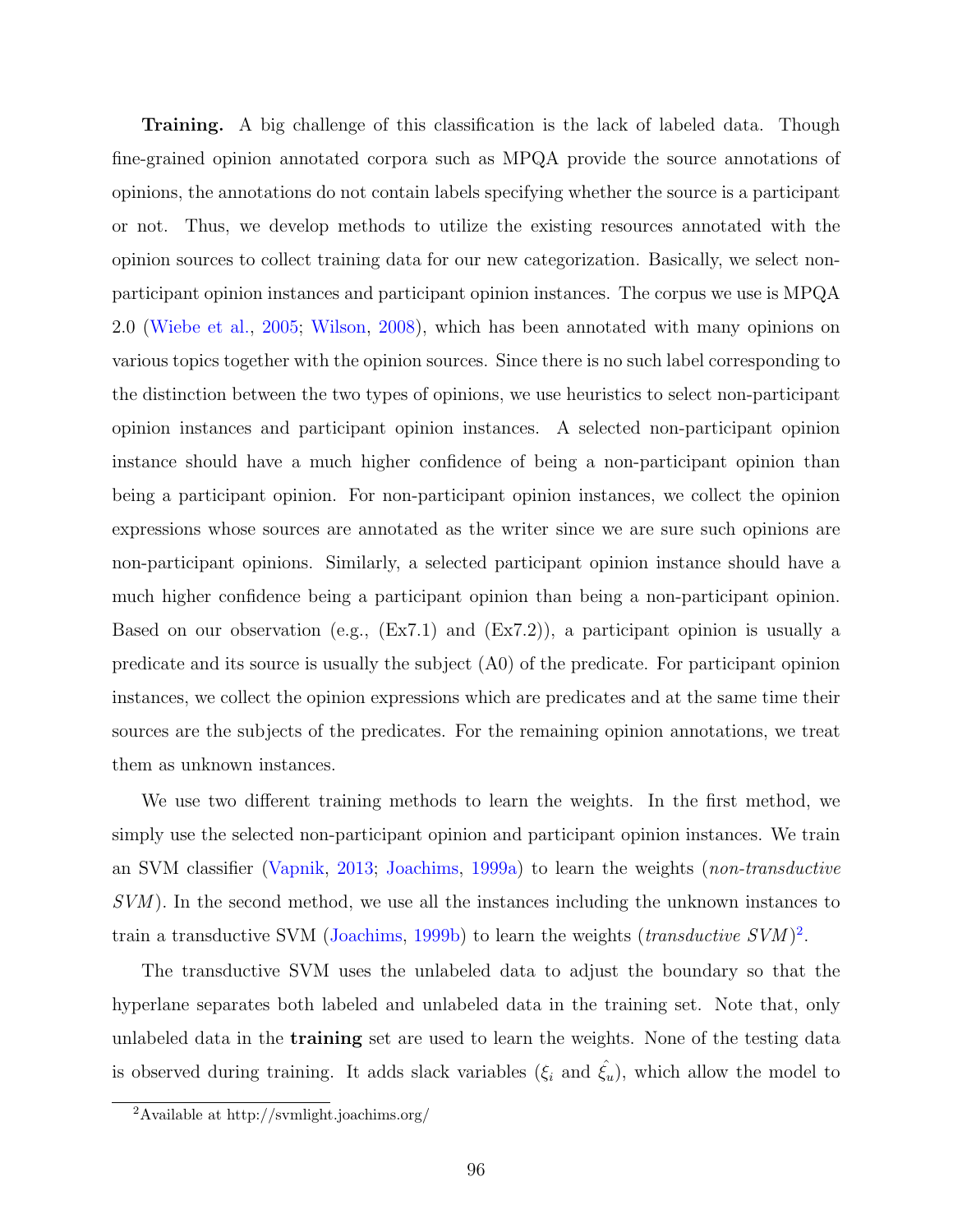**Training.** A big challenge of this classification is the lack of labeled data. Though fine-grained opinion annotated corpora such as MPQA provide the source annotations of opinions, the annotations do not contain labels specifying whether the source is a participant or not. Thus, we develop methods to utilize the existing resources annotated with the opinion sources to collect training data for our new categorization. Basically, we select non-participant opinion instances and participant opinion instances. The corpus we use is MPQA 2.0 (Wiebe et al., 2005; Wilson, 2008), which has been annotated with many opinions on various topics together with the opinion sources. Since there is no such label corresponding to the distinction between the two types of opinions, we use heuristics to select non-participant opinion instances and participant opinion instances. A selected non-participant opinion instance should have a much higher confidence of being a non-participant opinion than being a participant opinion. For non-participant opinion instances, we collect the opinion expressions whose sources are annotated as the writer since we are sure such opinions are non-participant opinions. Similarly, a selected participant opinion instance should have a much higher confidence being a participant opinion than being a non-participant opinion. Based on our observation (e.g., (Ex7.1) and (Ex7.2)), a participant opinion is usually a predicate and its source is usually the subject (A0) of the predicate. For participant opinion instances, we collect the opinion expressions which are predicates and at the same time their sources are the subjects of the predicates. For the remaining opinion annotations, we treat them as unknown instances.

We use two different training methods to learn the weights. In the first method, we simply use the selected non-participant opinion and participant opinion instances. We train an SVM classifier (Vapnik, 2013; Joachims, 1999a) to learn the weights (*non-transductive SVM*). In the second method, we use all the instances including the unknown instances to train a transductive SVM (Joachims, 1999b) to learn the weights (*transductive SVM*)[2].

The transductive SVM uses the unlabeled data to adjust the boundary so that the hyperlane separates both labeled and unlabeled data in the training set. Note that, only unlabeled data in the **training** set are used to learn the weights. None of the testing data is observed during training. It adds slack variables ($\xi_i$ and $\hat{\xi_u}$), which allow the model to

[2]Available at http://svmlight.joachims.org/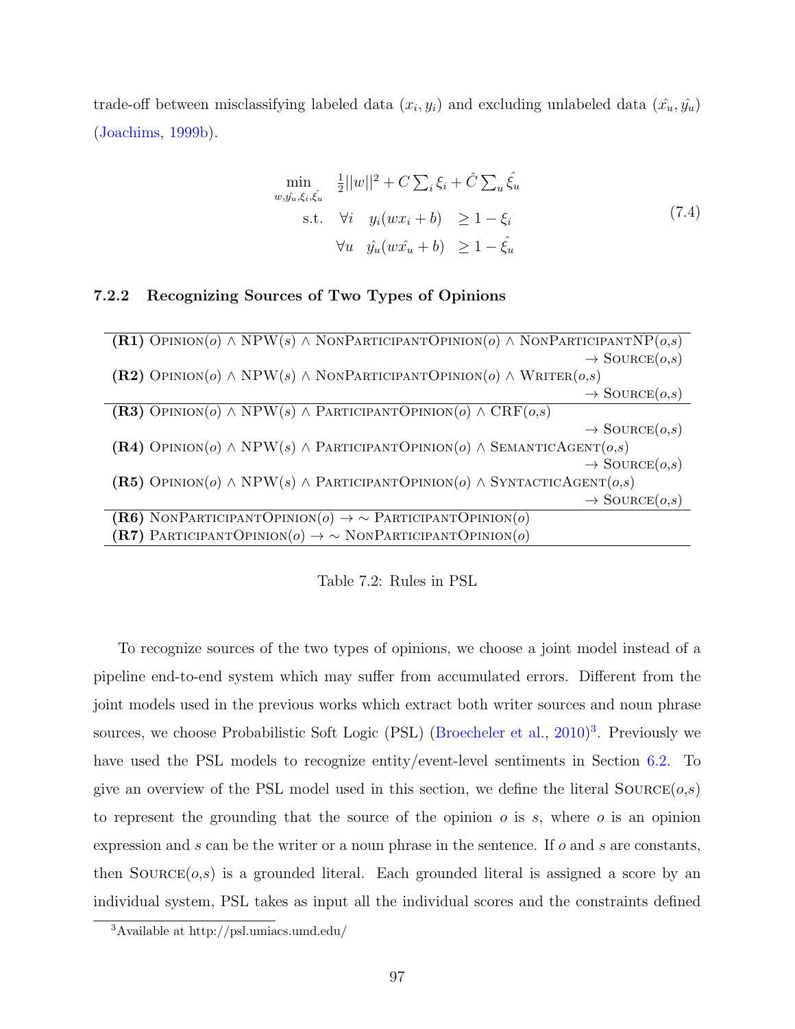trade-off between misclassifying labeled data $(x_i, y_i)$ and excluding unlabeled data $(\hat{x_u}, \hat{y_u})$ (Joachims, 1999b).

$$
\begin{aligned}
\min_{w,\hat{y_u},\xi_i,\hat{\xi_u}} \quad & \tfrac{1}{2}||w||^2 + C\sum_i \xi_i + \hat{C}\sum_u \hat{\xi_u} \\
\text{s.t.} \quad \forall i \quad & y_i(wx_i + b) \quad \geq 1 - \xi_i \\
\forall u \quad & \hat{y_u}(w\hat{x_u} + b) \quad \geq 1 - \hat{\xi_u}
\end{aligned}
\tag{7.4}
$$

### 7.2.2 Recognizing Sources of Two Types of Opinions

| Rule |
|---|
| **(R1)** Opinion($o$) ∧ NPW($s$) ∧ NonParticipantOpinion($o$) ∧ NonParticipantNP($o$,$s$) → Source($o$,$s$) |
| **(R2)** Opinion($o$) ∧ NPW($s$) ∧ NonParticipantOpinion($o$) ∧ Writer($o$,$s$) → Source($o$,$s$) |
| **(R3)** Opinion($o$) ∧ NPW($s$) ∧ ParticipantOpinion($o$) ∧ CRF($o$,$s$) → Source($o$,$s$) |
| **(R4)** Opinion($o$) ∧ NPW($s$) ∧ ParticipantOpinion($o$) ∧ SemanticAgent($o$,$s$) → Source($o$,$s$) |
| **(R5)** Opinion($o$) ∧ NPW($s$) ∧ ParticipantOpinion($o$) ∧ SyntacticAgent($o$,$s$) → Source($o$,$s$) |
| **(R6)** NonParticipantOpinion($o$) → ∼ ParticipantOpinion($o$) |
| **(R7)** ParticipantOpinion($o$) → ∼ NonParticipantOpinion($o$) |

Table 7.2: Rules in PSL

To recognize sources of the two types of opinions, we choose a joint model instead of a pipeline end-to-end system which may suffer from accumulated errors. Different from the joint models used in the previous works which extract both writer sources and noun phrase sources, we choose Probabilistic Soft Logic (PSL) (Broecheler et al., 2010)[3]. Previously we have used the PSL models to recognize entity/event-level sentiments in Section 6.2. To give an overview of the PSL model used in this section, we define the literal Source($o$,$s$) to represent the grounding that the source of the opinion $o$ is $s$, where $o$ is an opinion expression and $s$ can be the writer or a noun phrase in the sentence. If $o$ and $s$ are constants, then Source($o$,$s$) is a grounded literal. Each grounded literal is assigned a score by an individual system, PSL takes as input all the individual scores and the constraints defined

[3] Available at http://psl.umiacs.umd.edu/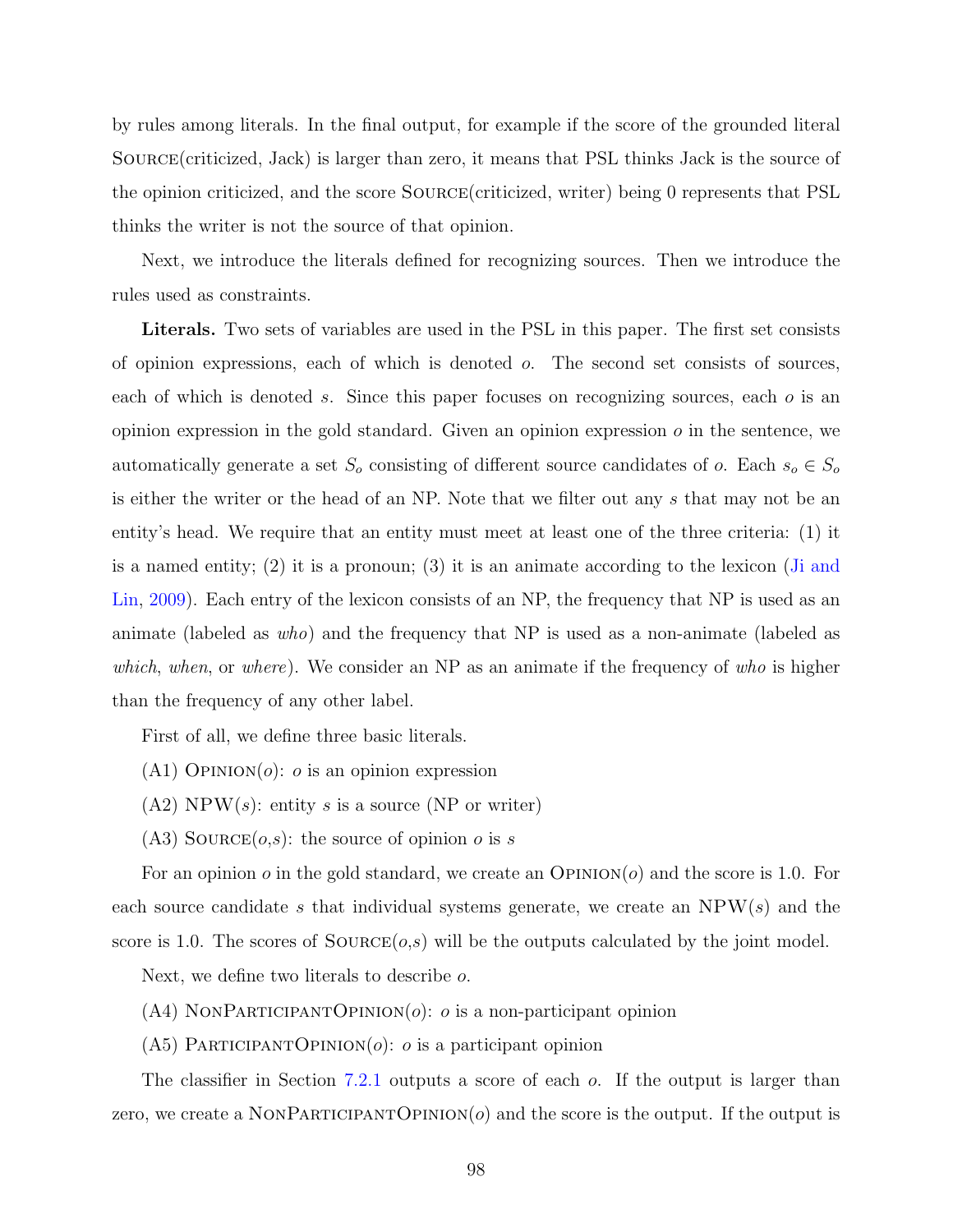by rules among literals. In the final output, for example if the score of the grounded literal SOURCE(criticized, Jack) is larger than zero, it means that PSL thinks Jack is the source of the opinion criticized, and the score SOURCE(criticized, writer) being 0 represents that PSL thinks the writer is not the source of that opinion.

Next, we introduce the literals defined for recognizing sources. Then we introduce the rules used as constraints.

**Literals.** Two sets of variables are used in the PSL in this paper. The first set consists of opinion expressions, each of which is denoted $o$. The second set consists of sources, each of which is denoted $s$. Since this paper focuses on recognizing sources, each $o$ is an opinion expression in the gold standard. Given an opinion expression $o$ in the sentence, we automatically generate a set $S_o$ consisting of different source candidates of $o$. Each $s_o \in S_o$ is either the writer or the head of an NP. Note that we filter out any $s$ that may not be an entity's head. We require that an entity must meet at least one of the three criteria: (1) it is a named entity; (2) it is a pronoun; (3) it is an animate according to the lexicon (Ji and Lin, 2009). Each entry of the lexicon consists of an NP, the frequency that NP is used as an animate (labeled as *who*) and the frequency that NP is used as a non-animate (labeled as *which*, *when*, or *where*). We consider an NP as an animate if the frequency of *who* is higher than the frequency of any other label.

First of all, we define three basic literals.

(A1) OPINION($o$): $o$ is an opinion expression

(A2) NPW($s$): entity $s$ is a source (NP or writer)

(A3) SOURCE($o$,$s$): the source of opinion $o$ is $s$

For an opinion $o$ in the gold standard, we create an OPINION($o$) and the score is 1.0. For each source candidate $s$ that individual systems generate, we create an NPW($s$) and the score is 1.0. The scores of SOURCE($o$,$s$) will be the outputs calculated by the joint model.

Next, we define two literals to describe $o$.

(A4) NONPARTICIPANTOPINION($o$): $o$ is a non-participant opinion

(A5) PARTICIPANTOPINION($o$): $o$ is a participant opinion

The classifier in Section 7.2.1 outputs a score of each $o$. If the output is larger than zero, we create a NONPARTICIPANTOPINION($o$) and the score is the output. If the output is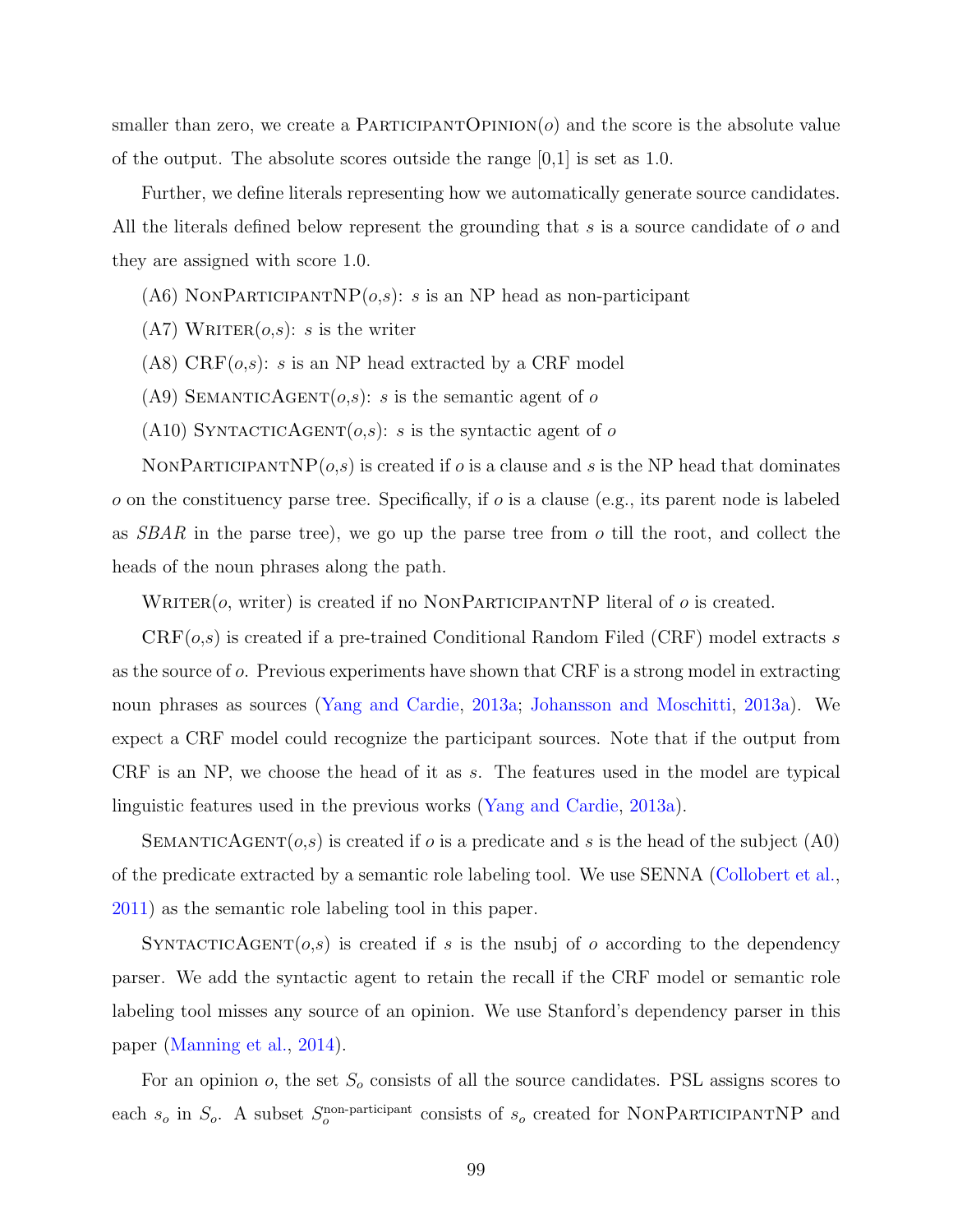smaller than zero, we create a ParticipantOpinion($o$) and the score is the absolute value of the output. The absolute scores outside the range [0,1] is set as 1.0.

Further, we define literals representing how we automatically generate source candidates. All the literals defined below represent the grounding that $s$ is a source candidate of $o$ and they are assigned with score 1.0.

(A6) NonParticipantNP($o$,$s$): $s$ is an NP head as non-participant

(A7) Writer($o$,$s$): $s$ is the writer

(A8) CRF($o$,$s$): $s$ is an NP head extracted by a CRF model

(A9) SemanticAgent($o$,$s$): $s$ is the semantic agent of $o$

(A10) SyntacticAgent($o$,$s$): $s$ is the syntactic agent of $o$

NonParticipantNP($o$,$s$) is created if $o$ is a clause and $s$ is the NP head that dominates $o$ on the constituency parse tree. Specifically, if $o$ is a clause (e.g., its parent node is labeled as *SBAR* in the parse tree), we go up the parse tree from $o$ till the root, and collect the heads of the noun phrases along the path.

Writer($o$, writer) is created if no NonParticipantNP literal of $o$ is created.

CRF($o$,$s$) is created if a pre-trained Conditional Random Filed (CRF) model extracts $s$ as the source of $o$. Previous experiments have shown that CRF is a strong model in extracting noun phrases as sources (Yang and Cardie, 2013a; Johansson and Moschitti, 2013a). We expect a CRF model could recognize the participant sources. Note that if the output from CRF is an NP, we choose the head of it as $s$. The features used in the model are typical linguistic features used in the previous works (Yang and Cardie, 2013a).

SemanticAgent($o$,$s$) is created if $o$ is a predicate and $s$ is the head of the subject (A0) of the predicate extracted by a semantic role labeling tool. We use SENNA (Collobert et al., 2011) as the semantic role labeling tool in this paper.

SyntacticAgent($o$,$s$) is created if $s$ is the nsubj of $o$ according to the dependency parser. We add the syntactic agent to retain the recall if the CRF model or semantic role labeling tool misses any source of an opinion. We use Stanford's dependency parser in this paper (Manning et al., 2014).

For an opinion $o$, the set $S_o$ consists of all the source candidates. PSL assigns scores to each $s_o$ in $S_o$. A subset $S_o^{\text{non-participant}}$ consists of $s_o$ created for NonParticipantNP and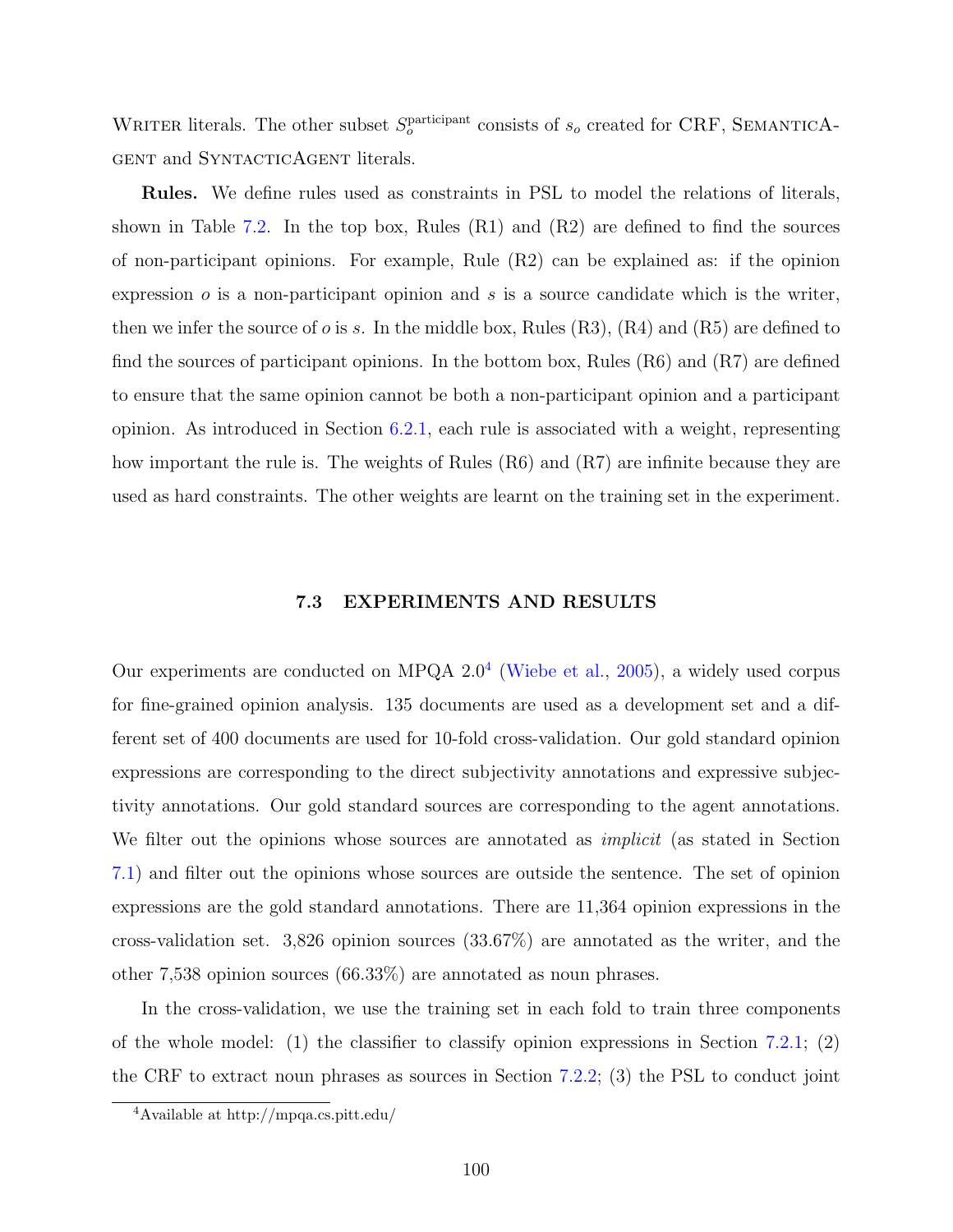Writer literals. The other subset $S_o^{\text{participant}}$ consists of $s_o$ created for CRF, SemanticAgent and SyntacticAgent literals.

**Rules.** We define rules used as constraints in PSL to model the relations of literals, shown in Table 7.2. In the top box, Rules (R1) and (R2) are defined to find the sources of non-participant opinions. For example, Rule (R2) can be explained as: if the opinion expression $o$ is a non-participant opinion and $s$ is a source candidate which is the writer, then we infer the source of $o$ is $s$. In the middle box, Rules (R3), (R4) and (R5) are defined to find the sources of participant opinions. In the bottom box, Rules (R6) and (R7) are defined to ensure that the same opinion cannot be both a non-participant opinion and a participant opinion. As introduced in Section 6.2.1, each rule is associated with a weight, representing how important the rule is. The weights of Rules (R6) and (R7) are infinite because they are used as hard constraints. The other weights are learnt on the training set in the experiment.

## 7.3 EXPERIMENTS AND RESULTS

Our experiments are conducted on MPQA 2.0[4] (Wiebe et al., 2005), a widely used corpus for fine-grained opinion analysis. 135 documents are used as a development set and a different set of 400 documents are used for 10-fold cross-validation. Our gold standard opinion expressions are corresponding to the direct subjectivity annotations and expressive subjectivity annotations. Our gold standard sources are corresponding to the agent annotations. We filter out the opinions whose sources are annotated as *implicit* (as stated in Section 7.1) and filter out the opinions whose sources are outside the sentence. The set of opinion expressions are the gold standard annotations. There are 11,364 opinion expressions in the cross-validation set. 3,826 opinion sources (33.67%) are annotated as the writer, and the other 7,538 opinion sources (66.33%) are annotated as noun phrases.

In the cross-validation, we use the training set in each fold to train three components of the whole model: (1) the classifier to classify opinion expressions in Section 7.2.1; (2) the CRF to extract noun phrases as sources in Section 7.2.2; (3) the PSL to conduct joint

[4] Available at http://mpqa.cs.pitt.edu/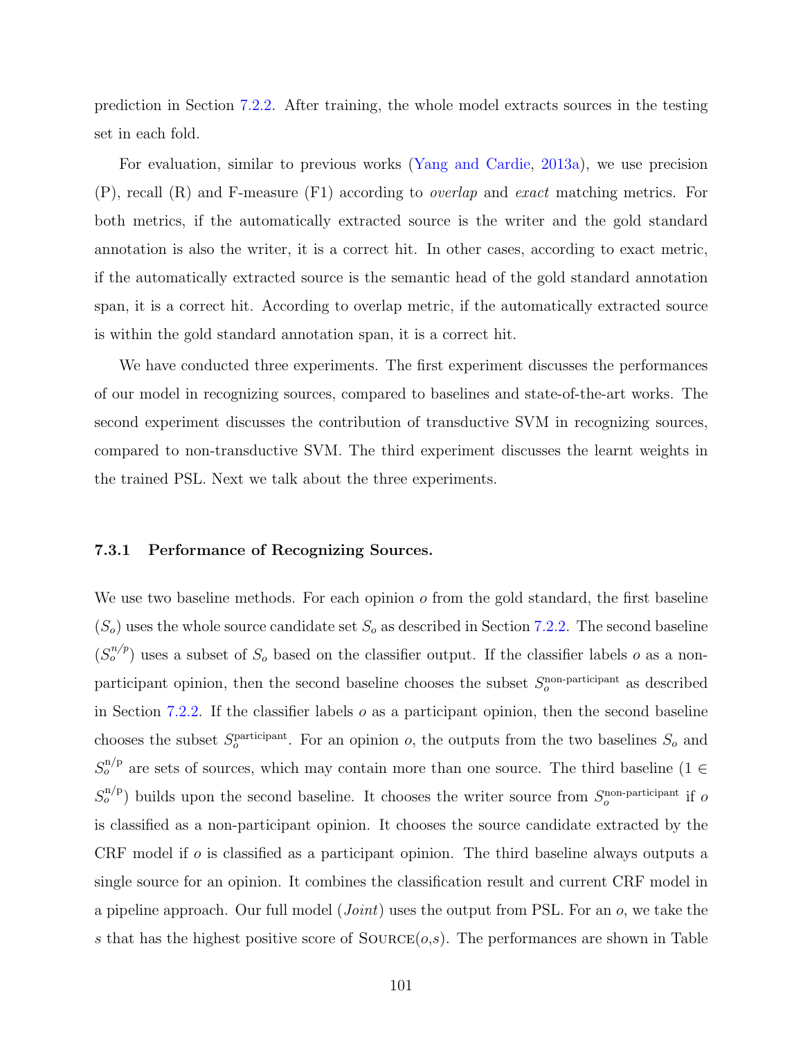prediction in Section 7.2.2. After training, the whole model extracts sources in the testing set in each fold.

For evaluation, similar to previous works (Yang and Cardie, 2013a), we use precision (P), recall (R) and F-measure (F1) according to *overlap* and *exact* matching metrics. For both metrics, if the automatically extracted source is the writer and the gold standard annotation is also the writer, it is a correct hit. In other cases, according to exact metric, if the automatically extracted source is the semantic head of the gold standard annotation span, it is a correct hit. According to overlap metric, if the automatically extracted source is within the gold standard annotation span, it is a correct hit.

We have conducted three experiments. The first experiment discusses the performances of our model in recognizing sources, compared to baselines and state-of-the-art works. The second experiment discusses the contribution of transductive SVM in recognizing sources, compared to non-transductive SVM. The third experiment discusses the learnt weights in the trained PSL. Next we talk about the three experiments.

### 7.3.1 Performance of Recognizing Sources.

We use two baseline methods. For each opinion $o$ from the gold standard, the first baseline ($S_o$) uses the whole source candidate set $S_o$ as described in Section 7.2.2. The second baseline ($S_o^{n/p}$) uses a subset of $S_o$ based on the classifier output. If the classifier labels $o$ as a non-participant opinion, then the second baseline chooses the subset $S_o^{\text{non-participant}}$ as described in Section 7.2.2. If the classifier labels $o$ as a participant opinion, then the second baseline chooses the subset $S_o^{\text{participant}}$. For an opinion $o$, the outputs from the two baselines $S_o$ and $S_o^{\text{n/p}}$ are sets of sources, which may contain more than one source. The third baseline ($1 \in S_o^{\text{n/p}}$) builds upon the second baseline. It chooses the writer source from $S_o^{\text{non-participant}}$ if $o$ is classified as a non-participant opinion. It chooses the source candidate extracted by the CRF model if $o$ is classified as a participant opinion. The third baseline always outputs a single source for an opinion. It combines the classification result and current CRF model in a pipeline approach. Our full model (*Joint*) uses the output from PSL. For an $o$, we take the $s$ that has the highest positive score of $\textsc{Source}(o,s)$. The performances are shown in Table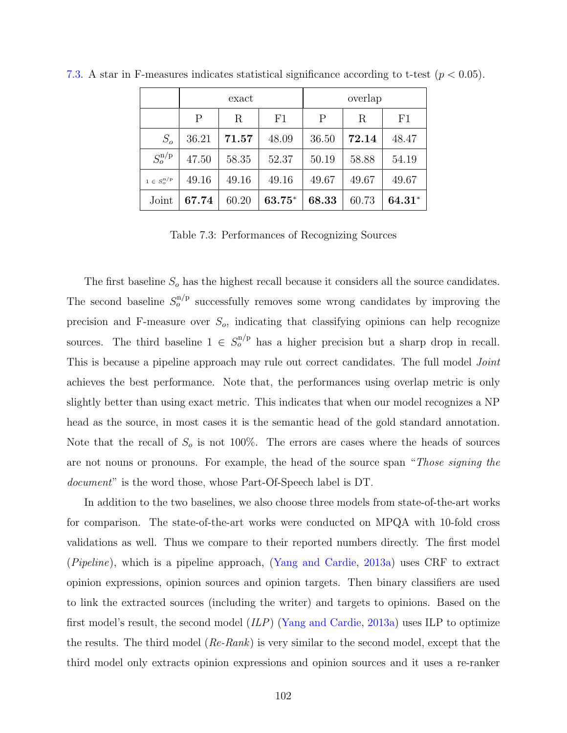7.3. A star in F-measures indicates statistical significance according to t-test ($p < 0.05$).

| | exact | | | overlap | | |
|---|---|---|---|---|---|---|
| | P | R | F1 | P | R | F1 |
| $S_o$ | 36.21 | **71.57** | 48.09 | 36.50 | **72.14** | 48.47 |
| $S_o^{\text{n/p}}$ | 47.50 | 58.35 | 52.37 | 50.19 | 58.88 | 54.19 |
| $1 \in S_o^{\text{n/p}}$ | 49.16 | 49.16 | 49.16 | 49.67 | 49.67 | 49.67 |
| Joint | **67.74** | 60.20 | **63.75**$^*$ | **68.33** | 60.73 | **64.31**$^*$ |

Table 7.3: Performances of Recognizing Sources

The first baseline $S_o$ has the highest recall because it considers all the source candidates. The second baseline $S_o^{\text{n/p}}$ successfully removes some wrong candidates by improving the precision and F-measure over $S_o$, indicating that classifying opinions can help recognize sources. The third baseline $1 \in S_o^{\text{n/p}}$ has a higher precision but a sharp drop in recall. This is because a pipeline approach may rule out correct candidates. The full model *Joint* achieves the best performance. Note that, the performances using overlap metric is only slightly better than using exact metric. This indicates that when our model recognizes a NP head as the source, in most cases it is the semantic head of the gold standard annotation. Note that the recall of $S_o$ is not 100%. The errors are cases where the heads of sources are not nouns or pronouns. For example, the head of the source span "*Those signing the document*" is the word those, whose Part-Of-Speech label is DT.

In addition to the two baselines, we also choose three models from state-of-the-art works for comparison. The state-of-the-art works were conducted on MPQA with 10-fold cross validations as well. Thus we compare to their reported numbers directly. The first model (*Pipeline*), which is a pipeline approach, (Yang and Cardie, 2013a) uses CRF to extract opinion expressions, opinion sources and opinion targets. Then binary classifiers are used to link the extracted sources (including the writer) and targets to opinions. Based on the first model's result, the second model (*ILP*) (Yang and Cardie, 2013a) uses ILP to optimize the results. The third model (*Re-Rank*) is very similar to the second model, except that the third model only extracts opinion expressions and opinion sources and it uses a re-ranker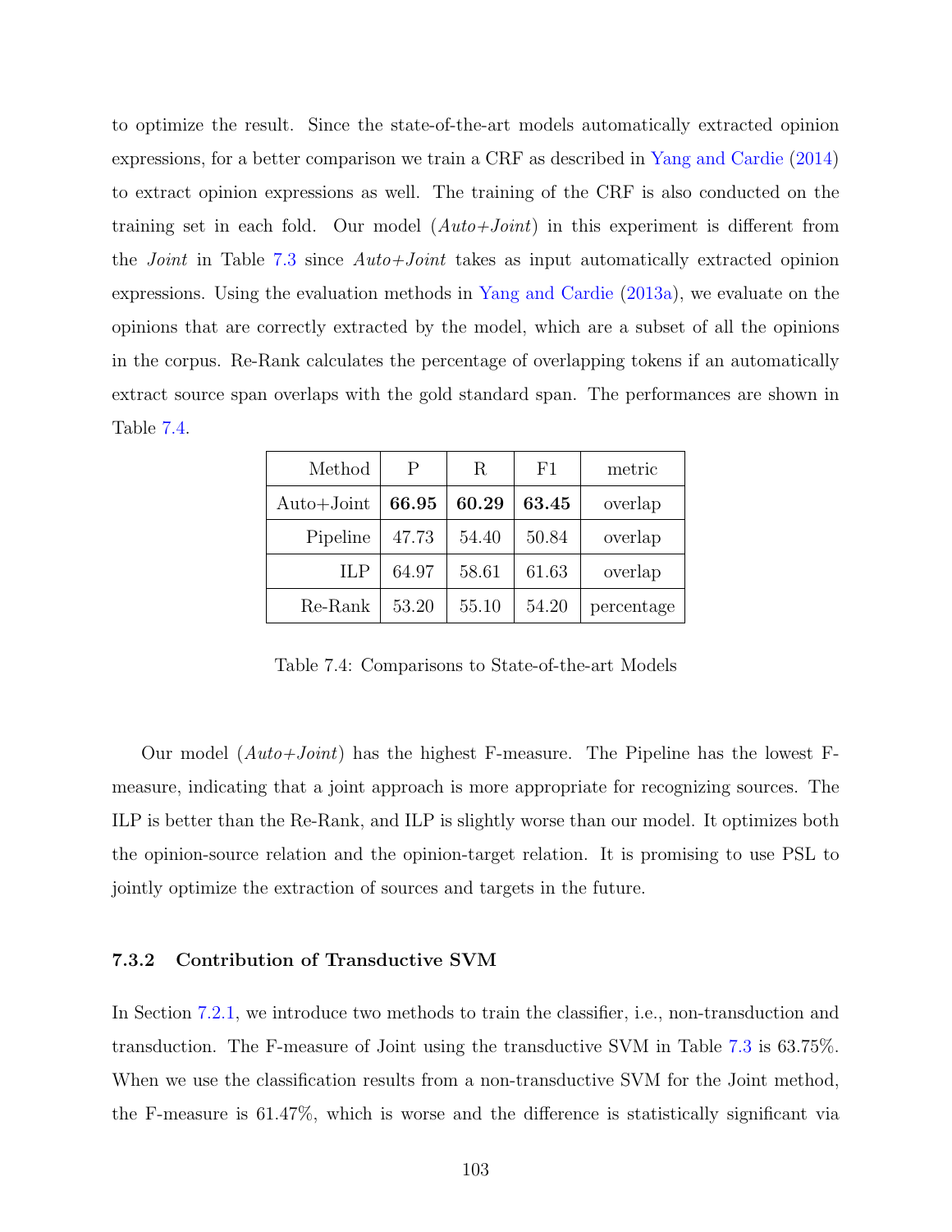to optimize the result. Since the state-of-the-art models automatically extracted opinion expressions, for a better comparison we train a CRF as described in Yang and Cardie (2014) to extract opinion expressions as well. The training of the CRF is also conducted on the training set in each fold. Our model (*Auto+Joint*) in this experiment is different from the *Joint* in Table 7.3 since *Auto+Joint* takes as input automatically extracted opinion expressions. Using the evaluation methods in Yang and Cardie (2013a), we evaluate on the opinions that are correctly extracted by the model, which are a subset of all the opinions in the corpus. Re-Rank calculates the percentage of overlapping tokens if an automatically extract source span overlaps with the gold standard span. The performances are shown in Table 7.4.

| Method | P | R | F1 | metric |
|---|---|---|---|---|
| Auto+Joint | **66.95** | **60.29** | **63.45** | overlap |
| Pipeline | 47.73 | 54.40 | 50.84 | overlap |
| ILP | 64.97 | 58.61 | 61.63 | overlap |
| Re-Rank | 53.20 | 55.10 | 54.20 | percentage |

Table 7.4: Comparisons to State-of-the-art Models

Our model (*Auto+Joint*) has the highest F-measure. The Pipeline has the lowest F-measure, indicating that a joint approach is more appropriate for recognizing sources. The ILP is better than the Re-Rank, and ILP is slightly worse than our model. It optimizes both the opinion-source relation and the opinion-target relation. It is promising to use PSL to jointly optimize the extraction of sources and targets in the future.

### 7.3.2 Contribution of Transductive SVM

In Section 7.2.1, we introduce two methods to train the classifier, i.e., non-transduction and transduction. The F-measure of Joint using the transductive SVM in Table 7.3 is 63.75%. When we use the classification results from a non-transductive SVM for the Joint method, the F-measure is 61.47%, which is worse and the difference is statistically significant via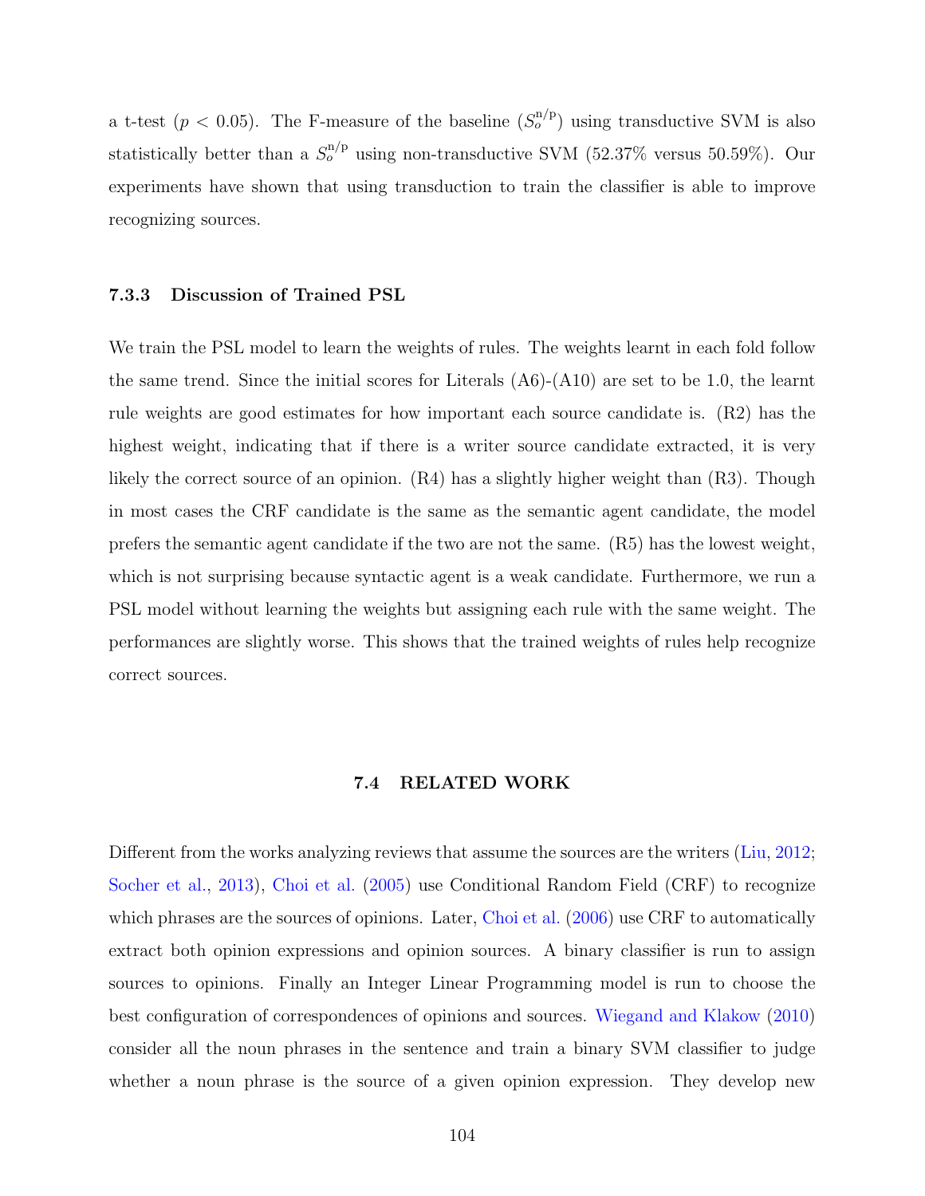a t-test ($p < 0.05$). The F-measure of the baseline ($S_o^{\text{n/p}}$) using transductive SVM is also statistically better than a $S_o^{\text{n/p}}$ using non-transductive SVM (52.37% versus 50.59%). Our experiments have shown that using transduction to train the classifier is able to improve recognizing sources.

### 7.3.3 Discussion of Trained PSL

We train the PSL model to learn the weights of rules. The weights learnt in each fold follow the same trend. Since the initial scores for Literals (A6)-(A10) are set to be 1.0, the learnt rule weights are good estimates for how important each source candidate is. (R2) has the highest weight, indicating that if there is a writer source candidate extracted, it is very likely the correct source of an opinion. (R4) has a slightly higher weight than (R3). Though in most cases the CRF candidate is the same as the semantic agent candidate, the model prefers the semantic agent candidate if the two are not the same. (R5) has the lowest weight, which is not surprising because syntactic agent is a weak candidate. Furthermore, we run a PSL model without learning the weights but assigning each rule with the same weight. The performances are slightly worse. This shows that the trained weights of rules help recognize correct sources.

## 7.4 RELATED WORK

Different from the works analyzing reviews that assume the sources are the writers (Liu, 2012; Socher et al., 2013), Choi et al. (2005) use Conditional Random Field (CRF) to recognize which phrases are the sources of opinions. Later, Choi et al. (2006) use CRF to automatically extract both opinion expressions and opinion sources. A binary classifier is run to assign sources to opinions. Finally an Integer Linear Programming model is run to choose the best configuration of correspondences of opinions and sources. Wiegand and Klakow (2010) consider all the noun phrases in the sentence and train a binary SVM classifier to judge whether a noun phrase is the source of a given opinion expression. They develop new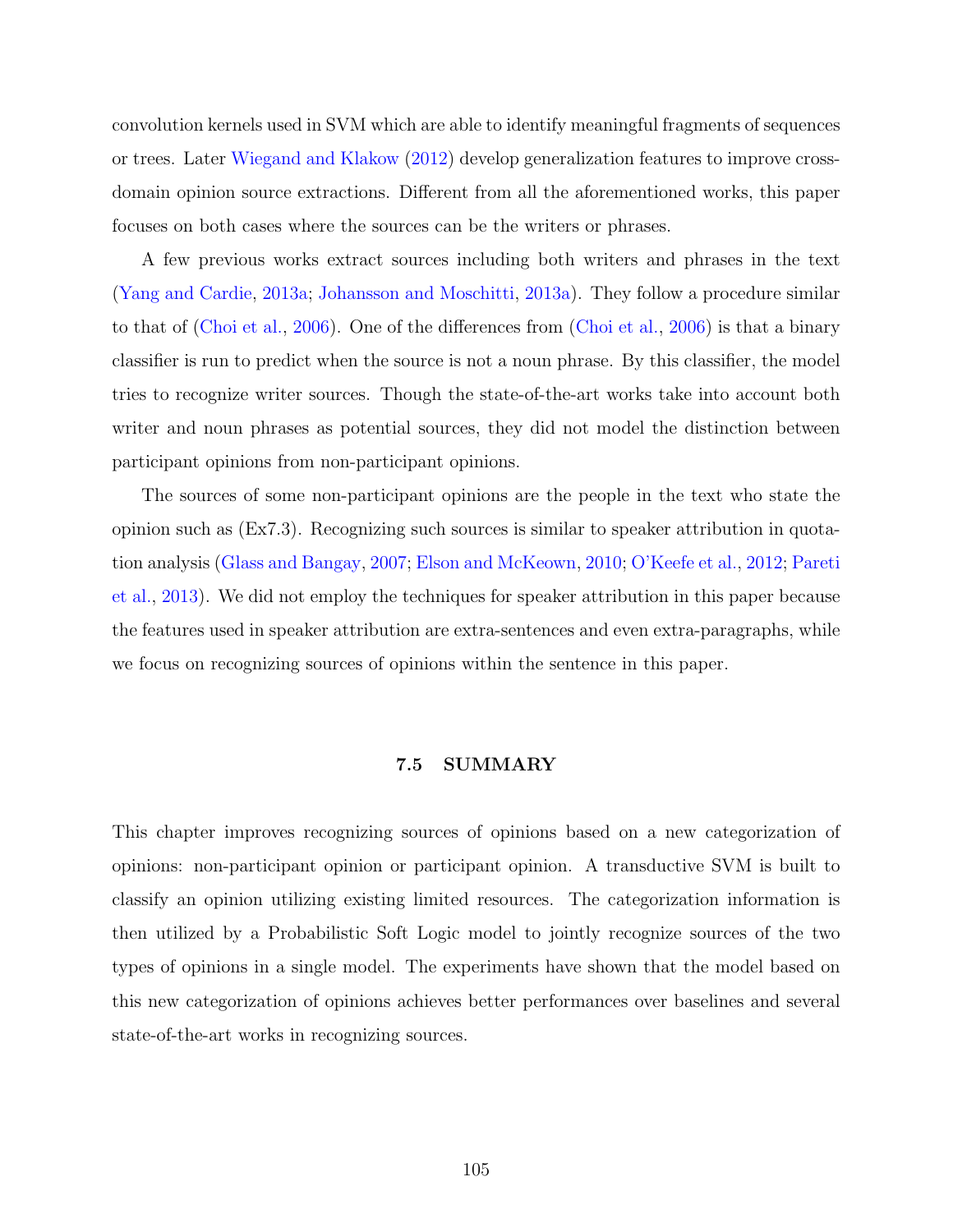convolution kernels used in SVM which are able to identify meaningful fragments of sequences or trees. Later Wiegand and Klakow (2012) develop generalization features to improve cross-domain opinion source extractions. Different from all the aforementioned works, this paper focuses on both cases where the sources can be the writers or phrases.

A few previous works extract sources including both writers and phrases in the text (Yang and Cardie, 2013a; Johansson and Moschitti, 2013a). They follow a procedure similar to that of (Choi et al., 2006). One of the differences from (Choi et al., 2006) is that a binary classifier is run to predict when the source is not a noun phrase. By this classifier, the model tries to recognize writer sources. Though the state-of-the-art works take into account both writer and noun phrases as potential sources, they did not model the distinction between participant opinions from non-participant opinions.

The sources of some non-participant opinions are the people in the text who state the opinion such as (Ex7.3). Recognizing such sources is similar to speaker attribution in quotation analysis (Glass and Bangay, 2007; Elson and McKeown, 2010; O'Keefe et al., 2012; Pareti et al., 2013). We did not employ the techniques for speaker attribution in this paper because the features used in speaker attribution are extra-sentences and even extra-paragraphs, while we focus on recognizing sources of opinions within the sentence in this paper.

## 7.5 SUMMARY

This chapter improves recognizing sources of opinions based on a new categorization of opinions: non-participant opinion or participant opinion. A transductive SVM is built to classify an opinion utilizing existing limited resources. The categorization information is then utilized by a Probabilistic Soft Logic model to jointly recognize sources of the two types of opinions in a single model. The experiments have shown that the model based on this new categorization of opinions achieves better performances over baselines and several state-of-the-art works in recognizing sources.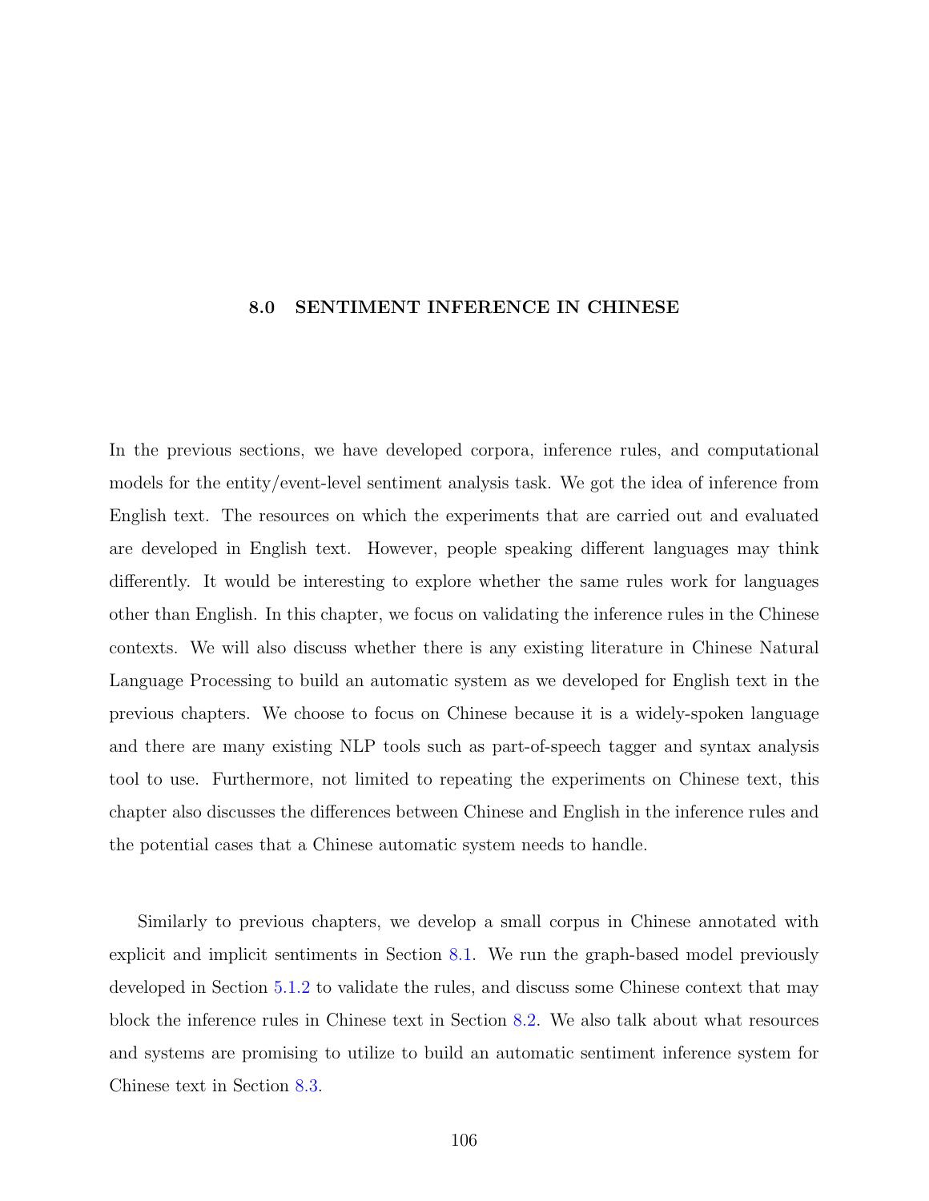# 8.0 SENTIMENT INFERENCE IN CHINESE

In the previous sections, we have developed corpora, inference rules, and computational models for the entity/event-level sentiment analysis task. We got the idea of inference from English text. The resources on which the experiments that are carried out and evaluated are developed in English text. However, people speaking different languages may think differently. It would be interesting to explore whether the same rules work for languages other than English. In this chapter, we focus on validating the inference rules in the Chinese contexts. We will also discuss whether there is any existing literature in Chinese Natural Language Processing to build an automatic system as we developed for English text in the previous chapters. We choose to focus on Chinese because it is a widely-spoken language and there are many existing NLP tools such as part-of-speech tagger and syntax analysis tool to use. Furthermore, not limited to repeating the experiments on Chinese text, this chapter also discusses the differences between Chinese and English in the inference rules and the potential cases that a Chinese automatic system needs to handle.

Similarly to previous chapters, we develop a small corpus in Chinese annotated with explicit and implicit sentiments in Section 8.1. We run the graph-based model previously developed in Section 5.1.2 to validate the rules, and discuss some Chinese context that may block the inference rules in Chinese text in Section 8.2. We also talk about what resources and systems are promising to utilize to build an automatic sentiment inference system for Chinese text in Section 8.3.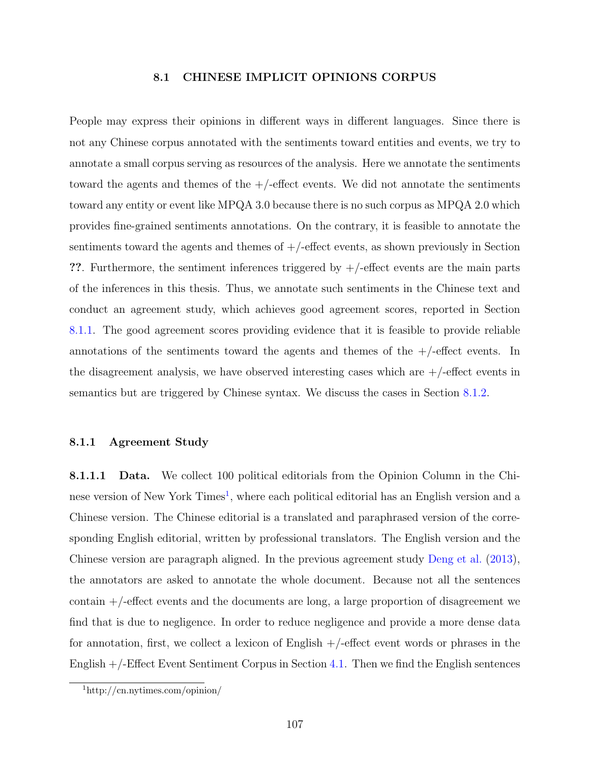## 8.1 CHINESE IMPLICIT OPINIONS CORPUS

People may express their opinions in different ways in different languages. Since there is not any Chinese corpus annotated with the sentiments toward entities and events, we try to annotate a small corpus serving as resources of the analysis. Here we annotate the sentiments toward the agents and themes of the +/-effect events. We did not annotate the sentiments toward any entity or event like MPQA 3.0 because there is no such corpus as MPQA 2.0 which provides fine-grained sentiments annotations. On the contrary, it is feasible to annotate the sentiments toward the agents and themes of +/-effect events, as shown previously in Section **??**. Furthermore, the sentiment inferences triggered by +/-effect events are the main parts of the inferences in this thesis. Thus, we annotate such sentiments in the Chinese text and conduct an agreement study, which achieves good agreement scores, reported in Section 8.1.1. The good agreement scores providing evidence that it is feasible to provide reliable annotations of the sentiments toward the agents and themes of the +/-effect events. In the disagreement analysis, we have observed interesting cases which are +/-effect events in semantics but are triggered by Chinese syntax. We discuss the cases in Section 8.1.2.

### 8.1.1 Agreement Study

**8.1.1.1 Data.** We collect 100 political editorials from the Opinion Column in the Chinese version of New York Times[1], where each political editorial has an English version and a Chinese version. The Chinese editorial is a translated and paraphrased version of the corresponding English editorial, written by professional translators. The English version and the Chinese version are paragraph aligned. In the previous agreement study Deng et al. (2013), the annotators are asked to annotate the whole document. Because not all the sentences contain +/-effect events and the documents are long, a large proportion of disagreement we find that is due to negligence. In order to reduce negligence and provide a more dense data for annotation, first, we collect a lexicon of English +/-effect event words or phrases in the English +/-Effect Event Sentiment Corpus in Section 4.1. Then we find the English sentences

[1] http://cn.nytimes.com/opinion/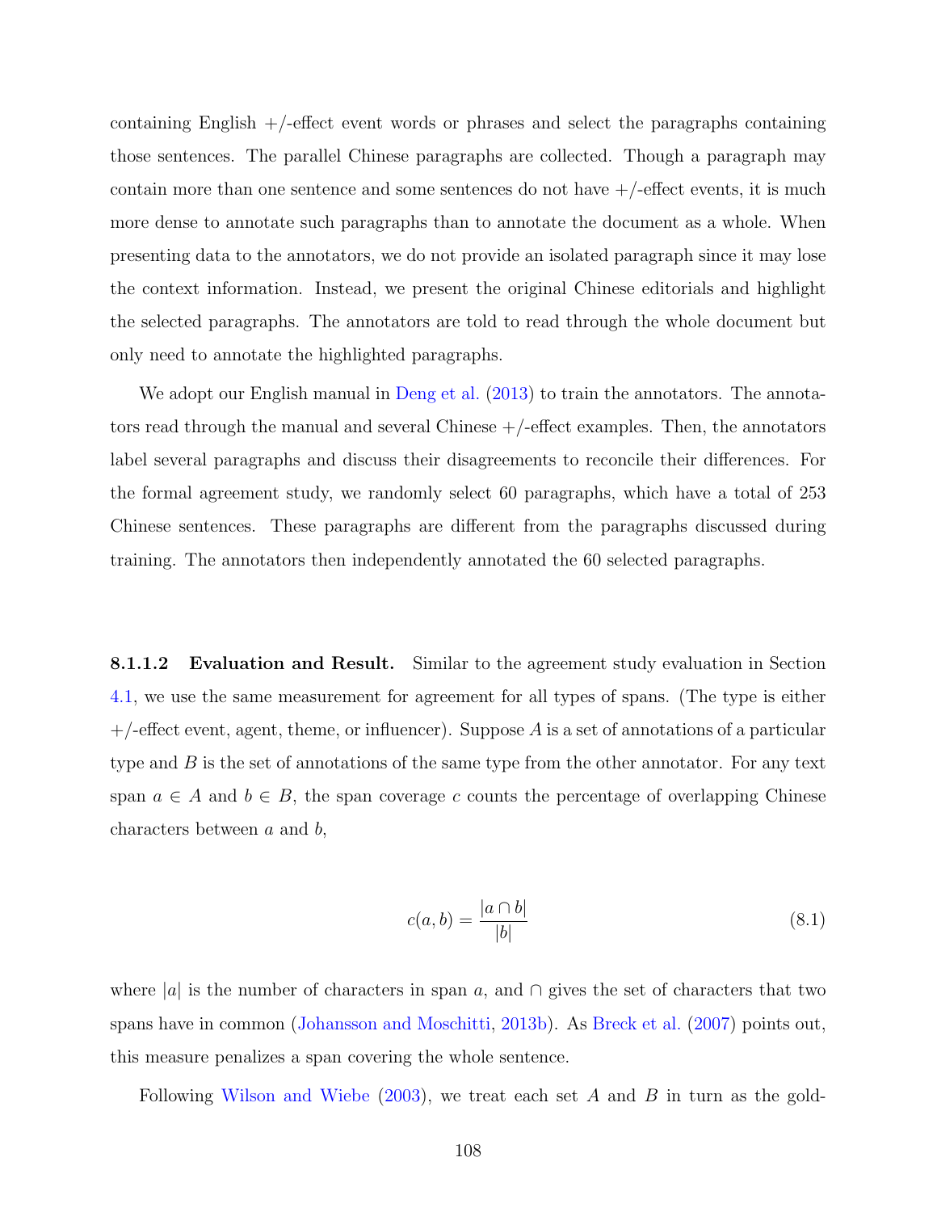containing English +/-effect event words or phrases and select the paragraphs containing those sentences. The parallel Chinese paragraphs are collected. Though a paragraph may contain more than one sentence and some sentences do not have +/-effect events, it is much more dense to annotate such paragraphs than to annotate the document as a whole. When presenting data to the annotators, we do not provide an isolated paragraph since it may lose the context information. Instead, we present the original Chinese editorials and highlight the selected paragraphs. The annotators are told to read through the whole document but only need to annotate the highlighted paragraphs.

We adopt our English manual in Deng et al. (2013) to train the annotators. The annotators read through the manual and several Chinese +/-effect examples. Then, the annotators label several paragraphs and discuss their disagreements to reconcile their differences. For the formal agreement study, we randomly select 60 paragraphs, which have a total of 253 Chinese sentences. These paragraphs are different from the paragraphs discussed during training. The annotators then independently annotated the 60 selected paragraphs.

#### 8.1.1.2 Evaluation and Result.

Similar to the agreement study evaluation in Section 4.1, we use the same measurement for agreement for all types of spans. (The type is either +/-effect event, agent, theme, or influencer). Suppose $A$ is a set of annotations of a particular type and $B$ is the set of annotations of the same type from the other annotator. For any text span $a \in A$ and $b \in B$, the span coverage $c$ counts the percentage of overlapping Chinese characters between $a$ and $b$,

$$c(a, b) = \frac{|a \cap b|}{|b|} \tag{8.1}$$

where $|a|$ is the number of characters in span $a$, and $\cap$ gives the set of characters that two spans have in common (Johansson and Moschitti, 2013b). As Breck et al. (2007) points out, this measure penalizes a span covering the whole sentence.

Following Wilson and Wiebe (2003), we treat each set $A$ and $B$ in turn as the gold-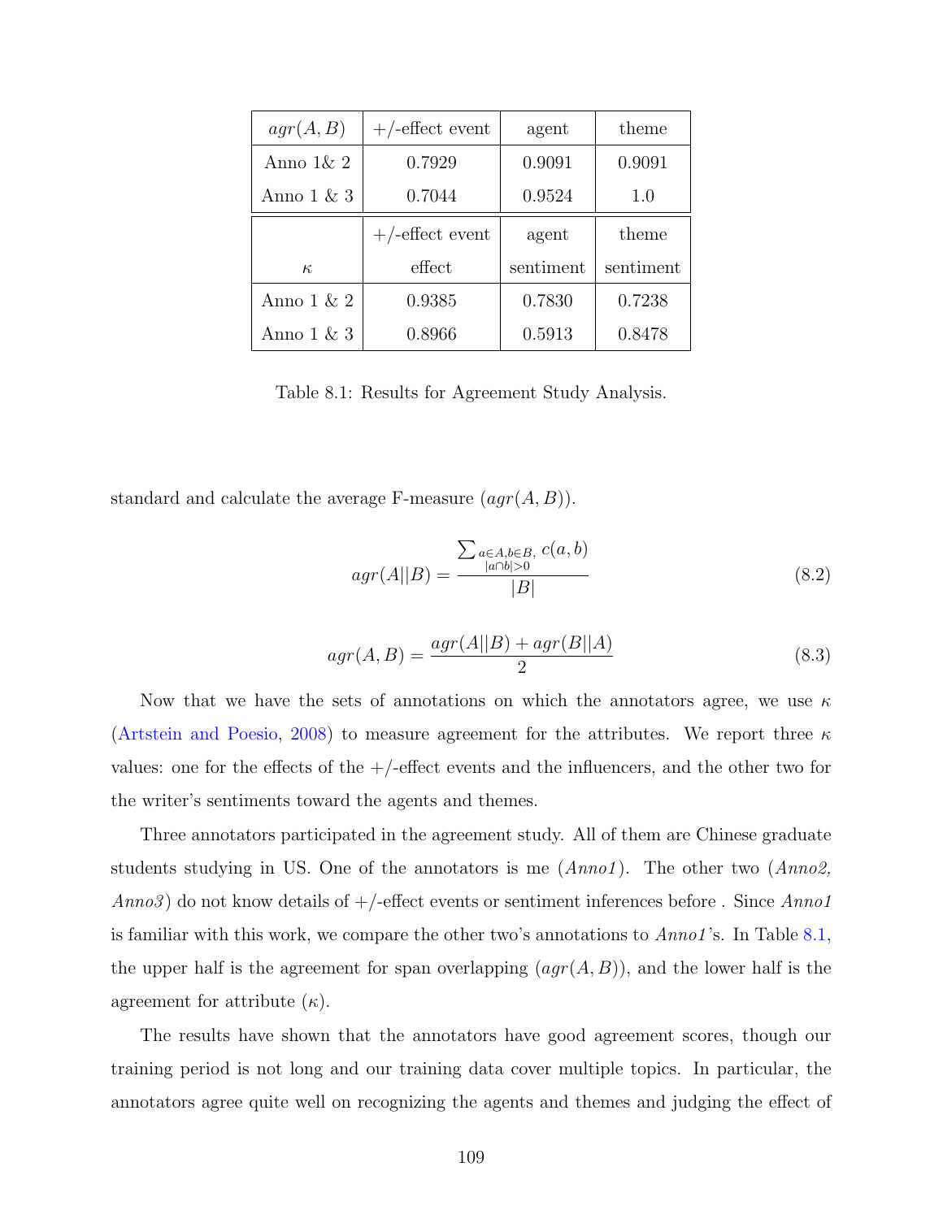| $agr(A, B)$ | +/-effect event | agent | theme |
|---|---|---|---|
| Anno 1& 2 | 0.7929 | 0.9091 | 0.9091 |
| Anno 1 & 3 | 0.7044 | 0.9524 | 1.0 |
| $\kappa$ | +/-effect event effect | agent sentiment | theme sentiment |
| Anno 1 & 2 | 0.9385 | 0.7830 | 0.7238 |
| Anno 1 & 3 | 0.8966 | 0.5913 | 0.8478 |

Table 8.1: Results for Agreement Study Analysis.

standard and calculate the average F-measure ($agr(A, B)$).

$$agr(A||B) = \frac{\sum_{\substack{a \in A, b \in B, \\ |a \cap b| > 0}} c(a, b)}{|B|} \tag{8.2}$$

$$agr(A, B) = \frac{agr(A||B) + agr(B||A)}{2} \tag{8.3}$$

Now that we have the sets of annotations on which the annotators agree, we use $\kappa$ (Artstein and Poesio, 2008) to measure agreement for the attributes. We report three $\kappa$ values: one for the effects of the +/-effect events and the influencers, and the other two for the writer's sentiments toward the agents and themes.

Three annotators participated in the agreement study. All of them are Chinese graduate students studying in US. One of the annotators is me (*Anno1*). The other two (*Anno2, Anno3*) do not know details of +/-effect events or sentiment inferences before . Since *Anno1* is familiar with this work, we compare the other two's annotations to *Anno1*'s. In Table 8.1, the upper half is the agreement for span overlapping ($agr(A, B)$), and the lower half is the agreement for attribute ($\kappa$).

The results have shown that the annotators have good agreement scores, though our training period is not long and our training data cover multiple topics. In particular, the annotators agree quite well on recognizing the agents and themes and judging the effect of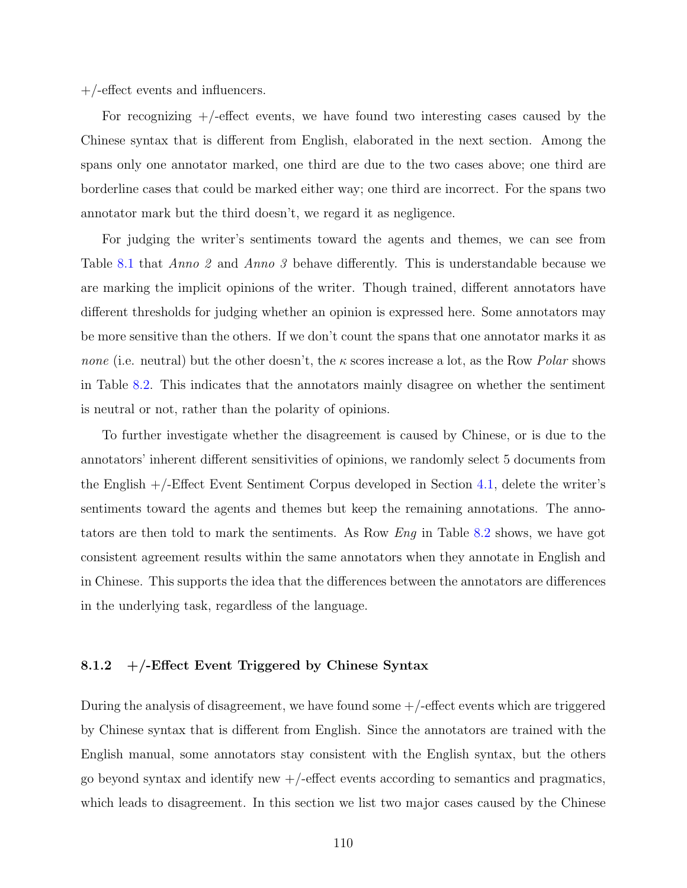+/-effect events and influencers.

For recognizing +/-effect events, we have found two interesting cases caused by the Chinese syntax that is different from English, elaborated in the next section. Among the spans only one annotator marked, one third are due to the two cases above; one third are borderline cases that could be marked either way; one third are incorrect. For the spans two annotator mark but the third doesn't, we regard it as negligence.

For judging the writer's sentiments toward the agents and themes, we can see from Table 8.1 that *Anno 2* and *Anno 3* behave differently. This is understandable because we are marking the implicit opinions of the writer. Though trained, different annotators have different thresholds for judging whether an opinion is expressed here. Some annotators may be more sensitive than the others. If we don't count the spans that one annotator marks it as *none* (i.e. neutral) but the other doesn't, the $\kappa$ scores increase a lot, as the Row *Polar* shows in Table 8.2. This indicates that the annotators mainly disagree on whether the sentiment is neutral or not, rather than the polarity of opinions.

To further investigate whether the disagreement is caused by Chinese, or is due to the annotators' inherent different sensitivities of opinions, we randomly select 5 documents from the English +/-Effect Event Sentiment Corpus developed in Section 4.1, delete the writer's sentiments toward the agents and themes but keep the remaining annotations. The annotators are then told to mark the sentiments. As Row *Eng* in Table 8.2 shows, we have got consistent agreement results within the same annotators when they annotate in English and in Chinese. This supports the idea that the differences between the annotators are differences in the underlying task, regardless of the language.

### 8.1.2 +/-Effect Event Triggered by Chinese Syntax

During the analysis of disagreement, we have found some +/-effect events which are triggered by Chinese syntax that is different from English. Since the annotators are trained with the English manual, some annotators stay consistent with the English syntax, but the others go beyond syntax and identify new +/-effect events according to semantics and pragmatics, which leads to disagreement. In this section we list two major cases caused by the Chinese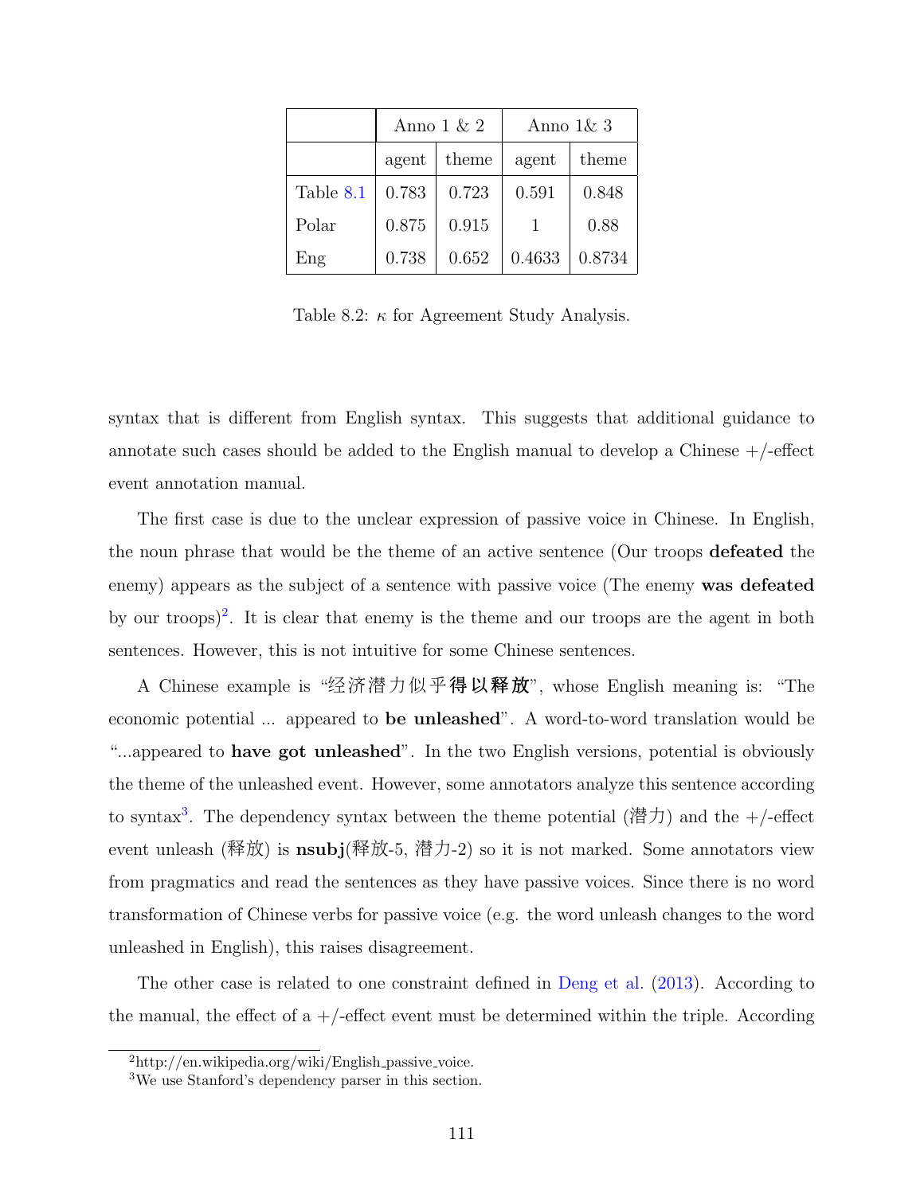| | Anno 1 & 2 | | Anno 1& 3 | |
|---|---|---|---|---|
| | agent | theme | agent | theme |
| Table 8.1 | 0.783 | 0.723 | 0.591 | 0.848 |
| Polar | 0.875 | 0.915 | 1 | 0.88 |
| Eng | 0.738 | 0.652 | 0.4633 | 0.8734 |

Table 8.2: $\kappa$ for Agreement Study Analysis.

syntax that is different from English syntax. This suggests that additional guidance to annotate such cases should be added to the English manual to develop a Chinese +/-effect event annotation manual.

The first case is due to the unclear expression of passive voice in Chinese. In English, the noun phrase that would be the theme of an active sentence (Our troops **defeated** the enemy) appears as the subject of a sentence with passive voice (The enemy **was defeated** by our troops)[2]. It is clear that enemy is the theme and our troops are the agent in both sentences. However, this is not intuitive for some Chinese sentences.

A Chinese example is "经济潜力似乎**得以释放**", whose English meaning is: "The economic potential ... appeared to **be unleashed**". A word-to-word translation would be "...appeared to **have got unleashed**". In the two English versions, potential is obviously the theme of the unleashed event. However, some annotators analyze this sentence according to syntax[3]. The dependency syntax between the theme potential (潜力) and the +/-effect event unleash (释放) is **nsubj**(释放-5, 潜力-2) so it is not marked. Some annotators view from pragmatics and read the sentences as they have passive voices. Since there is no word transformation of Chinese verbs for passive voice (e.g. the word unleash changes to the word unleashed in English), this raises disagreement.

The other case is related to one constraint defined in Deng et al. (2013). According to the manual, the effect of a +/-effect event must be determined within the triple. According

[2] http://en.wikipedia.org/wiki/English_passive_voice.

[3] We use Stanford's dependency parser in this section.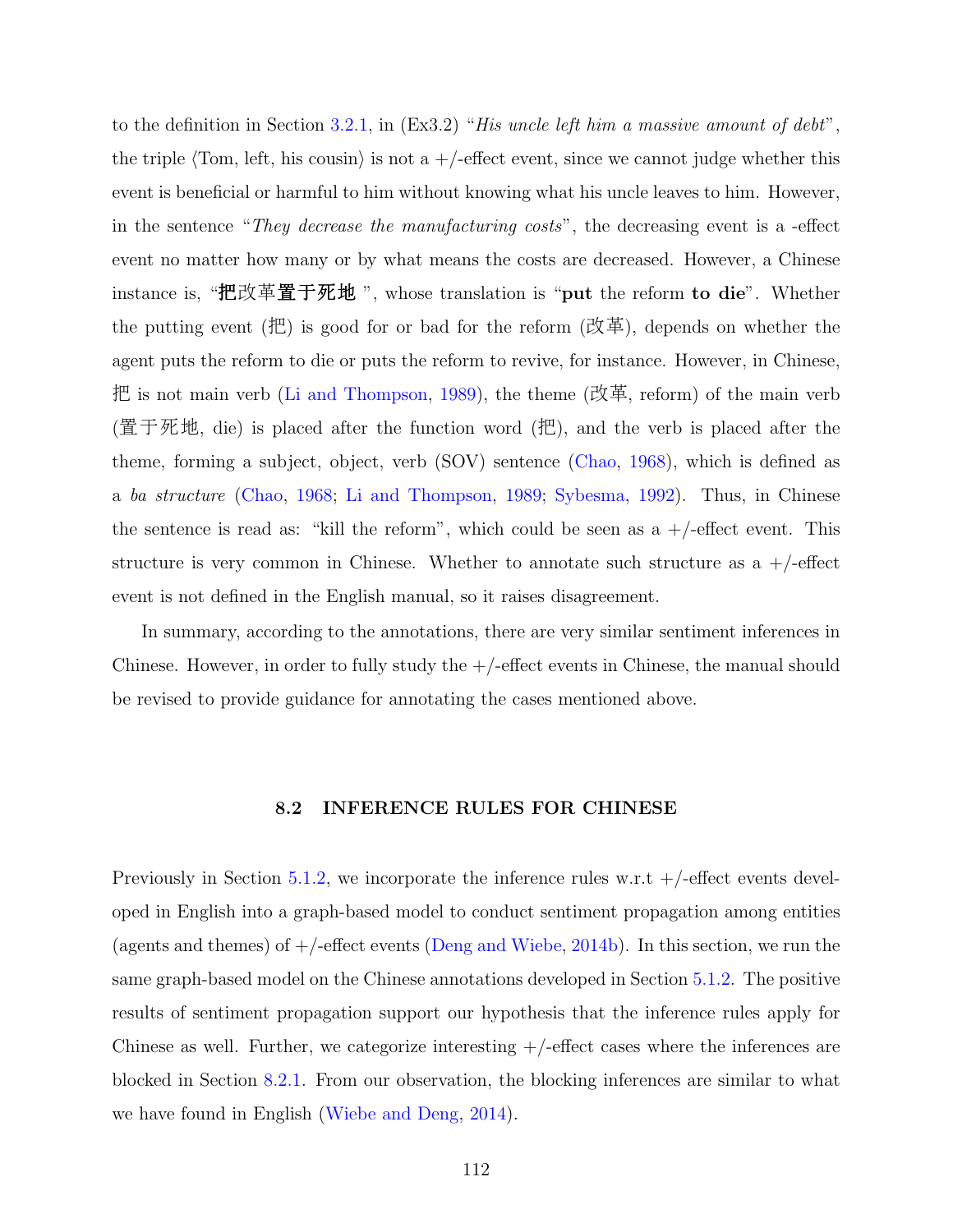to the definition in Section 3.2.1, in (Ex3.2) "*His uncle left him a massive amount of debt*", the triple ⟨Tom, left, his cousin⟩ is not a +/-effect event, since we cannot judge whether this event is beneficial or harmful to him without knowing what his uncle leaves to him. However, in the sentence "*They decrease the manufacturing costs*", the decreasing event is a -effect event no matter how many or by what means the costs are decreased. However, a Chinese instance is, "**把**改革**置于死地** ", whose translation is "**put** the reform **to die**". Whether the putting event (把) is good for or bad for the reform (改革), depends on whether the agent puts the reform to die or puts the reform to revive, for instance. However, in Chinese, 把 is not main verb (Li and Thompson, 1989), the theme (改革, reform) of the main verb (置于死地, die) is placed after the function word (把), and the verb is placed after the theme, forming a subject, object, verb (SOV) sentence (Chao, 1968), which is defined as a *ba structure* (Chao, 1968; Li and Thompson, 1989; Sybesma, 1992). Thus, in Chinese the sentence is read as: "kill the reform", which could be seen as a +/-effect event. This structure is very common in Chinese. Whether to annotate such structure as a +/-effect event is not defined in the English manual, so it raises disagreement.

In summary, according to the annotations, there are very similar sentiment inferences in Chinese. However, in order to fully study the +/-effect events in Chinese, the manual should be revised to provide guidance for annotating the cases mentioned above.

## 8.2 INFERENCE RULES FOR CHINESE

Previously in Section 5.1.2, we incorporate the inference rules w.r.t +/-effect events developed in English into a graph-based model to conduct sentiment propagation among entities (agents and themes) of +/-effect events (Deng and Wiebe, 2014b). In this section, we run the same graph-based model on the Chinese annotations developed in Section 5.1.2. The positive results of sentiment propagation support our hypothesis that the inference rules apply for Chinese as well. Further, we categorize interesting +/-effect cases where the inferences are blocked in Section 8.2.1. From our observation, the blocking inferences are similar to what we have found in English (Wiebe and Deng, 2014).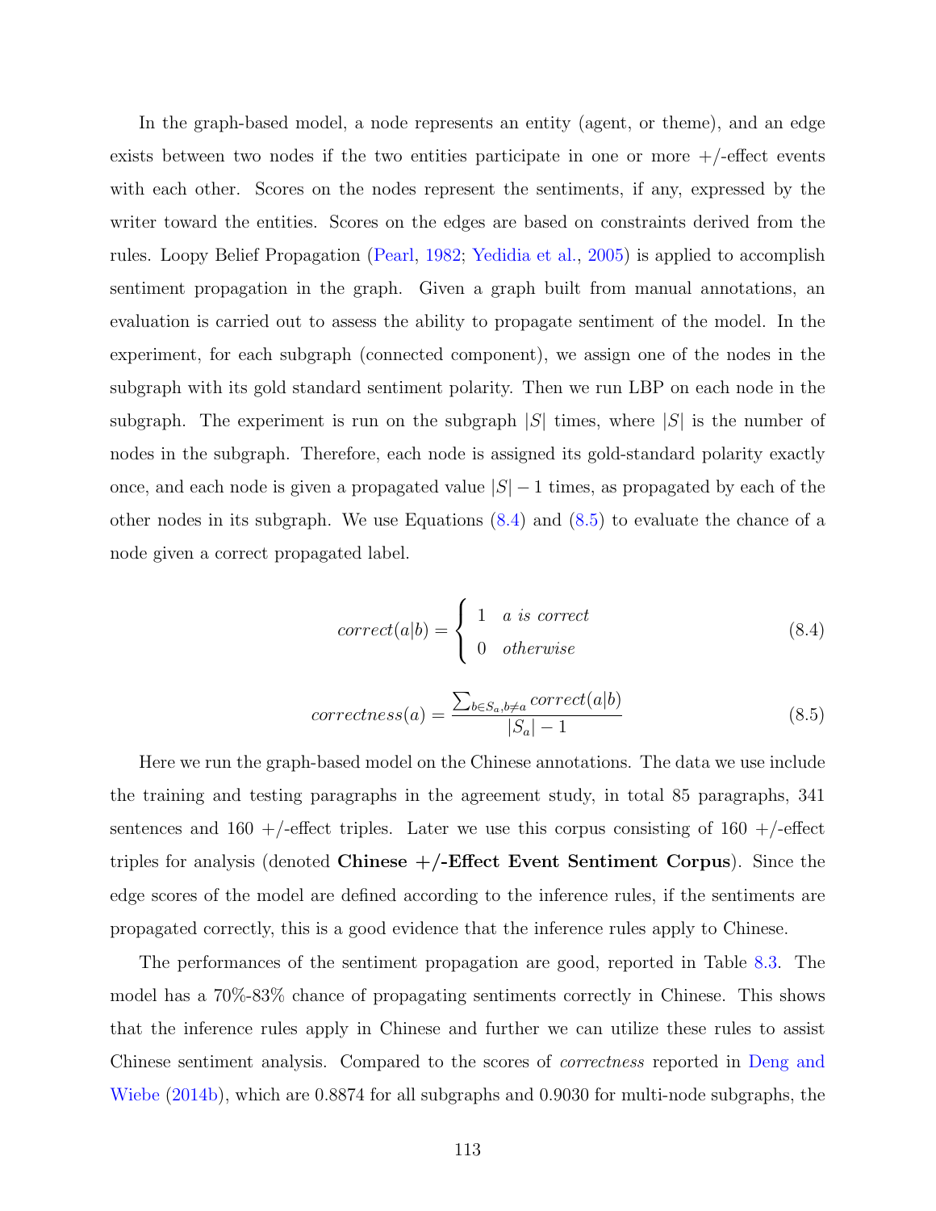In the graph-based model, a node represents an entity (agent, or theme), and an edge exists between two nodes if the two entities participate in one or more +/-effect events with each other. Scores on the nodes represent the sentiments, if any, expressed by the writer toward the entities. Scores on the edges are based on constraints derived from the rules. Loopy Belief Propagation (Pearl, 1982; Yedidia et al., 2005) is applied to accomplish sentiment propagation in the graph. Given a graph built from manual annotations, an evaluation is carried out to assess the ability to propagate sentiment of the model. In the experiment, for each subgraph (connected component), we assign one of the nodes in the subgraph with its gold standard sentiment polarity. Then we run LBP on each node in the subgraph. The experiment is run on the subgraph $|S|$ times, where $|S|$ is the number of nodes in the subgraph. Therefore, each node is assigned its gold-standard polarity exactly once, and each node is given a propagated value $|S|-1$ times, as propagated by each of the other nodes in its subgraph. We use Equations (8.4) and (8.5) to evaluate the chance of a node given a correct propagated label.

$$correct(a|b) = \begin{cases} 1 & a \text{ is correct} \\ 0 & otherwise \end{cases} \tag{8.4}$$

$$correctness(a) = \frac{\sum_{b \in S_a, b \neq a} correct(a|b)}{|S_a| - 1} \tag{8.5}$$

Here we run the graph-based model on the Chinese annotations. The data we use include the training and testing paragraphs in the agreement study, in total 85 paragraphs, 341 sentences and 160 +/-effect triples. Later we use this corpus consisting of 160 +/-effect triples for analysis (denoted **Chinese +/-Effect Event Sentiment Corpus**). Since the edge scores of the model are defined according to the inference rules, if the sentiments are propagated correctly, this is a good evidence that the inference rules apply to Chinese.

The performances of the sentiment propagation are good, reported in Table 8.3. The model has a 70%-83% chance of propagating sentiments correctly in Chinese. This shows that the inference rules apply in Chinese and further we can utilize these rules to assist Chinese sentiment analysis. Compared to the scores of *correctness* reported in Deng and Wiebe (2014b), which are 0.8874 for all subgraphs and 0.9030 for multi-node subgraphs, the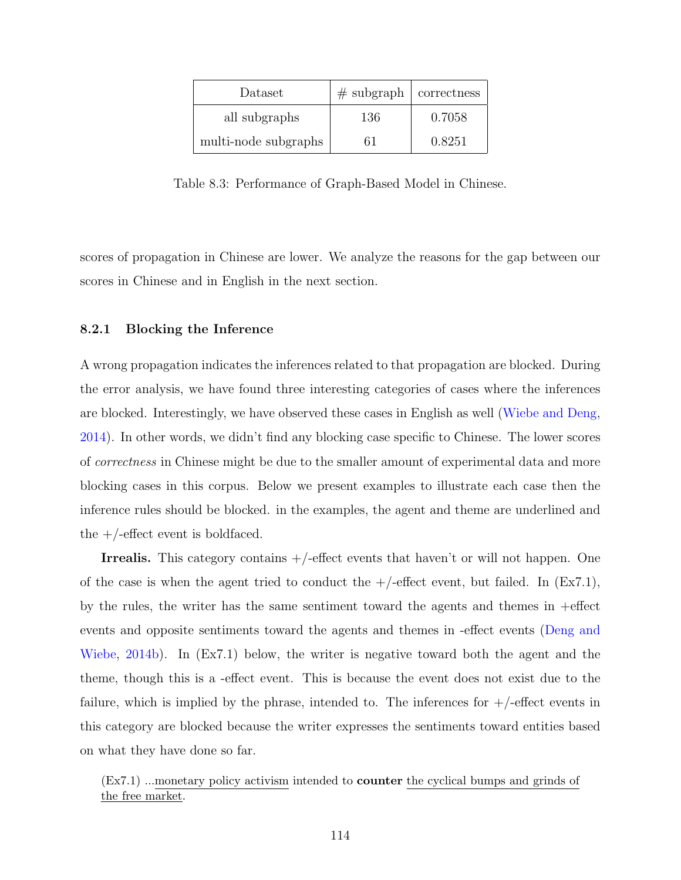| Dataset | # subgraph | correctness |
|---|---|---|
| all subgraphs | 136 | 0.7058 |
| multi-node subgraphs | 61 | 0.8251 |

Table 8.3: Performance of Graph-Based Model in Chinese.

scores of propagation in Chinese are lower. We analyze the reasons for the gap between our scores in Chinese and in English in the next section.

### 8.2.1 Blocking the Inference

A wrong propagation indicates the inferences related to that propagation are blocked. During the error analysis, we have found three interesting categories of cases where the inferences are blocked. Interestingly, we have observed these cases in English as well (Wiebe and Deng, 2014). In other words, we didn't find any blocking case specific to Chinese. The lower scores of *correctness* in Chinese might be due to the smaller amount of experimental data and more blocking cases in this corpus. Below we present examples to illustrate each case then the inference rules should be blocked. in the examples, the agent and theme are underlined and the +/-effect event is boldfaced.

**Irrealis.** This category contains +/-effect events that haven't or will not happen. One of the case is when the agent tried to conduct the +/-effect event, but failed. In (Ex7.1), by the rules, the writer has the same sentiment toward the agents and themes in +effect events and opposite sentiments toward the agents and themes in -effect events (Deng and Wiebe, 2014b). In (Ex7.1) below, the writer is negative toward both the agent and the theme, though this is a -effect event. This is because the event does not exist due to the failure, which is implied by the phrase, intended to. The inferences for +/-effect events in this category are blocked because the writer expresses the sentiments toward entities based on what they have done so far.

(Ex7.1) ...<u>monetary policy activism</u> intended to **counter** <u>the cyclical bumps and grinds of the free market</u>.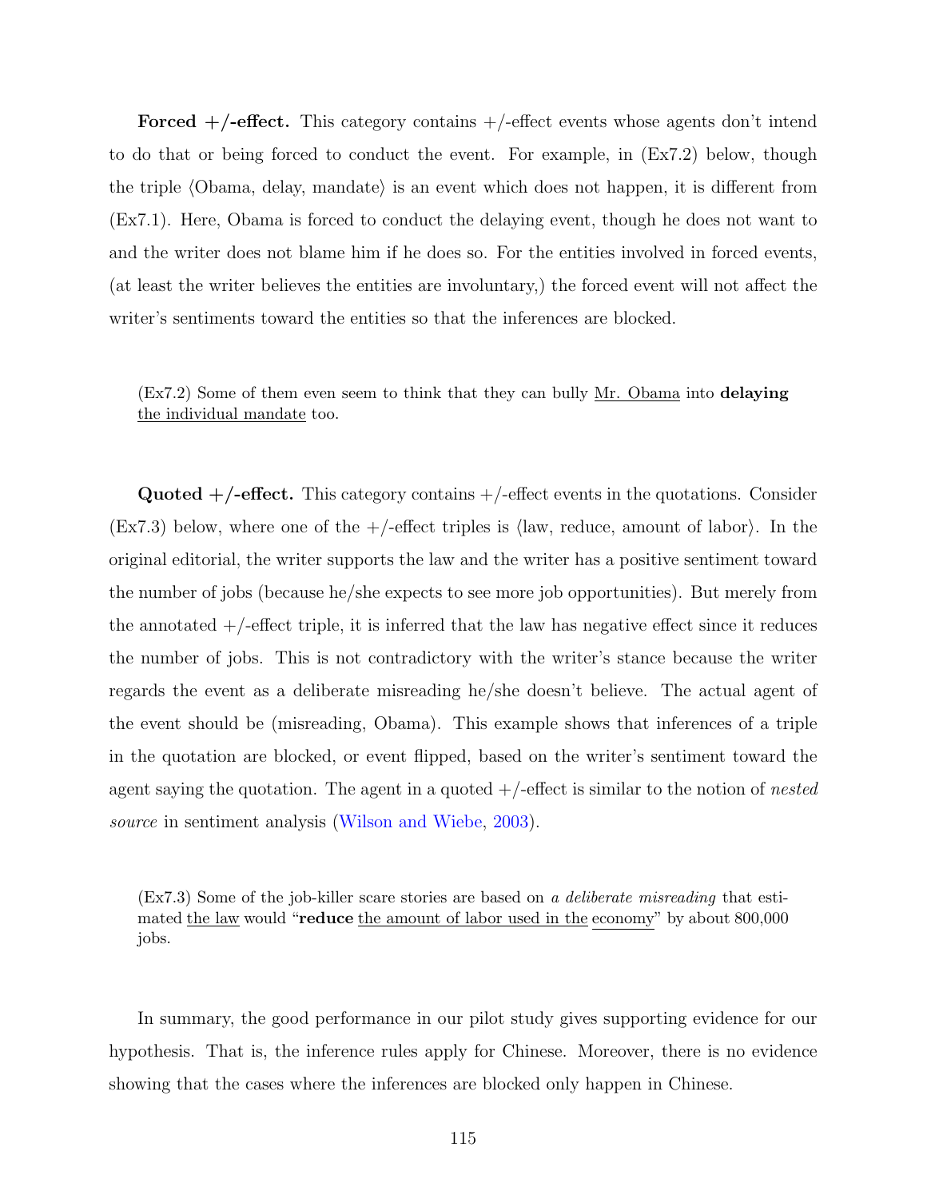**Forced +/-effect.** This category contains +/-effect events whose agents don't intend to do that or being forced to conduct the event. For example, in (Ex7.2) below, though the triple ⟨Obama, delay, mandate⟩ is an event which does not happen, it is different from (Ex7.1). Here, Obama is forced to conduct the delaying event, though he does not want to and the writer does not blame him if he does so. For the entities involved in forced events, (at least the writer believes the entities are involuntary,) the forced event will not affect the writer's sentiments toward the entities so that the inferences are blocked.

(Ex7.2) Some of them even seem to think that they can bully <u>Mr. Obama</u> into **delaying** <u>the individual mandate</u> too.

**Quoted +/-effect.** This category contains +/-effect events in the quotations. Consider (Ex7.3) below, where one of the +/-effect triples is ⟨law, reduce, amount of labor⟩. In the original editorial, the writer supports the law and the writer has a positive sentiment toward the number of jobs (because he/she expects to see more job opportunities). But merely from the annotated +/-effect triple, it is inferred that the law has negative effect since it reduces the number of jobs. This is not contradictory with the writer's stance because the writer regards the event as a deliberate misreading he/she doesn't believe. The actual agent of the event should be (misreading, Obama). This example shows that inferences of a triple in the quotation are blocked, or event flipped, based on the writer's sentiment toward the agent saying the quotation. The agent in a quoted +/-effect is similar to the notion of *nested source* in sentiment analysis (Wilson and Wiebe, 2003).

(Ex7.3) Some of the job-killer scare stories are based on *a deliberate misreading* that estimated <u>the law</u> would "**reduce** <u>the amount of labor used in the economy</u>" by about 800,000 jobs.

In summary, the good performance in our pilot study gives supporting evidence for our hypothesis. That is, the inference rules apply for Chinese. Moreover, there is no evidence showing that the cases where the inferences are blocked only happen in Chinese.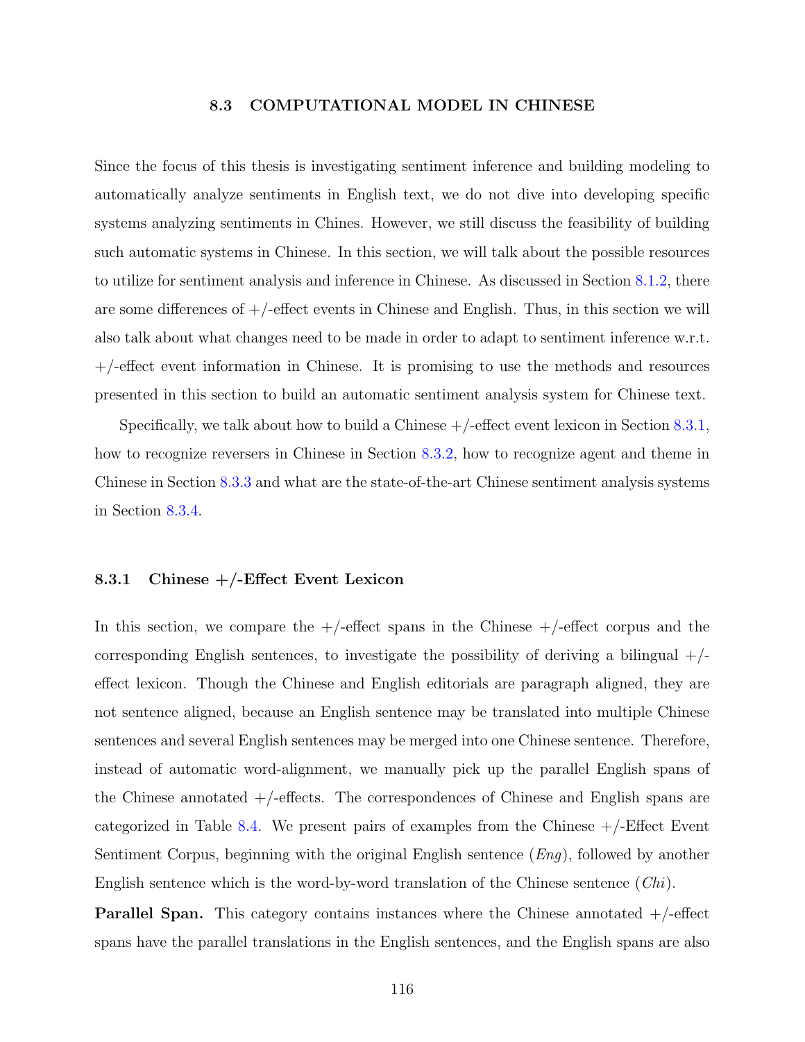### 8.3 COMPUTATIONAL MODEL IN CHINESE

Since the focus of this thesis is investigating sentiment inference and building modeling to automatically analyze sentiments in English text, we do not dive into developing specific systems analyzing sentiments in Chines. However, we still discuss the feasibility of building such automatic systems in Chinese. In this section, we will talk about the possible resources to utilize for sentiment analysis and inference in Chinese. As discussed in Section 8.1.2, there are some differences of +/-effect events in Chinese and English. Thus, in this section we will also talk about what changes need to be made in order to adapt to sentiment inference w.r.t. +/-effect event information in Chinese. It is promising to use the methods and resources presented in this section to build an automatic sentiment analysis system for Chinese text.

Specifically, we talk about how to build a Chinese +/-effect event lexicon in Section 8.3.1, how to recognize reversers in Chinese in Section 8.3.2, how to recognize agent and theme in Chinese in Section 8.3.3 and what are the state-of-the-art Chinese sentiment analysis systems in Section 8.3.4.

#### 8.3.1 Chinese +/-Effect Event Lexicon

In this section, we compare the +/-effect spans in the Chinese +/-effect corpus and the corresponding English sentences, to investigate the possibility of deriving a bilingual +/-effect lexicon. Though the Chinese and English editorials are paragraph aligned, they are not sentence aligned, because an English sentence may be translated into multiple Chinese sentences and several English sentences may be merged into one Chinese sentence. Therefore, instead of automatic word-alignment, we manually pick up the parallel English spans of the Chinese annotated +/-effects. The correspondences of Chinese and English spans are categorized in Table 8.4. We present pairs of examples from the Chinese +/-Effect Event Sentiment Corpus, beginning with the original English sentence (*Eng*), followed by another English sentence which is the word-by-word translation of the Chinese sentence (*Chi*).

**Parallel Span.** This category contains instances where the Chinese annotated +/-effect spans have the parallel translations in the English sentences, and the English spans are also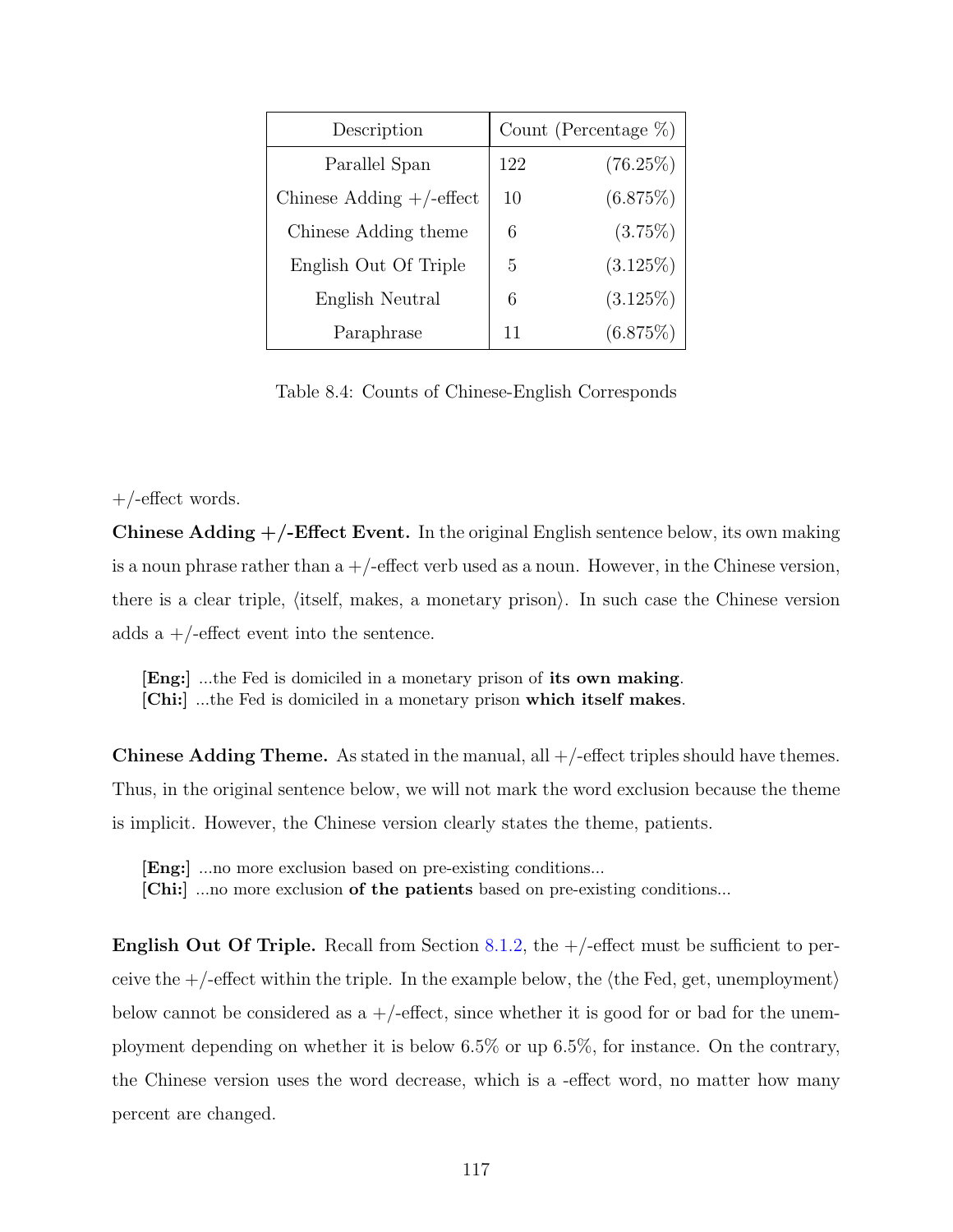| Description | Count (Percentage %) | |
|---|---|---|
| Parallel Span | 122 | (76.25%) |
| Chinese Adding +/-effect | 10 | (6.875%) |
| Chinese Adding theme | 6 | (3.75%) |
| English Out Of Triple | 5 | (3.125%) |
| English Neutral | 6 | (3.125%) |
| Paraphrase | 11 | (6.875%) |

Table 8.4: Counts of Chinese-English Corresponds

+/-effect words.

**Chinese Adding +/-Effect Event.** In the original English sentence below, its own making is a noun phrase rather than a +/-effect verb used as a noun. However, in the Chinese version, there is a clear triple, ⟨itself, makes, a monetary prison⟩. In such case the Chinese version adds a +/-effect event into the sentence.

> [**Eng:**] ...the Fed is domiciled in a monetary prison of **its own making**.
> [**Chi:**] ...the Fed is domiciled in a monetary prison **which itself makes**.

**Chinese Adding Theme.** As stated in the manual, all +/-effect triples should have themes. Thus, in the original sentence below, we will not mark the word exclusion because the theme is implicit. However, the Chinese version clearly states the theme, patients.

> [**Eng:**] ...no more exclusion based on pre-existing conditions...
> [**Chi:**] ...no more exclusion **of the patients** based on pre-existing conditions...

**English Out Of Triple.** Recall from Section 8.1.2, the +/-effect must be sufficient to perceive the +/-effect within the triple. In the example below, the ⟨the Fed, get, unemployment⟩ below cannot be considered as a +/-effect, since whether it is good for or bad for the unemployment depending on whether it is below 6.5% or up 6.5%, for instance. On the contrary, the Chinese version uses the word decrease, which is a -effect word, no matter how many percent are changed.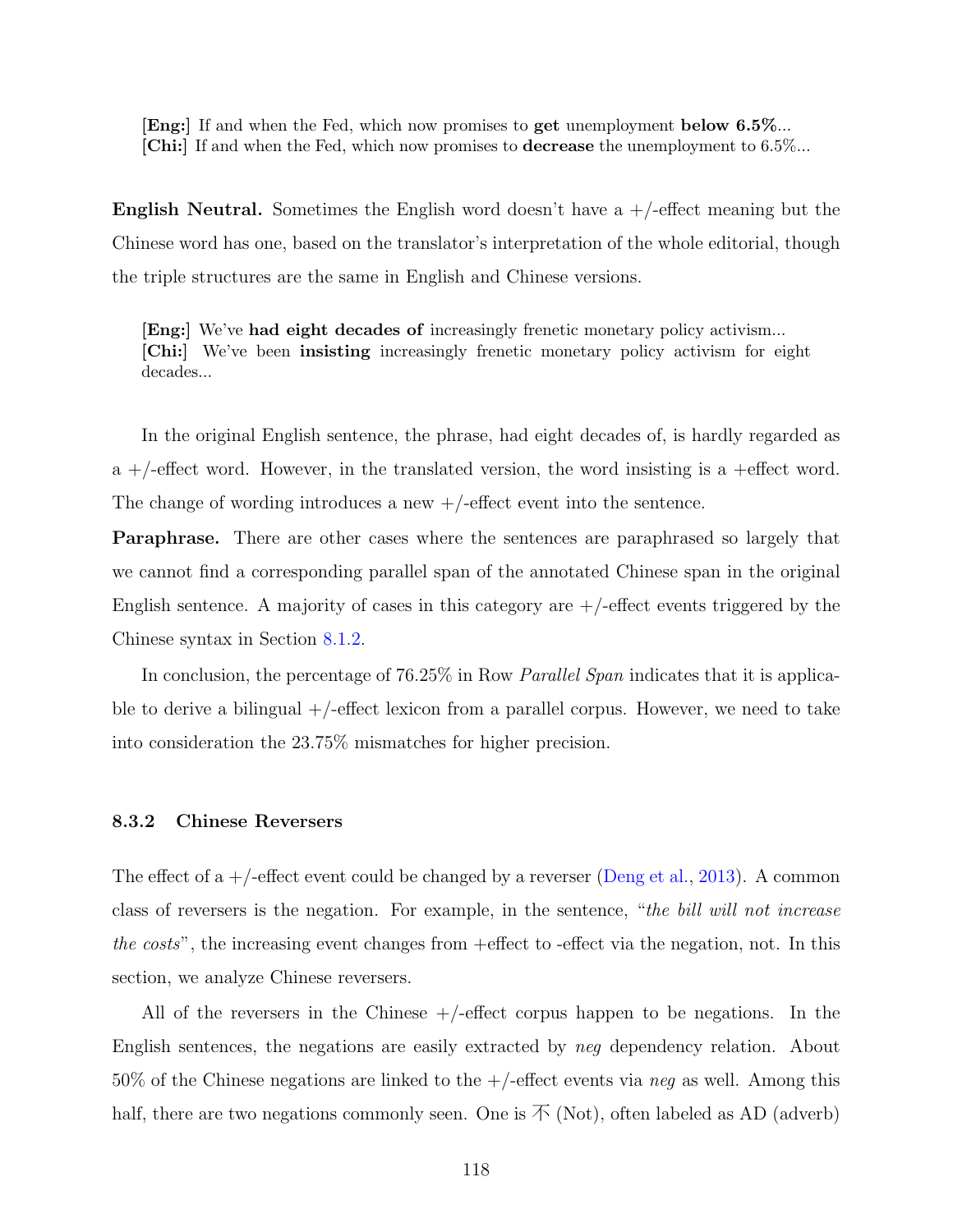**[Eng:]** If and when the Fed, which now promises to **get** unemployment **below 6.5%**...
**[Chi:]** If and when the Fed, which now promises to **decrease** the unemployment to 6.5%...

**English Neutral.** Sometimes the English word doesn't have a +/-effect meaning but the Chinese word has one, based on the translator's interpretation of the whole editorial, though the triple structures are the same in English and Chinese versions.

**[Eng:]** We've **had eight decades of** increasingly frenetic monetary policy activism...
**[Chi:]** We've been **insisting** increasingly frenetic monetary policy activism for eight decades...

In the original English sentence, the phrase, had eight decades of, is hardly regarded as a +/-effect word. However, in the translated version, the word insisting is a +effect word. The change of wording introduces a new +/-effect event into the sentence.

**Paraphrase.** There are other cases where the sentences are paraphrased so largely that we cannot find a corresponding parallel span of the annotated Chinese span in the original English sentence. A majority of cases in this category are +/-effect events triggered by the Chinese syntax in Section 8.1.2.

In conclusion, the percentage of 76.25% in Row *Parallel Span* indicates that it is applicable to derive a bilingual +/-effect lexicon from a parallel corpus. However, we need to take into consideration the 23.75% mismatches for higher precision.

### 8.3.2 Chinese Reversers

The effect of a +/-effect event could be changed by a reverser (Deng et al., 2013). A common class of reversers is the negation. For example, in the sentence, "*the bill will not increase the costs*", the increasing event changes from +effect to -effect via the negation, not. In this section, we analyze Chinese reversers.

All of the reversers in the Chinese +/-effect corpus happen to be negations. In the English sentences, the negations are easily extracted by *neg* dependency relation. About 50% of the Chinese negations are linked to the +/-effect events via *neg* as well. Among this half, there are two negations commonly seen. One is 不 (Not), often labeled as AD (adverb)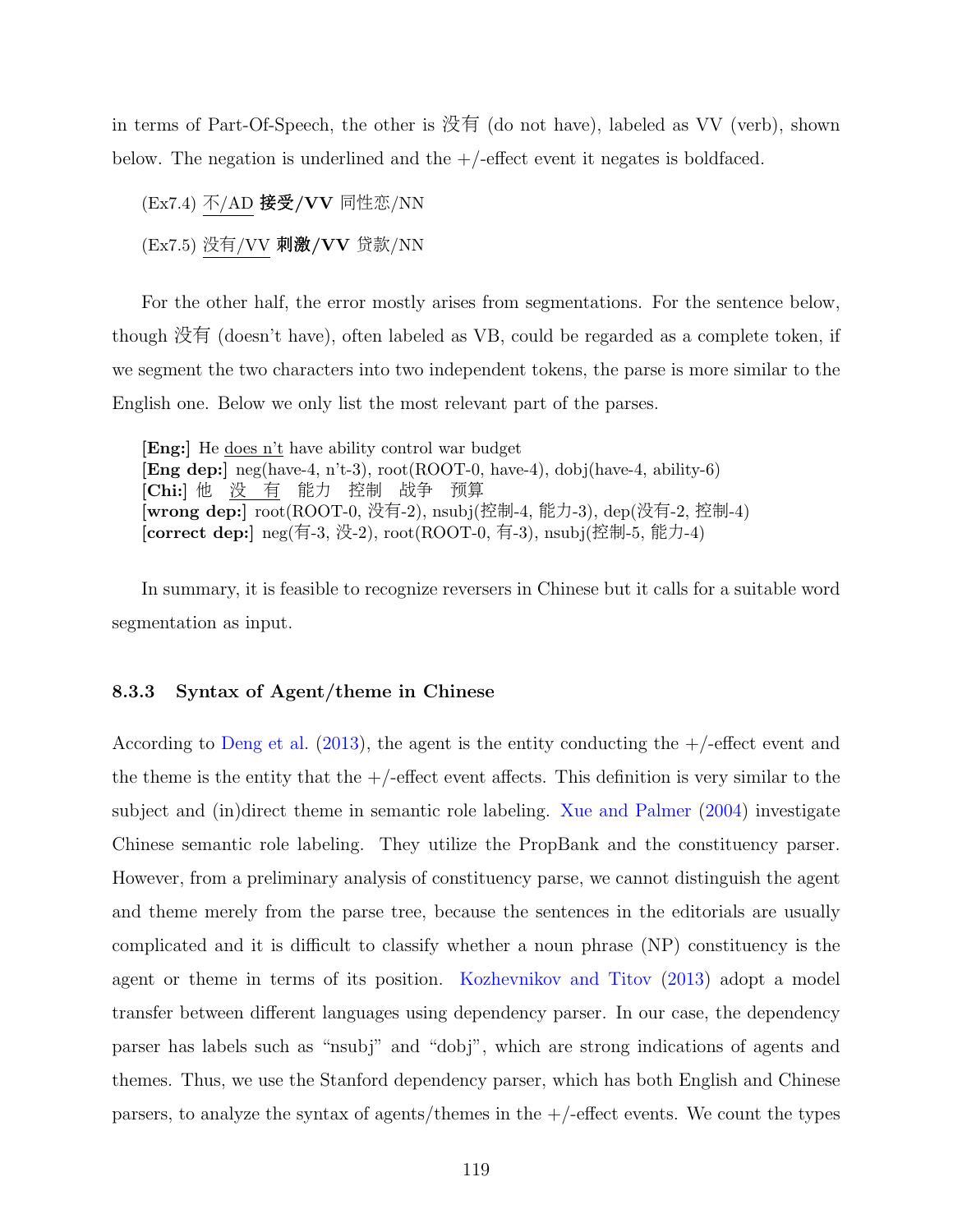in terms of Part-Of-Speech, the other is 没有 (do not have), labeled as VV (verb), shown below. The negation is underlined and the +/-effect event it negates is boldfaced.

(Ex7.4) <u>不/AD</u> **接受/VV** 同性恋/NN

(Ex7.5) <u>没有/VV</u> **刺激/VV** 贷款/NN

For the other half, the error mostly arises from segmentations. For the sentence below, though 没有 (doesn't have), often labeled as VB, could be regarded as a complete token, if we segment the two characters into two independent tokens, the parse is more similar to the English one. Below we only list the most relevant part of the parses.

**[Eng:]** He <u>does n't</u> have ability control war budget
**[Eng dep:]** neg(have-4, n't-3), root(ROOT-0, have-4), dobj(have-4, ability-6)
**[Chi:]** 他 <u>没 有</u> 能力 控制 战争 预算
**[wrong dep:]** root(ROOT-0, 没有-2), nsubj(控制-4, 能力-3), dep(没有-2, 控制-4)
**[correct dep:]** neg(有-3, 没-2), root(ROOT-0, 有-3), nsubj(控制-5, 能力-4)

In summary, it is feasible to recognize reversers in Chinese but it calls for a suitable word segmentation as input.

### 8.3.3 Syntax of Agent/theme in Chinese

According to Deng et al. (2013), the agent is the entity conducting the +/-effect event and the theme is the entity that the +/-effect event affects. This definition is very similar to the subject and (in)direct theme in semantic role labeling. Xue and Palmer (2004) investigate Chinese semantic role labeling. They utilize the PropBank and the constituency parser. However, from a preliminary analysis of constituency parse, we cannot distinguish the agent and theme merely from the parse tree, because the sentences in the editorials are usually complicated and it is difficult to classify whether a noun phrase (NP) constituency is the agent or theme in terms of its position. Kozhevnikov and Titov (2013) adopt a model transfer between different languages using dependency parser. In our case, the dependency parser has labels such as "nsubj" and "dobj", which are strong indications of agents and themes. Thus, we use the Stanford dependency parser, which has both English and Chinese parsers, to analyze the syntax of agents/themes in the +/-effect events. We count the types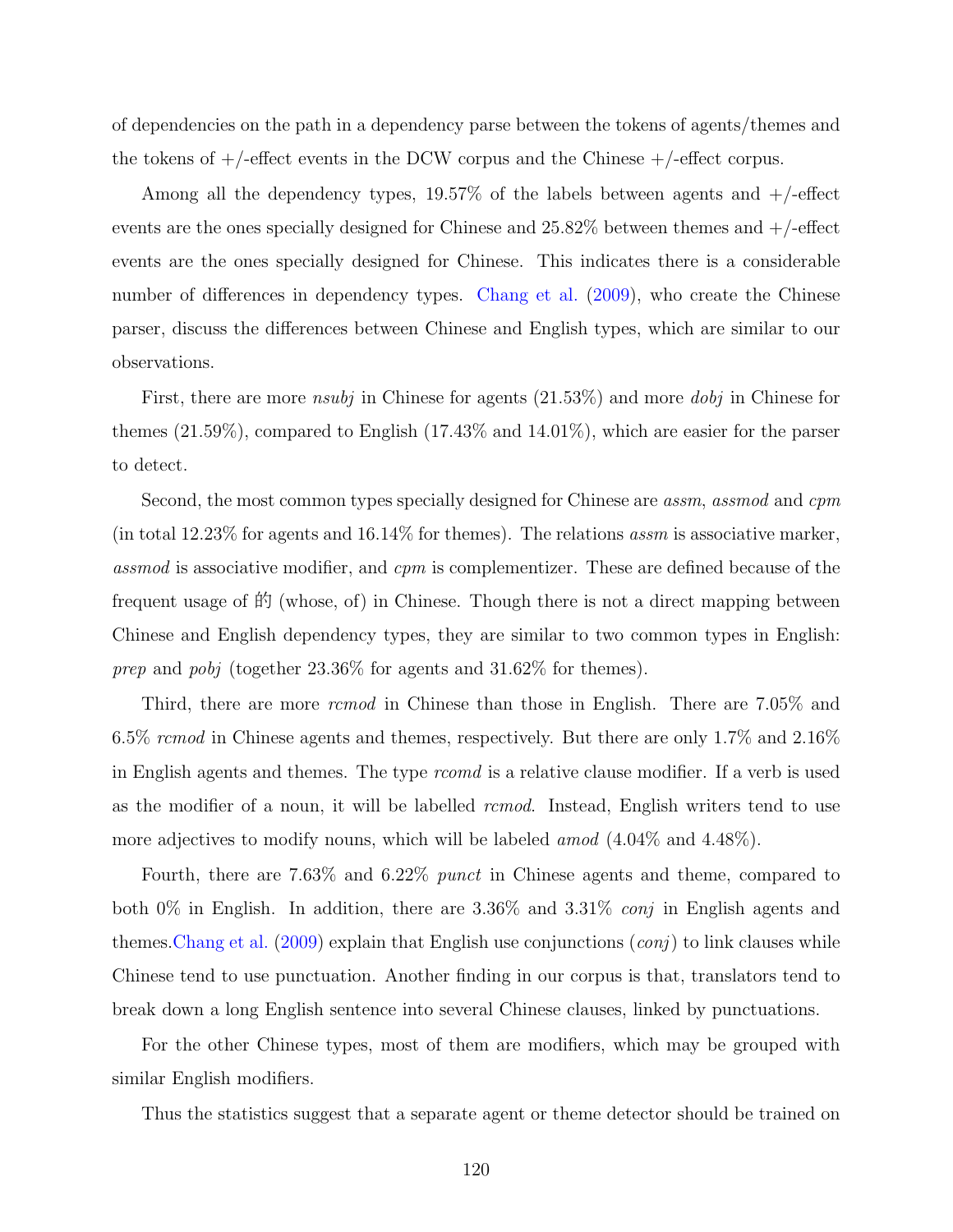of dependencies on the path in a dependency parse between the tokens of agents/themes and the tokens of +/-effect events in the DCW corpus and the Chinese +/-effect corpus.

Among all the dependency types, 19.57% of the labels between agents and +/-effect events are the ones specially designed for Chinese and 25.82% between themes and +/-effect events are the ones specially designed for Chinese. This indicates there is a considerable number of differences in dependency types. Chang et al. (2009), who create the Chinese parser, discuss the differences between Chinese and English types, which are similar to our observations.

First, there are more *nsubj* in Chinese for agents (21.53%) and more *dobj* in Chinese for themes (21.59%), compared to English (17.43% and 14.01%), which are easier for the parser to detect.

Second, the most common types specially designed for Chinese are *assm*, *assmod* and *cpm* (in total 12.23% for agents and 16.14% for themes). The relations *assm* is associative marker, *assmod* is associative modifier, and *cpm* is complementizer. These are defined because of the frequent usage of 的 (whose, of) in Chinese. Though there is not a direct mapping between Chinese and English dependency types, they are similar to two common types in English: *prep* and *pobj* (together 23.36% for agents and 31.62% for themes).

Third, there are more *rcmod* in Chinese than those in English. There are 7.05% and 6.5% *rcmod* in Chinese agents and themes, respectively. But there are only 1.7% and 2.16% in English agents and themes. The type *rcomd* is a relative clause modifier. If a verb is used as the modifier of a noun, it will be labelled *rcmod*. Instead, English writers tend to use more adjectives to modify nouns, which will be labeled *amod* (4.04% and 4.48%).

Fourth, there are 7.63% and 6.22% *punct* in Chinese agents and theme, compared to both 0% in English. In addition, there are 3.36% and 3.31% *conj* in English agents and themes.Chang et al. (2009) explain that English use conjunctions (*conj*) to link clauses while Chinese tend to use punctuation. Another finding in our corpus is that, translators tend to break down a long English sentence into several Chinese clauses, linked by punctuations.

For the other Chinese types, most of them are modifiers, which may be grouped with similar English modifiers.

Thus the statistics suggest that a separate agent or theme detector should be trained on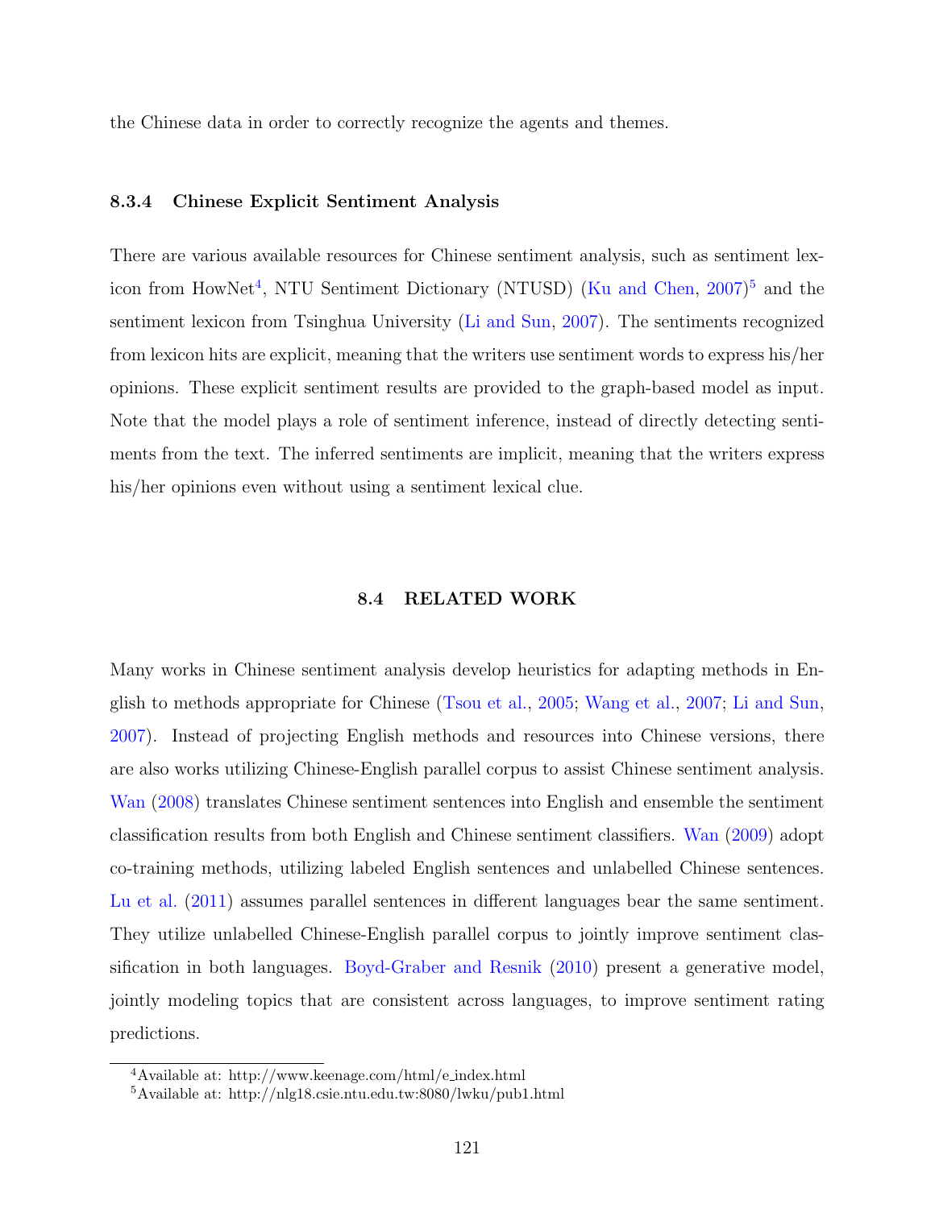the Chinese data in order to correctly recognize the agents and themes.

### 8.3.4 Chinese Explicit Sentiment Analysis

There are various available resources for Chinese sentiment analysis, such as sentiment lexicon from HowNet[4], NTU Sentiment Dictionary (NTUSD) (Ku and Chen, 2007)[5] and the sentiment lexicon from Tsinghua University (Li and Sun, 2007). The sentiments recognized from lexicon hits are explicit, meaning that the writers use sentiment words to express his/her opinions. These explicit sentiment results are provided to the graph-based model as input. Note that the model plays a role of sentiment inference, instead of directly detecting sentiments from the text. The inferred sentiments are implicit, meaning that the writers express his/her opinions even without using a sentiment lexical clue.

## 8.4 RELATED WORK

Many works in Chinese sentiment analysis develop heuristics for adapting methods in English to methods appropriate for Chinese (Tsou et al., 2005; Wang et al., 2007; Li and Sun, 2007). Instead of projecting English methods and resources into Chinese versions, there are also works utilizing Chinese-English parallel corpus to assist Chinese sentiment analysis. Wan (2008) translates Chinese sentiment sentences into English and ensemble the sentiment classification results from both English and Chinese sentiment classifiers. Wan (2009) adopt co-training methods, utilizing labeled English sentences and unlabelled Chinese sentences. Lu et al. (2011) assumes parallel sentences in different languages bear the same sentiment. They utilize unlabelled Chinese-English parallel corpus to jointly improve sentiment classification in both languages. Boyd-Graber and Resnik (2010) present a generative model, jointly modeling topics that are consistent across languages, to improve sentiment rating predictions.

[4] Available at: http://www.keenage.com/html/e_index.html

[5] Available at: http://nlg18.csie.ntu.edu.tw:8080/lwku/pub1.html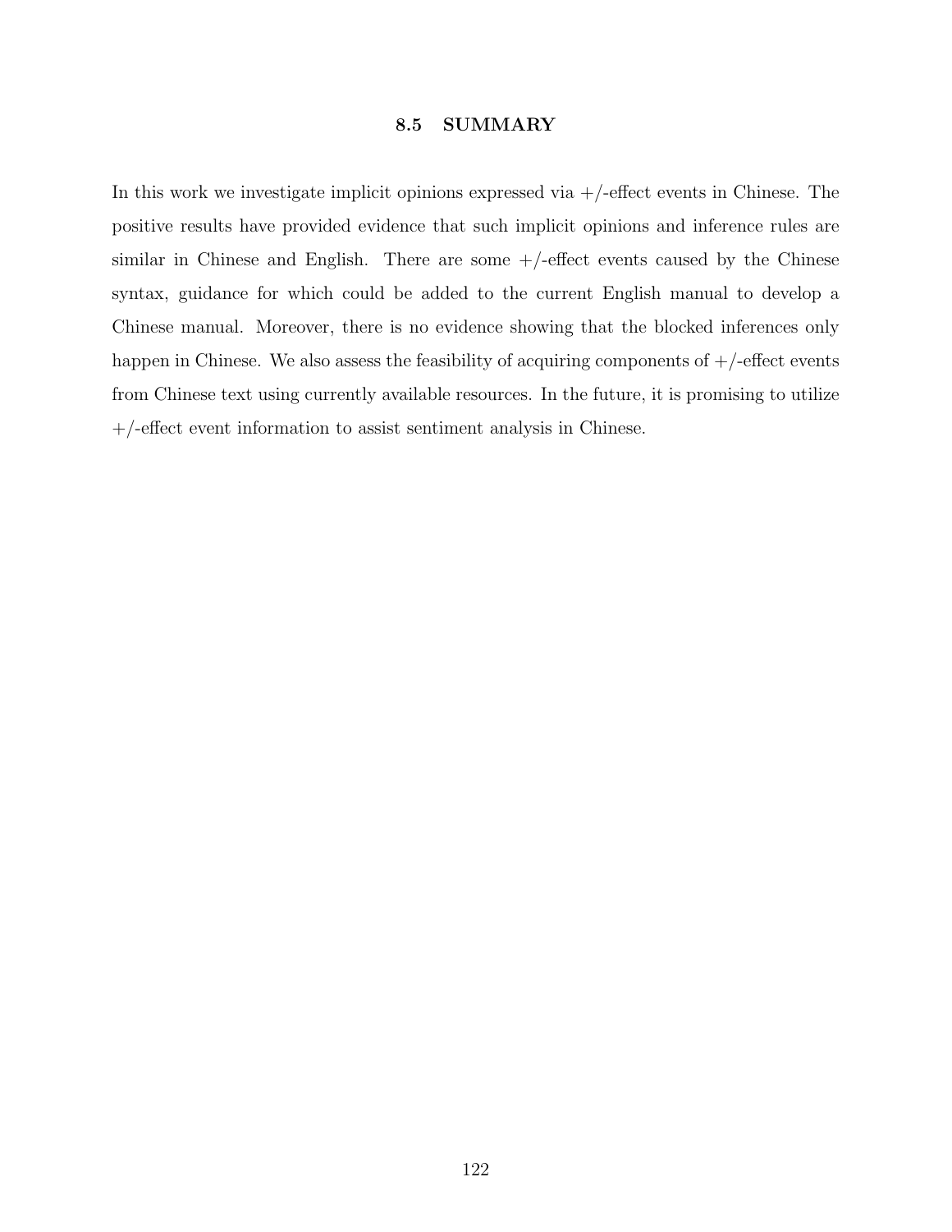### 8.5 SUMMARY

In this work we investigate implicit opinions expressed via +/-effect events in Chinese. The positive results have provided evidence that such implicit opinions and inference rules are similar in Chinese and English. There are some +/-effect events caused by the Chinese syntax, guidance for which could be added to the current English manual to develop a Chinese manual. Moreover, there is no evidence showing that the blocked inferences only happen in Chinese. We also assess the feasibility of acquiring components of +/-effect events from Chinese text using currently available resources. In the future, it is promising to utilize +/-effect event information to assist sentiment analysis in Chinese.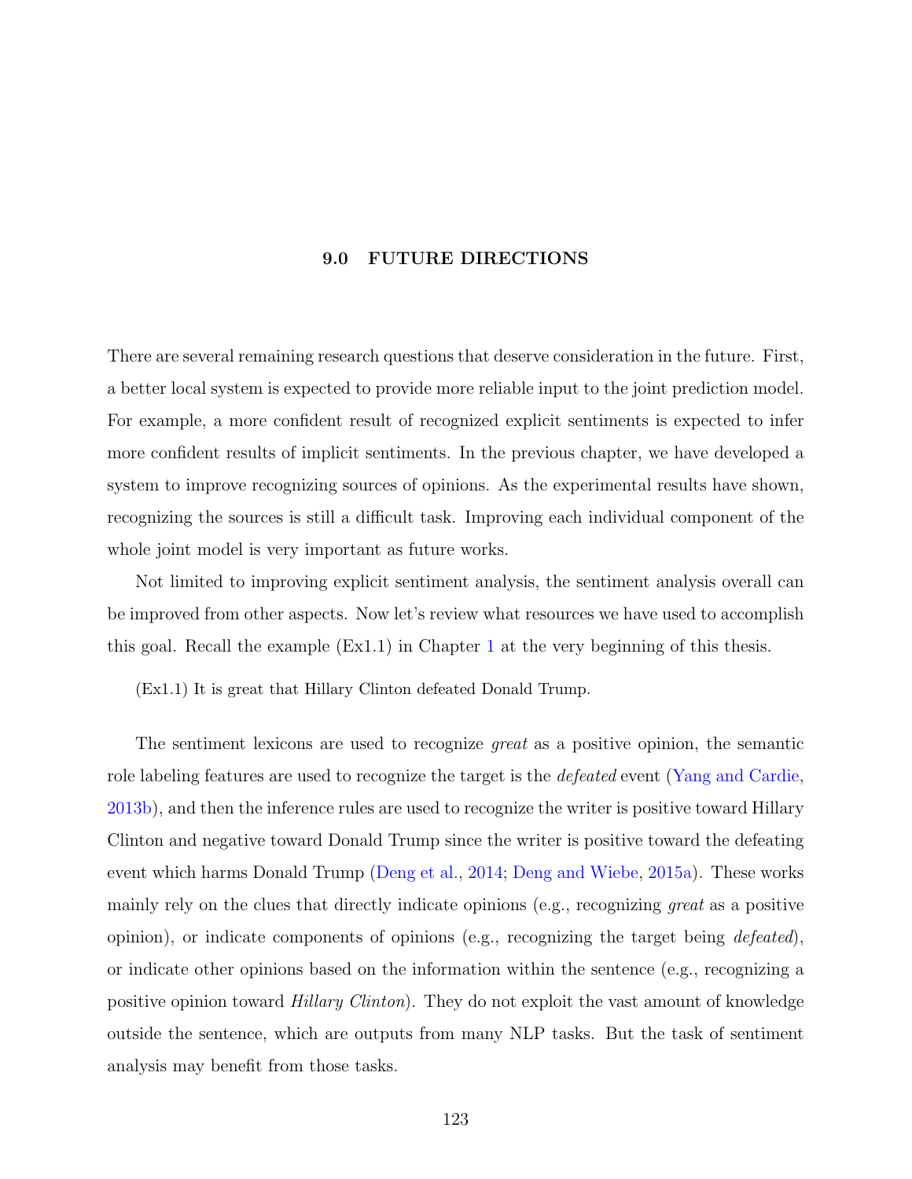# 9.0 FUTURE DIRECTIONS

There are several remaining research questions that deserve consideration in the future. First, a better local system is expected to provide more reliable input to the joint prediction model. For example, a more confident result of recognized explicit sentiments is expected to infer more confident results of implicit sentiments. In the previous chapter, we have developed a system to improve recognizing sources of opinions. As the experimental results have shown, recognizing the sources is still a difficult task. Improving each individual component of the whole joint model is very important as future works.

Not limited to improving explicit sentiment analysis, the sentiment analysis overall can be improved from other aspects. Now let's review what resources we have used to accomplish this goal. Recall the example (Ex1.1) in Chapter 1 at the very beginning of this thesis.

(Ex1.1) It is great that Hillary Clinton defeated Donald Trump.

The sentiment lexicons are used to recognize *great* as a positive opinion, the semantic role labeling features are used to recognize the target is the *defeated* event (Yang and Cardie, 2013b), and then the inference rules are used to recognize the writer is positive toward Hillary Clinton and negative toward Donald Trump since the writer is positive toward the defeating event which harms Donald Trump (Deng et al., 2014; Deng and Wiebe, 2015a). These works mainly rely on the clues that directly indicate opinions (e.g., recognizing *great* as a positive opinion), or indicate components of opinions (e.g., recognizing the target being *defeated*), or indicate other opinions based on the information within the sentence (e.g., recognizing a positive opinion toward *Hillary Clinton*). They do not exploit the vast amount of knowledge outside the sentence, which are outputs from many NLP tasks. But the task of sentiment analysis may benefit from those tasks.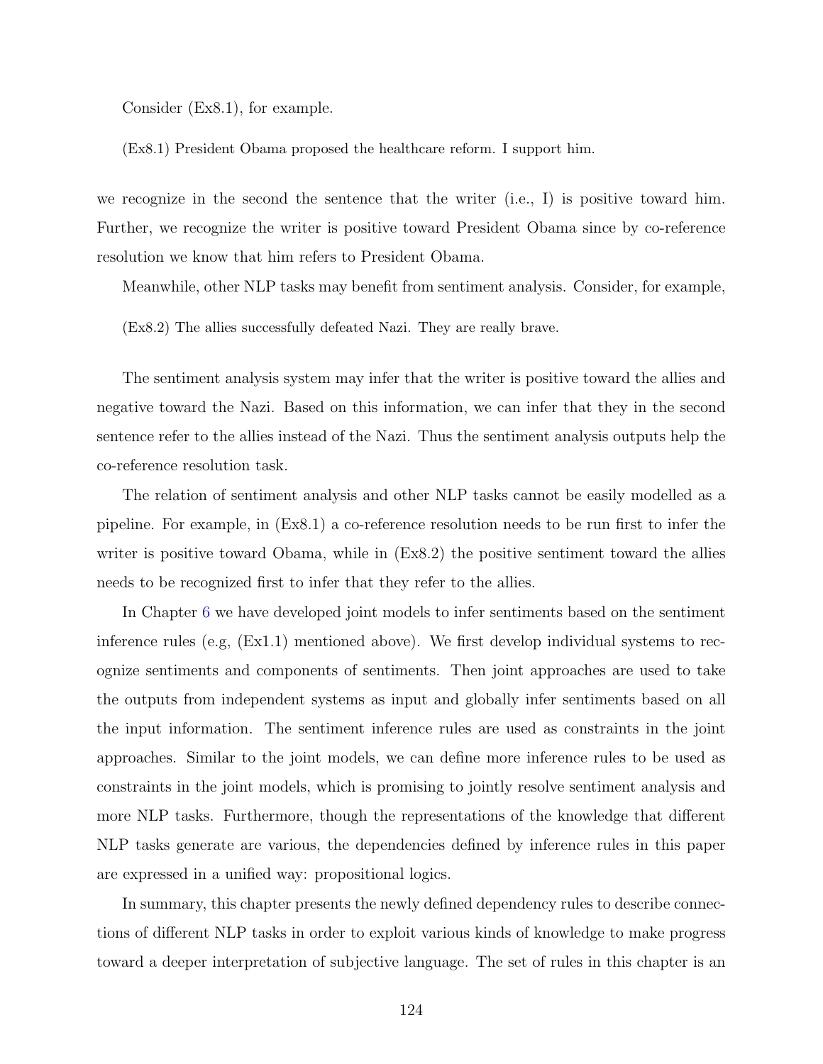Consider (Ex8.1), for example.

(Ex8.1) President Obama proposed the healthcare reform. I support him.

we recognize in the second the sentence that the writer (i.e., I) is positive toward him. Further, we recognize the writer is positive toward President Obama since by co-reference resolution we know that him refers to President Obama.

Meanwhile, other NLP tasks may benefit from sentiment analysis. Consider, for example,

(Ex8.2) The allies successfully defeated Nazi. They are really brave.

The sentiment analysis system may infer that the writer is positive toward the allies and negative toward the Nazi. Based on this information, we can infer that they in the second sentence refer to the allies instead of the Nazi. Thus the sentiment analysis outputs help the co-reference resolution task.

The relation of sentiment analysis and other NLP tasks cannot be easily modelled as a pipeline. For example, in (Ex8.1) a co-reference resolution needs to be run first to infer the writer is positive toward Obama, while in (Ex8.2) the positive sentiment toward the allies needs to be recognized first to infer that they refer to the allies.

In Chapter 6 we have developed joint models to infer sentiments based on the sentiment inference rules (e.g, (Ex1.1) mentioned above). We first develop individual systems to recognize sentiments and components of sentiments. Then joint approaches are used to take the outputs from independent systems as input and globally infer sentiments based on all the input information. The sentiment inference rules are used as constraints in the joint approaches. Similar to the joint models, we can define more inference rules to be used as constraints in the joint models, which is promising to jointly resolve sentiment analysis and more NLP tasks. Furthermore, though the representations of the knowledge that different NLP tasks generate are various, the dependencies defined by inference rules in this paper are expressed in a unified way: propositional logics.

In summary, this chapter presents the newly defined dependency rules to describe connections of different NLP tasks in order to exploit various kinds of knowledge to make progress toward a deeper interpretation of subjective language. The set of rules in this chapter is an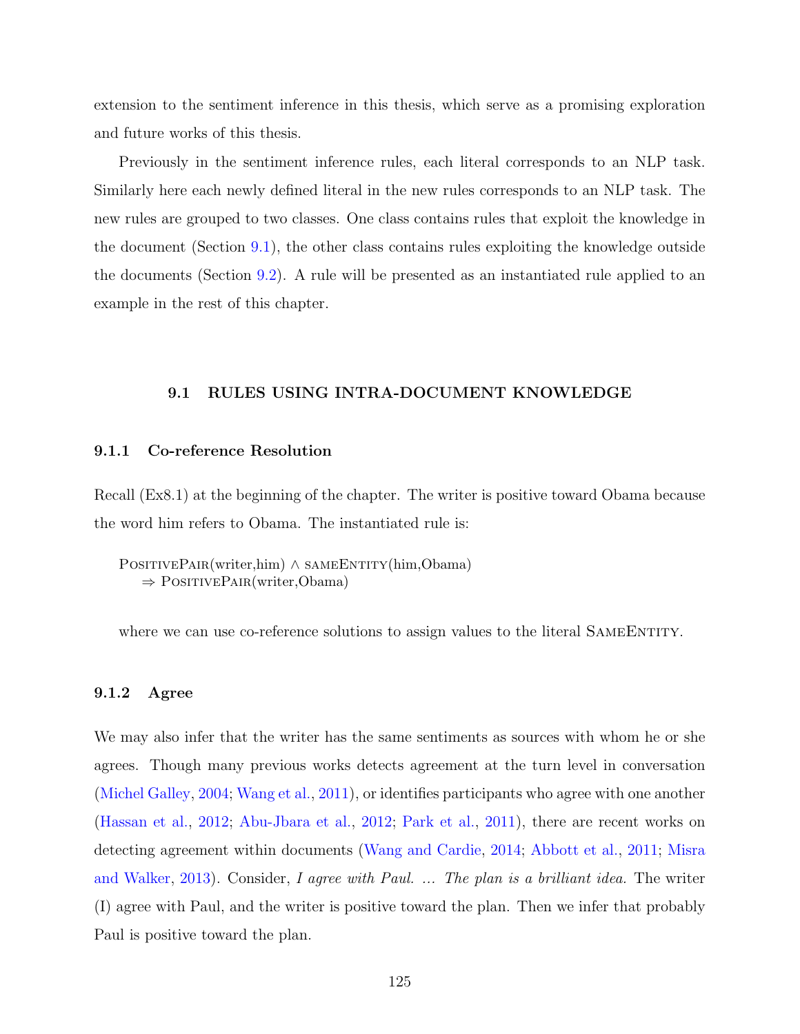extension to the sentiment inference in this thesis, which serve as a promising exploration and future works of this thesis.

Previously in the sentiment inference rules, each literal corresponds to an NLP task. Similarly here each newly defined literal in the new rules corresponds to an NLP task. The new rules are grouped to two classes. One class contains rules that exploit the knowledge in the document (Section 9.1), the other class contains rules exploiting the knowledge outside the documents (Section 9.2). A rule will be presented as an instantiated rule applied to an example in the rest of this chapter.

## 9.1 RULES USING INTRA-DOCUMENT KNOWLEDGE

### 9.1.1 Co-reference Resolution

Recall (Ex8.1) at the beginning of the chapter. The writer is positive toward Obama because the word him refers to Obama. The instantiated rule is:

> PositivePair(writer,him) $\wedge$ sameEntity(him,Obama)
> $\Rightarrow$ PositivePair(writer,Obama)

where we can use co-reference solutions to assign values to the literal SameEntity.

### 9.1.2 Agree

We may also infer that the writer has the same sentiments as sources with whom he or she agrees. Though many previous works detects agreement at the turn level in conversation (Michel Galley, 2004; Wang et al., 2011), or identifies participants who agree with one another (Hassan et al., 2012; Abu-Jbara et al., 2012; Park et al., 2011), there are recent works on detecting agreement within documents (Wang and Cardie, 2014; Abbott et al., 2011; Misra and Walker, 2013). Consider, *I agree with Paul. ... The plan is a brilliant idea.* The writer (I) agree with Paul, and the writer is positive toward the plan. Then we infer that probably Paul is positive toward the plan.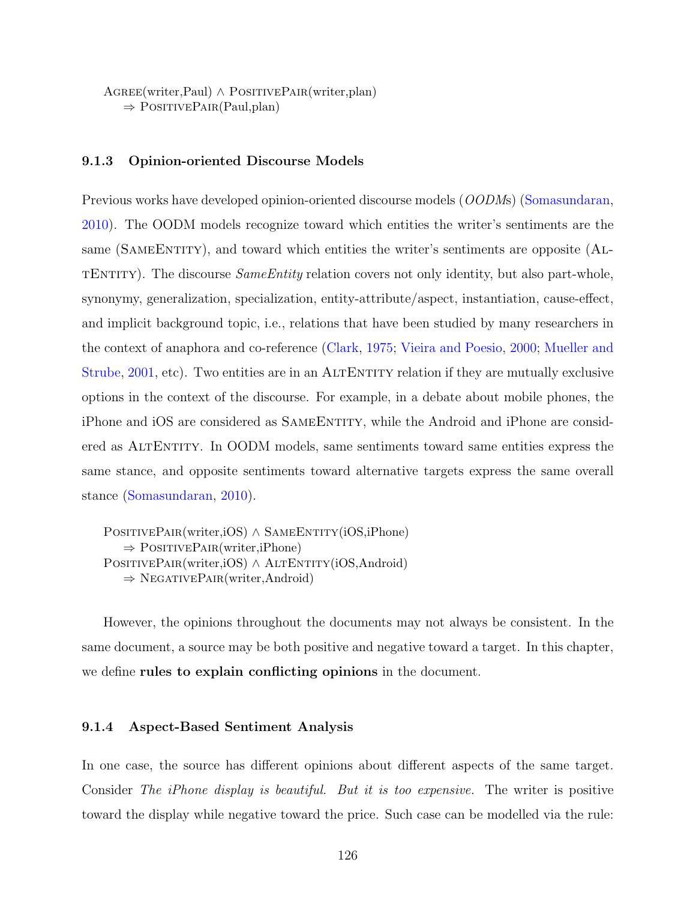Agree(writer,Paul) ∧ PositivePair(writer,plan)
⇒ PositivePair(Paul,plan)

### 9.1.3 Opinion-oriented Discourse Models

Previous works have developed opinion-oriented discourse models (*OODMs*) (Somasundaran, 2010). The OODM models recognize toward which entities the writer's sentiments are the same (SameEntity), and toward which entities the writer's sentiments are opposite (AltEntity). The discourse *SameEntity* relation covers not only identity, but also part-whole, synonymy, generalization, specialization, entity-attribute/aspect, instantiation, cause-effect, and implicit background topic, i.e., relations that have been studied by many researchers in the context of anaphora and co-reference (Clark, 1975; Vieira and Poesio, 2000; Mueller and Strube, 2001, etc). Two entities are in an AltEntity relation if they are mutually exclusive options in the context of the discourse. For example, in a debate about mobile phones, the iPhone and iOS are considered as SameEntity, while the Android and iPhone are considered as AltEntity. In OODM models, same sentiments toward same entities express the same stance, and opposite sentiments toward alternative targets express the same overall stance (Somasundaran, 2010).

PositivePair(writer,iOS) ∧ SameEntity(iOS,iPhone)
⇒ PositivePair(writer,iPhone)
PositivePair(writer,iOS) ∧ AltEntity(iOS,Android)
⇒ NegativePair(writer,Android)

However, the opinions throughout the documents may not always be consistent. In the same document, a source may be both positive and negative toward a target. In this chapter, we define **rules to explain conflicting opinions** in the document.

### 9.1.4 Aspect-Based Sentiment Analysis

In one case, the source has different opinions about different aspects of the same target. Consider *The iPhone display is beautiful. But it is too expensive.* The writer is positive toward the display while negative toward the price. Such case can be modelled via the rule: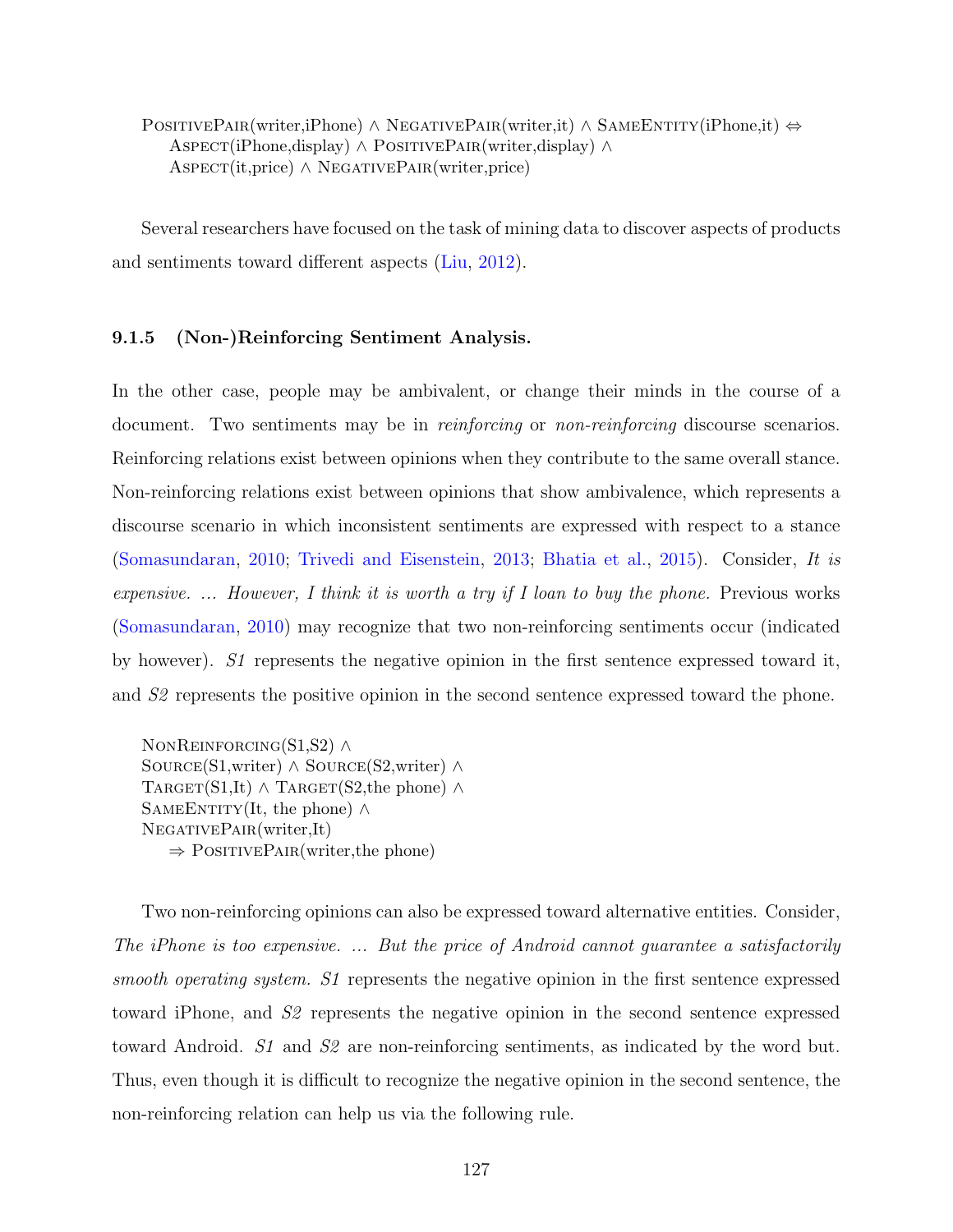PositivePair(writer,iPhone) ∧ NegativePair(writer,it) ∧ SameEntity(iPhone,it) ⇔
    Aspect(iPhone,display) ∧ PositivePair(writer,display) ∧
    Aspect(it,price) ∧ NegativePair(writer,price)

Several researchers have focused on the task of mining data to discover aspects of products and sentiments toward different aspects (Liu, 2012).

### 9.1.5 (Non-)Reinforcing Sentiment Analysis.

In the other case, people may be ambivalent, or change their minds in the course of a document. Two sentiments may be in *reinforcing* or *non-reinforcing* discourse scenarios. Reinforcing relations exist between opinions when they contribute to the same overall stance. Non-reinforcing relations exist between opinions that show ambivalence, which represents a discourse scenario in which inconsistent sentiments are expressed with respect to a stance (Somasundaran, 2010; Trivedi and Eisenstein, 2013; Bhatia et al., 2015). Consider, *It is expensive. ... However, I think it is worth a try if I loan to buy the phone.* Previous works (Somasundaran, 2010) may recognize that two non-reinforcing sentiments occur (indicated by however). *S1* represents the negative opinion in the first sentence expressed toward it, and *S2* represents the positive opinion in the second sentence expressed toward the phone.

NonReinforcing(S1,S2) ∧
Source(S1,writer) ∧ Source(S2,writer) ∧
Target(S1,It) ∧ Target(S2,the phone) ∧
SameEntity(It, the phone) ∧
NegativePair(writer,It)
    ⇒ PositivePair(writer,the phone)

Two non-reinforcing opinions can also be expressed toward alternative entities. Consider, *The iPhone is too expensive. ... But the price of Android cannot guarantee a satisfactorily smooth operating system. S1* represents the negative opinion in the first sentence expressed toward iPhone, and *S2* represents the negative opinion in the second sentence expressed toward Android. *S1* and *S2* are non-reinforcing sentiments, as indicated by the word but. Thus, even though it is difficult to recognize the negative opinion in the second sentence, the non-reinforcing relation can help us via the following rule.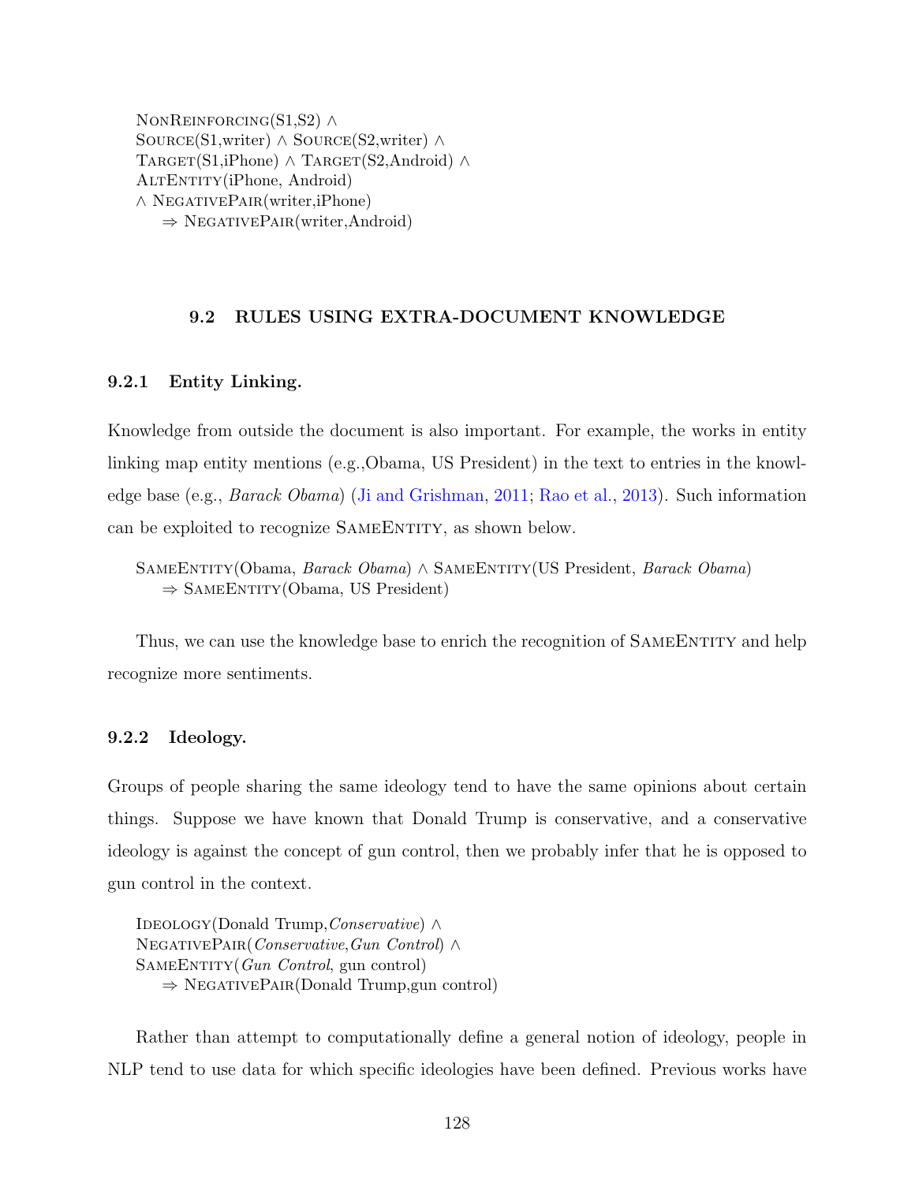NonReinforcing(S1,S2) ∧
Source(S1,writer) ∧ Source(S2,writer) ∧
Target(S1,iPhone) ∧ Target(S2,Android) ∧
AltEntity(iPhone, Android)
∧ NegativePair(writer,iPhone)
    ⇒ NegativePair(writer,Android)

## 9.2 RULES USING EXTRA-DOCUMENT KNOWLEDGE

### 9.2.1 Entity Linking.

Knowledge from outside the document is also important. For example, the works in entity linking map entity mentions (e.g.,Obama, US President) in the text to entries in the knowledge base (e.g., *Barack Obama*) (Ji and Grishman, 2011; Rao et al., 2013). Such information can be exploited to recognize SameEntity, as shown below.

SameEntity(Obama, *Barack Obama*) ∧ SameEntity(US President, *Barack Obama*)
    ⇒ SameEntity(Obama, US President)

Thus, we can use the knowledge base to enrich the recognition of SameEntity and help recognize more sentiments.

### 9.2.2 Ideology.

Groups of people sharing the same ideology tend to have the same opinions about certain things. Suppose we have known that Donald Trump is conservative, and a conservative ideology is against the concept of gun control, then we probably infer that he is opposed to gun control in the context.

Ideology(Donald Trump,*Conservative*) ∧
NegativePair(*Conservative*,*Gun Control*) ∧
SameEntity(*Gun Control*, gun control)
    ⇒ NegativePair(Donald Trump,gun control)

Rather than attempt to computationally define a general notion of ideology, people in NLP tend to use data for which specific ideologies have been defined. Previous works have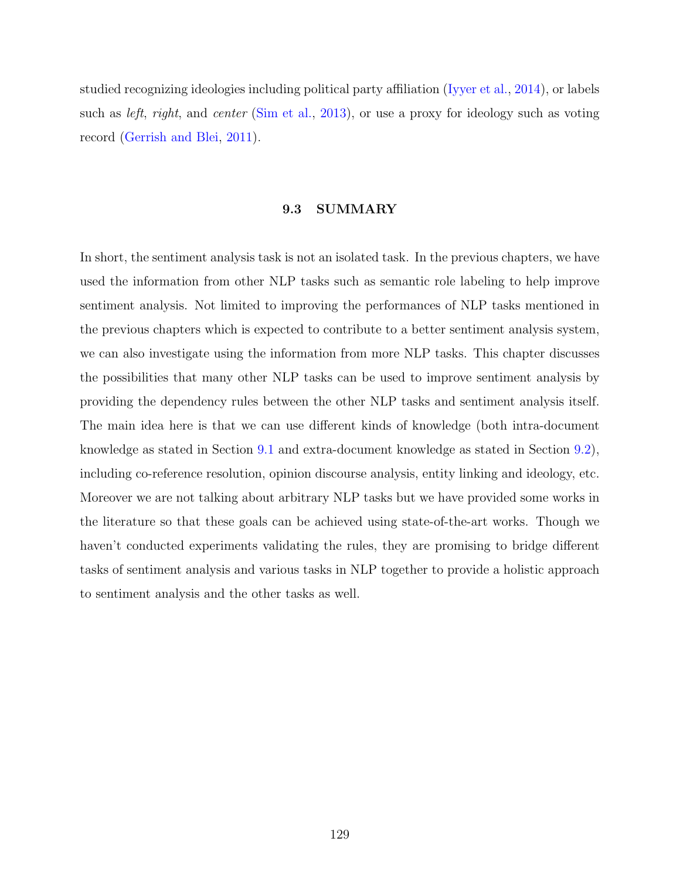studied recognizing ideologies including political party affiliation (Iyyer et al., 2014), or labels such as *left*, *right*, and *center* (Sim et al., 2013), or use a proxy for ideology such as voting record (Gerrish and Blei, 2011).

## 9.3 SUMMARY

In short, the sentiment analysis task is not an isolated task. In the previous chapters, we have used the information from other NLP tasks such as semantic role labeling to help improve sentiment analysis. Not limited to improving the performances of NLP tasks mentioned in the previous chapters which is expected to contribute to a better sentiment analysis system, we can also investigate using the information from more NLP tasks. This chapter discusses the possibilities that many other NLP tasks can be used to improve sentiment analysis by providing the dependency rules between the other NLP tasks and sentiment analysis itself. The main idea here is that we can use different kinds of knowledge (both intra-document knowledge as stated in Section 9.1 and extra-document knowledge as stated in Section 9.2), including co-reference resolution, opinion discourse analysis, entity linking and ideology, etc. Moreover we are not talking about arbitrary NLP tasks but we have provided some works in the literature so that these goals can be achieved using state-of-the-art works. Though we haven't conducted experiments validating the rules, they are promising to bridge different tasks of sentiment analysis and various tasks in NLP together to provide a holistic approach to sentiment analysis and the other tasks as well.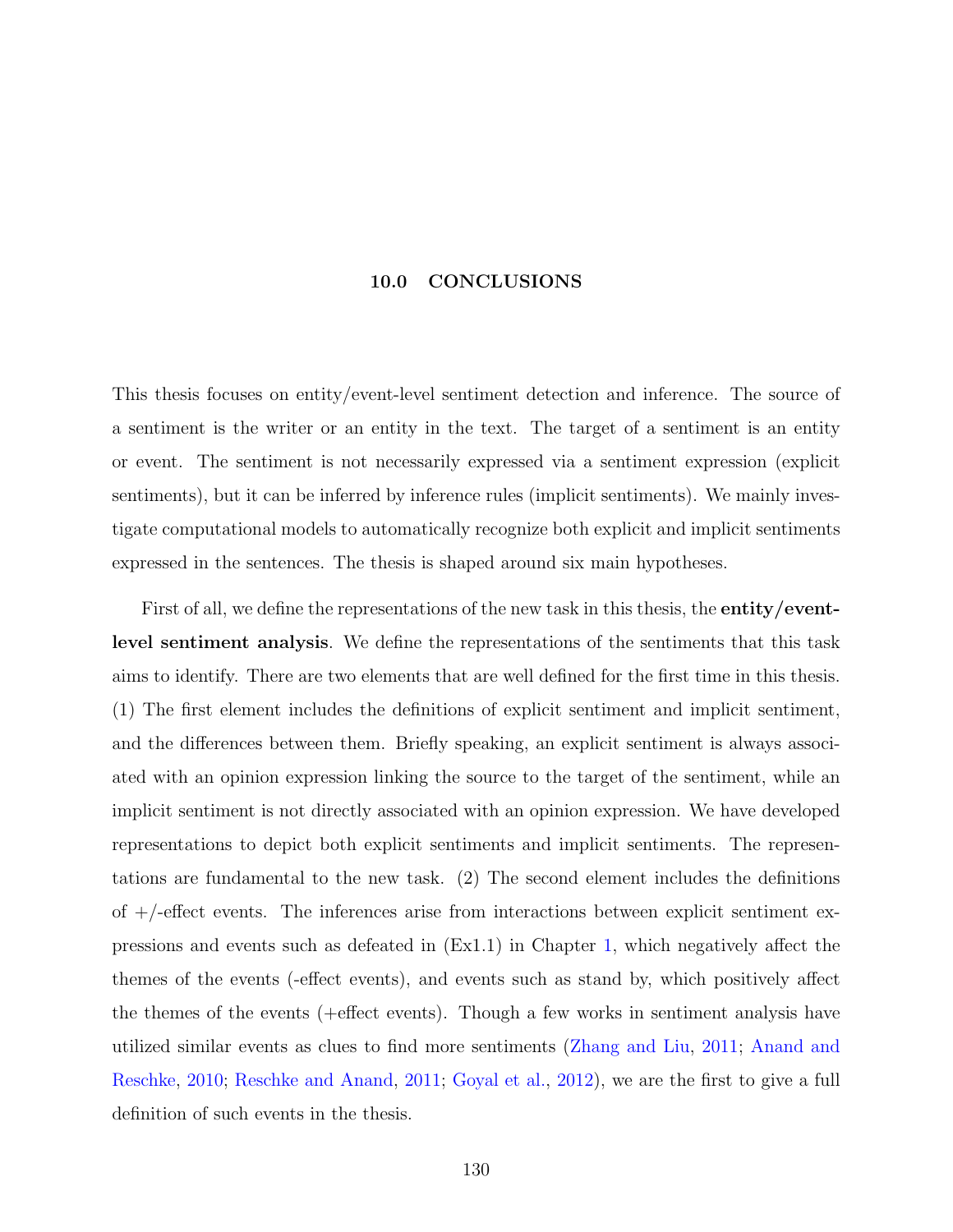# 10.0 CONCLUSIONS

This thesis focuses on entity/event-level sentiment detection and inference. The source of a sentiment is the writer or an entity in the text. The target of a sentiment is an entity or event. The sentiment is not necessarily expressed via a sentiment expression (explicit sentiments), but it can be inferred by inference rules (implicit sentiments). We mainly investigate computational models to automatically recognize both explicit and implicit sentiments expressed in the sentences. The thesis is shaped around six main hypotheses.

First of all, we define the representations of the new task in this thesis, the **entity/event-level sentiment analysis**. We define the representations of the sentiments that this task aims to identify. There are two elements that are well defined for the first time in this thesis. (1) The first element includes the definitions of explicit sentiment and implicit sentiment, and the differences between them. Briefly speaking, an explicit sentiment is always associated with an opinion expression linking the source to the target of the sentiment, while an implicit sentiment is not directly associated with an opinion expression. We have developed representations to depict both explicit sentiments and implicit sentiments. The representations are fundamental to the new task. (2) The second element includes the definitions of +/-effect events. The inferences arise from interactions between explicit sentiment expressions and events such as defeated in (Ex1.1) in Chapter 1, which negatively affect the themes of the events (-effect events), and events such as stand by, which positively affect the themes of the events (+effect events). Though a few works in sentiment analysis have utilized similar events as clues to find more sentiments (Zhang and Liu, 2011; Anand and Reschke, 2010; Reschke and Anand, 2011; Goyal et al., 2012), we are the first to give a full definition of such events in the thesis.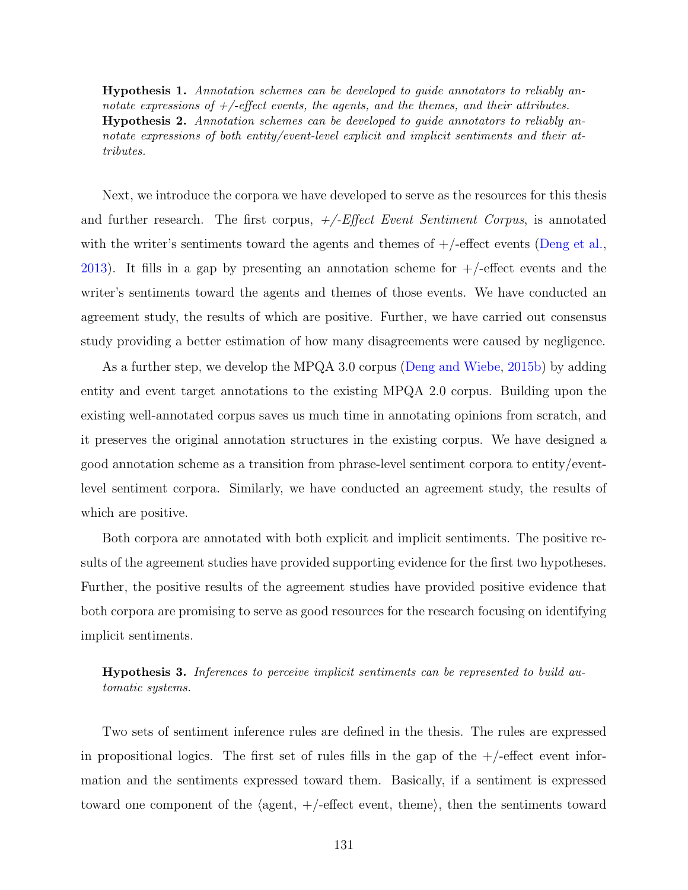**Hypothesis 1.** *Annotation schemes can be developed to guide annotators to reliably annotate expressions of +/-effect events, the agents, and the themes, and their attributes.*
**Hypothesis 2.** *Annotation schemes can be developed to guide annotators to reliably annotate expressions of both entity/event-level explicit and implicit sentiments and their attributes.*

Next, we introduce the corpora we have developed to serve as the resources for this thesis and further research. The first corpus, *+/-Effect Event Sentiment Corpus*, is annotated with the writer's sentiments toward the agents and themes of +/-effect events (Deng et al., 2013). It fills in a gap by presenting an annotation scheme for +/-effect events and the writer's sentiments toward the agents and themes of those events. We have conducted an agreement study, the results of which are positive. Further, we have carried out consensus study providing a better estimation of how many disagreements were caused by negligence.

As a further step, we develop the MPQA 3.0 corpus (Deng and Wiebe, 2015b) by adding entity and event target annotations to the existing MPQA 2.0 corpus. Building upon the existing well-annotated corpus saves us much time in annotating opinions from scratch, and it preserves the original annotation structures in the existing corpus. We have designed a good annotation scheme as a transition from phrase-level sentiment corpora to entity/event-level sentiment corpora. Similarly, we have conducted an agreement study, the results of which are positive.

Both corpora are annotated with both explicit and implicit sentiments. The positive results of the agreement studies have provided supporting evidence for the first two hypotheses. Further, the positive results of the agreement studies have provided positive evidence that both corpora are promising to serve as good resources for the research focusing on identifying implicit sentiments.

**Hypothesis 3.** *Inferences to perceive implicit sentiments can be represented to build automatic systems.*

Two sets of sentiment inference rules are defined in the thesis. The rules are expressed in propositional logics. The first set of rules fills in the gap of the +/-effect event information and the sentiments expressed toward them. Basically, if a sentiment is expressed toward one component of the ⟨agent, +/-effect event, theme⟩, then the sentiments toward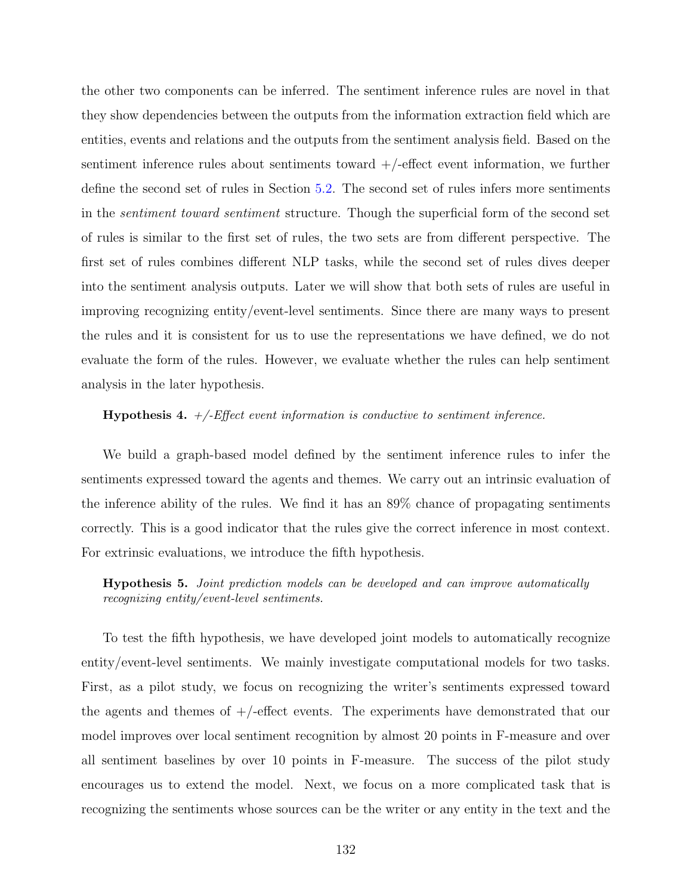the other two components can be inferred. The sentiment inference rules are novel in that they show dependencies between the outputs from the information extraction field which are entities, events and relations and the outputs from the sentiment analysis field. Based on the sentiment inference rules about sentiments toward +/-effect event information, we further define the second set of rules in Section 5.2. The second set of rules infers more sentiments in the *sentiment toward sentiment* structure. Though the superficial form of the second set of rules is similar to the first set of rules, the two sets are from different perspective. The first set of rules combines different NLP tasks, while the second set of rules dives deeper into the sentiment analysis outputs. Later we will show that both sets of rules are useful in improving recognizing entity/event-level sentiments. Since there are many ways to present the rules and it is consistent for us to use the representations we have defined, we do not evaluate the form of the rules. However, we evaluate whether the rules can help sentiment analysis in the later hypothesis.

**Hypothesis 4.** *+/-Effect event information is conductive to sentiment inference.*

We build a graph-based model defined by the sentiment inference rules to infer the sentiments expressed toward the agents and themes. We carry out an intrinsic evaluation of the inference ability of the rules. We find it has an 89% chance of propagating sentiments correctly. This is a good indicator that the rules give the correct inference in most context. For extrinsic evaluations, we introduce the fifth hypothesis.

**Hypothesis 5.** *Joint prediction models can be developed and can improve automatically recognizing entity/event-level sentiments.*

To test the fifth hypothesis, we have developed joint models to automatically recognize entity/event-level sentiments. We mainly investigate computational models for two tasks. First, as a pilot study, we focus on recognizing the writer's sentiments expressed toward the agents and themes of +/-effect events. The experiments have demonstrated that our model improves over local sentiment recognition by almost 20 points in F-measure and over all sentiment baselines by over 10 points in F-measure. The success of the pilot study encourages us to extend the model. Next, we focus on a more complicated task that is recognizing the sentiments whose sources can be the writer or any entity in the text and the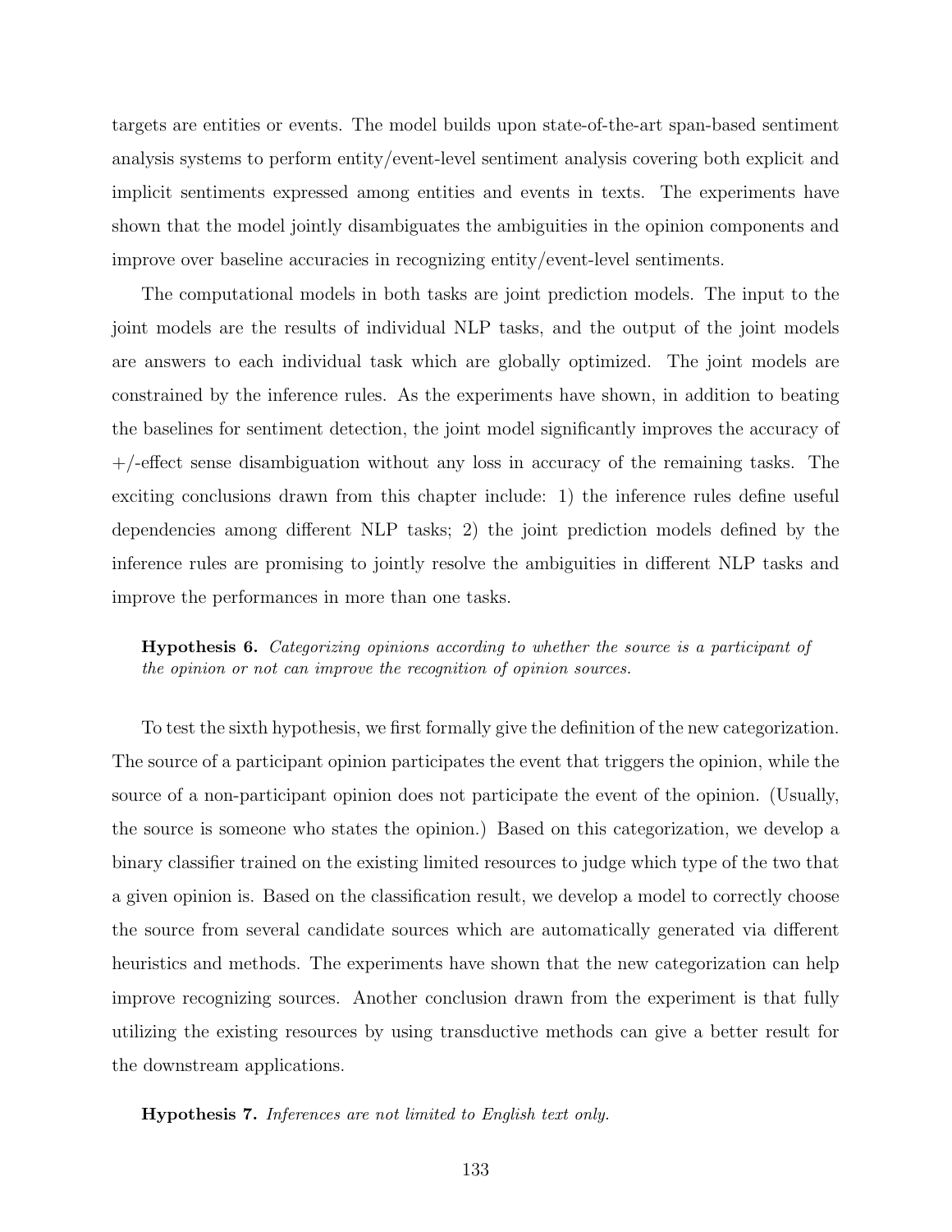targets are entities or events. The model builds upon state-of-the-art span-based sentiment analysis systems to perform entity/event-level sentiment analysis covering both explicit and implicit sentiments expressed among entities and events in texts. The experiments have shown that the model jointly disambiguates the ambiguities in the opinion components and improve over baseline accuracies in recognizing entity/event-level sentiments.

The computational models in both tasks are joint prediction models. The input to the joint models are the results of individual NLP tasks, and the output of the joint models are answers to each individual task which are globally optimized. The joint models are constrained by the inference rules. As the experiments have shown, in addition to beating the baselines for sentiment detection, the joint model significantly improves the accuracy of +/-effect sense disambiguation without any loss in accuracy of the remaining tasks. The exciting conclusions drawn from this chapter include: 1) the inference rules define useful dependencies among different NLP tasks; 2) the joint prediction models defined by the inference rules are promising to jointly resolve the ambiguities in different NLP tasks and improve the performances in more than one tasks.

**Hypothesis 6.** *Categorizing opinions according to whether the source is a participant of the opinion or not can improve the recognition of opinion sources.*

To test the sixth hypothesis, we first formally give the definition of the new categorization. The source of a participant opinion participates the event that triggers the opinion, while the source of a non-participant opinion does not participate the event of the opinion. (Usually, the source is someone who states the opinion.) Based on this categorization, we develop a binary classifier trained on the existing limited resources to judge which type of the two that a given opinion is. Based on the classification result, we develop a model to correctly choose the source from several candidate sources which are automatically generated via different heuristics and methods. The experiments have shown that the new categorization can help improve recognizing sources. Another conclusion drawn from the experiment is that fully utilizing the existing resources by using transductive methods can give a better result for the downstream applications.

**Hypothesis 7.** *Inferences are not limited to English text only.*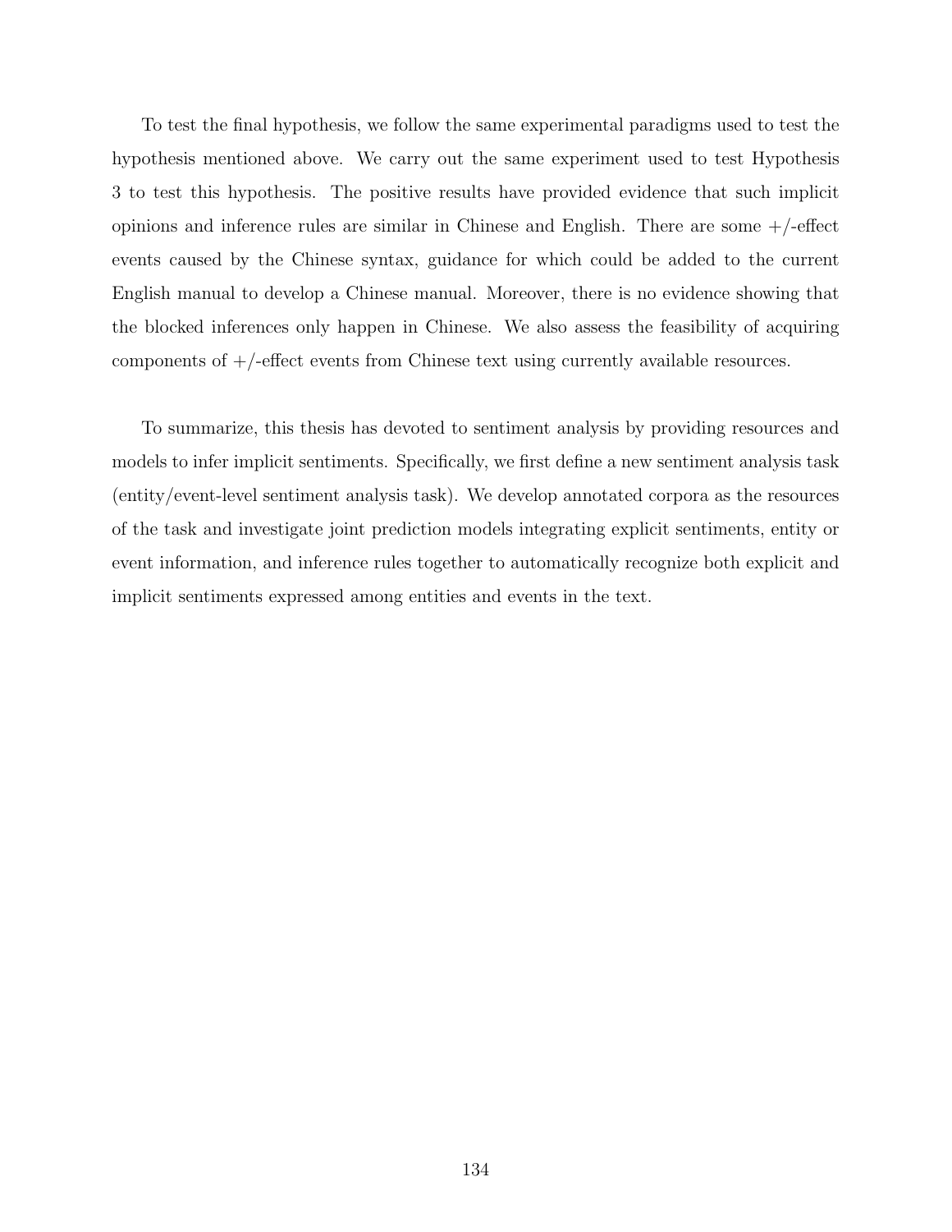To test the final hypothesis, we follow the same experimental paradigms used to test the hypothesis mentioned above. We carry out the same experiment used to test Hypothesis 3 to test this hypothesis. The positive results have provided evidence that such implicit opinions and inference rules are similar in Chinese and English. There are some +/-effect events caused by the Chinese syntax, guidance for which could be added to the current English manual to develop a Chinese manual. Moreover, there is no evidence showing that the blocked inferences only happen in Chinese. We also assess the feasibility of acquiring components of +/-effect events from Chinese text using currently available resources.

To summarize, this thesis has devoted to sentiment analysis by providing resources and models to infer implicit sentiments. Specifically, we first define a new sentiment analysis task (entity/event-level sentiment analysis task). We develop annotated corpora as the resources of the task and investigate joint prediction models integrating explicit sentiments, entity or event information, and inference rules together to automatically recognize both explicit and implicit sentiments expressed among entities and events in the text.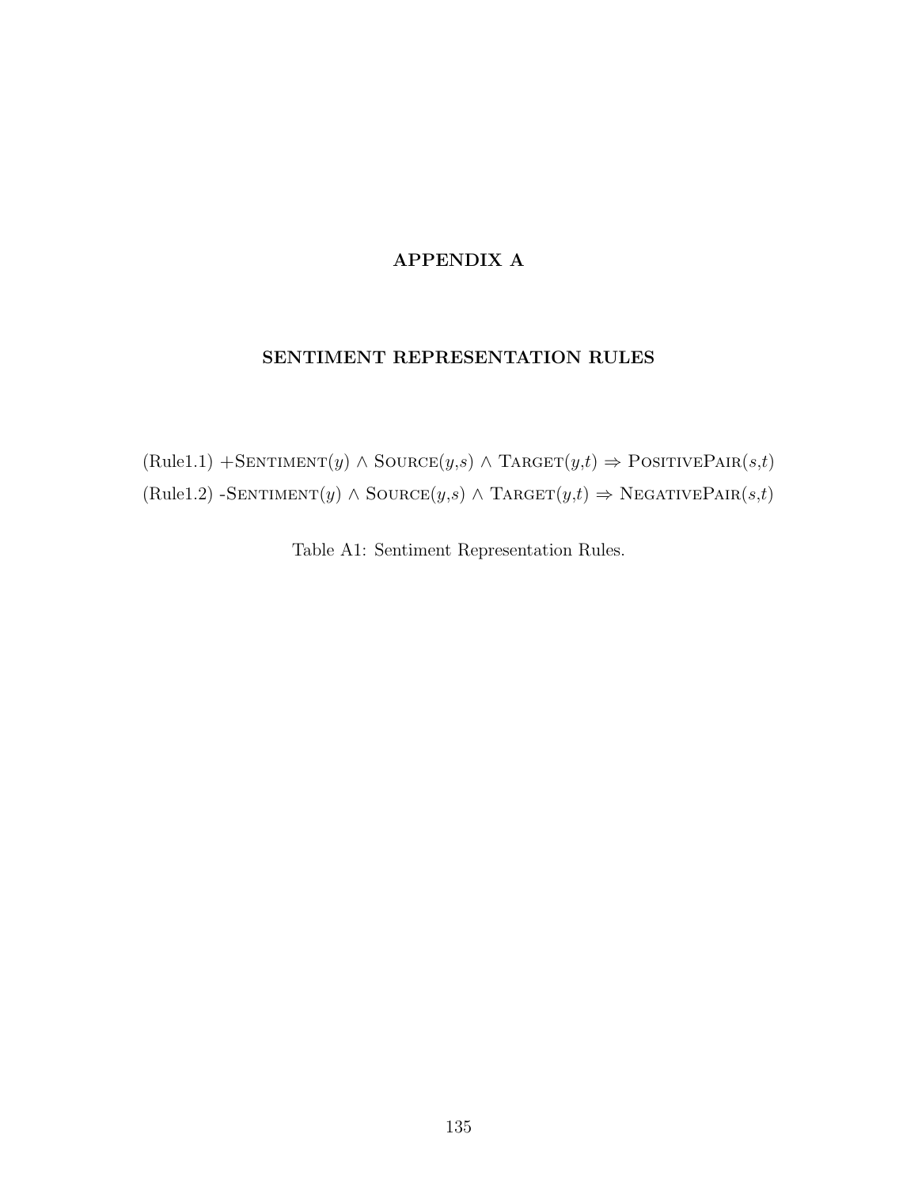# APPENDIX A

## SENTIMENT REPRESENTATION RULES

(Rule1.1) $+\textsc{Sentiment}(y) \land \textsc{Source}(y,s) \land \textsc{Target}(y,t) \Rightarrow \textsc{PositivePair}(s,t)$

(Rule1.2) $-\textsc{Sentiment}(y) \land \textsc{Source}(y,s) \land \textsc{Target}(y,t) \Rightarrow \textsc{NegativePair}(s,t)$

Table A1: Sentiment Representation Rules.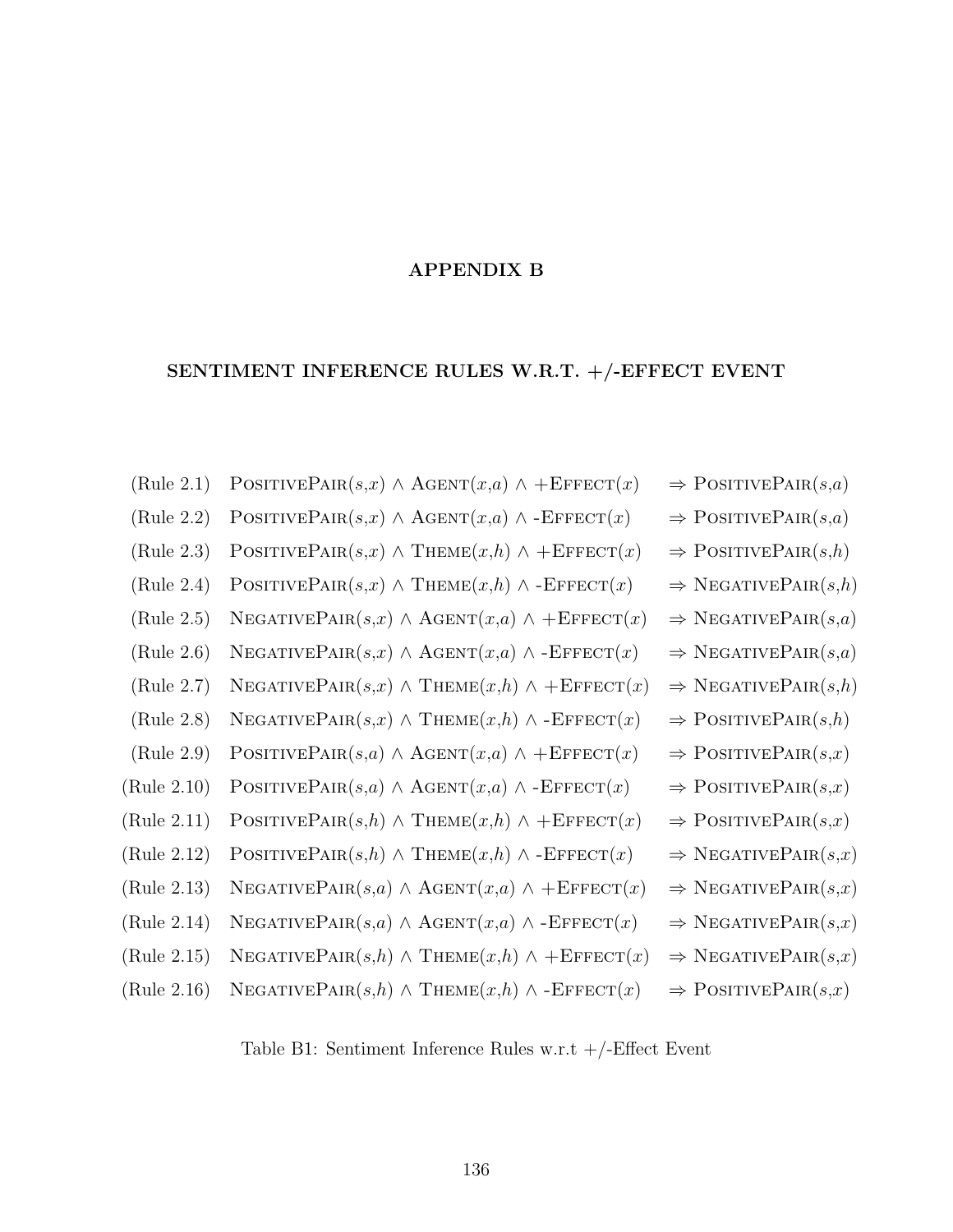# APPENDIX B

## SENTIMENT INFERENCE RULES W.R.T. +/-EFFECT EVENT

| | | |
|---|---|---|
| (Rule 2.1) | $\textsc{PositivePair}(s,x) \wedge \textsc{Agent}(x,a) \wedge +\textsc{Effect}(x)$ | $\Rightarrow \textsc{PositivePair}(s,a)$ |
| (Rule 2.2) | $\textsc{PositivePair}(s,x) \wedge \textsc{Agent}(x,a) \wedge -\textsc{Effect}(x)$ | $\Rightarrow \textsc{PositivePair}(s,a)$ |
| (Rule 2.3) | $\textsc{PositivePair}(s,x) \wedge \textsc{Theme}(x,h) \wedge +\textsc{Effect}(x)$ | $\Rightarrow \textsc{PositivePair}(s,h)$ |
| (Rule 2.4) | $\textsc{PositivePair}(s,x) \wedge \textsc{Theme}(x,h) \wedge -\textsc{Effect}(x)$ | $\Rightarrow \textsc{NegativePair}(s,h)$ |
| (Rule 2.5) | $\textsc{NegativePair}(s,x) \wedge \textsc{Agent}(x,a) \wedge +\textsc{Effect}(x)$ | $\Rightarrow \textsc{NegativePair}(s,a)$ |
| (Rule 2.6) | $\textsc{NegativePair}(s,x) \wedge \textsc{Agent}(x,a) \wedge -\textsc{Effect}(x)$ | $\Rightarrow \textsc{NegativePair}(s,a)$ |
| (Rule 2.7) | $\textsc{NegativePair}(s,x) \wedge \textsc{Theme}(x,h) \wedge +\textsc{Effect}(x)$ | $\Rightarrow \textsc{NegativePair}(s,h)$ |
| (Rule 2.8) | $\textsc{NegativePair}(s,x) \wedge \textsc{Theme}(x,h) \wedge -\textsc{Effect}(x)$ | $\Rightarrow \textsc{PositivePair}(s,h)$ |
| (Rule 2.9) | $\textsc{PositivePair}(s,a) \wedge \textsc{Agent}(x,a) \wedge +\textsc{Effect}(x)$ | $\Rightarrow \textsc{PositivePair}(s,x)$ |
| (Rule 2.10) | $\textsc{PositivePair}(s,a) \wedge \textsc{Agent}(x,a) \wedge -\textsc{Effect}(x)$ | $\Rightarrow \textsc{PositivePair}(s,x)$ |
| (Rule 2.11) | $\textsc{PositivePair}(s,h) \wedge \textsc{Theme}(x,h) \wedge +\textsc{Effect}(x)$ | $\Rightarrow \textsc{PositivePair}(s,x)$ |
| (Rule 2.12) | $\textsc{PositivePair}(s,h) \wedge \textsc{Theme}(x,h) \wedge -\textsc{Effect}(x)$ | $\Rightarrow \textsc{NegativePair}(s,x)$ |
| (Rule 2.13) | $\textsc{NegativePair}(s,a) \wedge \textsc{Agent}(x,a) \wedge +\textsc{Effect}(x)$ | $\Rightarrow \textsc{NegativePair}(s,x)$ |
| (Rule 2.14) | $\textsc{NegativePair}(s,a) \wedge \textsc{Agent}(x,a) \wedge -\textsc{Effect}(x)$ | $\Rightarrow \textsc{NegativePair}(s,x)$ |
| (Rule 2.15) | $\textsc{NegativePair}(s,h) \wedge \textsc{Theme}(x,h) \wedge +\textsc{Effect}(x)$ | $\Rightarrow \textsc{NegativePair}(s,x)$ |
| (Rule 2.16) | $\textsc{NegativePair}(s,h) \wedge \textsc{Theme}(x,h) \wedge -\textsc{Effect}(x)$ | $\Rightarrow \textsc{PositivePair}(s,x)$ |

Table B1: Sentiment Inference Rules w.r.t +/-Effect Event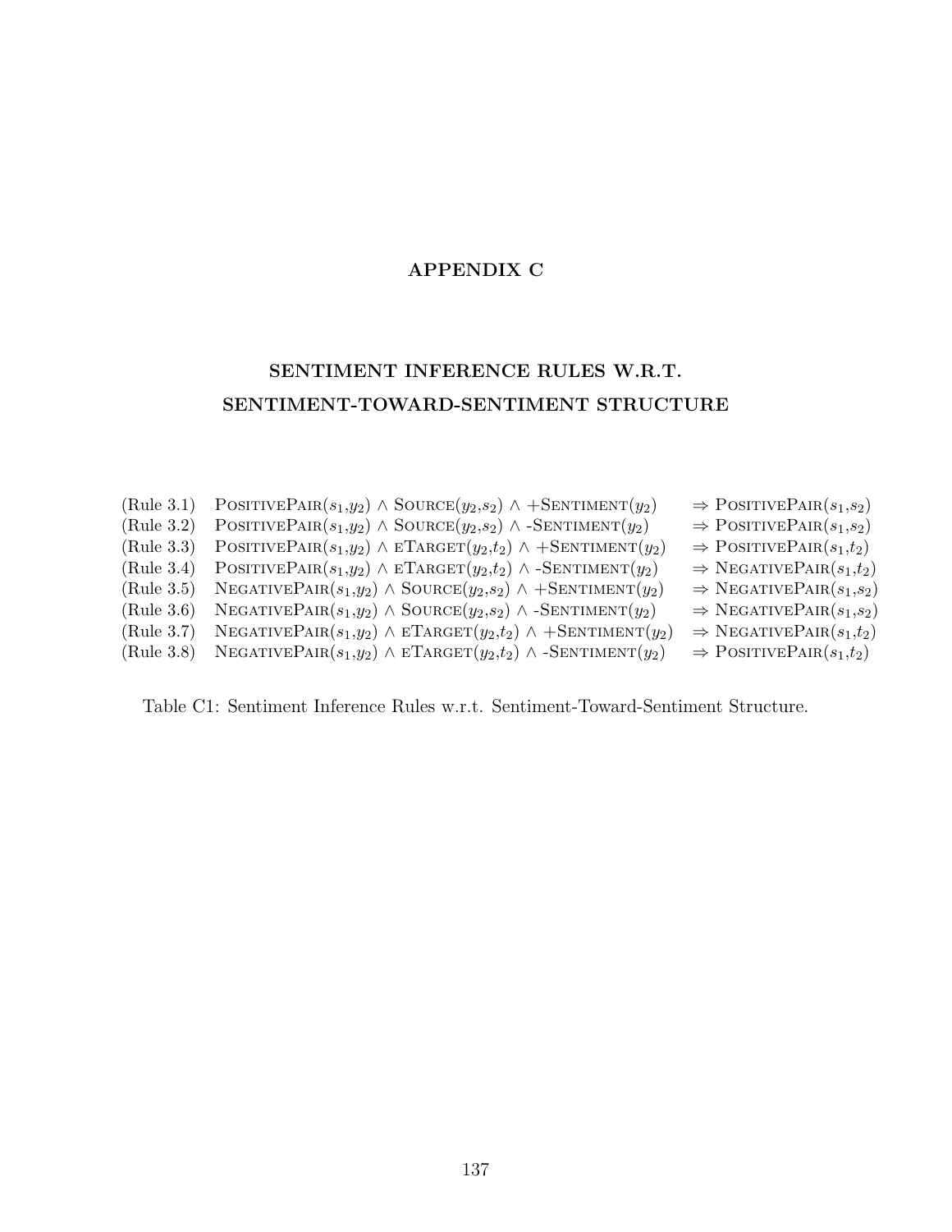# APPENDIX C

# SENTIMENT INFERENCE RULES W.R.T. SENTIMENT-TOWARD-SENTIMENT STRUCTURE

| | | |
|---|---|---|
| (Rule 3.1) | PositivePair($s_1$,$y_2$) $\wedge$ Source($y_2$,$s_2$) $\wedge$ +Sentiment($y_2$) | $\Rightarrow$ PositivePair($s_1$,$s_2$) |
| (Rule 3.2) | PositivePair($s_1$,$y_2$) $\wedge$ Source($y_2$,$s_2$) $\wedge$ -Sentiment($y_2$) | $\Rightarrow$ PositivePair($s_1$,$s_2$) |
| (Rule 3.3) | PositivePair($s_1$,$y_2$) $\wedge$ eTarget($y_2$,$t_2$) $\wedge$ +Sentiment($y_2$) | $\Rightarrow$ PositivePair($s_1$,$t_2$) |
| (Rule 3.4) | PositivePair($s_1$,$y_2$) $\wedge$ eTarget($y_2$,$t_2$) $\wedge$ -Sentiment($y_2$) | $\Rightarrow$ NegativePair($s_1$,$t_2$) |
| (Rule 3.5) | NegativePair($s_1$,$y_2$) $\wedge$ Source($y_2$,$s_2$) $\wedge$ +Sentiment($y_2$) | $\Rightarrow$ NegativePair($s_1$,$s_2$) |
| (Rule 3.6) | NegativePair($s_1$,$y_2$) $\wedge$ Source($y_2$,$s_2$) $\wedge$ -Sentiment($y_2$) | $\Rightarrow$ NegativePair($s_1$,$s_2$) |
| (Rule 3.7) | NegativePair($s_1$,$y_2$) $\wedge$ eTarget($y_2$,$t_2$) $\wedge$ +Sentiment($y_2$) | $\Rightarrow$ NegativePair($s_1$,$t_2$) |
| (Rule 3.8) | NegativePair($s_1$,$y_2$) $\wedge$ eTarget($y_2$,$t_2$) $\wedge$ -Sentiment($y_2$) | $\Rightarrow$ PositivePair($s_1$,$t_2$) |

Table C1: Sentiment Inference Rules w.r.t. Sentiment-Toward-Sentiment Structure.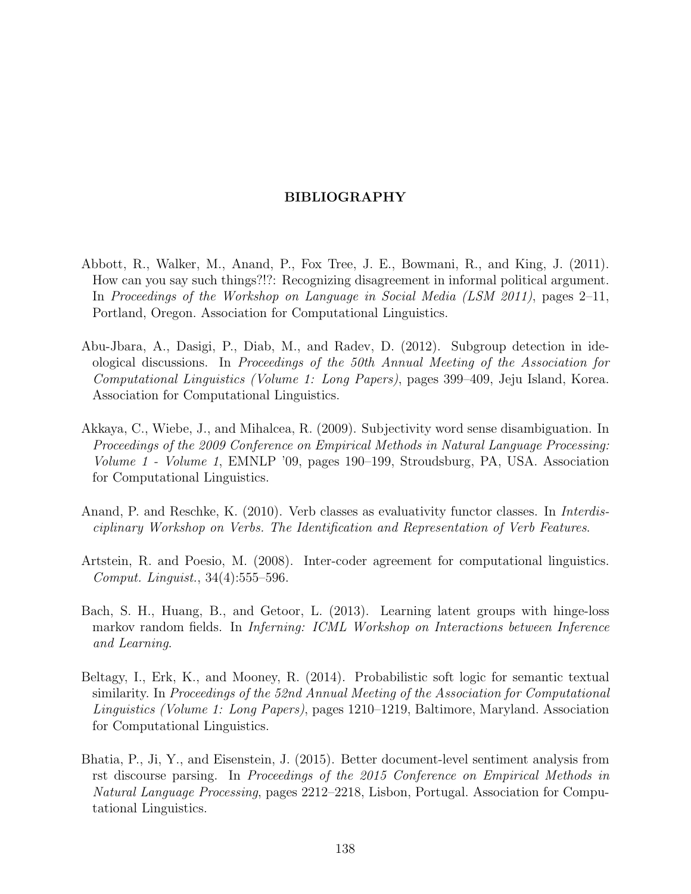# BIBLIOGRAPHY

Abbott, R., Walker, M., Anand, P., Fox Tree, J. E., Bowmani, R., and King, J. (2011). How can you say such things?!?: Recognizing disagreement in informal political argument. In *Proceedings of the Workshop on Language in Social Media (LSM 2011)*, pages 2–11, Portland, Oregon. Association for Computational Linguistics.

Abu-Jbara, A., Dasigi, P., Diab, M., and Radev, D. (2012). Subgroup detection in ideological discussions. In *Proceedings of the 50th Annual Meeting of the Association for Computational Linguistics (Volume 1: Long Papers)*, pages 399–409, Jeju Island, Korea. Association for Computational Linguistics.

Akkaya, C., Wiebe, J., and Mihalcea, R. (2009). Subjectivity word sense disambiguation. In *Proceedings of the 2009 Conference on Empirical Methods in Natural Language Processing: Volume 1 - Volume 1*, EMNLP '09, pages 190–199, Stroudsburg, PA, USA. Association for Computational Linguistics.

Anand, P. and Reschke, K. (2010). Verb classes as evaluativity functor classes. In *Interdisciplinary Workshop on Verbs. The Identification and Representation of Verb Features*.

Artstein, R. and Poesio, M. (2008). Inter-coder agreement for computational linguistics. *Comput. Linguist.*, 34(4):555–596.

Bach, S. H., Huang, B., and Getoor, L. (2013). Learning latent groups with hinge-loss markov random fields. In *Inferning: ICML Workshop on Interactions between Inference and Learning*.

Beltagy, I., Erk, K., and Mooney, R. (2014). Probabilistic soft logic for semantic textual similarity. In *Proceedings of the 52nd Annual Meeting of the Association for Computational Linguistics (Volume 1: Long Papers)*, pages 1210–1219, Baltimore, Maryland. Association for Computational Linguistics.

Bhatia, P., Ji, Y., and Eisenstein, J. (2015). Better document-level sentiment analysis from rst discourse parsing. In *Proceedings of the 2015 Conference on Empirical Methods in Natural Language Processing*, pages 2212–2218, Lisbon, Portugal. Association for Computational Linguistics.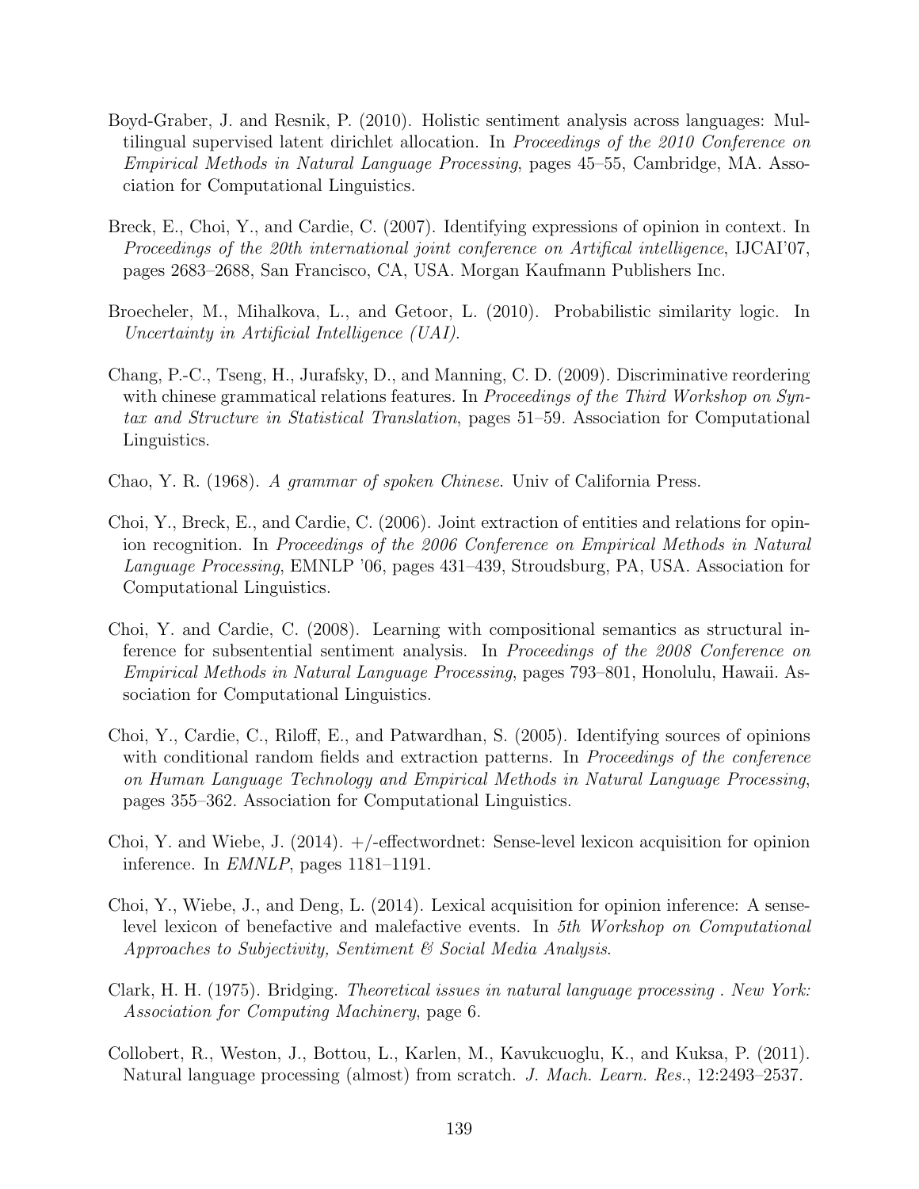Boyd-Graber, J. and Resnik, P. (2010). Holistic sentiment analysis across languages: Multilingual supervised latent dirichlet allocation. In *Proceedings of the 2010 Conference on Empirical Methods in Natural Language Processing*, pages 45–55, Cambridge, MA. Association for Computational Linguistics.

Breck, E., Choi, Y., and Cardie, C. (2007). Identifying expressions of opinion in context. In *Proceedings of the 20th international joint conference on Artifical intelligence*, IJCAI'07, pages 2683–2688, San Francisco, CA, USA. Morgan Kaufmann Publishers Inc.

Broecheler, M., Mihalkova, L., and Getoor, L. (2010). Probabilistic similarity logic. In *Uncertainty in Artificial Intelligence (UAI)*.

Chang, P.-C., Tseng, H., Jurafsky, D., and Manning, C. D. (2009). Discriminative reordering with chinese grammatical relations features. In *Proceedings of the Third Workshop on Syntax and Structure in Statistical Translation*, pages 51–59. Association for Computational Linguistics.

Chao, Y. R. (1968). *A grammar of spoken Chinese*. Univ of California Press.

Choi, Y., Breck, E., and Cardie, C. (2006). Joint extraction of entities and relations for opinion recognition. In *Proceedings of the 2006 Conference on Empirical Methods in Natural Language Processing*, EMNLP '06, pages 431–439, Stroudsburg, PA, USA. Association for Computational Linguistics.

Choi, Y. and Cardie, C. (2008). Learning with compositional semantics as structural inference for subsentential sentiment analysis. In *Proceedings of the 2008 Conference on Empirical Methods in Natural Language Processing*, pages 793–801, Honolulu, Hawaii. Association for Computational Linguistics.

Choi, Y., Cardie, C., Riloff, E., and Patwardhan, S. (2005). Identifying sources of opinions with conditional random fields and extraction patterns. In *Proceedings of the conference on Human Language Technology and Empirical Methods in Natural Language Processing*, pages 355–362. Association for Computational Linguistics.

Choi, Y. and Wiebe, J. (2014). +/-effectwordnet: Sense-level lexicon acquisition for opinion inference. In *EMNLP*, pages 1181–1191.

Choi, Y., Wiebe, J., and Deng, L. (2014). Lexical acquisition for opinion inference: A sense-level lexicon of benefactive and malefactive events. In *5th Workshop on Computational Approaches to Subjectivity, Sentiment & Social Media Analysis*.

Clark, H. H. (1975). Bridging. *Theoretical issues in natural language processing . New York: Association for Computing Machinery*, page 6.

Collobert, R., Weston, J., Bottou, L., Karlen, M., Kavukcuoglu, K., and Kuksa, P. (2011). Natural language processing (almost) from scratch. *J. Mach. Learn. Res.*, 12:2493–2537.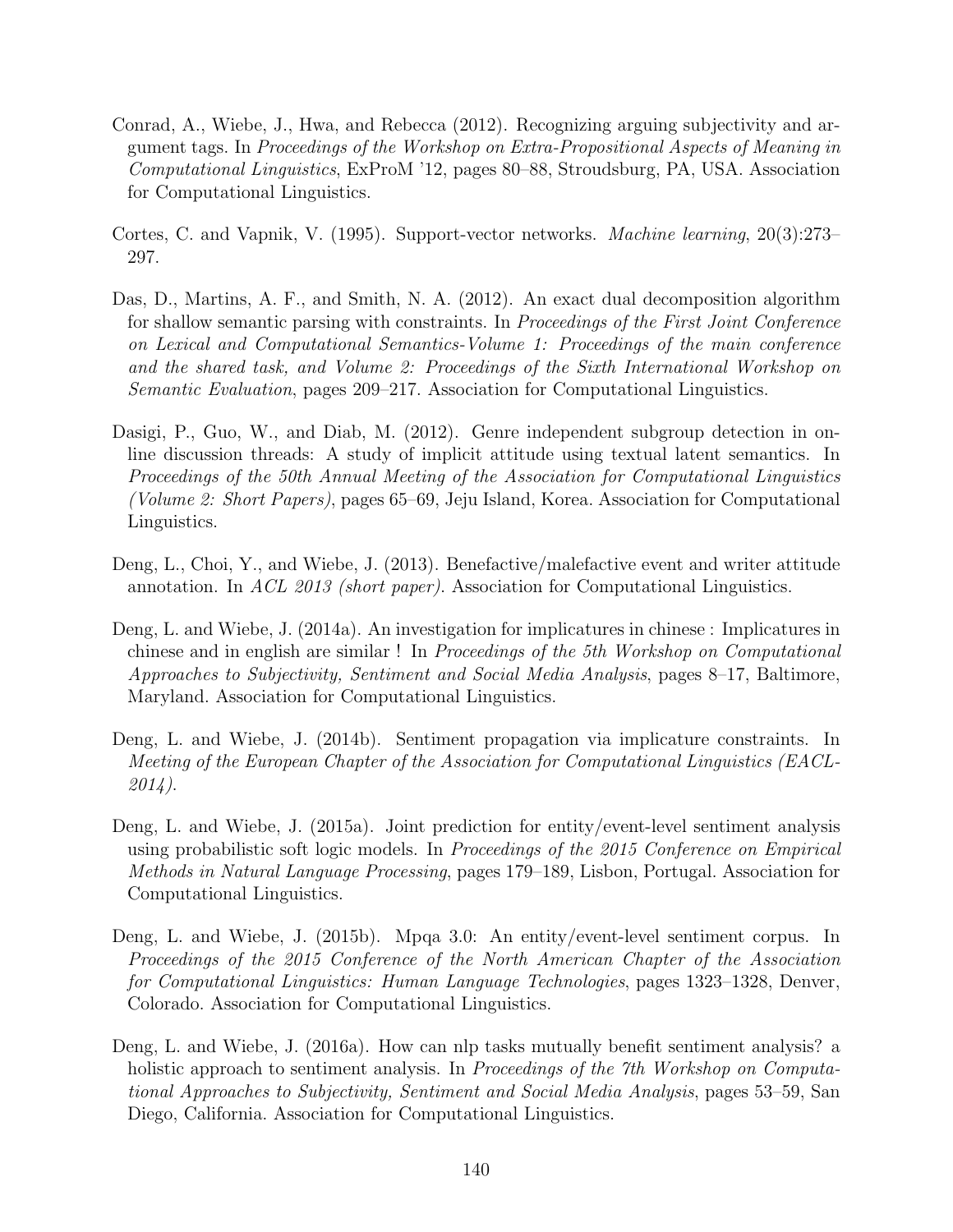Conrad, A., Wiebe, J., Hwa, and Rebecca (2012). Recognizing arguing subjectivity and argument tags. In *Proceedings of the Workshop on Extra-Propositional Aspects of Meaning in Computational Linguistics*, ExProM '12, pages 80–88, Stroudsburg, PA, USA. Association for Computational Linguistics.

Cortes, C. and Vapnik, V. (1995). Support-vector networks. *Machine learning*, 20(3):273–297.

Das, D., Martins, A. F., and Smith, N. A. (2012). An exact dual decomposition algorithm for shallow semantic parsing with constraints. In *Proceedings of the First Joint Conference on Lexical and Computational Semantics-Volume 1: Proceedings of the main conference and the shared task, and Volume 2: Proceedings of the Sixth International Workshop on Semantic Evaluation*, pages 209–217. Association for Computational Linguistics.

Dasigi, P., Guo, W., and Diab, M. (2012). Genre independent subgroup detection in online discussion threads: A study of implicit attitude using textual latent semantics. In *Proceedings of the 50th Annual Meeting of the Association for Computational Linguistics (Volume 2: Short Papers)*, pages 65–69, Jeju Island, Korea. Association for Computational Linguistics.

Deng, L., Choi, Y., and Wiebe, J. (2013). Benefactive/malefactive event and writer attitude annotation. In *ACL 2013 (short paper)*. Association for Computational Linguistics.

Deng, L. and Wiebe, J. (2014a). An investigation for implicatures in chinese : Implicatures in chinese and in english are similar ! In *Proceedings of the 5th Workshop on Computational Approaches to Subjectivity, Sentiment and Social Media Analysis*, pages 8–17, Baltimore, Maryland. Association for Computational Linguistics.

Deng, L. and Wiebe, J. (2014b). Sentiment propagation via implicature constraints. In *Meeting of the European Chapter of the Association for Computational Linguistics (EACL-2014)*.

Deng, L. and Wiebe, J. (2015a). Joint prediction for entity/event-level sentiment analysis using probabilistic soft logic models. In *Proceedings of the 2015 Conference on Empirical Methods in Natural Language Processing*, pages 179–189, Lisbon, Portugal. Association for Computational Linguistics.

Deng, L. and Wiebe, J. (2015b). Mpqa 3.0: An entity/event-level sentiment corpus. In *Proceedings of the 2015 Conference of the North American Chapter of the Association for Computational Linguistics: Human Language Technologies*, pages 1323–1328, Denver, Colorado. Association for Computational Linguistics.

Deng, L. and Wiebe, J. (2016a). How can nlp tasks mutually benefit sentiment analysis? a holistic approach to sentiment analysis. In *Proceedings of the 7th Workshop on Computational Approaches to Subjectivity, Sentiment and Social Media Analysis*, pages 53–59, San Diego, California. Association for Computational Linguistics.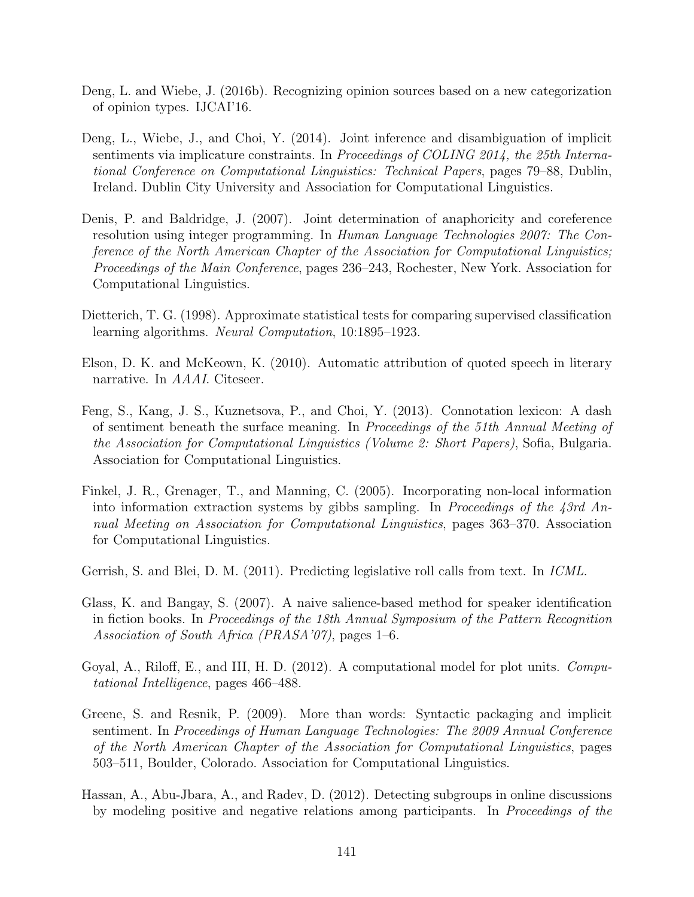Deng, L. and Wiebe, J. (2016b). Recognizing opinion sources based on a new categorization of opinion types. IJCAI'16.

Deng, L., Wiebe, J., and Choi, Y. (2014). Joint inference and disambiguation of implicit sentiments via implicature constraints. In *Proceedings of COLING 2014, the 25th International Conference on Computational Linguistics: Technical Papers*, pages 79–88, Dublin, Ireland. Dublin City University and Association for Computational Linguistics.

Denis, P. and Baldridge, J. (2007). Joint determination of anaphoricity and coreference resolution using integer programming. In *Human Language Technologies 2007: The Conference of the North American Chapter of the Association for Computational Linguistics; Proceedings of the Main Conference*, pages 236–243, Rochester, New York. Association for Computational Linguistics.

Dietterich, T. G. (1998). Approximate statistical tests for comparing supervised classification learning algorithms. *Neural Computation*, 10:1895–1923.

Elson, D. K. and McKeown, K. (2010). Automatic attribution of quoted speech in literary narrative. In *AAAI*. Citeseer.

Feng, S., Kang, J. S., Kuznetsova, P., and Choi, Y. (2013). Connotation lexicon: A dash of sentiment beneath the surface meaning. In *Proceedings of the 51th Annual Meeting of the Association for Computational Linguistics (Volume 2: Short Papers)*, Sofia, Bulgaria. Association for Computational Linguistics.

Finkel, J. R., Grenager, T., and Manning, C. (2005). Incorporating non-local information into information extraction systems by gibbs sampling. In *Proceedings of the 43rd Annual Meeting on Association for Computational Linguistics*, pages 363–370. Association for Computational Linguistics.

Gerrish, S. and Blei, D. M. (2011). Predicting legislative roll calls from text. In *ICML*.

Glass, K. and Bangay, S. (2007). A naive salience-based method for speaker identification in fiction books. In *Proceedings of the 18th Annual Symposium of the Pattern Recognition Association of South Africa (PRASA'07)*, pages 1–6.

Goyal, A., Riloff, E., and III, H. D. (2012). A computational model for plot units. *Computational Intelligence*, pages 466–488.

Greene, S. and Resnik, P. (2009). More than words: Syntactic packaging and implicit sentiment. In *Proceedings of Human Language Technologies: The 2009 Annual Conference of the North American Chapter of the Association for Computational Linguistics*, pages 503–511, Boulder, Colorado. Association for Computational Linguistics.

Hassan, A., Abu-Jbara, A., and Radev, D. (2012). Detecting subgroups in online discussions by modeling positive and negative relations among participants. In *Proceedings of the*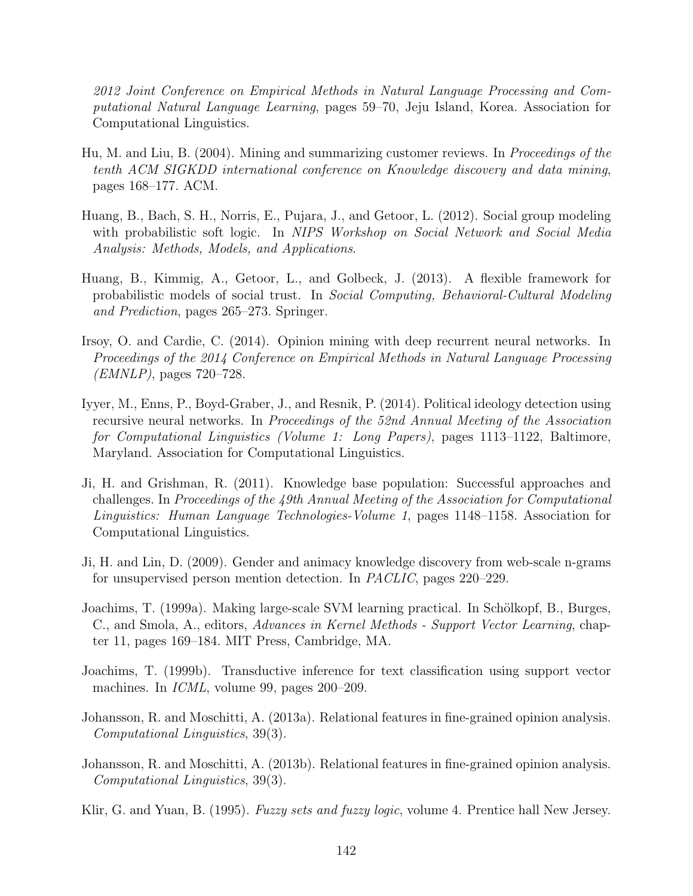*2012 Joint Conference on Empirical Methods in Natural Language Processing and Computational Natural Language Learning*, pages 59–70, Jeju Island, Korea. Association for Computational Linguistics.

Hu, M. and Liu, B. (2004). Mining and summarizing customer reviews. In *Proceedings of the tenth ACM SIGKDD international conference on Knowledge discovery and data mining*, pages 168–177. ACM.

Huang, B., Bach, S. H., Norris, E., Pujara, J., and Getoor, L. (2012). Social group modeling with probabilistic soft logic. In *NIPS Workshop on Social Network and Social Media Analysis: Methods, Models, and Applications*.

Huang, B., Kimmig, A., Getoor, L., and Golbeck, J. (2013). A flexible framework for probabilistic models of social trust. In *Social Computing, Behavioral-Cultural Modeling and Prediction*, pages 265–273. Springer.

Irsoy, O. and Cardie, C. (2014). Opinion mining with deep recurrent neural networks. In *Proceedings of the 2014 Conference on Empirical Methods in Natural Language Processing (EMNLP)*, pages 720–728.

Iyyer, M., Enns, P., Boyd-Graber, J., and Resnik, P. (2014). Political ideology detection using recursive neural networks. In *Proceedings of the 52nd Annual Meeting of the Association for Computational Linguistics (Volume 1: Long Papers)*, pages 1113–1122, Baltimore, Maryland. Association for Computational Linguistics.

Ji, H. and Grishman, R. (2011). Knowledge base population: Successful approaches and challenges. In *Proceedings of the 49th Annual Meeting of the Association for Computational Linguistics: Human Language Technologies-Volume 1*, pages 1148–1158. Association for Computational Linguistics.

Ji, H. and Lin, D. (2009). Gender and animacy knowledge discovery from web-scale n-grams for unsupervised person mention detection. In *PACLIC*, pages 220–229.

Joachims, T. (1999a). Making large-scale SVM learning practical. In Schölkopf, B., Burges, C., and Smola, A., editors, *Advances in Kernel Methods - Support Vector Learning*, chapter 11, pages 169–184. MIT Press, Cambridge, MA.

Joachims, T. (1999b). Transductive inference for text classification using support vector machines. In *ICML*, volume 99, pages 200–209.

Johansson, R. and Moschitti, A. (2013a). Relational features in fine-grained opinion analysis. *Computational Linguistics*, 39(3).

Johansson, R. and Moschitti, A. (2013b). Relational features in fine-grained opinion analysis. *Computational Linguistics*, 39(3).

Klir, G. and Yuan, B. (1995). *Fuzzy sets and fuzzy logic*, volume 4. Prentice hall New Jersey.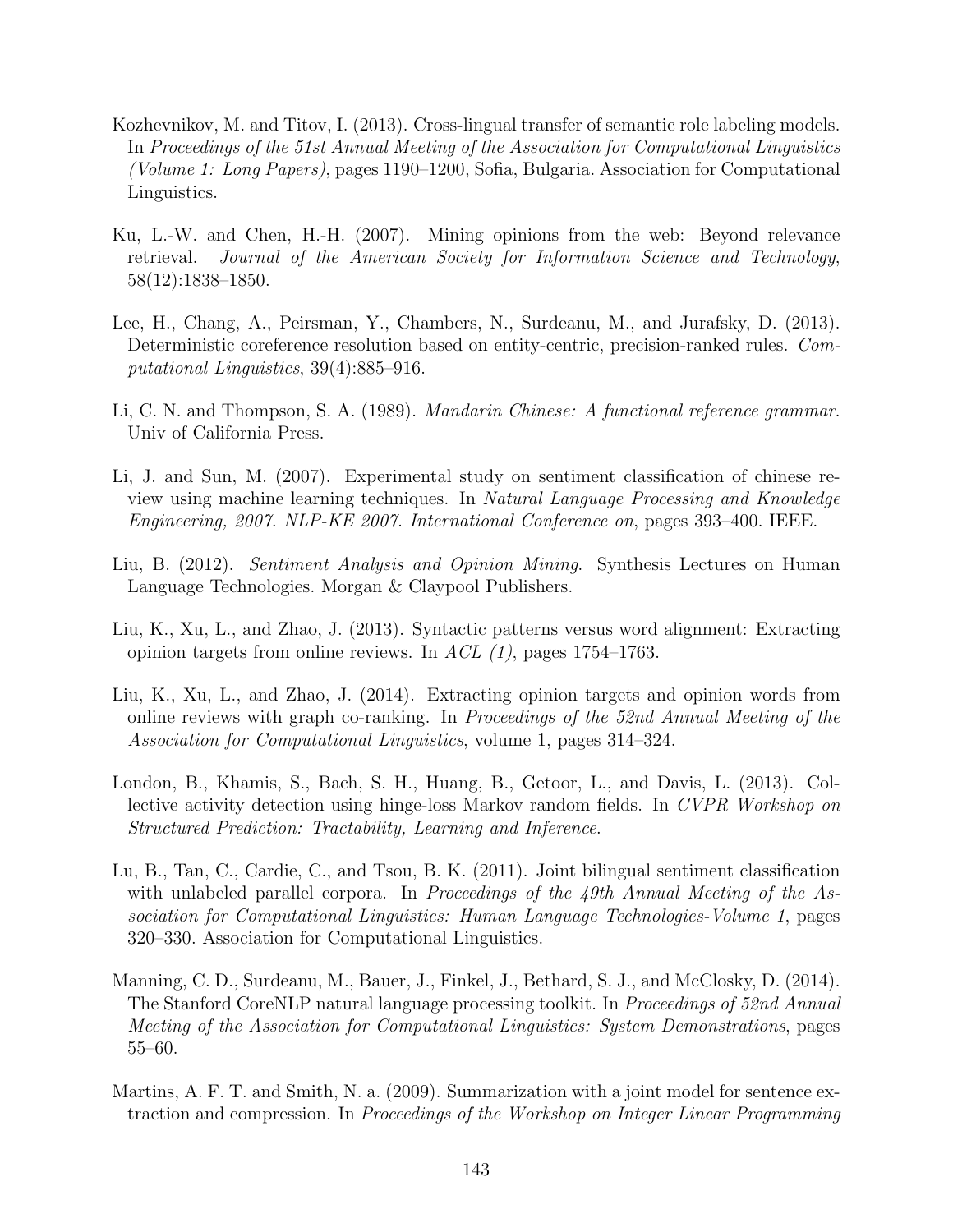Kozhevnikov, M. and Titov, I. (2013). Cross-lingual transfer of semantic role labeling models. In *Proceedings of the 51st Annual Meeting of the Association for Computational Linguistics (Volume 1: Long Papers)*, pages 1190–1200, Sofia, Bulgaria. Association for Computational Linguistics.

Ku, L.-W. and Chen, H.-H. (2007). Mining opinions from the web: Beyond relevance retrieval. *Journal of the American Society for Information Science and Technology*, 58(12):1838–1850.

Lee, H., Chang, A., Peirsman, Y., Chambers, N., Surdeanu, M., and Jurafsky, D. (2013). Deterministic coreference resolution based on entity-centric, precision-ranked rules. *Computational Linguistics*, 39(4):885–916.

Li, C. N. and Thompson, S. A. (1989). *Mandarin Chinese: A functional reference grammar*. Univ of California Press.

Li, J. and Sun, M. (2007). Experimental study on sentiment classification of chinese review using machine learning techniques. In *Natural Language Processing and Knowledge Engineering, 2007. NLP-KE 2007. International Conference on*, pages 393–400. IEEE.

Liu, B. (2012). *Sentiment Analysis and Opinion Mining*. Synthesis Lectures on Human Language Technologies. Morgan & Claypool Publishers.

Liu, K., Xu, L., and Zhao, J. (2013). Syntactic patterns versus word alignment: Extracting opinion targets from online reviews. In *ACL (1)*, pages 1754–1763.

Liu, K., Xu, L., and Zhao, J. (2014). Extracting opinion targets and opinion words from online reviews with graph co-ranking. In *Proceedings of the 52nd Annual Meeting of the Association for Computational Linguistics*, volume 1, pages 314–324.

London, B., Khamis, S., Bach, S. H., Huang, B., Getoor, L., and Davis, L. (2013). Collective activity detection using hinge-loss Markov random fields. In *CVPR Workshop on Structured Prediction: Tractability, Learning and Inference*.

Lu, B., Tan, C., Cardie, C., and Tsou, B. K. (2011). Joint bilingual sentiment classification with unlabeled parallel corpora. In *Proceedings of the 49th Annual Meeting of the Association for Computational Linguistics: Human Language Technologies-Volume 1*, pages 320–330. Association for Computational Linguistics.

Manning, C. D., Surdeanu, M., Bauer, J., Finkel, J., Bethard, S. J., and McClosky, D. (2014). The Stanford CoreNLP natural language processing toolkit. In *Proceedings of 52nd Annual Meeting of the Association for Computational Linguistics: System Demonstrations*, pages 55–60.

Martins, A. F. T. and Smith, N. a. (2009). Summarization with a joint model for sentence extraction and compression. In *Proceedings of the Workshop on Integer Linear Programming*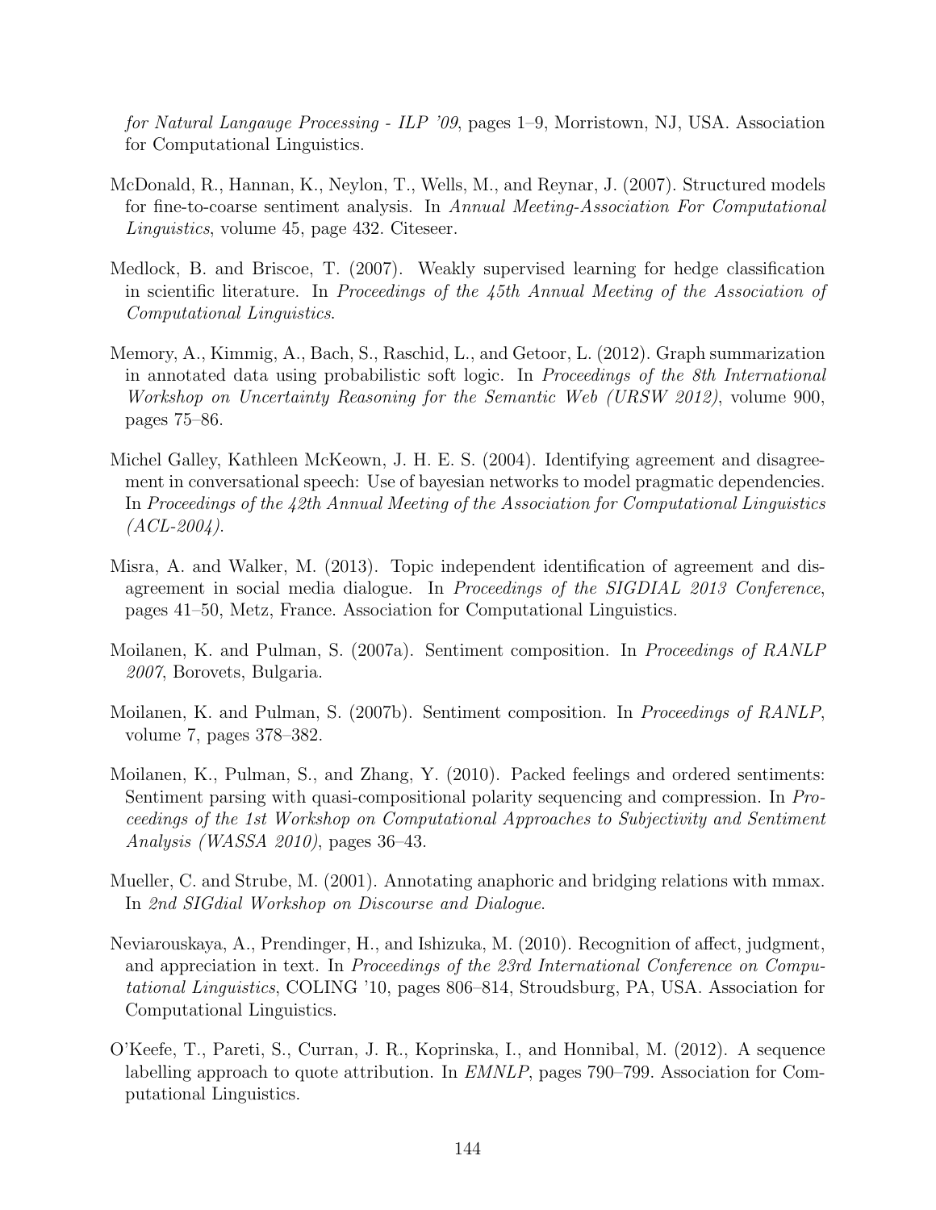*for Natural Langauge Processing - ILP '09*, pages 1–9, Morristown, NJ, USA. Association for Computational Linguistics.

McDonald, R., Hannan, K., Neylon, T., Wells, M., and Reynar, J. (2007). Structured models for fine-to-coarse sentiment analysis. In *Annual Meeting-Association For Computational Linguistics*, volume 45, page 432. Citeseer.

Medlock, B. and Briscoe, T. (2007). Weakly supervised learning for hedge classification in scientific literature. In *Proceedings of the 45th Annual Meeting of the Association of Computational Linguistics*.

Memory, A., Kimmig, A., Bach, S., Raschid, L., and Getoor, L. (2012). Graph summarization in annotated data using probabilistic soft logic. In *Proceedings of the 8th International Workshop on Uncertainty Reasoning for the Semantic Web (URSW 2012)*, volume 900, pages 75–86.

Michel Galley, Kathleen McKeown, J. H. E. S. (2004). Identifying agreement and disagreement in conversational speech: Use of bayesian networks to model pragmatic dependencies. In *Proceedings of the 42th Annual Meeting of the Association for Computational Linguistics (ACL-2004)*.

Misra, A. and Walker, M. (2013). Topic independent identification of agreement and disagreement in social media dialogue. In *Proceedings of the SIGDIAL 2013 Conference*, pages 41–50, Metz, France. Association for Computational Linguistics.

Moilanen, K. and Pulman, S. (2007a). Sentiment composition. In *Proceedings of RANLP 2007*, Borovets, Bulgaria.

Moilanen, K. and Pulman, S. (2007b). Sentiment composition. In *Proceedings of RANLP*, volume 7, pages 378–382.

Moilanen, K., Pulman, S., and Zhang, Y. (2010). Packed feelings and ordered sentiments: Sentiment parsing with quasi-compositional polarity sequencing and compression. In *Proceedings of the 1st Workshop on Computational Approaches to Subjectivity and Sentiment Analysis (WASSA 2010)*, pages 36–43.

Mueller, C. and Strube, M. (2001). Annotating anaphoric and bridging relations with mmax. In *2nd SIGdial Workshop on Discourse and Dialogue*.

Neviarouskaya, A., Prendinger, H., and Ishizuka, M. (2010). Recognition of affect, judgment, and appreciation in text. In *Proceedings of the 23rd International Conference on Computational Linguistics*, COLING '10, pages 806–814, Stroudsburg, PA, USA. Association for Computational Linguistics.

O'Keefe, T., Pareti, S., Curran, J. R., Koprinska, I., and Honnibal, M. (2012). A sequence labelling approach to quote attribution. In *EMNLP*, pages 790–799. Association for Computational Linguistics.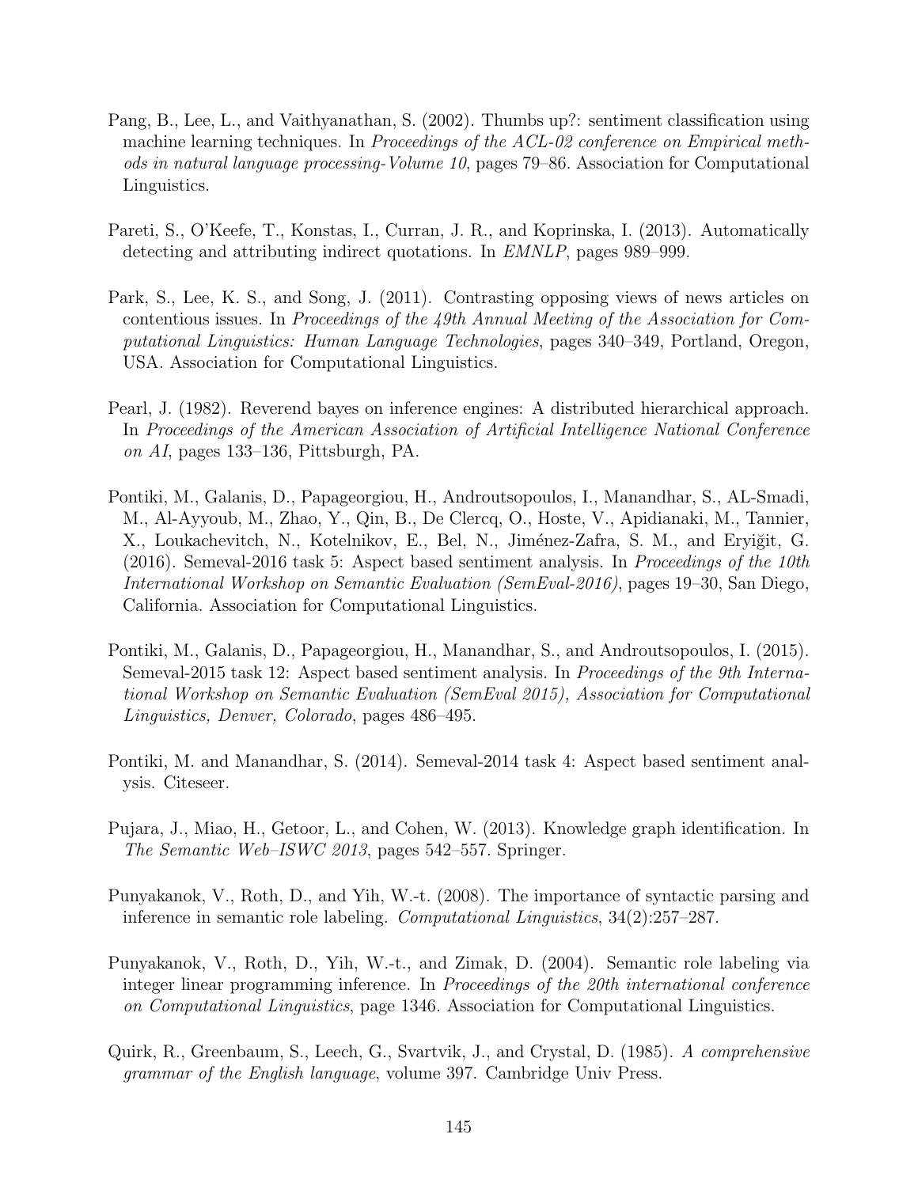Pang, B., Lee, L., and Vaithyanathan, S. (2002). Thumbs up?: sentiment classification using machine learning techniques. In *Proceedings of the ACL-02 conference on Empirical methods in natural language processing-Volume 10*, pages 79–86. Association for Computational Linguistics.

Pareti, S., O'Keefe, T., Konstas, I., Curran, J. R., and Koprinska, I. (2013). Automatically detecting and attributing indirect quotations. In *EMNLP*, pages 989–999.

Park, S., Lee, K. S., and Song, J. (2011). Contrasting opposing views of news articles on contentious issues. In *Proceedings of the 49th Annual Meeting of the Association for Computational Linguistics: Human Language Technologies*, pages 340–349, Portland, Oregon, USA. Association for Computational Linguistics.

Pearl, J. (1982). Reverend bayes on inference engines: A distributed hierarchical approach. In *Proceedings of the American Association of Artificial Intelligence National Conference on AI*, pages 133–136, Pittsburgh, PA.

Pontiki, M., Galanis, D., Papageorgiou, H., Androutsopoulos, I., Manandhar, S., AL-Smadi, M., Al-Ayyoub, M., Zhao, Y., Qin, B., De Clercq, O., Hoste, V., Apidianaki, M., Tannier, X., Loukachevitch, N., Kotelnikov, E., Bel, N., Jiménez-Zafra, S. M., and Eryiğit, G. (2016). Semeval-2016 task 5: Aspect based sentiment analysis. In *Proceedings of the 10th International Workshop on Semantic Evaluation (SemEval-2016)*, pages 19–30, San Diego, California. Association for Computational Linguistics.

Pontiki, M., Galanis, D., Papageorgiou, H., Manandhar, S., and Androutsopoulos, I. (2015). Semeval-2015 task 12: Aspect based sentiment analysis. In *Proceedings of the 9th International Workshop on Semantic Evaluation (SemEval 2015), Association for Computational Linguistics, Denver, Colorado*, pages 486–495.

Pontiki, M. and Manandhar, S. (2014). Semeval-2014 task 4: Aspect based sentiment analysis. Citeseer.

Pujara, J., Miao, H., Getoor, L., and Cohen, W. (2013). Knowledge graph identification. In *The Semantic Web–ISWC 2013*, pages 542–557. Springer.

Punyakanok, V., Roth, D., and Yih, W.-t. (2008). The importance of syntactic parsing and inference in semantic role labeling. *Computational Linguistics*, 34(2):257–287.

Punyakanok, V., Roth, D., Yih, W.-t., and Zimak, D. (2004). Semantic role labeling via integer linear programming inference. In *Proceedings of the 20th international conference on Computational Linguistics*, page 1346. Association for Computational Linguistics.

Quirk, R., Greenbaum, S., Leech, G., Svartvik, J., and Crystal, D. (1985). *A comprehensive grammar of the English language*, volume 397. Cambridge Univ Press.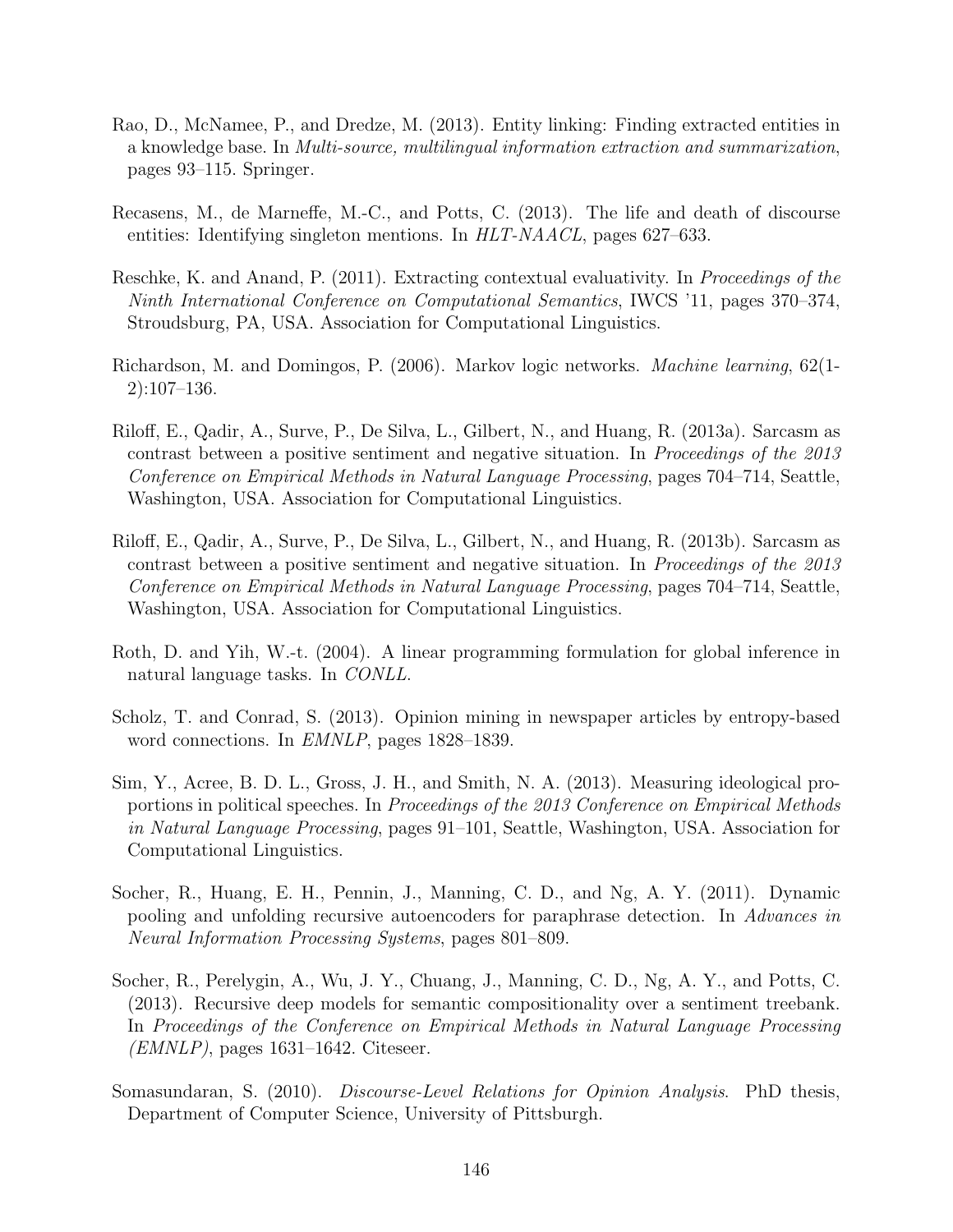Rao, D., McNamee, P., and Dredze, M. (2013). Entity linking: Finding extracted entities in a knowledge base. In *Multi-source, multilingual information extraction and summarization*, pages 93–115. Springer.

Recasens, M., de Marneffe, M.-C., and Potts, C. (2013). The life and death of discourse entities: Identifying singleton mentions. In *HLT-NAACL*, pages 627–633.

Reschke, K. and Anand, P. (2011). Extracting contextual evaluativity. In *Proceedings of the Ninth International Conference on Computational Semantics*, IWCS '11, pages 370–374, Stroudsburg, PA, USA. Association for Computational Linguistics.

Richardson, M. and Domingos, P. (2006). Markov logic networks. *Machine learning*, 62(1-2):107–136.

Riloff, E., Qadir, A., Surve, P., De Silva, L., Gilbert, N., and Huang, R. (2013a). Sarcasm as contrast between a positive sentiment and negative situation. In *Proceedings of the 2013 Conference on Empirical Methods in Natural Language Processing*, pages 704–714, Seattle, Washington, USA. Association for Computational Linguistics.

Riloff, E., Qadir, A., Surve, P., De Silva, L., Gilbert, N., and Huang, R. (2013b). Sarcasm as contrast between a positive sentiment and negative situation. In *Proceedings of the 2013 Conference on Empirical Methods in Natural Language Processing*, pages 704–714, Seattle, Washington, USA. Association for Computational Linguistics.

Roth, D. and Yih, W.-t. (2004). A linear programming formulation for global inference in natural language tasks. In *CONLL*.

Scholz, T. and Conrad, S. (2013). Opinion mining in newspaper articles by entropy-based word connections. In *EMNLP*, pages 1828–1839.

Sim, Y., Acree, B. D. L., Gross, J. H., and Smith, N. A. (2013). Measuring ideological proportions in political speeches. In *Proceedings of the 2013 Conference on Empirical Methods in Natural Language Processing*, pages 91–101, Seattle, Washington, USA. Association for Computational Linguistics.

Socher, R., Huang, E. H., Pennin, J., Manning, C. D., and Ng, A. Y. (2011). Dynamic pooling and unfolding recursive autoencoders for paraphrase detection. In *Advances in Neural Information Processing Systems*, pages 801–809.

Socher, R., Perelygin, A., Wu, J. Y., Chuang, J., Manning, C. D., Ng, A. Y., and Potts, C. (2013). Recursive deep models for semantic compositionality over a sentiment treebank. In *Proceedings of the Conference on Empirical Methods in Natural Language Processing (EMNLP)*, pages 1631–1642. Citeseer.

Somasundaran, S. (2010). *Discourse-Level Relations for Opinion Analysis*. PhD thesis, Department of Computer Science, University of Pittsburgh.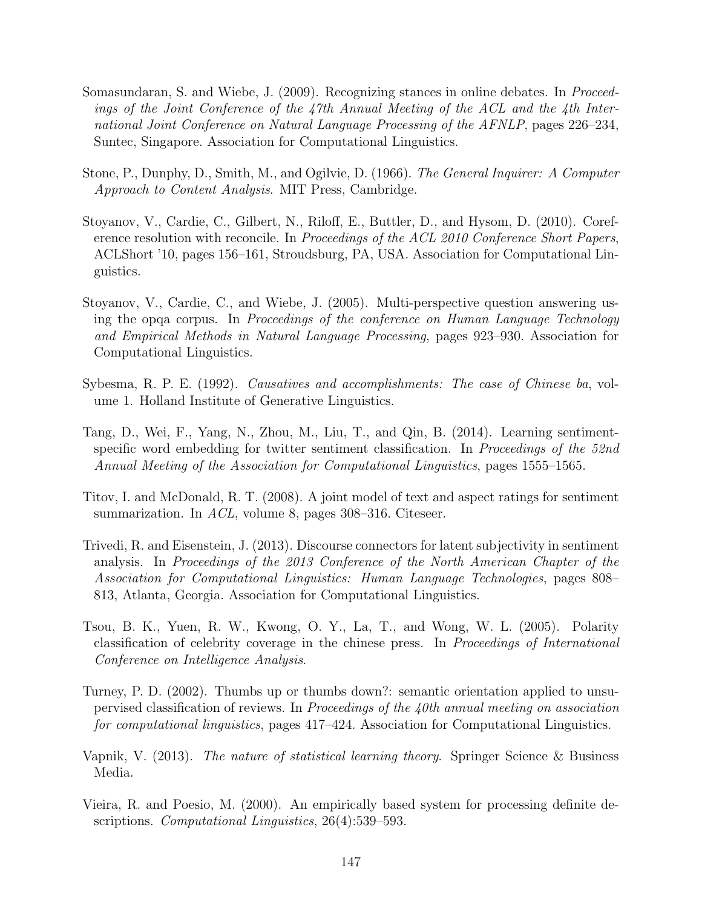Somasundaran, S. and Wiebe, J. (2009). Recognizing stances in online debates. In *Proceedings of the Joint Conference of the 47th Annual Meeting of the ACL and the 4th International Joint Conference on Natural Language Processing of the AFNLP*, pages 226–234, Suntec, Singapore. Association for Computational Linguistics.

Stone, P., Dunphy, D., Smith, M., and Ogilvie, D. (1966). *The General Inquirer: A Computer Approach to Content Analysis*. MIT Press, Cambridge.

Stoyanov, V., Cardie, C., Gilbert, N., Riloff, E., Buttler, D., and Hysom, D. (2010). Coreference resolution with reconcile. In *Proceedings of the ACL 2010 Conference Short Papers*, ACLShort '10, pages 156–161, Stroudsburg, PA, USA. Association for Computational Linguistics.

Stoyanov, V., Cardie, C., and Wiebe, J. (2005). Multi-perspective question answering using the opqa corpus. In *Proceedings of the conference on Human Language Technology and Empirical Methods in Natural Language Processing*, pages 923–930. Association for Computational Linguistics.

Sybesma, R. P. E. (1992). *Causatives and accomplishments: The case of Chinese ba*, volume 1. Holland Institute of Generative Linguistics.

Tang, D., Wei, F., Yang, N., Zhou, M., Liu, T., and Qin, B. (2014). Learning sentiment-specific word embedding for twitter sentiment classification. In *Proceedings of the 52nd Annual Meeting of the Association for Computational Linguistics*, pages 1555–1565.

Titov, I. and McDonald, R. T. (2008). A joint model of text and aspect ratings for sentiment summarization. In *ACL*, volume 8, pages 308–316. Citeseer.

Trivedi, R. and Eisenstein, J. (2013). Discourse connectors for latent subjectivity in sentiment analysis. In *Proceedings of the 2013 Conference of the North American Chapter of the Association for Computational Linguistics: Human Language Technologies*, pages 808–813, Atlanta, Georgia. Association for Computational Linguistics.

Tsou, B. K., Yuen, R. W., Kwong, O. Y., La, T., and Wong, W. L. (2005). Polarity classification of celebrity coverage in the chinese press. In *Proceedings of International Conference on Intelligence Analysis*.

Turney, P. D. (2002). Thumbs up or thumbs down?: semantic orientation applied to unsupervised classification of reviews. In *Proceedings of the 40th annual meeting on association for computational linguistics*, pages 417–424. Association for Computational Linguistics.

Vapnik, V. (2013). *The nature of statistical learning theory*. Springer Science & Business Media.

Vieira, R. and Poesio, M. (2000). An empirically based system for processing definite descriptions. *Computational Linguistics*, 26(4):539–593.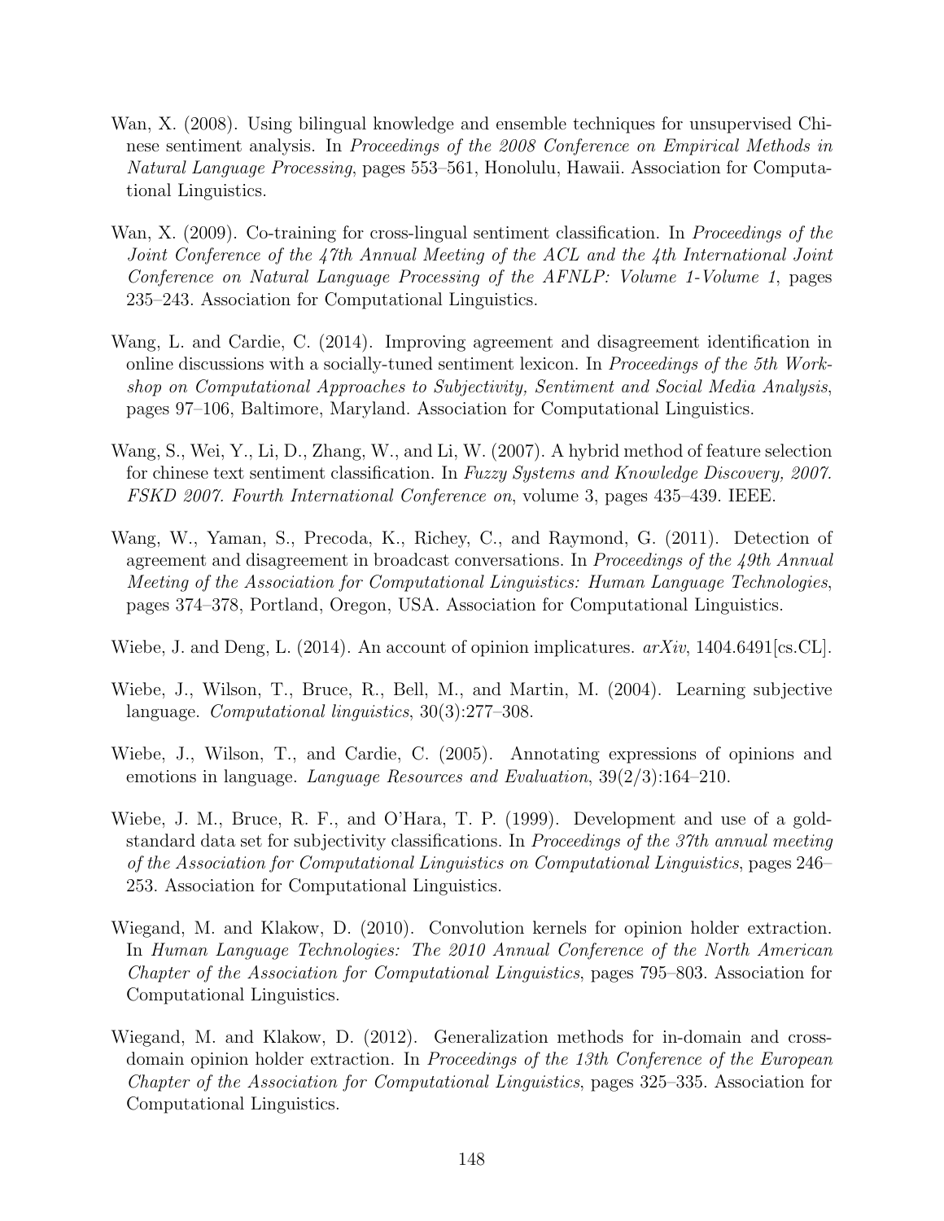Wan, X. (2008). Using bilingual knowledge and ensemble techniques for unsupervised Chinese sentiment analysis. In *Proceedings of the 2008 Conference on Empirical Methods in Natural Language Processing*, pages 553–561, Honolulu, Hawaii. Association for Computational Linguistics.

Wan, X. (2009). Co-training for cross-lingual sentiment classification. In *Proceedings of the Joint Conference of the 47th Annual Meeting of the ACL and the 4th International Joint Conference on Natural Language Processing of the AFNLP: Volume 1-Volume 1*, pages 235–243. Association for Computational Linguistics.

Wang, L. and Cardie, C. (2014). Improving agreement and disagreement identification in online discussions with a socially-tuned sentiment lexicon. In *Proceedings of the 5th Workshop on Computational Approaches to Subjectivity, Sentiment and Social Media Analysis*, pages 97–106, Baltimore, Maryland. Association for Computational Linguistics.

Wang, S., Wei, Y., Li, D., Zhang, W., and Li, W. (2007). A hybrid method of feature selection for chinese text sentiment classification. In *Fuzzy Systems and Knowledge Discovery, 2007. FSKD 2007. Fourth International Conference on*, volume 3, pages 435–439. IEEE.

Wang, W., Yaman, S., Precoda, K., Richey, C., and Raymond, G. (2011). Detection of agreement and disagreement in broadcast conversations. In *Proceedings of the 49th Annual Meeting of the Association for Computational Linguistics: Human Language Technologies*, pages 374–378, Portland, Oregon, USA. Association for Computational Linguistics.

Wiebe, J. and Deng, L. (2014). An account of opinion implicatures. *arXiv*, 1404.6491[cs.CL].

Wiebe, J., Wilson, T., Bruce, R., Bell, M., and Martin, M. (2004). Learning subjective language. *Computational linguistics*, 30(3):277–308.

Wiebe, J., Wilson, T., and Cardie, C. (2005). Annotating expressions of opinions and emotions in language. *Language Resources and Evaluation*, 39(2/3):164–210.

Wiebe, J. M., Bruce, R. F., and O'Hara, T. P. (1999). Development and use of a gold-standard data set for subjectivity classifications. In *Proceedings of the 37th annual meeting of the Association for Computational Linguistics on Computational Linguistics*, pages 246–253. Association for Computational Linguistics.

Wiegand, M. and Klakow, D. (2010). Convolution kernels for opinion holder extraction. In *Human Language Technologies: The 2010 Annual Conference of the North American Chapter of the Association for Computational Linguistics*, pages 795–803. Association for Computational Linguistics.

Wiegand, M. and Klakow, D. (2012). Generalization methods for in-domain and cross-domain opinion holder extraction. In *Proceedings of the 13th Conference of the European Chapter of the Association for Computational Linguistics*, pages 325–335. Association for Computational Linguistics.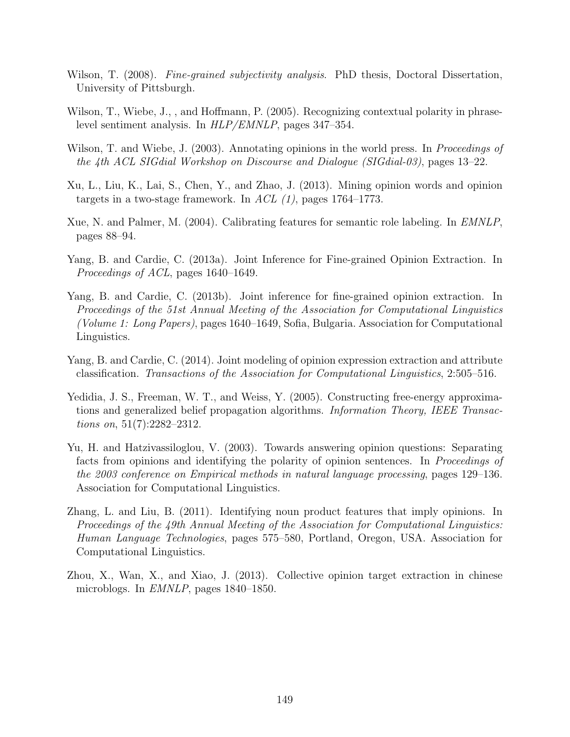Wilson, T. (2008). *Fine-grained subjectivity analysis*. PhD thesis, Doctoral Dissertation, University of Pittsburgh.

Wilson, T., Wiebe, J., , and Hoffmann, P. (2005). Recognizing contextual polarity in phrase-level sentiment analysis. In *HLP/EMNLP*, pages 347–354.

Wilson, T. and Wiebe, J. (2003). Annotating opinions in the world press. In *Proceedings of the 4th ACL SIGdial Workshop on Discourse and Dialogue (SIGdial-03)*, pages 13–22.

Xu, L., Liu, K., Lai, S., Chen, Y., and Zhao, J. (2013). Mining opinion words and opinion targets in a two-stage framework. In *ACL (1)*, pages 1764–1773.

Xue, N. and Palmer, M. (2004). Calibrating features for semantic role labeling. In *EMNLP*, pages 88–94.

Yang, B. and Cardie, C. (2013a). Joint Inference for Fine-grained Opinion Extraction. In *Proceedings of ACL*, pages 1640–1649.

Yang, B. and Cardie, C. (2013b). Joint inference for fine-grained opinion extraction. In *Proceedings of the 51st Annual Meeting of the Association for Computational Linguistics (Volume 1: Long Papers)*, pages 1640–1649, Sofia, Bulgaria. Association for Computational Linguistics.

Yang, B. and Cardie, C. (2014). Joint modeling of opinion expression extraction and attribute classification. *Transactions of the Association for Computational Linguistics*, 2:505–516.

Yedidia, J. S., Freeman, W. T., and Weiss, Y. (2005). Constructing free-energy approximations and generalized belief propagation algorithms. *Information Theory, IEEE Transactions on*, 51(7):2282–2312.

Yu, H. and Hatzivassiloglou, V. (2003). Towards answering opinion questions: Separating facts from opinions and identifying the polarity of opinion sentences. In *Proceedings of the 2003 conference on Empirical methods in natural language processing*, pages 129–136. Association for Computational Linguistics.

Zhang, L. and Liu, B. (2011). Identifying noun product features that imply opinions. In *Proceedings of the 49th Annual Meeting of the Association for Computational Linguistics: Human Language Technologies*, pages 575–580, Portland, Oregon, USA. Association for Computational Linguistics.

Zhou, X., Wan, X., and Xiao, J. (2013). Collective opinion target extraction in chinese microblogs. In *EMNLP*, pages 1840–1850.